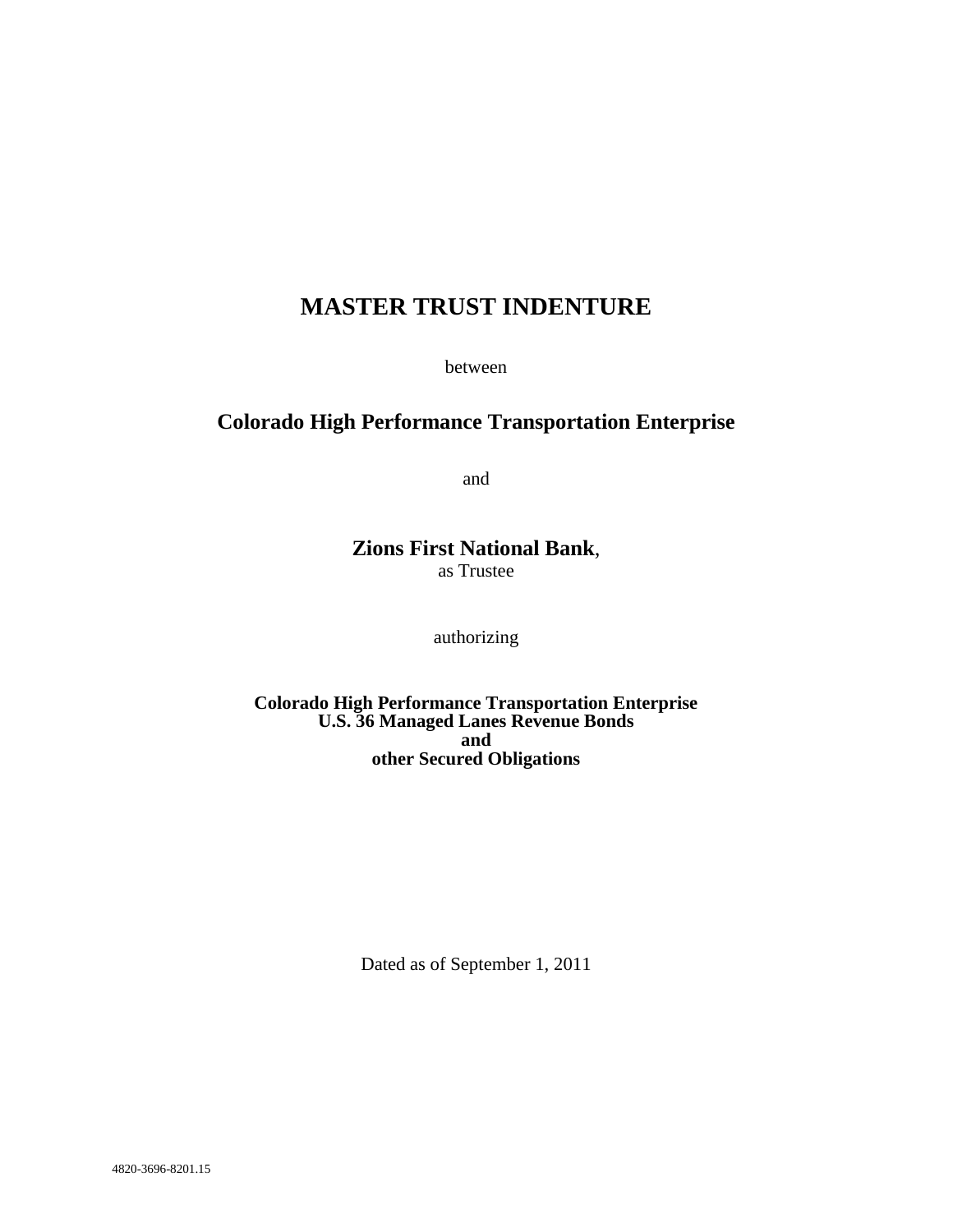# MASTER TRUST INDENTURE

between

## Colorado High Performance Transportation Enterprise

and

**Zions First National Bank**,
as Trustee

authorizing

**Colorado High Performance Transportation Enterprise**
**U.S. 36 Managed Lanes Revenue Bonds**
**and**
**other Secured Obligations**

Dated as of September 1, 2011

4820-3696-8201.15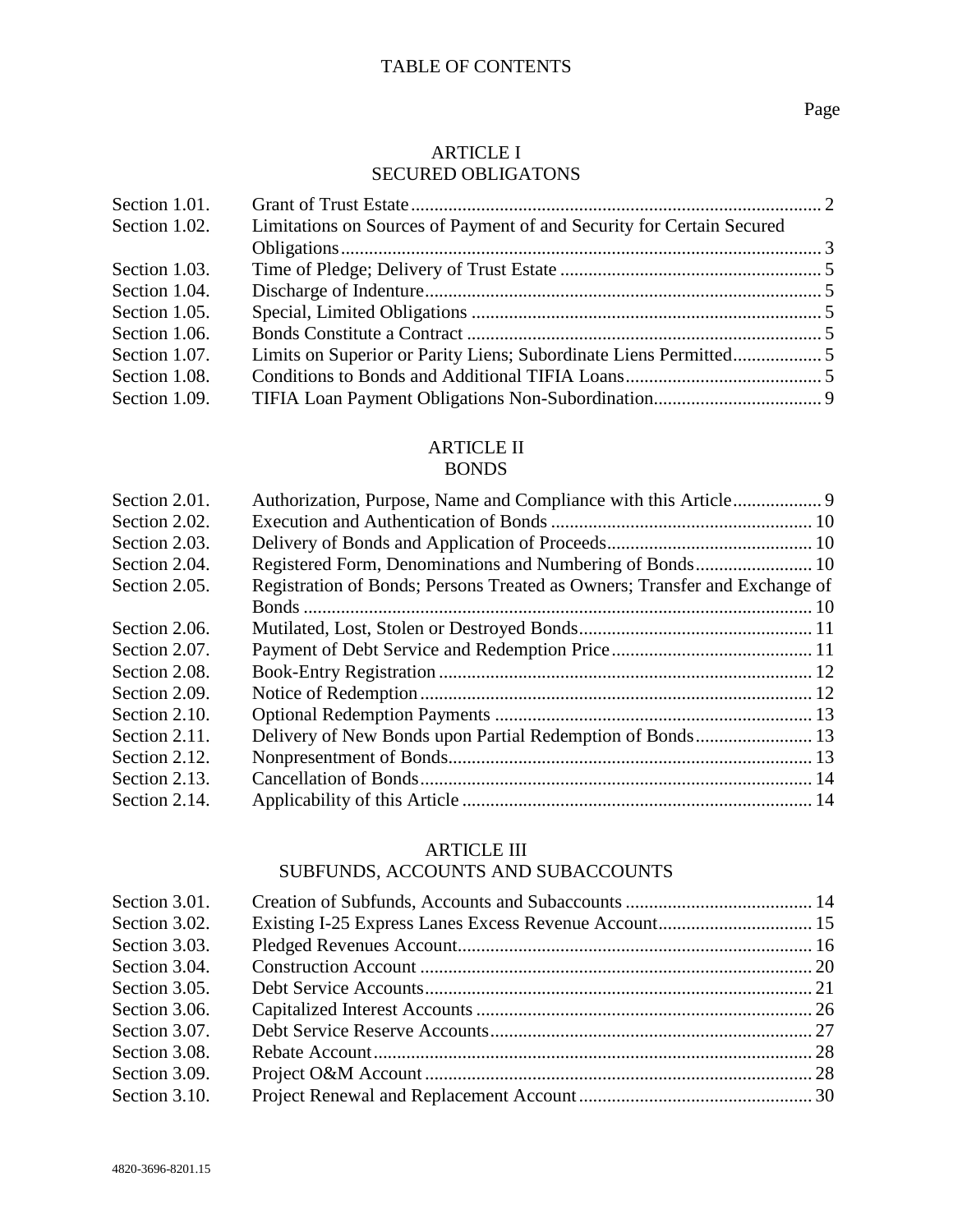# TABLE OF CONTENTS

Page

## ARTICLE I
## SECURED OBLIGATONS

| | | |
|---|---|---|
| Section 1.01. | Grant of Trust Estate | 2 |
| Section 1.02. | Limitations on Sources of Payment of and Security for Certain Secured Obligations | 3 |
| Section 1.03. | Time of Pledge; Delivery of Trust Estate | 5 |
| Section 1.04. | Discharge of Indenture | 5 |
| Section 1.05. | Special, Limited Obligations | 5 |
| Section 1.06. | Bonds Constitute a Contract | 5 |
| Section 1.07. | Limits on Superior or Parity Liens; Subordinate Liens Permitted | 5 |
| Section 1.08. | Conditions to Bonds and Additional TIFIA Loans | 5 |
| Section 1.09. | TIFIA Loan Payment Obligations Non-Subordination | 9 |

## ARTICLE II
## BONDS

| | | |
|---|---|---|
| Section 2.01. | Authorization, Purpose, Name and Compliance with this Article | 9 |
| Section 2.02. | Execution and Authentication of Bonds | 10 |
| Section 2.03. | Delivery of Bonds and Application of Proceeds | 10 |
| Section 2.04. | Registered Form, Denominations and Numbering of Bonds | 10 |
| Section 2.05. | Registration of Bonds; Persons Treated as Owners; Transfer and Exchange of Bonds | 10 |
| Section 2.06. | Mutilated, Lost, Stolen or Destroyed Bonds | 11 |
| Section 2.07. | Payment of Debt Service and Redemption Price | 11 |
| Section 2.08. | Book-Entry Registration | 12 |
| Section 2.09. | Notice of Redemption | 12 |
| Section 2.10. | Optional Redemption Payments | 13 |
| Section 2.11. | Delivery of New Bonds upon Partial Redemption of Bonds | 13 |
| Section 2.12. | Nonpresentment of Bonds | 13 |
| Section 2.13. | Cancellation of Bonds | 14 |
| Section 2.14. | Applicability of this Article | 14 |

## ARTICLE III
## SUBFUNDS, ACCOUNTS AND SUBACCOUNTS

| | | |
|---|---|---|
| Section 3.01. | Creation of Subfunds, Accounts and Subaccounts | 14 |
| Section 3.02. | Existing I-25 Express Lanes Excess Revenue Account | 15 |
| Section 3.03. | Pledged Revenues Account | 16 |
| Section 3.04. | Construction Account | 20 |
| Section 3.05. | Debt Service Accounts | 21 |
| Section 3.06. | Capitalized Interest Accounts | 26 |
| Section 3.07. | Debt Service Reserve Accounts | 27 |
| Section 3.08. | Rebate Account | 28 |
| Section 3.09. | Project O&M Account | 28 |
| Section 3.10. | Project Renewal and Replacement Account | 30 |

4820-3696-8201.15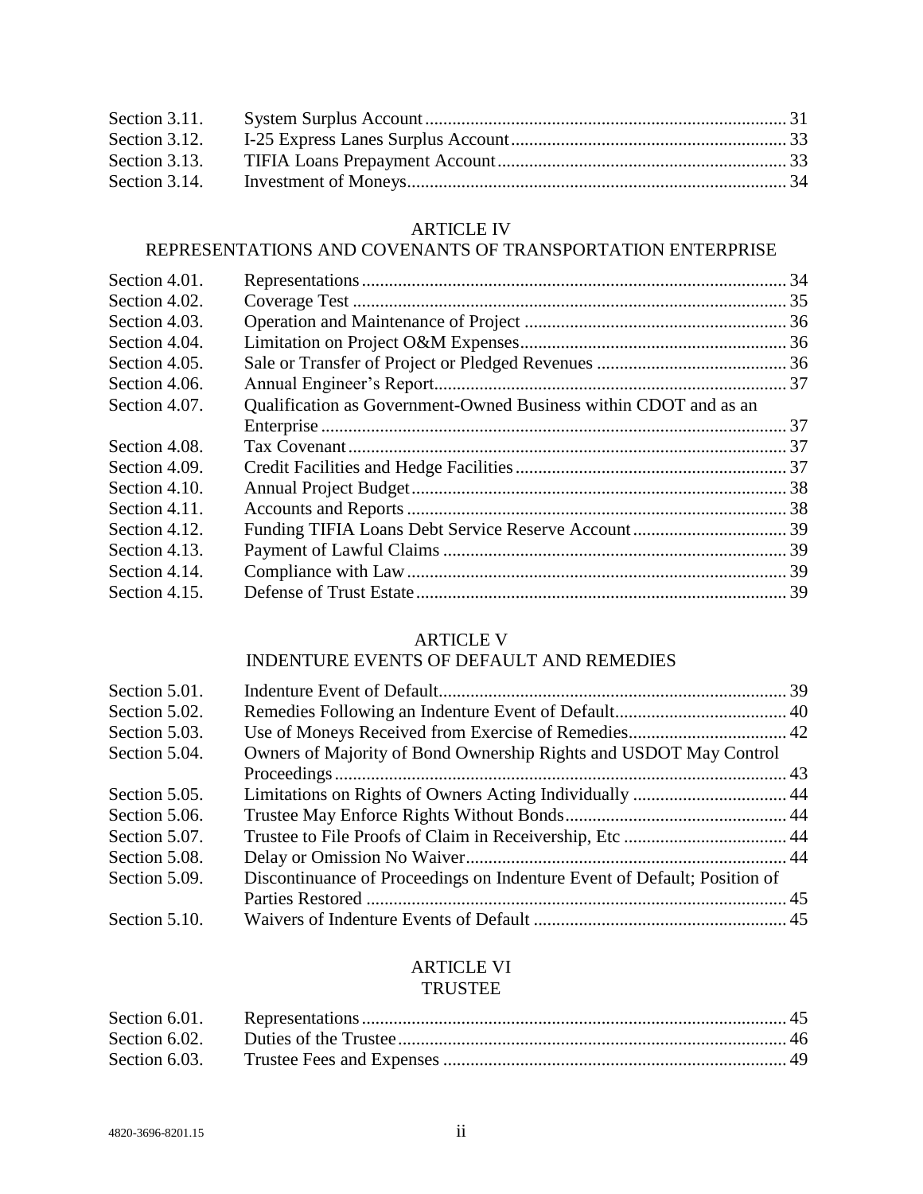| | | |
|---|---|---|
| Section 3.11. | System Surplus Account | 31 |
| Section 3.12. | I-25 Express Lanes Surplus Account | 33 |
| Section 3.13. | TIFIA Loans Prepayment Account | 33 |
| Section 3.14. | Investment of Moneys | 34 |

## ARTICLE IV
## REPRESENTATIONS AND COVENANTS OF TRANSPORTATION ENTERPRISE

| | | |
|---|---|---|
| Section 4.01. | Representations | 34 |
| Section 4.02. | Coverage Test | 35 |
| Section 4.03. | Operation and Maintenance of Project | 36 |
| Section 4.04. | Limitation on Project O&M Expenses | 36 |
| Section 4.05. | Sale or Transfer of Project or Pledged Revenues | 36 |
| Section 4.06. | Annual Engineer's Report | 37 |
| Section 4.07. | Qualification as Government-Owned Business within CDOT and as an Enterprise | 37 |
| Section 4.08. | Tax Covenant | 37 |
| Section 4.09. | Credit Facilities and Hedge Facilities | 37 |
| Section 4.10. | Annual Project Budget | 38 |
| Section 4.11. | Accounts and Reports | 38 |
| Section 4.12. | Funding TIFIA Loans Debt Service Reserve Account | 39 |
| Section 4.13. | Payment of Lawful Claims | 39 |
| Section 4.14. | Compliance with Law | 39 |
| Section 4.15. | Defense of Trust Estate | 39 |

## ARTICLE V
## INDENTURE EVENTS OF DEFAULT AND REMEDIES

| | | |
|---|---|---|
| Section 5.01. | Indenture Event of Default | 39 |
| Section 5.02. | Remedies Following an Indenture Event of Default | 40 |
| Section 5.03. | Use of Moneys Received from Exercise of Remedies | 42 |
| Section 5.04. | Owners of Majority of Bond Ownership Rights and USDOT May Control Proceedings | 43 |
| Section 5.05. | Limitations on Rights of Owners Acting Individually | 44 |
| Section 5.06. | Trustee May Enforce Rights Without Bonds | 44 |
| Section 5.07. | Trustee to File Proofs of Claim in Receivership, Etc | 44 |
| Section 5.08. | Delay or Omission No Waiver | 44 |
| Section 5.09. | Discontinuance of Proceedings on Indenture Event of Default; Position of Parties Restored | 45 |
| Section 5.10. | Waivers of Indenture Events of Default | 45 |

## ARTICLE VI
## TRUSTEE

| | | |
|---|---|---|
| Section 6.01. | Representations | 45 |
| Section 6.02. | Duties of the Trustee | 46 |
| Section 6.03. | Trustee Fees and Expenses | 49 |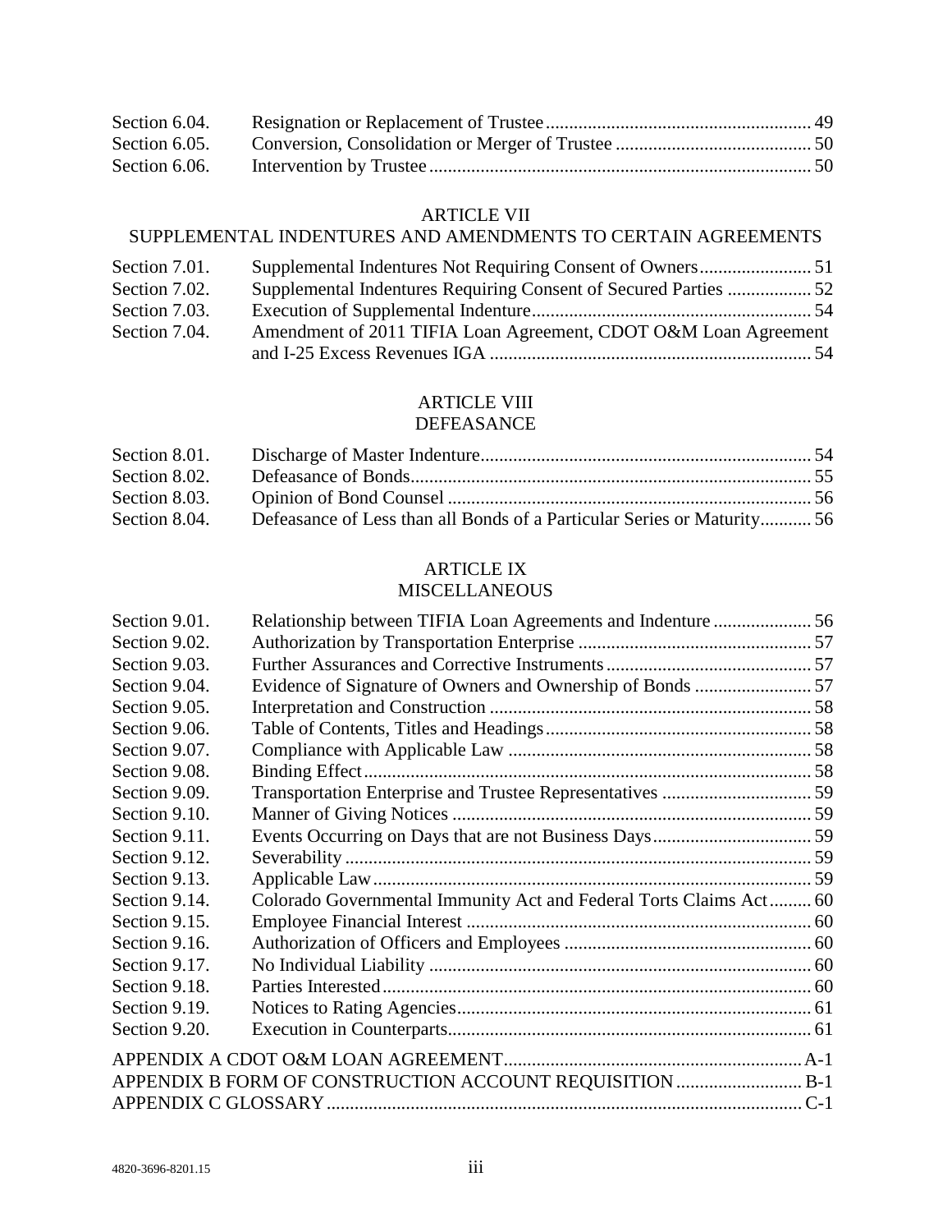| | | |
|---|---|---|
| Section 6.04. | Resignation or Replacement of Trustee | 49 |
| Section 6.05. | Conversion, Consolidation or Merger of Trustee | 50 |
| Section 6.06. | Intervention by Trustee | 50 |

ARTICLE VII
SUPPLEMENTAL INDENTURES AND AMENDMENTS TO CERTAIN AGREEMENTS

| | | |
|---|---|---|
| Section 7.01. | Supplemental Indentures Not Requiring Consent of Owners | 51 |
| Section 7.02. | Supplemental Indentures Requiring Consent of Secured Parties | 52 |
| Section 7.03. | Execution of Supplemental Indenture | 54 |
| Section 7.04. | Amendment of 2011 TIFIA Loan Agreement, CDOT O&M Loan Agreement and I-25 Excess Revenues IGA | 54 |

ARTICLE VIII
DEFEASANCE

| | | |
|---|---|---|
| Section 8.01. | Discharge of Master Indenture | 54 |
| Section 8.02. | Defeasance of Bonds | 55 |
| Section 8.03. | Opinion of Bond Counsel | 56 |
| Section 8.04. | Defeasance of Less than all Bonds of a Particular Series or Maturity | 56 |

ARTICLE IX
MISCELLANEOUS

| | | |
|---|---|---|
| Section 9.01. | Relationship between TIFIA Loan Agreements and Indenture | 56 |
| Section 9.02. | Authorization by Transportation Enterprise | 57 |
| Section 9.03. | Further Assurances and Corrective Instruments | 57 |
| Section 9.04. | Evidence of Signature of Owners and Ownership of Bonds | 57 |
| Section 9.05. | Interpretation and Construction | 58 |
| Section 9.06. | Table of Contents, Titles and Headings | 58 |
| Section 9.07. | Compliance with Applicable Law | 58 |
| Section 9.08. | Binding Effect | 58 |
| Section 9.09. | Transportation Enterprise and Trustee Representatives | 59 |
| Section 9.10. | Manner of Giving Notices | 59 |
| Section 9.11. | Events Occurring on Days that are not Business Days | 59 |
| Section 9.12. | Severability | 59 |
| Section 9.13. | Applicable Law | 59 |
| Section 9.14. | Colorado Governmental Immunity Act and Federal Torts Claims Act | 60 |
| Section 9.15. | Employee Financial Interest | 60 |
| Section 9.16. | Authorization of Officers and Employees | 60 |
| Section 9.17. | No Individual Liability | 60 |
| Section 9.18. | Parties Interested | 60 |
| Section 9.19. | Notices to Rating Agencies | 61 |
| Section 9.20. | Execution in Counterparts | 61 |

| | |
|---|---|
| APPENDIX A CDOT O&M LOAN AGREEMENT | A-1 |
| APPENDIX B FORM OF CONSTRUCTION ACCOUNT REQUISITION | B-1 |
| APPENDIX C GLOSSARY | C-1 |

4820-3696-8201.15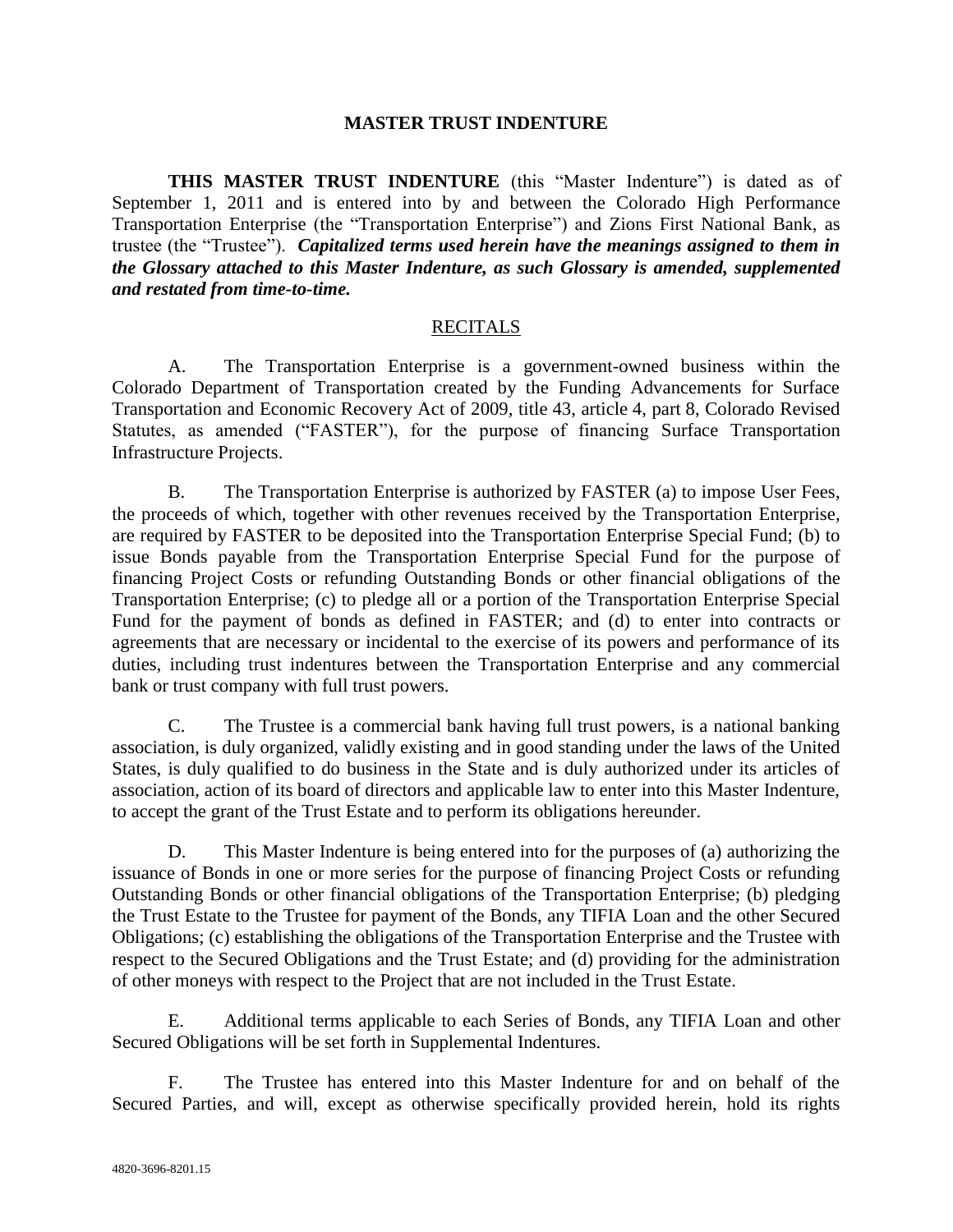# MASTER TRUST INDENTURE

**THIS MASTER TRUST INDENTURE** (this "Master Indenture") is dated as of September 1, 2011 and is entered into by and between the Colorado High Performance Transportation Enterprise (the "Transportation Enterprise") and Zions First National Bank, as trustee (the "Trustee"). ***Capitalized terms used herein have the meanings assigned to them in the Glossary attached to this Master Indenture, as such Glossary is amended, supplemented and restated from time-to-time.***

## RECITALS

A. The Transportation Enterprise is a government-owned business within the Colorado Department of Transportation created by the Funding Advancements for Surface Transportation and Economic Recovery Act of 2009, title 43, article 4, part 8, Colorado Revised Statutes, as amended ("FASTER"), for the purpose of financing Surface Transportation Infrastructure Projects.

B. The Transportation Enterprise is authorized by FASTER (a) to impose User Fees, the proceeds of which, together with other revenues received by the Transportation Enterprise, are required by FASTER to be deposited into the Transportation Enterprise Special Fund; (b) to issue Bonds payable from the Transportation Enterprise Special Fund for the purpose of financing Project Costs or refunding Outstanding Bonds or other financial obligations of the Transportation Enterprise; (c) to pledge all or a portion of the Transportation Enterprise Special Fund for the payment of bonds as defined in FASTER; and (d) to enter into contracts or agreements that are necessary or incidental to the exercise of its powers and performance of its duties, including trust indentures between the Transportation Enterprise and any commercial bank or trust company with full trust powers.

C. The Trustee is a commercial bank having full trust powers, is a national banking association, is duly organized, validly existing and in good standing under the laws of the United States, is duly qualified to do business in the State and is duly authorized under its articles of association, action of its board of directors and applicable law to enter into this Master Indenture, to accept the grant of the Trust Estate and to perform its obligations hereunder.

D. This Master Indenture is being entered into for the purposes of (a) authorizing the issuance of Bonds in one or more series for the purpose of financing Project Costs or refunding Outstanding Bonds or other financial obligations of the Transportation Enterprise; (b) pledging the Trust Estate to the Trustee for payment of the Bonds, any TIFIA Loan and the other Secured Obligations; (c) establishing the obligations of the Transportation Enterprise and the Trustee with respect to the Secured Obligations and the Trust Estate; and (d) providing for the administration of other moneys with respect to the Project that are not included in the Trust Estate.

E. Additional terms applicable to each Series of Bonds, any TIFIA Loan and other Secured Obligations will be set forth in Supplemental Indentures.

F. The Trustee has entered into this Master Indenture for and on behalf of the Secured Parties, and will, except as otherwise specifically provided herein, hold its rights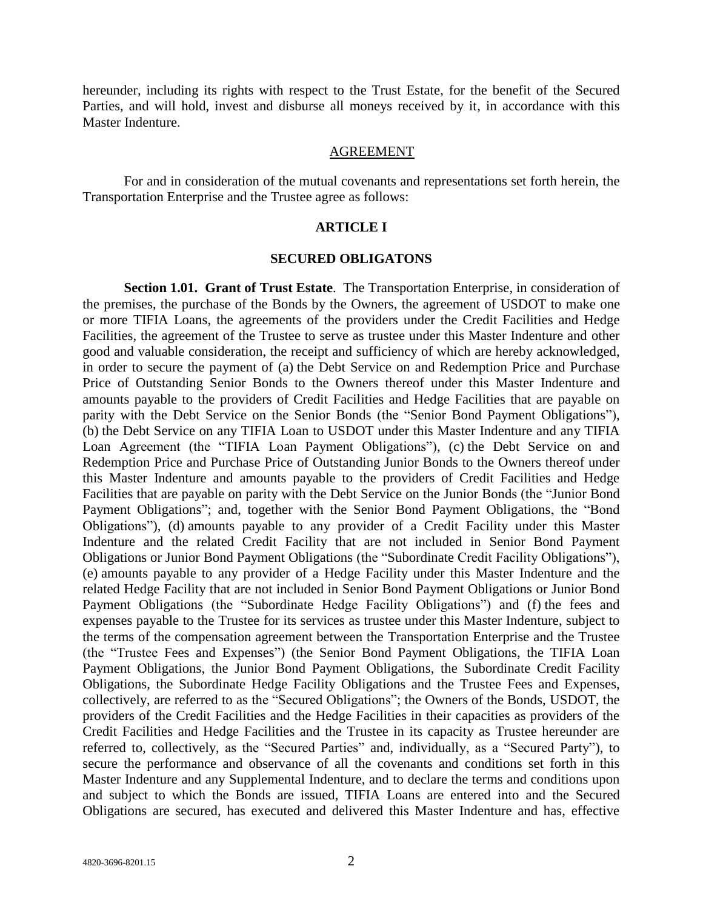hereunder, including its rights with respect to the Trust Estate, for the benefit of the Secured Parties, and will hold, invest and disburse all moneys received by it, in accordance with this Master Indenture.

## AGREEMENT

For and in consideration of the mutual covenants and representations set forth herein, the Transportation Enterprise and the Trustee agree as follows:

## ARTICLE I

## SECURED OBLIGATONS

**Section 1.01. Grant of Trust Estate**. The Transportation Enterprise, in consideration of the premises, the purchase of the Bonds by the Owners, the agreement of USDOT to make one or more TIFIA Loans, the agreements of the providers under the Credit Facilities and Hedge Facilities, the agreement of the Trustee to serve as trustee under this Master Indenture and other good and valuable consideration, the receipt and sufficiency of which are hereby acknowledged, in order to secure the payment of (a) the Debt Service on and Redemption Price and Purchase Price of Outstanding Senior Bonds to the Owners thereof under this Master Indenture and amounts payable to the providers of Credit Facilities and Hedge Facilities that are payable on parity with the Debt Service on the Senior Bonds (the "Senior Bond Payment Obligations"), (b) the Debt Service on any TIFIA Loan to USDOT under this Master Indenture and any TIFIA Loan Agreement (the "TIFIA Loan Payment Obligations"), (c) the Debt Service on and Redemption Price and Purchase Price of Outstanding Junior Bonds to the Owners thereof under this Master Indenture and amounts payable to the providers of Credit Facilities and Hedge Facilities that are payable on parity with the Debt Service on the Junior Bonds (the "Junior Bond Payment Obligations"; and, together with the Senior Bond Payment Obligations, the "Bond Obligations"), (d) amounts payable to any provider of a Credit Facility under this Master Indenture and the related Credit Facility that are not included in Senior Bond Payment Obligations or Junior Bond Payment Obligations (the "Subordinate Credit Facility Obligations"), (e) amounts payable to any provider of a Hedge Facility under this Master Indenture and the related Hedge Facility that are not included in Senior Bond Payment Obligations or Junior Bond Payment Obligations (the "Subordinate Hedge Facility Obligations") and (f) the fees and expenses payable to the Trustee for its services as trustee under this Master Indenture, subject to the terms of the compensation agreement between the Transportation Enterprise and the Trustee (the "Trustee Fees and Expenses") (the Senior Bond Payment Obligations, the TIFIA Loan Payment Obligations, the Junior Bond Payment Obligations, the Subordinate Credit Facility Obligations, the Subordinate Hedge Facility Obligations and the Trustee Fees and Expenses, collectively, are referred to as the "Secured Obligations"; the Owners of the Bonds, USDOT, the providers of the Credit Facilities and the Hedge Facilities in their capacities as providers of the Credit Facilities and Hedge Facilities and the Trustee in its capacity as Trustee hereunder are referred to, collectively, as the "Secured Parties" and, individually, as a "Secured Party"), to secure the performance and observance of all the covenants and conditions set forth in this Master Indenture and any Supplemental Indenture, and to declare the terms and conditions upon and subject to which the Bonds are issued, TIFIA Loans are entered into and the Secured Obligations are secured, has executed and delivered this Master Indenture and has, effective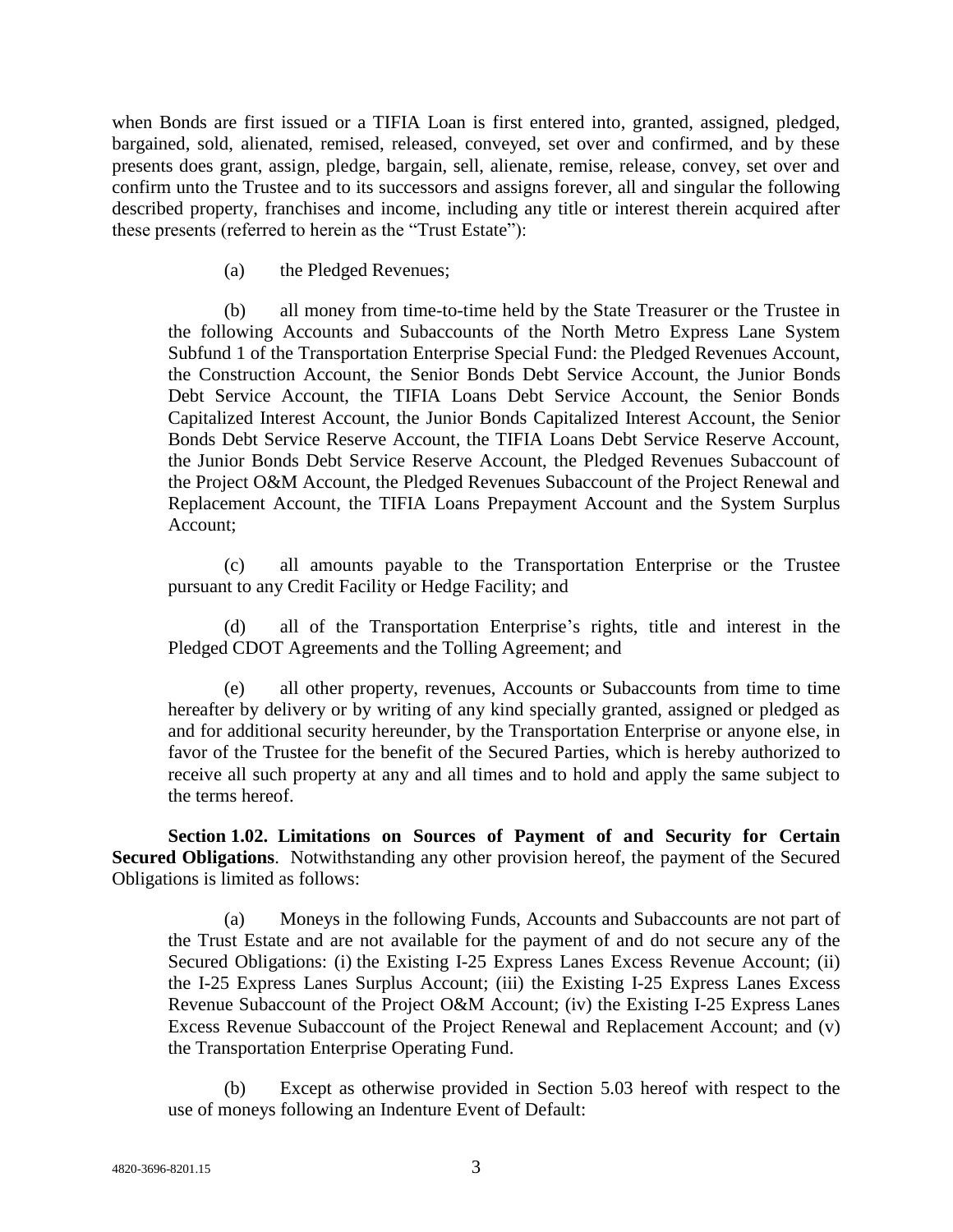when Bonds are first issued or a TIFIA Loan is first entered into, granted, assigned, pledged, bargained, sold, alienated, remised, released, conveyed, set over and confirmed, and by these presents does grant, assign, pledge, bargain, sell, alienate, remise, release, convey, set over and confirm unto the Trustee and to its successors and assigns forever, all and singular the following described property, franchises and income, including any title or interest therein acquired after these presents (referred to herein as the "Trust Estate"):

(a) the Pledged Revenues;

(b) all money from time-to-time held by the State Treasurer or the Trustee in the following Accounts and Subaccounts of the North Metro Express Lane System Subfund 1 of the Transportation Enterprise Special Fund: the Pledged Revenues Account, the Construction Account, the Senior Bonds Debt Service Account, the Junior Bonds Debt Service Account, the TIFIA Loans Debt Service Account, the Senior Bonds Capitalized Interest Account, the Junior Bonds Capitalized Interest Account, the Senior Bonds Debt Service Reserve Account, the TIFIA Loans Debt Service Reserve Account, the Junior Bonds Debt Service Reserve Account, the Pledged Revenues Subaccount of the Project O&M Account, the Pledged Revenues Subaccount of the Project Renewal and Replacement Account, the TIFIA Loans Prepayment Account and the System Surplus Account;

(c) all amounts payable to the Transportation Enterprise or the Trustee pursuant to any Credit Facility or Hedge Facility; and

(d) all of the Transportation Enterprise's rights, title and interest in the Pledged CDOT Agreements and the Tolling Agreement; and

(e) all other property, revenues, Accounts or Subaccounts from time to time hereafter by delivery or by writing of any kind specially granted, assigned or pledged as and for additional security hereunder, by the Transportation Enterprise or anyone else, in favor of the Trustee for the benefit of the Secured Parties, which is hereby authorized to receive all such property at any and all times and to hold and apply the same subject to the terms hereof.

**Section 1.02. Limitations on Sources of Payment of and Security for Certain Secured Obligations**. Notwithstanding any other provision hereof, the payment of the Secured Obligations is limited as follows:

(a) Moneys in the following Funds, Accounts and Subaccounts are not part of the Trust Estate and are not available for the payment of and do not secure any of the Secured Obligations: (i) the Existing I-25 Express Lanes Excess Revenue Account; (ii) the I-25 Express Lanes Surplus Account; (iii) the Existing I-25 Express Lanes Excess Revenue Subaccount of the Project O&M Account; (iv) the Existing I-25 Express Lanes Excess Revenue Subaccount of the Project Renewal and Replacement Account; and (v) the Transportation Enterprise Operating Fund.

(b) Except as otherwise provided in Section 5.03 hereof with respect to the use of moneys following an Indenture Event of Default: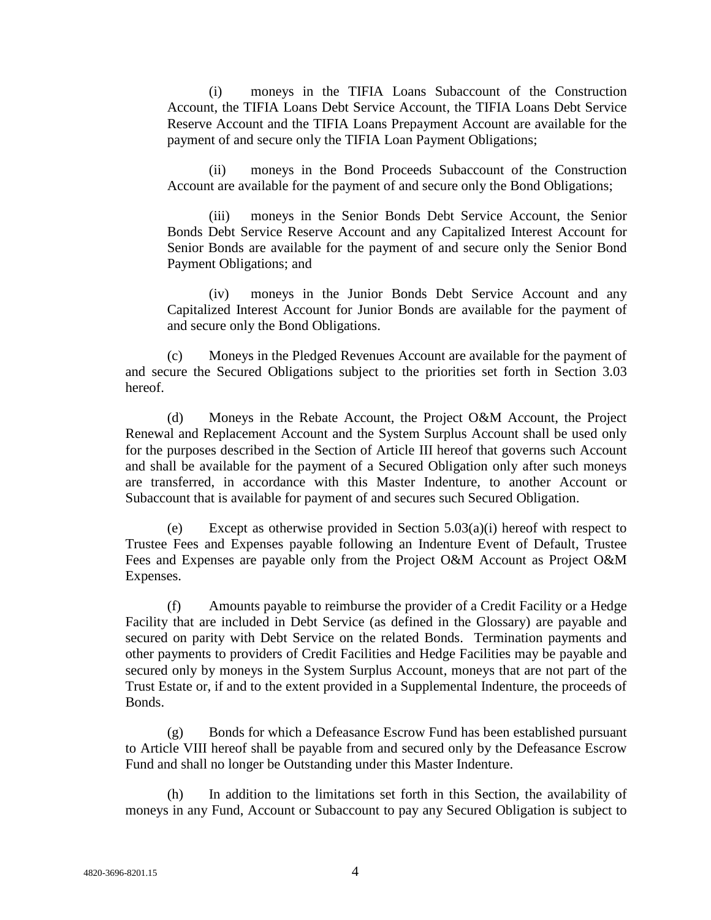(i) moneys in the TIFIA Loans Subaccount of the Construction Account, the TIFIA Loans Debt Service Account, the TIFIA Loans Debt Service Reserve Account and the TIFIA Loans Prepayment Account are available for the payment of and secure only the TIFIA Loan Payment Obligations;

(ii) moneys in the Bond Proceeds Subaccount of the Construction Account are available for the payment of and secure only the Bond Obligations;

(iii) moneys in the Senior Bonds Debt Service Account, the Senior Bonds Debt Service Reserve Account and any Capitalized Interest Account for Senior Bonds are available for the payment of and secure only the Senior Bond Payment Obligations; and

(iv) moneys in the Junior Bonds Debt Service Account and any Capitalized Interest Account for Junior Bonds are available for the payment of and secure only the Bond Obligations.

(c) Moneys in the Pledged Revenues Account are available for the payment of and secure the Secured Obligations subject to the priorities set forth in Section 3.03 hereof.

(d) Moneys in the Rebate Account, the Project O&M Account, the Project Renewal and Replacement Account and the System Surplus Account shall be used only for the purposes described in the Section of Article III hereof that governs such Account and shall be available for the payment of a Secured Obligation only after such moneys are transferred, in accordance with this Master Indenture, to another Account or Subaccount that is available for payment of and secures such Secured Obligation.

(e) Except as otherwise provided in Section 5.03(a)(i) hereof with respect to Trustee Fees and Expenses payable following an Indenture Event of Default, Trustee Fees and Expenses are payable only from the Project O&M Account as Project O&M Expenses.

(f) Amounts payable to reimburse the provider of a Credit Facility or a Hedge Facility that are included in Debt Service (as defined in the Glossary) are payable and secured on parity with Debt Service on the related Bonds. Termination payments and other payments to providers of Credit Facilities and Hedge Facilities may be payable and secured only by moneys in the System Surplus Account, moneys that are not part of the Trust Estate or, if and to the extent provided in a Supplemental Indenture, the proceeds of Bonds.

(g) Bonds for which a Defeasance Escrow Fund has been established pursuant to Article VIII hereof shall be payable from and secured only by the Defeasance Escrow Fund and shall no longer be Outstanding under this Master Indenture.

(h) In addition to the limitations set forth in this Section, the availability of moneys in any Fund, Account or Subaccount to pay any Secured Obligation is subject to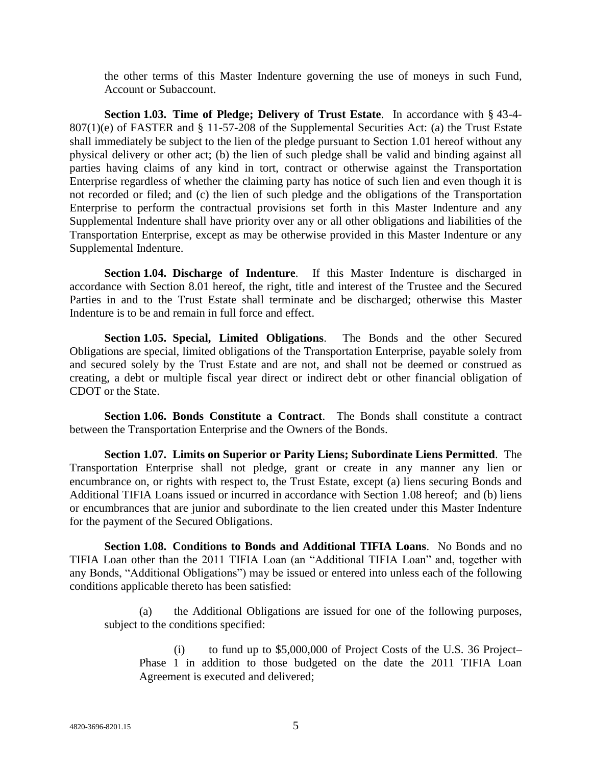the other terms of this Master Indenture governing the use of moneys in such Fund, Account or Subaccount.

**Section 1.03. Time of Pledge; Delivery of Trust Estate**. In accordance with § 43-4-807(1)(e) of FASTER and § 11-57-208 of the Supplemental Securities Act: (a) the Trust Estate shall immediately be subject to the lien of the pledge pursuant to Section 1.01 hereof without any physical delivery or other act; (b) the lien of such pledge shall be valid and binding against all parties having claims of any kind in tort, contract or otherwise against the Transportation Enterprise regardless of whether the claiming party has notice of such lien and even though it is not recorded or filed; and (c) the lien of such pledge and the obligations of the Transportation Enterprise to perform the contractual provisions set forth in this Master Indenture and any Supplemental Indenture shall have priority over any or all other obligations and liabilities of the Transportation Enterprise, except as may be otherwise provided in this Master Indenture or any Supplemental Indenture.

**Section 1.04. Discharge of Indenture**. If this Master Indenture is discharged in accordance with Section 8.01 hereof, the right, title and interest of the Trustee and the Secured Parties in and to the Trust Estate shall terminate and be discharged; otherwise this Master Indenture is to be and remain in full force and effect.

**Section 1.05. Special, Limited Obligations**. The Bonds and the other Secured Obligations are special, limited obligations of the Transportation Enterprise, payable solely from and secured solely by the Trust Estate and are not, and shall not be deemed or construed as creating, a debt or multiple fiscal year direct or indirect debt or other financial obligation of CDOT or the State.

**Section 1.06. Bonds Constitute a Contract**. The Bonds shall constitute a contract between the Transportation Enterprise and the Owners of the Bonds.

**Section 1.07. Limits on Superior or Parity Liens; Subordinate Liens Permitted**. The Transportation Enterprise shall not pledge, grant or create in any manner any lien or encumbrance on, or rights with respect to, the Trust Estate, except (a) liens securing Bonds and Additional TIFIA Loans issued or incurred in accordance with Section 1.08 hereof; and (b) liens or encumbrances that are junior and subordinate to the lien created under this Master Indenture for the payment of the Secured Obligations.

**Section 1.08. Conditions to Bonds and Additional TIFIA Loans**. No Bonds and no TIFIA Loan other than the 2011 TIFIA Loan (an "Additional TIFIA Loan" and, together with any Bonds, "Additional Obligations") may be issued or entered into unless each of the following conditions applicable thereto has been satisfied:

(a) the Additional Obligations are issued for one of the following purposes, subject to the conditions specified:

(i) to fund up to $5,000,000 of Project Costs of the U.S. 36 Project–Phase 1 in addition to those budgeted on the date the 2011 TIFIA Loan Agreement is executed and delivered;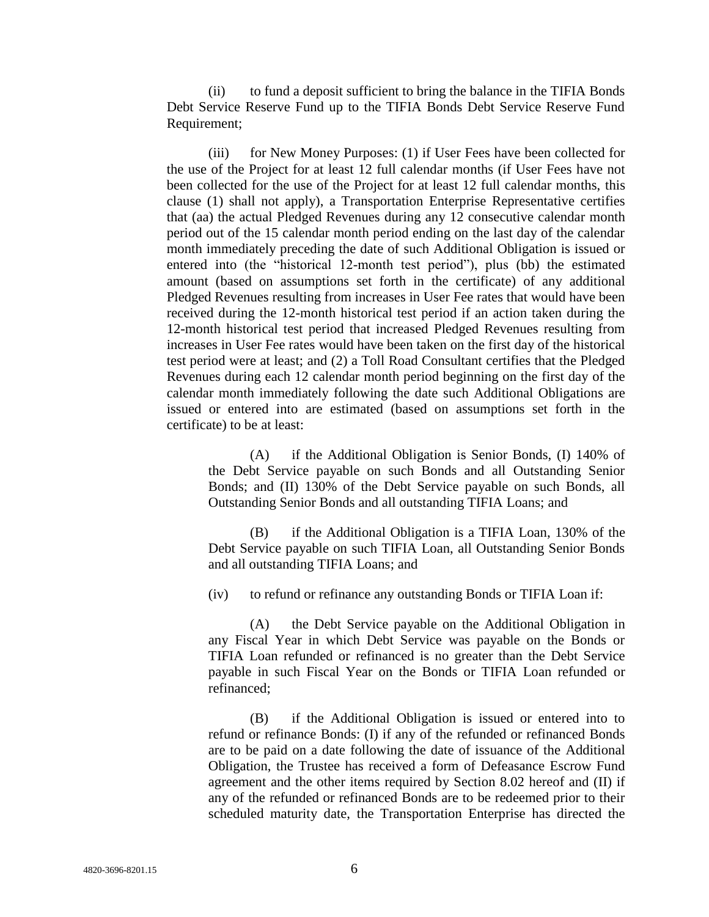(ii) to fund a deposit sufficient to bring the balance in the TIFIA Bonds Debt Service Reserve Fund up to the TIFIA Bonds Debt Service Reserve Fund Requirement;

(iii) for New Money Purposes: (1) if User Fees have been collected for the use of the Project for at least 12 full calendar months (if User Fees have not been collected for the use of the Project for at least 12 full calendar months, this clause (1) shall not apply), a Transportation Enterprise Representative certifies that (aa) the actual Pledged Revenues during any 12 consecutive calendar month period out of the 15 calendar month period ending on the last day of the calendar month immediately preceding the date of such Additional Obligation is issued or entered into (the "historical 12-month test period"), plus (bb) the estimated amount (based on assumptions set forth in the certificate) of any additional Pledged Revenues resulting from increases in User Fee rates that would have been received during the 12-month historical test period if an action taken during the 12-month historical test period that increased Pledged Revenues resulting from increases in User Fee rates would have been taken on the first day of the historical test period were at least; and (2) a Toll Road Consultant certifies that the Pledged Revenues during each 12 calendar month period beginning on the first day of the calendar month immediately following the date such Additional Obligations are issued or entered into are estimated (based on assumptions set forth in the certificate) to be at least:

> (A) if the Additional Obligation is Senior Bonds, (I) 140% of the Debt Service payable on such Bonds and all Outstanding Senior Bonds; and (II) 130% of the Debt Service payable on such Bonds, all Outstanding Senior Bonds and all outstanding TIFIA Loans; and
>
> (B) if the Additional Obligation is a TIFIA Loan, 130% of the Debt Service payable on such TIFIA Loan, all Outstanding Senior Bonds and all outstanding TIFIA Loans; and

(iv) to refund or refinance any outstanding Bonds or TIFIA Loan if:

> (A) the Debt Service payable on the Additional Obligation in any Fiscal Year in which Debt Service was payable on the Bonds or TIFIA Loan refunded or refinanced is no greater than the Debt Service payable in such Fiscal Year on the Bonds or TIFIA Loan refunded or refinanced;
>
> (B) if the Additional Obligation is issued or entered into to refund or refinance Bonds: (I) if any of the refunded or refinanced Bonds are to be paid on a date following the date of issuance of the Additional Obligation, the Trustee has received a form of Defeasance Escrow Fund agreement and the other items required by Section 8.02 hereof and (II) if any of the refunded or refinanced Bonds are to be redeemed prior to their scheduled maturity date, the Transportation Enterprise has directed the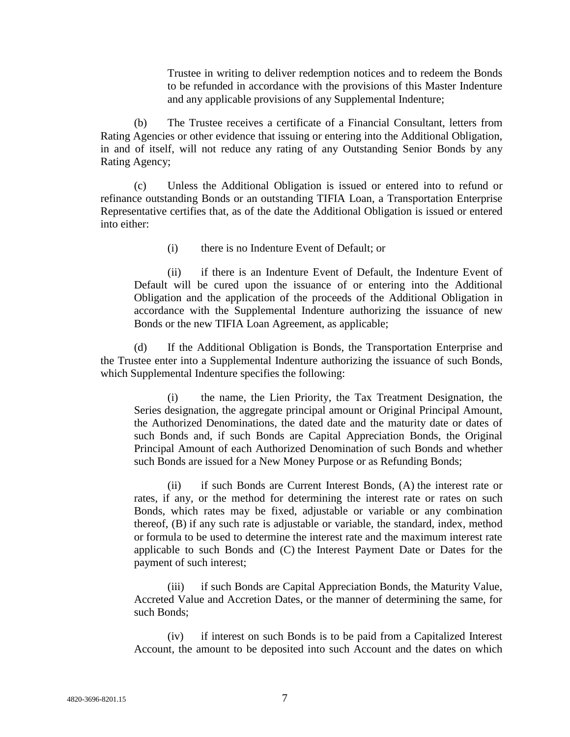Trustee in writing to deliver redemption notices and to redeem the Bonds to be refunded in accordance with the provisions of this Master Indenture and any applicable provisions of any Supplemental Indenture;

(b) The Trustee receives a certificate of a Financial Consultant, letters from Rating Agencies or other evidence that issuing or entering into the Additional Obligation, in and of itself, will not reduce any rating of any Outstanding Senior Bonds by any Rating Agency;

(c) Unless the Additional Obligation is issued or entered into to refund or refinance outstanding Bonds or an outstanding TIFIA Loan, a Transportation Enterprise Representative certifies that, as of the date the Additional Obligation is issued or entered into either:

(i) there is no Indenture Event of Default; or

(ii) if there is an Indenture Event of Default, the Indenture Event of Default will be cured upon the issuance of or entering into the Additional Obligation and the application of the proceeds of the Additional Obligation in accordance with the Supplemental Indenture authorizing the issuance of new Bonds or the new TIFIA Loan Agreement, as applicable;

(d) If the Additional Obligation is Bonds, the Transportation Enterprise and the Trustee enter into a Supplemental Indenture authorizing the issuance of such Bonds, which Supplemental Indenture specifies the following:

(i) the name, the Lien Priority, the Tax Treatment Designation, the Series designation, the aggregate principal amount or Original Principal Amount, the Authorized Denominations, the dated date and the maturity date or dates of such Bonds and, if such Bonds are Capital Appreciation Bonds, the Original Principal Amount of each Authorized Denomination of such Bonds and whether such Bonds are issued for a New Money Purpose or as Refunding Bonds;

(ii) if such Bonds are Current Interest Bonds, (A) the interest rate or rates, if any, or the method for determining the interest rate or rates on such Bonds, which rates may be fixed, adjustable or variable or any combination thereof, (B) if any such rate is adjustable or variable, the standard, index, method or formula to be used to determine the interest rate and the maximum interest rate applicable to such Bonds and (C) the Interest Payment Date or Dates for the payment of such interest;

(iii) if such Bonds are Capital Appreciation Bonds, the Maturity Value, Accreted Value and Accretion Dates, or the manner of determining the same, for such Bonds;

(iv) if interest on such Bonds is to be paid from a Capitalized Interest Account, the amount to be deposited into such Account and the dates on which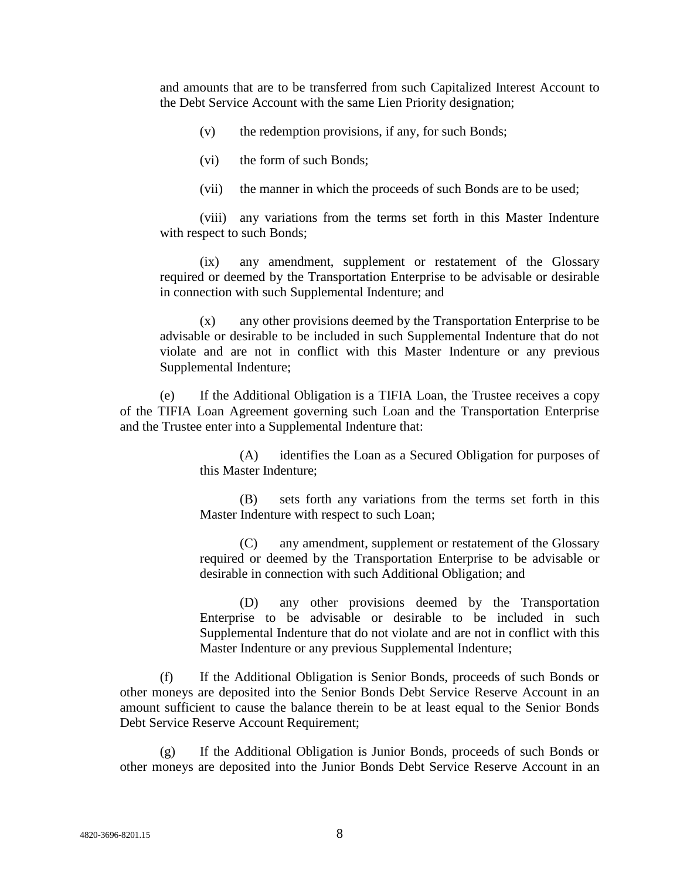and amounts that are to be transferred from such Capitalized Interest Account to the Debt Service Account with the same Lien Priority designation;

(v) the redemption provisions, if any, for such Bonds;

(vi) the form of such Bonds;

(vii) the manner in which the proceeds of such Bonds are to be used;

(viii) any variations from the terms set forth in this Master Indenture with respect to such Bonds;

(ix) any amendment, supplement or restatement of the Glossary required or deemed by the Transportation Enterprise to be advisable or desirable in connection with such Supplemental Indenture; and

(x) any other provisions deemed by the Transportation Enterprise to be advisable or desirable to be included in such Supplemental Indenture that do not violate and are not in conflict with this Master Indenture or any previous Supplemental Indenture;

(e) If the Additional Obligation is a TIFIA Loan, the Trustee receives a copy of the TIFIA Loan Agreement governing such Loan and the Transportation Enterprise and the Trustee enter into a Supplemental Indenture that:

(A) identifies the Loan as a Secured Obligation for purposes of this Master Indenture;

(B) sets forth any variations from the terms set forth in this Master Indenture with respect to such Loan;

(C) any amendment, supplement or restatement of the Glossary required or deemed by the Transportation Enterprise to be advisable or desirable in connection with such Additional Obligation; and

(D) any other provisions deemed by the Transportation Enterprise to be advisable or desirable to be included in such Supplemental Indenture that do not violate and are not in conflict with this Master Indenture or any previous Supplemental Indenture;

(f) If the Additional Obligation is Senior Bonds, proceeds of such Bonds or other moneys are deposited into the Senior Bonds Debt Service Reserve Account in an amount sufficient to cause the balance therein to be at least equal to the Senior Bonds Debt Service Reserve Account Requirement;

(g) If the Additional Obligation is Junior Bonds, proceeds of such Bonds or other moneys are deposited into the Junior Bonds Debt Service Reserve Account in an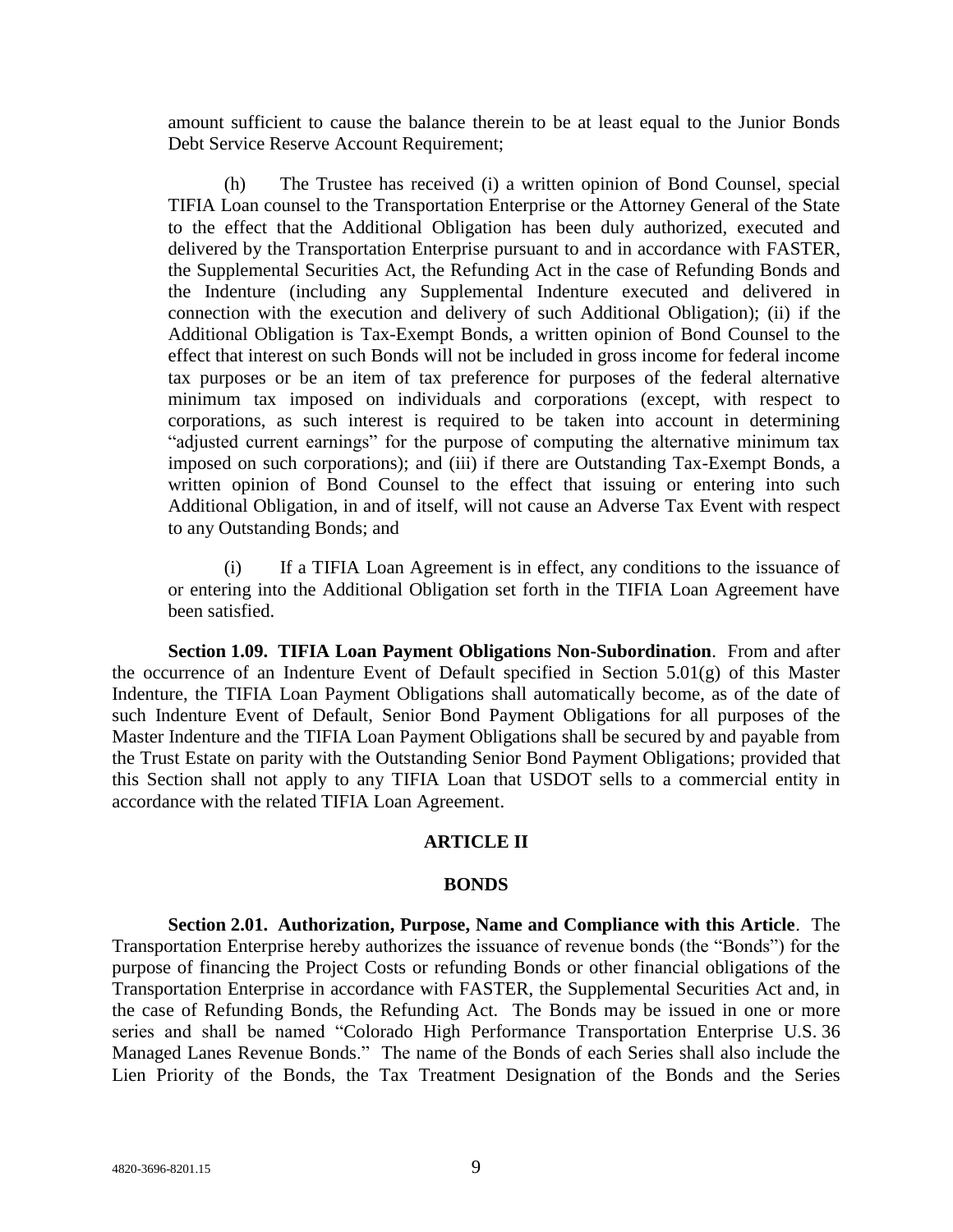amount sufficient to cause the balance therein to be at least equal to the Junior Bonds Debt Service Reserve Account Requirement;

(h) The Trustee has received (i) a written opinion of Bond Counsel, special TIFIA Loan counsel to the Transportation Enterprise or the Attorney General of the State to the effect that the Additional Obligation has been duly authorized, executed and delivered by the Transportation Enterprise pursuant to and in accordance with FASTER, the Supplemental Securities Act, the Refunding Act in the case of Refunding Bonds and the Indenture (including any Supplemental Indenture executed and delivered in connection with the execution and delivery of such Additional Obligation); (ii) if the Additional Obligation is Tax-Exempt Bonds, a written opinion of Bond Counsel to the effect that interest on such Bonds will not be included in gross income for federal income tax purposes or be an item of tax preference for purposes of the federal alternative minimum tax imposed on individuals and corporations (except, with respect to corporations, as such interest is required to be taken into account in determining "adjusted current earnings" for the purpose of computing the alternative minimum tax imposed on such corporations); and (iii) if there are Outstanding Tax-Exempt Bonds, a written opinion of Bond Counsel to the effect that issuing or entering into such Additional Obligation, in and of itself, will not cause an Adverse Tax Event with respect to any Outstanding Bonds; and

(i) If a TIFIA Loan Agreement is in effect, any conditions to the issuance of or entering into the Additional Obligation set forth in the TIFIA Loan Agreement have been satisfied.

**Section 1.09. TIFIA Loan Payment Obligations Non-Subordination**. From and after the occurrence of an Indenture Event of Default specified in Section 5.01(g) of this Master Indenture, the TIFIA Loan Payment Obligations shall automatically become, as of the date of such Indenture Event of Default, Senior Bond Payment Obligations for all purposes of the Master Indenture and the TIFIA Loan Payment Obligations shall be secured by and payable from the Trust Estate on parity with the Outstanding Senior Bond Payment Obligations; provided that this Section shall not apply to any TIFIA Loan that USDOT sells to a commercial entity in accordance with the related TIFIA Loan Agreement.

## ARTICLE II

## BONDS

**Section 2.01. Authorization, Purpose, Name and Compliance with this Article**. The Transportation Enterprise hereby authorizes the issuance of revenue bonds (the "Bonds") for the purpose of financing the Project Costs or refunding Bonds or other financial obligations of the Transportation Enterprise in accordance with FASTER, the Supplemental Securities Act and, in the case of Refunding Bonds, the Refunding Act. The Bonds may be issued in one or more series and shall be named "Colorado High Performance Transportation Enterprise U.S. 36 Managed Lanes Revenue Bonds." The name of the Bonds of each Series shall also include the Lien Priority of the Bonds, the Tax Treatment Designation of the Bonds and the Series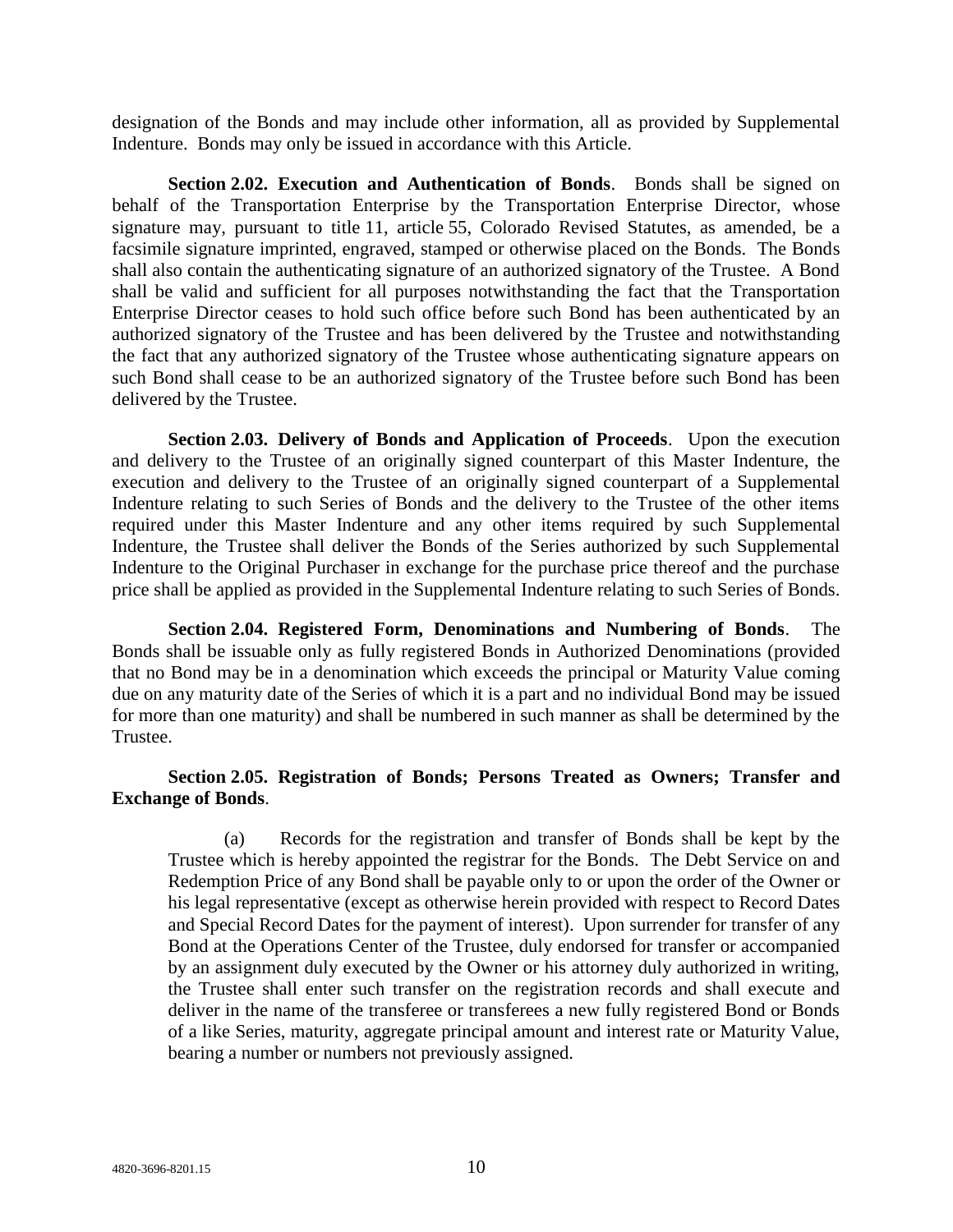designation of the Bonds and may include other information, all as provided by Supplemental Indenture. Bonds may only be issued in accordance with this Article.

**Section 2.02. Execution and Authentication of Bonds**. Bonds shall be signed on behalf of the Transportation Enterprise by the Transportation Enterprise Director, whose signature may, pursuant to title 11, article 55, Colorado Revised Statutes, as amended, be a facsimile signature imprinted, engraved, stamped or otherwise placed on the Bonds. The Bonds shall also contain the authenticating signature of an authorized signatory of the Trustee. A Bond shall be valid and sufficient for all purposes notwithstanding the fact that the Transportation Enterprise Director ceases to hold such office before such Bond has been authenticated by an authorized signatory of the Trustee and has been delivered by the Trustee and notwithstanding the fact that any authorized signatory of the Trustee whose authenticating signature appears on such Bond shall cease to be an authorized signatory of the Trustee before such Bond has been delivered by the Trustee.

**Section 2.03. Delivery of Bonds and Application of Proceeds**. Upon the execution and delivery to the Trustee of an originally signed counterpart of this Master Indenture, the execution and delivery to the Trustee of an originally signed counterpart of a Supplemental Indenture relating to such Series of Bonds and the delivery to the Trustee of the other items required under this Master Indenture and any other items required by such Supplemental Indenture, the Trustee shall deliver the Bonds of the Series authorized by such Supplemental Indenture to the Original Purchaser in exchange for the purchase price thereof and the purchase price shall be applied as provided in the Supplemental Indenture relating to such Series of Bonds.

**Section 2.04. Registered Form, Denominations and Numbering of Bonds**. The Bonds shall be issuable only as fully registered Bonds in Authorized Denominations (provided that no Bond may be in a denomination which exceeds the principal or Maturity Value coming due on any maturity date of the Series of which it is a part and no individual Bond may be issued for more than one maturity) and shall be numbered in such manner as shall be determined by the Trustee.

**Section 2.05. Registration of Bonds; Persons Treated as Owners; Transfer and Exchange of Bonds**.

(a) Records for the registration and transfer of Bonds shall be kept by the Trustee which is hereby appointed the registrar for the Bonds. The Debt Service on and Redemption Price of any Bond shall be payable only to or upon the order of the Owner or his legal representative (except as otherwise herein provided with respect to Record Dates and Special Record Dates for the payment of interest). Upon surrender for transfer of any Bond at the Operations Center of the Trustee, duly endorsed for transfer or accompanied by an assignment duly executed by the Owner or his attorney duly authorized in writing, the Trustee shall enter such transfer on the registration records and shall execute and deliver in the name of the transferee or transferees a new fully registered Bond or Bonds of a like Series, maturity, aggregate principal amount and interest rate or Maturity Value, bearing a number or numbers not previously assigned.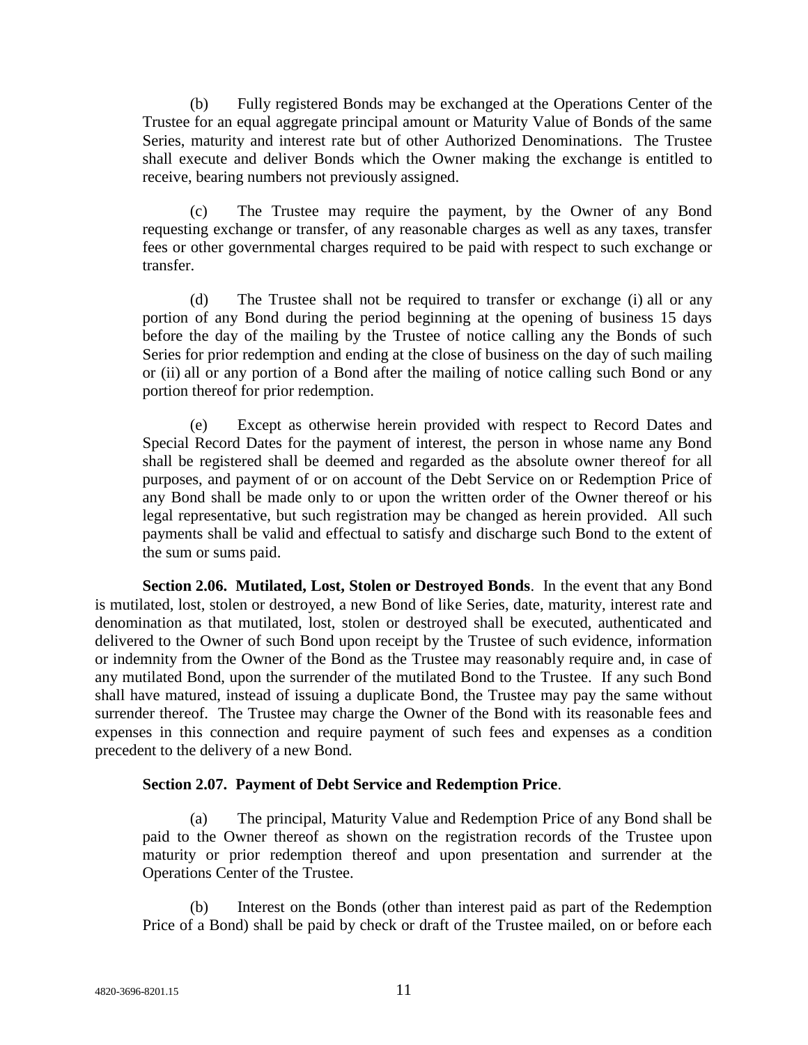(b) Fully registered Bonds may be exchanged at the Operations Center of the Trustee for an equal aggregate principal amount or Maturity Value of Bonds of the same Series, maturity and interest rate but of other Authorized Denominations. The Trustee shall execute and deliver Bonds which the Owner making the exchange is entitled to receive, bearing numbers not previously assigned.

(c) The Trustee may require the payment, by the Owner of any Bond requesting exchange or transfer, of any reasonable charges as well as any taxes, transfer fees or other governmental charges required to be paid with respect to such exchange or transfer.

(d) The Trustee shall not be required to transfer or exchange (i) all or any portion of any Bond during the period beginning at the opening of business 15 days before the day of the mailing by the Trustee of notice calling any the Bonds of such Series for prior redemption and ending at the close of business on the day of such mailing or (ii) all or any portion of a Bond after the mailing of notice calling such Bond or any portion thereof for prior redemption.

(e) Except as otherwise herein provided with respect to Record Dates and Special Record Dates for the payment of interest, the person in whose name any Bond shall be registered shall be deemed and regarded as the absolute owner thereof for all purposes, and payment of or on account of the Debt Service on or Redemption Price of any Bond shall be made only to or upon the written order of the Owner thereof or his legal representative, but such registration may be changed as herein provided. All such payments shall be valid and effectual to satisfy and discharge such Bond to the extent of the sum or sums paid.

**Section 2.06. Mutilated, Lost, Stolen or Destroyed Bonds**. In the event that any Bond is mutilated, lost, stolen or destroyed, a new Bond of like Series, date, maturity, interest rate and denomination as that mutilated, lost, stolen or destroyed shall be executed, authenticated and delivered to the Owner of such Bond upon receipt by the Trustee of such evidence, information or indemnity from the Owner of the Bond as the Trustee may reasonably require and, in case of any mutilated Bond, upon the surrender of the mutilated Bond to the Trustee. If any such Bond shall have matured, instead of issuing a duplicate Bond, the Trustee may pay the same without surrender thereof. The Trustee may charge the Owner of the Bond with its reasonable fees and expenses in this connection and require payment of such fees and expenses as a condition precedent to the delivery of a new Bond.

**Section 2.07. Payment of Debt Service and Redemption Price**.

(a) The principal, Maturity Value and Redemption Price of any Bond shall be paid to the Owner thereof as shown on the registration records of the Trustee upon maturity or prior redemption thereof and upon presentation and surrender at the Operations Center of the Trustee.

(b) Interest on the Bonds (other than interest paid as part of the Redemption Price of a Bond) shall be paid by check or draft of the Trustee mailed, on or before each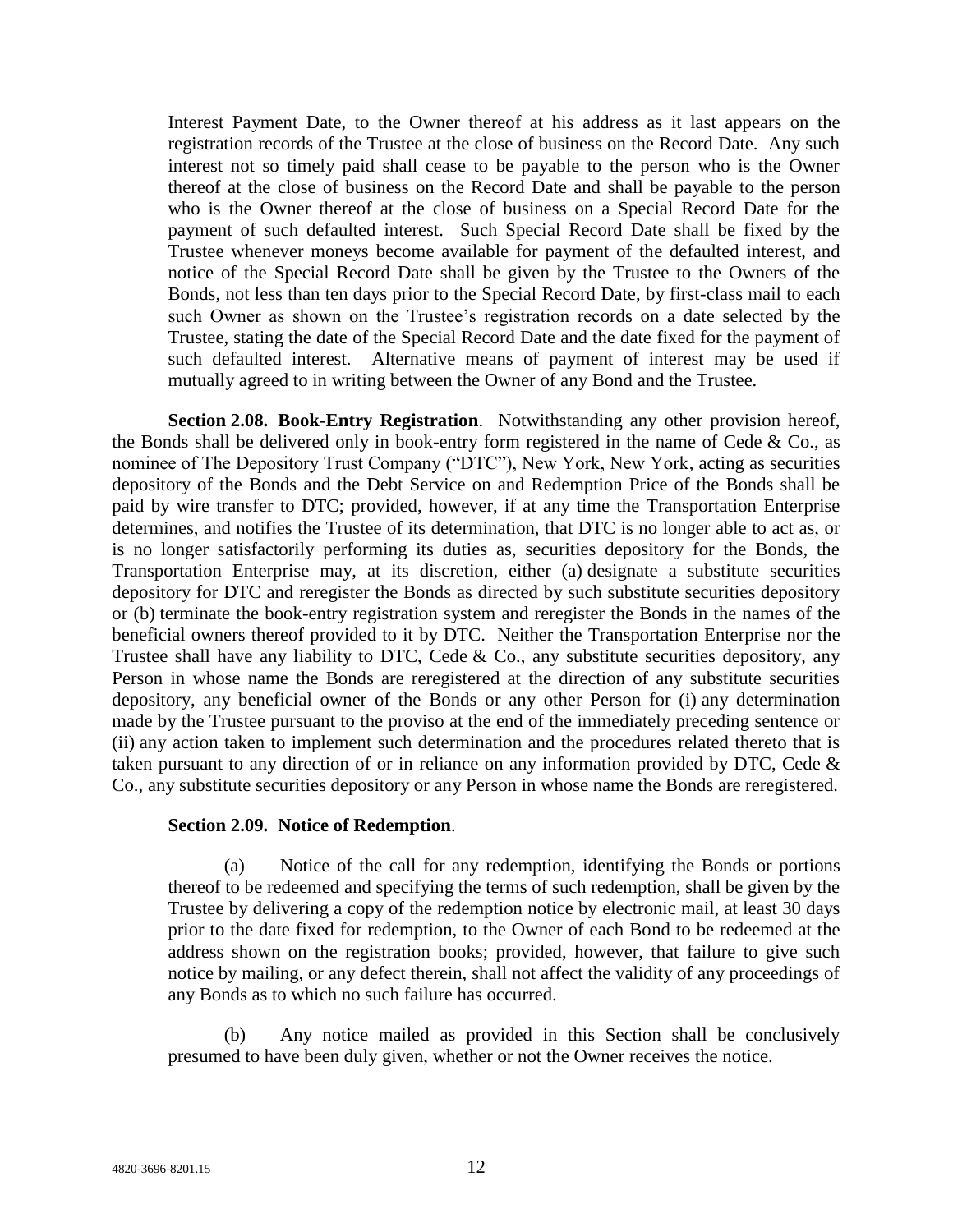Interest Payment Date, to the Owner thereof at his address as it last appears on the registration records of the Trustee at the close of business on the Record Date. Any such interest not so timely paid shall cease to be payable to the person who is the Owner thereof at the close of business on the Record Date and shall be payable to the person who is the Owner thereof at the close of business on a Special Record Date for the payment of such defaulted interest. Such Special Record Date shall be fixed by the Trustee whenever moneys become available for payment of the defaulted interest, and notice of the Special Record Date shall be given by the Trustee to the Owners of the Bonds, not less than ten days prior to the Special Record Date, by first-class mail to each such Owner as shown on the Trustee's registration records on a date selected by the Trustee, stating the date of the Special Record Date and the date fixed for the payment of such defaulted interest. Alternative means of payment of interest may be used if mutually agreed to in writing between the Owner of any Bond and the Trustee.

**Section 2.08. Book-Entry Registration**. Notwithstanding any other provision hereof, the Bonds shall be delivered only in book-entry form registered in the name of Cede & Co., as nominee of The Depository Trust Company ("DTC"), New York, New York, acting as securities depository of the Bonds and the Debt Service on and Redemption Price of the Bonds shall be paid by wire transfer to DTC; provided, however, if at any time the Transportation Enterprise determines, and notifies the Trustee of its determination, that DTC is no longer able to act as, or is no longer satisfactorily performing its duties as, securities depository for the Bonds, the Transportation Enterprise may, at its discretion, either (a) designate a substitute securities depository for DTC and reregister the Bonds as directed by such substitute securities depository or (b) terminate the book-entry registration system and reregister the Bonds in the names of the beneficial owners thereof provided to it by DTC. Neither the Transportation Enterprise nor the Trustee shall have any liability to DTC, Cede & Co., any substitute securities depository, any Person in whose name the Bonds are reregistered at the direction of any substitute securities depository, any beneficial owner of the Bonds or any other Person for (i) any determination made by the Trustee pursuant to the proviso at the end of the immediately preceding sentence or (ii) any action taken to implement such determination and the procedures related thereto that is taken pursuant to any direction of or in reliance on any information provided by DTC, Cede & Co., any substitute securities depository or any Person in whose name the Bonds are reregistered.

**Section 2.09. Notice of Redemption**.

(a) Notice of the call for any redemption, identifying the Bonds or portions thereof to be redeemed and specifying the terms of such redemption, shall be given by the Trustee by delivering a copy of the redemption notice by electronic mail, at least 30 days prior to the date fixed for redemption, to the Owner of each Bond to be redeemed at the address shown on the registration books; provided, however, that failure to give such notice by mailing, or any defect therein, shall not affect the validity of any proceedings of any Bonds as to which no such failure has occurred.

(b) Any notice mailed as provided in this Section shall be conclusively presumed to have been duly given, whether or not the Owner receives the notice.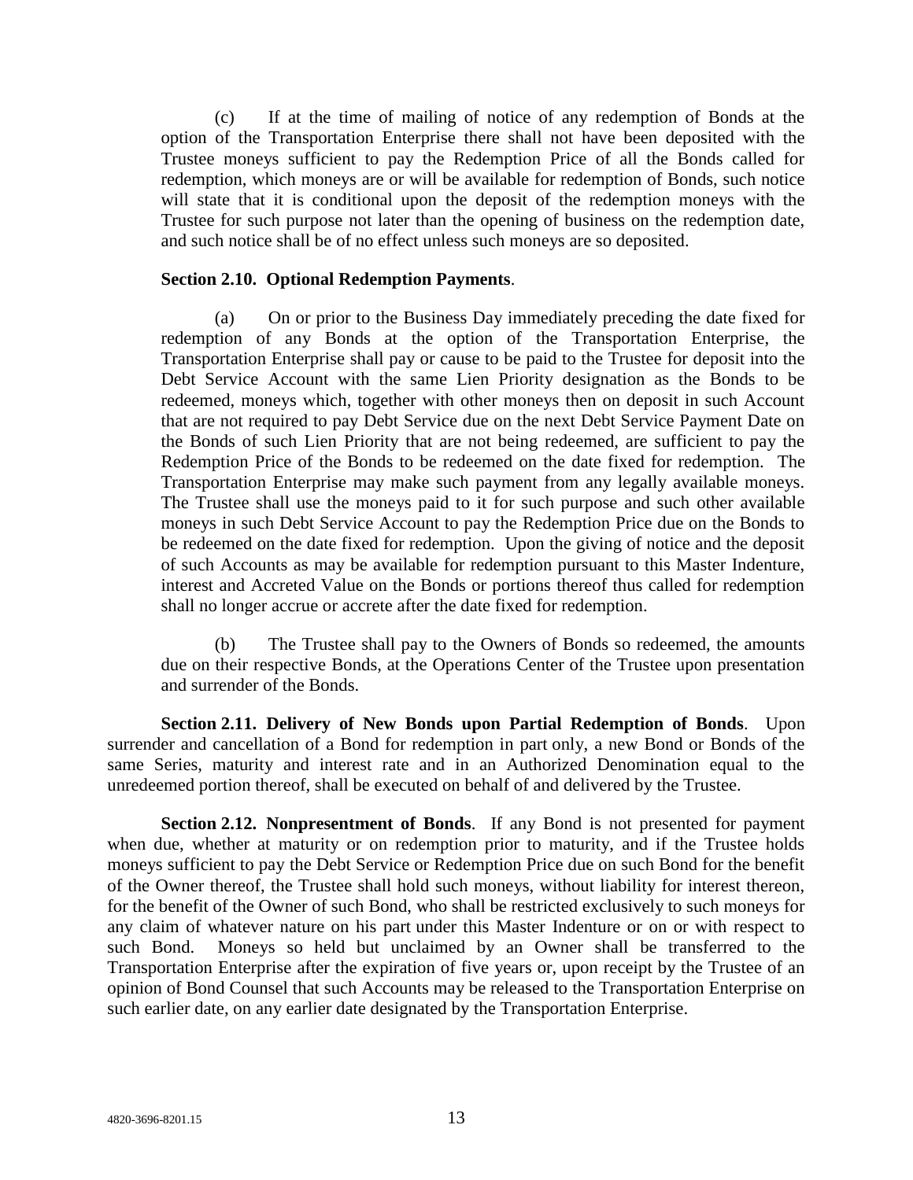(c) If at the time of mailing of notice of any redemption of Bonds at the option of the Transportation Enterprise there shall not have been deposited with the Trustee moneys sufficient to pay the Redemption Price of all the Bonds called for redemption, which moneys are or will be available for redemption of Bonds, such notice will state that it is conditional upon the deposit of the redemption moneys with the Trustee for such purpose not later than the opening of business on the redemption date, and such notice shall be of no effect unless such moneys are so deposited.

**Section 2.10. Optional Redemption Payments**.

(a) On or prior to the Business Day immediately preceding the date fixed for redemption of any Bonds at the option of the Transportation Enterprise, the Transportation Enterprise shall pay or cause to be paid to the Trustee for deposit into the Debt Service Account with the same Lien Priority designation as the Bonds to be redeemed, moneys which, together with other moneys then on deposit in such Account that are not required to pay Debt Service due on the next Debt Service Payment Date on the Bonds of such Lien Priority that are not being redeemed, are sufficient to pay the Redemption Price of the Bonds to be redeemed on the date fixed for redemption. The Transportation Enterprise may make such payment from any legally available moneys. The Trustee shall use the moneys paid to it for such purpose and such other available moneys in such Debt Service Account to pay the Redemption Price due on the Bonds to be redeemed on the date fixed for redemption. Upon the giving of notice and the deposit of such Accounts as may be available for redemption pursuant to this Master Indenture, interest and Accreted Value on the Bonds or portions thereof thus called for redemption shall no longer accrue or accrete after the date fixed for redemption.

(b) The Trustee shall pay to the Owners of Bonds so redeemed, the amounts due on their respective Bonds, at the Operations Center of the Trustee upon presentation and surrender of the Bonds.

**Section 2.11. Delivery of New Bonds upon Partial Redemption of Bonds**. Upon surrender and cancellation of a Bond for redemption in part only, a new Bond or Bonds of the same Series, maturity and interest rate and in an Authorized Denomination equal to the unredeemed portion thereof, shall be executed on behalf of and delivered by the Trustee.

**Section 2.12. Nonpresentment of Bonds**. If any Bond is not presented for payment when due, whether at maturity or on redemption prior to maturity, and if the Trustee holds moneys sufficient to pay the Debt Service or Redemption Price due on such Bond for the benefit of the Owner thereof, the Trustee shall hold such moneys, without liability for interest thereon, for the benefit of the Owner of such Bond, who shall be restricted exclusively to such moneys for any claim of whatever nature on his part under this Master Indenture or on or with respect to such Bond. Moneys so held but unclaimed by an Owner shall be transferred to the Transportation Enterprise after the expiration of five years or, upon receipt by the Trustee of an opinion of Bond Counsel that such Accounts may be released to the Transportation Enterprise on such earlier date, on any earlier date designated by the Transportation Enterprise.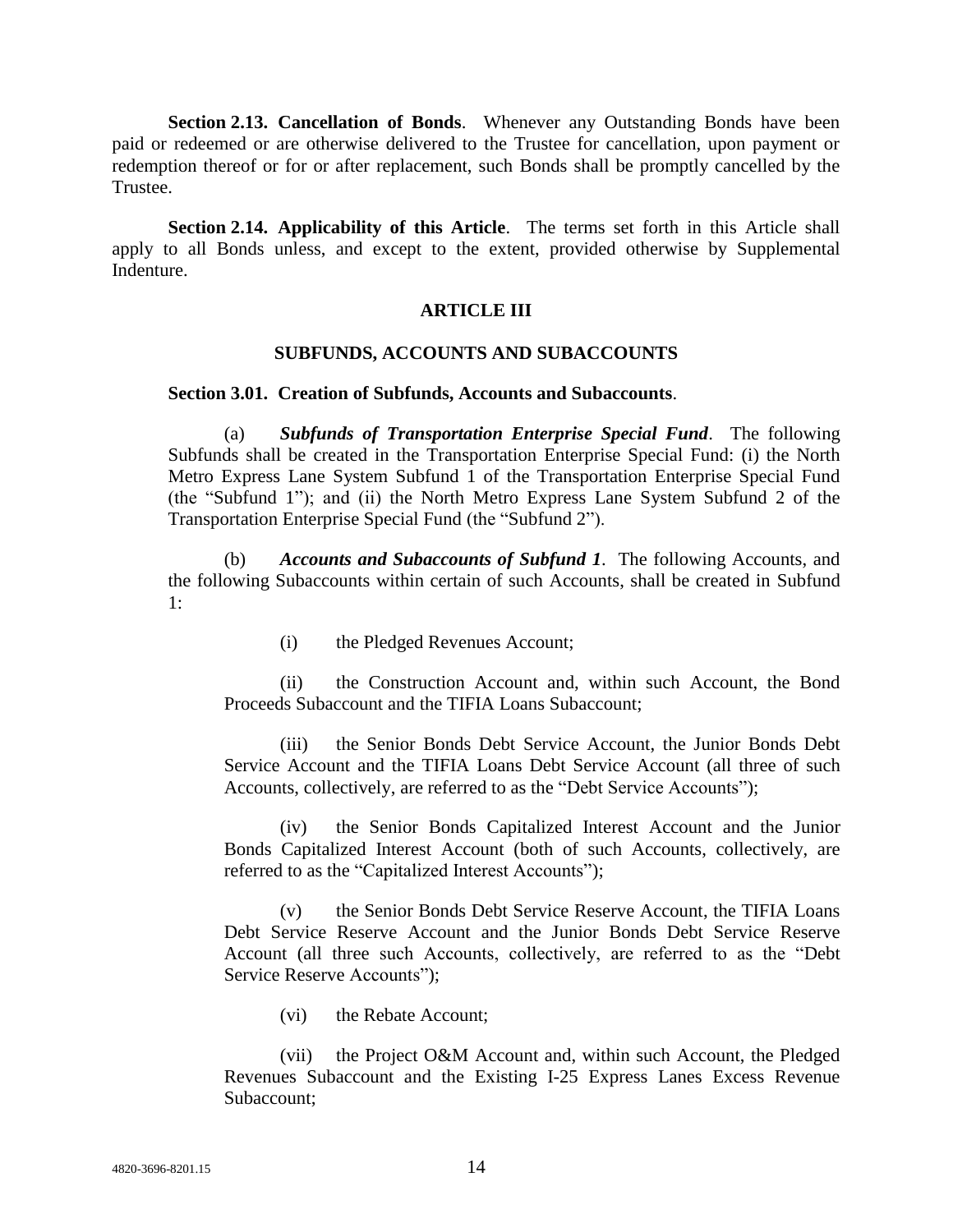**Section 2.13. Cancellation of Bonds**. Whenever any Outstanding Bonds have been paid or redeemed or are otherwise delivered to the Trustee for cancellation, upon payment or redemption thereof or for or after replacement, such Bonds shall be promptly cancelled by the Trustee.

**Section 2.14. Applicability of this Article**. The terms set forth in this Article shall apply to all Bonds unless, and except to the extent, provided otherwise by Supplemental Indenture.

## ARTICLE III

## SUBFUNDS, ACCOUNTS AND SUBACCOUNTS

**Section 3.01. Creation of Subfunds, Accounts and Subaccounts**.

(a) ***Subfunds of Transportation Enterprise Special Fund***. The following Subfunds shall be created in the Transportation Enterprise Special Fund: (i) the North Metro Express Lane System Subfund 1 of the Transportation Enterprise Special Fund (the "Subfund 1"); and (ii) the North Metro Express Lane System Subfund 2 of the Transportation Enterprise Special Fund (the "Subfund 2").

(b) ***Accounts and Subaccounts of Subfund 1***. The following Accounts, and the following Subaccounts within certain of such Accounts, shall be created in Subfund 1:

(i) the Pledged Revenues Account;

(ii) the Construction Account and, within such Account, the Bond Proceeds Subaccount and the TIFIA Loans Subaccount;

(iii) the Senior Bonds Debt Service Account, the Junior Bonds Debt Service Account and the TIFIA Loans Debt Service Account (all three of such Accounts, collectively, are referred to as the "Debt Service Accounts");

(iv) the Senior Bonds Capitalized Interest Account and the Junior Bonds Capitalized Interest Account (both of such Accounts, collectively, are referred to as the "Capitalized Interest Accounts");

(v) the Senior Bonds Debt Service Reserve Account, the TIFIA Loans Debt Service Reserve Account and the Junior Bonds Debt Service Reserve Account (all three such Accounts, collectively, are referred to as the "Debt Service Reserve Accounts");

(vi) the Rebate Account;

(vii) the Project O&M Account and, within such Account, the Pledged Revenues Subaccount and the Existing I-25 Express Lanes Excess Revenue Subaccount;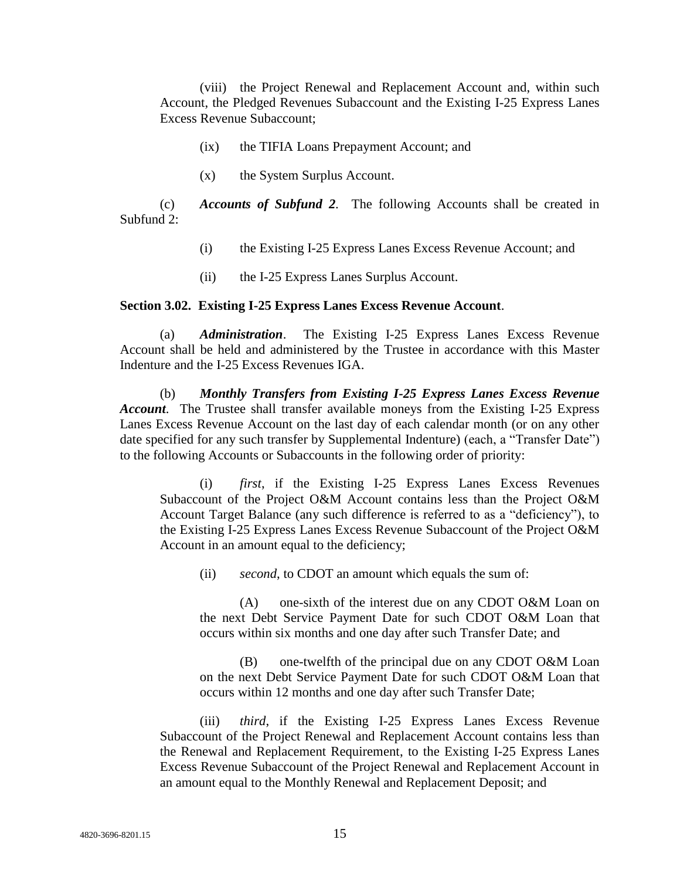(viii) the Project Renewal and Replacement Account and, within such Account, the Pledged Revenues Subaccount and the Existing I-25 Express Lanes Excess Revenue Subaccount;

(ix) the TIFIA Loans Prepayment Account; and

(x) the System Surplus Account.

(c) ***Accounts of Subfund 2***. The following Accounts shall be created in Subfund 2:

(i) the Existing I-25 Express Lanes Excess Revenue Account; and

(ii) the I-25 Express Lanes Surplus Account.

**Section 3.02. Existing I-25 Express Lanes Excess Revenue Account**.

(a) ***Administration***. The Existing I-25 Express Lanes Excess Revenue Account shall be held and administered by the Trustee in accordance with this Master Indenture and the I-25 Excess Revenues IGA.

(b) ***Monthly Transfers from Existing I-25 Express Lanes Excess Revenue Account***. The Trustee shall transfer available moneys from the Existing I-25 Express Lanes Excess Revenue Account on the last day of each calendar month (or on any other date specified for any such transfer by Supplemental Indenture) (each, a "Transfer Date") to the following Accounts or Subaccounts in the following order of priority:

(i) *first*, if the Existing I-25 Express Lanes Excess Revenues Subaccount of the Project O&M Account contains less than the Project O&M Account Target Balance (any such difference is referred to as a "deficiency"), to the Existing I-25 Express Lanes Excess Revenue Subaccount of the Project O&M Account in an amount equal to the deficiency;

(ii) *second*, to CDOT an amount which equals the sum of:

(A) one-sixth of the interest due on any CDOT O&M Loan on the next Debt Service Payment Date for such CDOT O&M Loan that occurs within six months and one day after such Transfer Date; and

(B) one-twelfth of the principal due on any CDOT O&M Loan on the next Debt Service Payment Date for such CDOT O&M Loan that occurs within 12 months and one day after such Transfer Date;

(iii) *third*, if the Existing I-25 Express Lanes Excess Revenue Subaccount of the Project Renewal and Replacement Account contains less than the Renewal and Replacement Requirement, to the Existing I-25 Express Lanes Excess Revenue Subaccount of the Project Renewal and Replacement Account in an amount equal to the Monthly Renewal and Replacement Deposit; and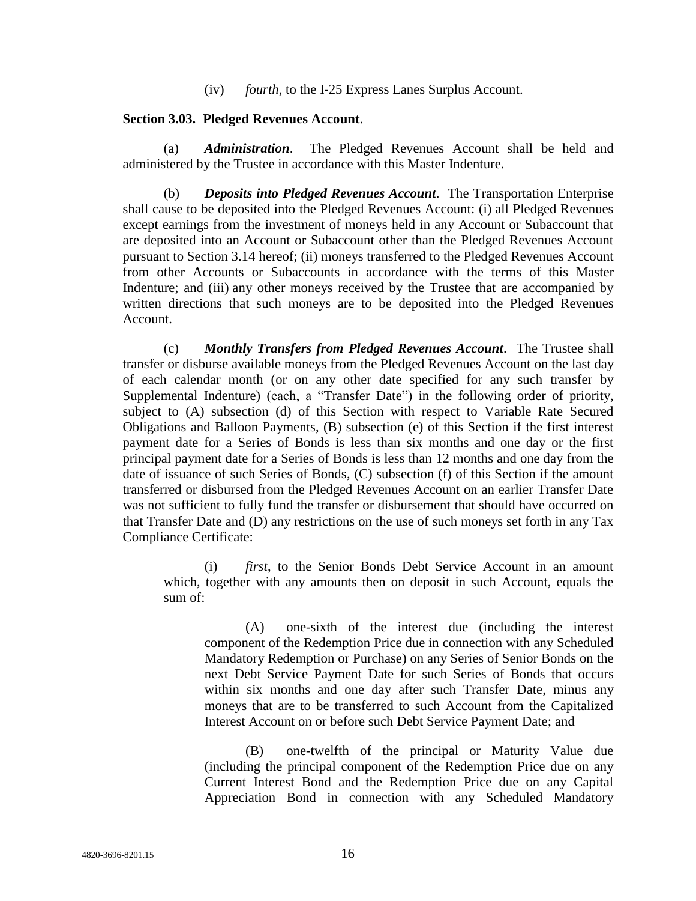(iv) *fourth*, to the I-25 Express Lanes Surplus Account.

**Section 3.03. Pledged Revenues Account**.

(a) ***Administration***. The Pledged Revenues Account shall be held and administered by the Trustee in accordance with this Master Indenture.

(b) ***Deposits into Pledged Revenues Account***. The Transportation Enterprise shall cause to be deposited into the Pledged Revenues Account: (i) all Pledged Revenues except earnings from the investment of moneys held in any Account or Subaccount that are deposited into an Account or Subaccount other than the Pledged Revenues Account pursuant to Section 3.14 hereof; (ii) moneys transferred to the Pledged Revenues Account from other Accounts or Subaccounts in accordance with the terms of this Master Indenture; and (iii) any other moneys received by the Trustee that are accompanied by written directions that such moneys are to be deposited into the Pledged Revenues Account.

(c) ***Monthly Transfers from Pledged Revenues Account***. The Trustee shall transfer or disburse available moneys from the Pledged Revenues Account on the last day of each calendar month (or on any other date specified for any such transfer by Supplemental Indenture) (each, a "Transfer Date") in the following order of priority, subject to (A) subsection (d) of this Section with respect to Variable Rate Secured Obligations and Balloon Payments, (B) subsection (e) of this Section if the first interest payment date for a Series of Bonds is less than six months and one day or the first principal payment date for a Series of Bonds is less than 12 months and one day from the date of issuance of such Series of Bonds, (C) subsection (f) of this Section if the amount transferred or disbursed from the Pledged Revenues Account on an earlier Transfer Date was not sufficient to fully fund the transfer or disbursement that should have occurred on that Transfer Date and (D) any restrictions on the use of such moneys set forth in any Tax Compliance Certificate:

(i) *first*, to the Senior Bonds Debt Service Account in an amount which, together with any amounts then on deposit in such Account, equals the sum of:

(A) one-sixth of the interest due (including the interest component of the Redemption Price due in connection with any Scheduled Mandatory Redemption or Purchase) on any Series of Senior Bonds on the next Debt Service Payment Date for such Series of Bonds that occurs within six months and one day after such Transfer Date, minus any moneys that are to be transferred to such Account from the Capitalized Interest Account on or before such Debt Service Payment Date; and

(B) one-twelfth of the principal or Maturity Value due (including the principal component of the Redemption Price due on any Current Interest Bond and the Redemption Price due on any Capital Appreciation Bond in connection with any Scheduled Mandatory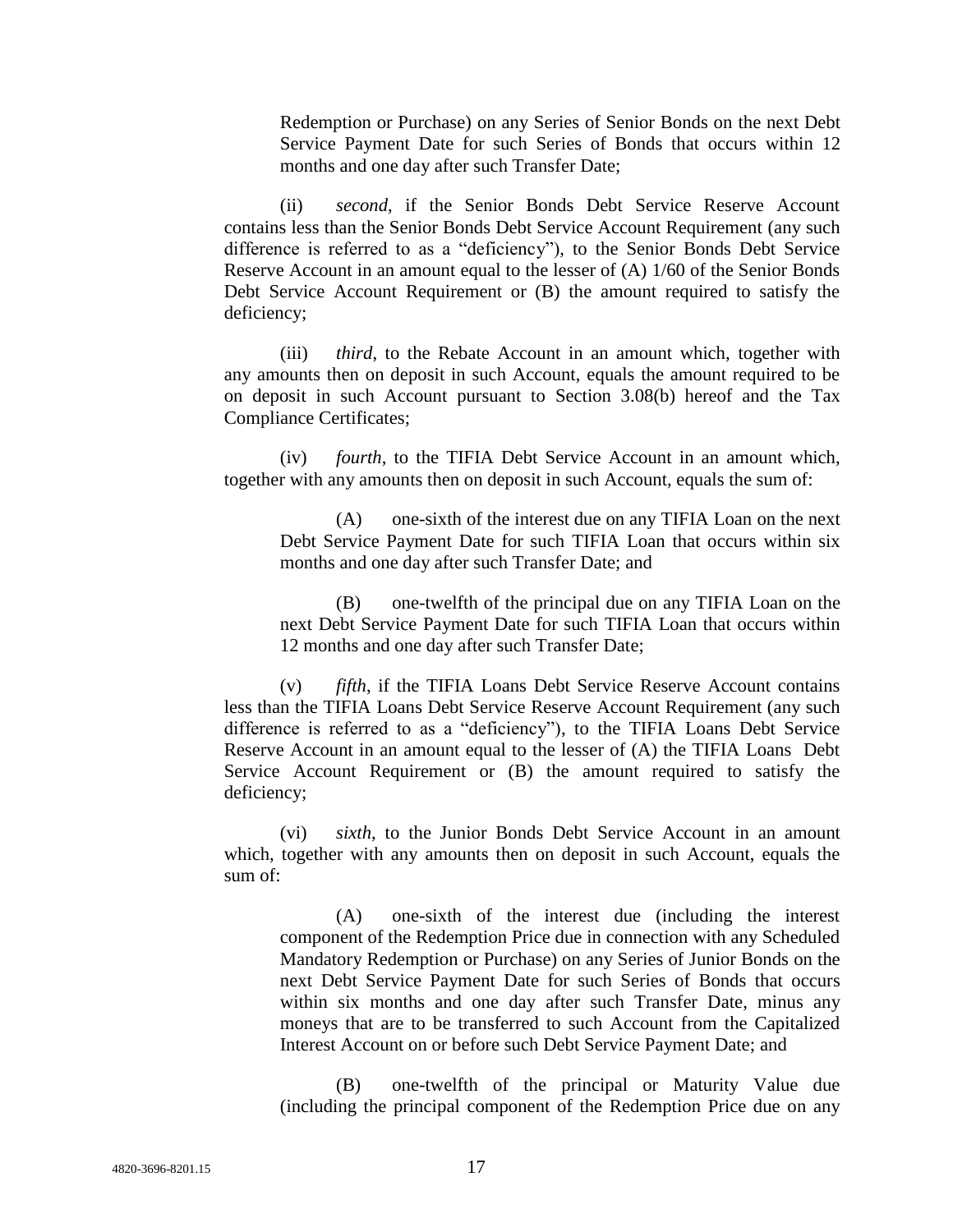Redemption or Purchase) on any Series of Senior Bonds on the next Debt Service Payment Date for such Series of Bonds that occurs within 12 months and one day after such Transfer Date;

(ii) *second*, if the Senior Bonds Debt Service Reserve Account contains less than the Senior Bonds Debt Service Account Requirement (any such difference is referred to as a "deficiency"), to the Senior Bonds Debt Service Reserve Account in an amount equal to the lesser of (A) 1/60 of the Senior Bonds Debt Service Account Requirement or (B) the amount required to satisfy the deficiency;

(iii) *third*, to the Rebate Account in an amount which, together with any amounts then on deposit in such Account, equals the amount required to be on deposit in such Account pursuant to Section 3.08(b) hereof and the Tax Compliance Certificates;

(iv) *fourth*, to the TIFIA Debt Service Account in an amount which, together with any amounts then on deposit in such Account, equals the sum of:

(A) one-sixth of the interest due on any TIFIA Loan on the next Debt Service Payment Date for such TIFIA Loan that occurs within six months and one day after such Transfer Date; and

(B) one-twelfth of the principal due on any TIFIA Loan on the next Debt Service Payment Date for such TIFIA Loan that occurs within 12 months and one day after such Transfer Date;

(v) *fifth*, if the TIFIA Loans Debt Service Reserve Account contains less than the TIFIA Loans Debt Service Reserve Account Requirement (any such difference is referred to as a "deficiency"), to the TIFIA Loans Debt Service Reserve Account in an amount equal to the lesser of (A) the TIFIA Loans Debt Service Account Requirement or (B) the amount required to satisfy the deficiency;

(vi) *sixth*, to the Junior Bonds Debt Service Account in an amount which, together with any amounts then on deposit in such Account, equals the sum of:

(A) one-sixth of the interest due (including the interest component of the Redemption Price due in connection with any Scheduled Mandatory Redemption or Purchase) on any Series of Junior Bonds on the next Debt Service Payment Date for such Series of Bonds that occurs within six months and one day after such Transfer Date, minus any moneys that are to be transferred to such Account from the Capitalized Interest Account on or before such Debt Service Payment Date; and

(B) one-twelfth of the principal or Maturity Value due (including the principal component of the Redemption Price due on any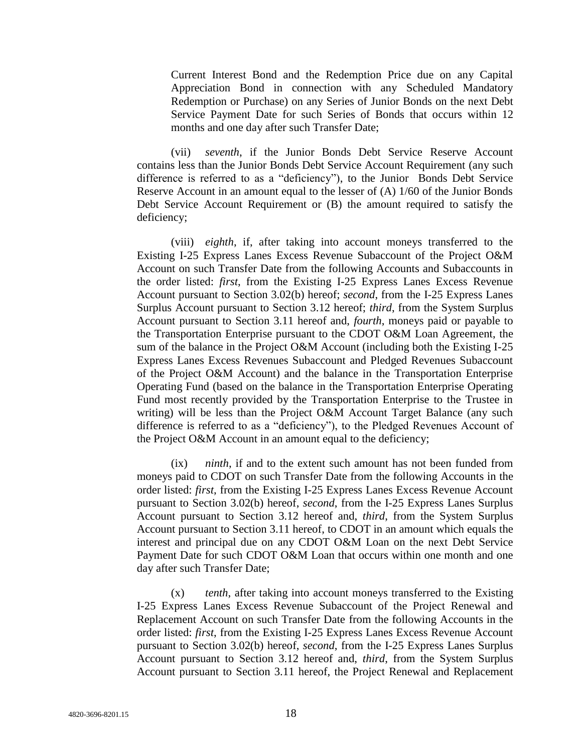Current Interest Bond and the Redemption Price due on any Capital Appreciation Bond in connection with any Scheduled Mandatory Redemption or Purchase) on any Series of Junior Bonds on the next Debt Service Payment Date for such Series of Bonds that occurs within 12 months and one day after such Transfer Date;

(vii) *seventh*, if the Junior Bonds Debt Service Reserve Account contains less than the Junior Bonds Debt Service Account Requirement (any such difference is referred to as a "deficiency"), to the Junior Bonds Debt Service Reserve Account in an amount equal to the lesser of (A) 1/60 of the Junior Bonds Debt Service Account Requirement or (B) the amount required to satisfy the deficiency;

(viii) *eighth*, if, after taking into account moneys transferred to the Existing I-25 Express Lanes Excess Revenue Subaccount of the Project O&M Account on such Transfer Date from the following Accounts and Subaccounts in the order listed: *first*, from the Existing I-25 Express Lanes Excess Revenue Account pursuant to Section 3.02(b) hereof; *second*, from the I-25 Express Lanes Surplus Account pursuant to Section 3.12 hereof; *third*, from the System Surplus Account pursuant to Section 3.11 hereof and, *fourth*, moneys paid or payable to the Transportation Enterprise pursuant to the CDOT O&M Loan Agreement, the sum of the balance in the Project O&M Account (including both the Existing I-25 Express Lanes Excess Revenues Subaccount and Pledged Revenues Subaccount of the Project O&M Account) and the balance in the Transportation Enterprise Operating Fund (based on the balance in the Transportation Enterprise Operating Fund most recently provided by the Transportation Enterprise to the Trustee in writing) will be less than the Project O&M Account Target Balance (any such difference is referred to as a "deficiency"), to the Pledged Revenues Account of the Project O&M Account in an amount equal to the deficiency;

(ix) *ninth*, if and to the extent such amount has not been funded from moneys paid to CDOT on such Transfer Date from the following Accounts in the order listed: *first*, from the Existing I-25 Express Lanes Excess Revenue Account pursuant to Section 3.02(b) hereof, *second*, from the I-25 Express Lanes Surplus Account pursuant to Section 3.12 hereof and, *third*, from the System Surplus Account pursuant to Section 3.11 hereof, to CDOT in an amount which equals the interest and principal due on any CDOT O&M Loan on the next Debt Service Payment Date for such CDOT O&M Loan that occurs within one month and one day after such Transfer Date;

(x) *tenth*, after taking into account moneys transferred to the Existing I-25 Express Lanes Excess Revenue Subaccount of the Project Renewal and Replacement Account on such Transfer Date from the following Accounts in the order listed: *first*, from the Existing I-25 Express Lanes Excess Revenue Account pursuant to Section 3.02(b) hereof, *second*, from the I-25 Express Lanes Surplus Account pursuant to Section 3.12 hereof and, *third*, from the System Surplus Account pursuant to Section 3.11 hereof, the Project Renewal and Replacement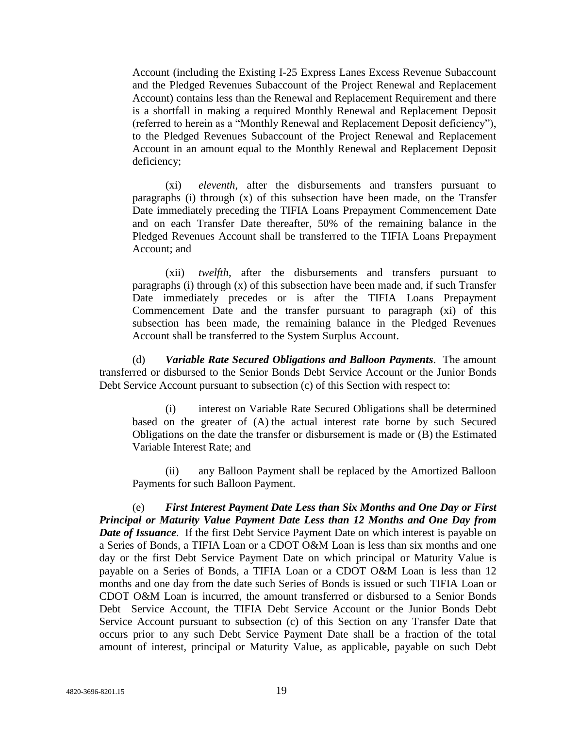Account (including the Existing I-25 Express Lanes Excess Revenue Subaccount and the Pledged Revenues Subaccount of the Project Renewal and Replacement Account) contains less than the Renewal and Replacement Requirement and there is a shortfall in making a required Monthly Renewal and Replacement Deposit (referred to herein as a "Monthly Renewal and Replacement Deposit deficiency"), to the Pledged Revenues Subaccount of the Project Renewal and Replacement Account in an amount equal to the Monthly Renewal and Replacement Deposit deficiency;

(xi) *eleventh*, after the disbursements and transfers pursuant to paragraphs (i) through (x) of this subsection have been made, on the Transfer Date immediately preceding the TIFIA Loans Prepayment Commencement Date and on each Transfer Date thereafter, 50% of the remaining balance in the Pledged Revenues Account shall be transferred to the TIFIA Loans Prepayment Account; and

(xii) *twelfth*, after the disbursements and transfers pursuant to paragraphs (i) through (x) of this subsection have been made and, if such Transfer Date immediately precedes or is after the TIFIA Loans Prepayment Commencement Date and the transfer pursuant to paragraph (xi) of this subsection has been made, the remaining balance in the Pledged Revenues Account shall be transferred to the System Surplus Account.

(d) ***Variable Rate Secured Obligations and Balloon Payments***. The amount transferred or disbursed to the Senior Bonds Debt Service Account or the Junior Bonds Debt Service Account pursuant to subsection (c) of this Section with respect to:

(i) interest on Variable Rate Secured Obligations shall be determined based on the greater of (A) the actual interest rate borne by such Secured Obligations on the date the transfer or disbursement is made or (B) the Estimated Variable Interest Rate; and

(ii) any Balloon Payment shall be replaced by the Amortized Balloon Payments for such Balloon Payment.

(e) ***First Interest Payment Date Less than Six Months and One Day or First Principal or Maturity Value Payment Date Less than 12 Months and One Day from Date of Issuance***. If the first Debt Service Payment Date on which interest is payable on a Series of Bonds, a TIFIA Loan or a CDOT O&M Loan is less than six months and one day or the first Debt Service Payment Date on which principal or Maturity Value is payable on a Series of Bonds, a TIFIA Loan or a CDOT O&M Loan is less than 12 months and one day from the date such Series of Bonds is issued or such TIFIA Loan or CDOT O&M Loan is incurred, the amount transferred or disbursed to a Senior Bonds Debt Service Account, the TIFIA Debt Service Account or the Junior Bonds Debt Service Account pursuant to subsection (c) of this Section on any Transfer Date that occurs prior to any such Debt Service Payment Date shall be a fraction of the total amount of interest, principal or Maturity Value, as applicable, payable on such Debt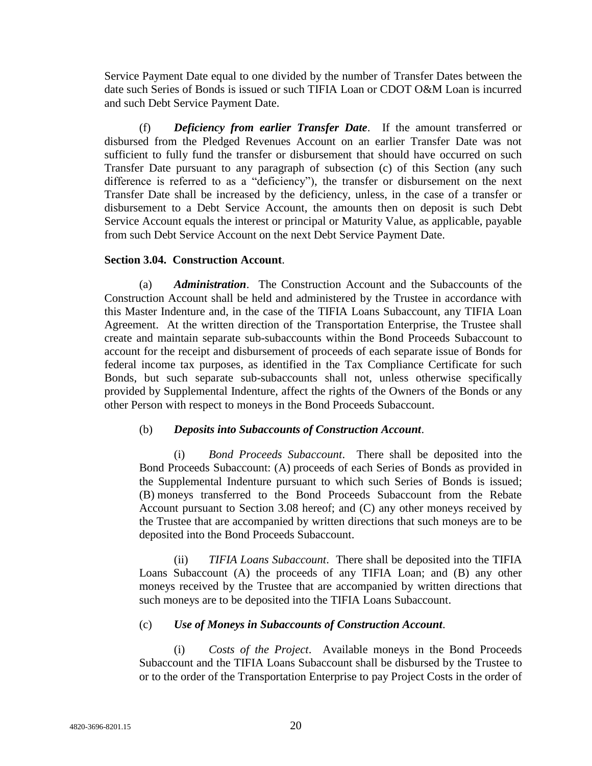Service Payment Date equal to one divided by the number of Transfer Dates between the date such Series of Bonds is issued or such TIFIA Loan or CDOT O&M Loan is incurred and such Debt Service Payment Date.

(f) ***Deficiency from earlier Transfer Date***. If the amount transferred or disbursed from the Pledged Revenues Account on an earlier Transfer Date was not sufficient to fully fund the transfer or disbursement that should have occurred on such Transfer Date pursuant to any paragraph of subsection (c) of this Section (any such difference is referred to as a "deficiency"), the transfer or disbursement on the next Transfer Date shall be increased by the deficiency, unless, in the case of a transfer or disbursement to a Debt Service Account, the amounts then on deposit is such Debt Service Account equals the interest or principal or Maturity Value, as applicable, payable from such Debt Service Account on the next Debt Service Payment Date.

**Section 3.04. Construction Account**.

(a) ***Administration***. The Construction Account and the Subaccounts of the Construction Account shall be held and administered by the Trustee in accordance with this Master Indenture and, in the case of the TIFIA Loans Subaccount, any TIFIA Loan Agreement. At the written direction of the Transportation Enterprise, the Trustee shall create and maintain separate sub-subaccounts within the Bond Proceeds Subaccount to account for the receipt and disbursement of proceeds of each separate issue of Bonds for federal income tax purposes, as identified in the Tax Compliance Certificate for such Bonds, but such separate sub-subaccounts shall not, unless otherwise specifically provided by Supplemental Indenture, affect the rights of the Owners of the Bonds or any other Person with respect to moneys in the Bond Proceeds Subaccount.

(b) ***Deposits into Subaccounts of Construction Account***.

(i) *Bond Proceeds Subaccount*. There shall be deposited into the Bond Proceeds Subaccount: (A) proceeds of each Series of Bonds as provided in the Supplemental Indenture pursuant to which such Series of Bonds is issued; (B) moneys transferred to the Bond Proceeds Subaccount from the Rebate Account pursuant to Section 3.08 hereof; and (C) any other moneys received by the Trustee that are accompanied by written directions that such moneys are to be deposited into the Bond Proceeds Subaccount.

(ii) *TIFIA Loans Subaccount*. There shall be deposited into the TIFIA Loans Subaccount (A) the proceeds of any TIFIA Loan; and (B) any other moneys received by the Trustee that are accompanied by written directions that such moneys are to be deposited into the TIFIA Loans Subaccount.

(c) ***Use of Moneys in Subaccounts of Construction Account***.

(i) *Costs of the Project*. Available moneys in the Bond Proceeds Subaccount and the TIFIA Loans Subaccount shall be disbursed by the Trustee to or to the order of the Transportation Enterprise to pay Project Costs in the order of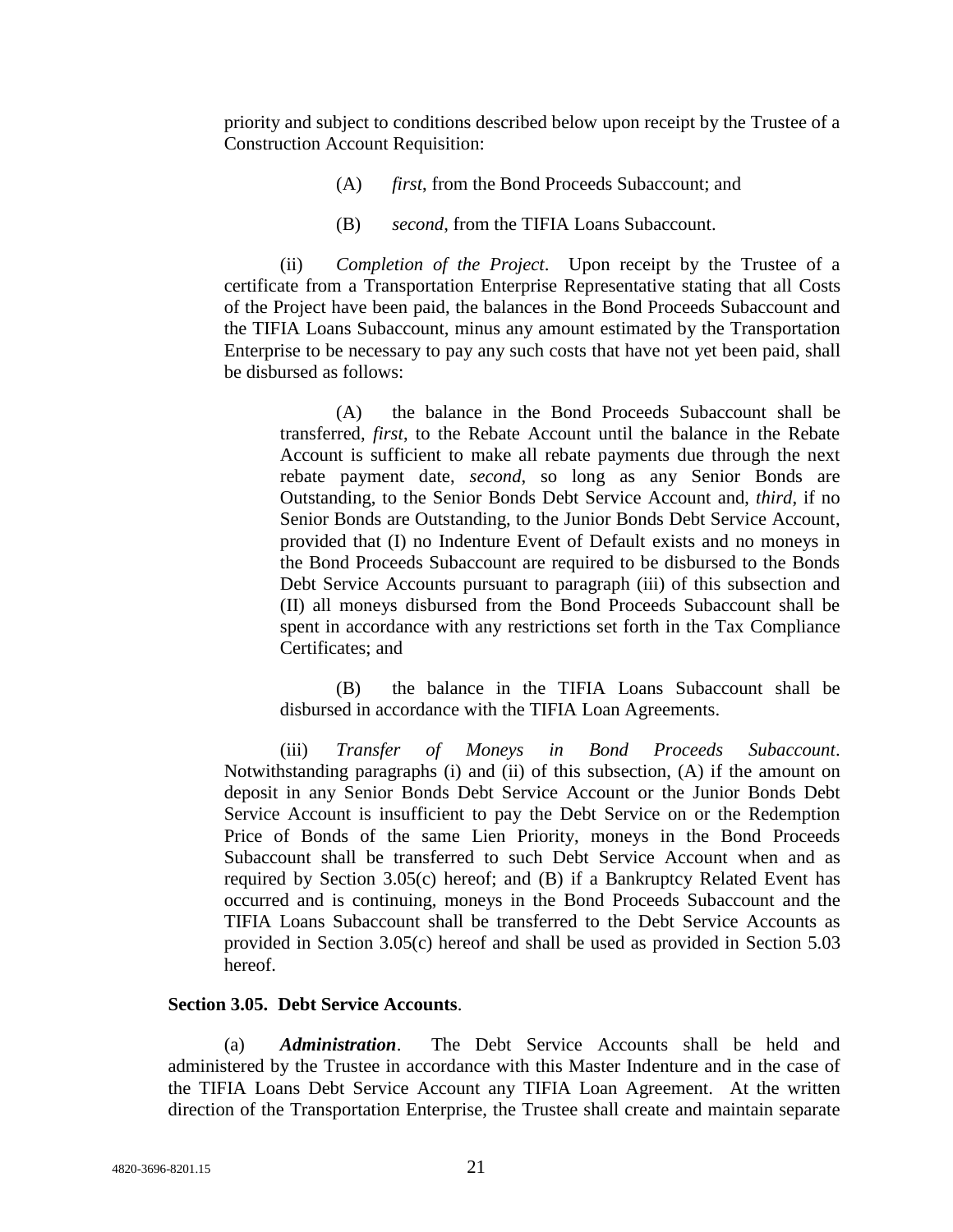priority and subject to conditions described below upon receipt by the Trustee of a Construction Account Requisition:

(A) *first*, from the Bond Proceeds Subaccount; and

(B) *second*, from the TIFIA Loans Subaccount.

(ii) *Completion of the Project*. Upon receipt by the Trustee of a certificate from a Transportation Enterprise Representative stating that all Costs of the Project have been paid, the balances in the Bond Proceeds Subaccount and the TIFIA Loans Subaccount, minus any amount estimated by the Transportation Enterprise to be necessary to pay any such costs that have not yet been paid, shall be disbursed as follows:

(A) the balance in the Bond Proceeds Subaccount shall be transferred, *first*, to the Rebate Account until the balance in the Rebate Account is sufficient to make all rebate payments due through the next rebate payment date, *second*, so long as any Senior Bonds are Outstanding, to the Senior Bonds Debt Service Account and, *third*, if no Senior Bonds are Outstanding, to the Junior Bonds Debt Service Account, provided that (I) no Indenture Event of Default exists and no moneys in the Bond Proceeds Subaccount are required to be disbursed to the Bonds Debt Service Accounts pursuant to paragraph (iii) of this subsection and (II) all moneys disbursed from the Bond Proceeds Subaccount shall be spent in accordance with any restrictions set forth in the Tax Compliance Certificates; and

(B) the balance in the TIFIA Loans Subaccount shall be disbursed in accordance with the TIFIA Loan Agreements.

(iii) *Transfer of Moneys in Bond Proceeds Subaccount*. Notwithstanding paragraphs (i) and (ii) of this subsection, (A) if the amount on deposit in any Senior Bonds Debt Service Account or the Junior Bonds Debt Service Account is insufficient to pay the Debt Service on or the Redemption Price of Bonds of the same Lien Priority, moneys in the Bond Proceeds Subaccount shall be transferred to such Debt Service Account when and as required by Section 3.05(c) hereof; and (B) if a Bankruptcy Related Event has occurred and is continuing, moneys in the Bond Proceeds Subaccount and the TIFIA Loans Subaccount shall be transferred to the Debt Service Accounts as provided in Section 3.05(c) hereof and shall be used as provided in Section 5.03 hereof.

**Section 3.05. Debt Service Accounts**.

(a) ***Administration***. The Debt Service Accounts shall be held and administered by the Trustee in accordance with this Master Indenture and in the case of the TIFIA Loans Debt Service Account any TIFIA Loan Agreement. At the written direction of the Transportation Enterprise, the Trustee shall create and maintain separate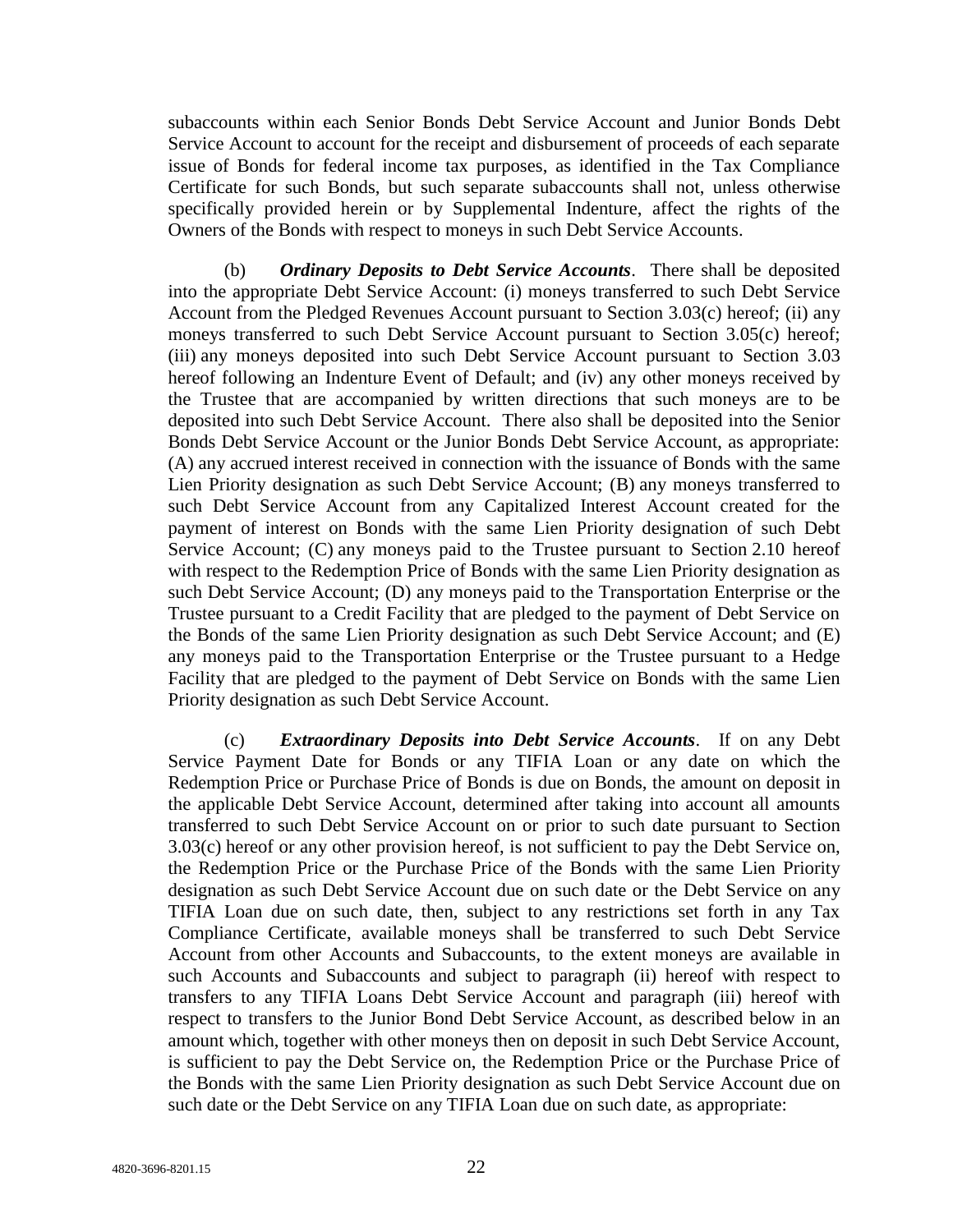subaccounts within each Senior Bonds Debt Service Account and Junior Bonds Debt Service Account to account for the receipt and disbursement of proceeds of each separate issue of Bonds for federal income tax purposes, as identified in the Tax Compliance Certificate for such Bonds, but such separate subaccounts shall not, unless otherwise specifically provided herein or by Supplemental Indenture, affect the rights of the Owners of the Bonds with respect to moneys in such Debt Service Accounts.

(b) ***Ordinary Deposits to Debt Service Accounts***. There shall be deposited into the appropriate Debt Service Account: (i) moneys transferred to such Debt Service Account from the Pledged Revenues Account pursuant to Section 3.03(c) hereof; (ii) any moneys transferred to such Debt Service Account pursuant to Section 3.05(c) hereof; (iii) any moneys deposited into such Debt Service Account pursuant to Section 3.03 hereof following an Indenture Event of Default; and (iv) any other moneys received by the Trustee that are accompanied by written directions that such moneys are to be deposited into such Debt Service Account. There also shall be deposited into the Senior Bonds Debt Service Account or the Junior Bonds Debt Service Account, as appropriate: (A) any accrued interest received in connection with the issuance of Bonds with the same Lien Priority designation as such Debt Service Account; (B) any moneys transferred to such Debt Service Account from any Capitalized Interest Account created for the payment of interest on Bonds with the same Lien Priority designation of such Debt Service Account; (C) any moneys paid to the Trustee pursuant to Section 2.10 hereof with respect to the Redemption Price of Bonds with the same Lien Priority designation as such Debt Service Account; (D) any moneys paid to the Transportation Enterprise or the Trustee pursuant to a Credit Facility that are pledged to the payment of Debt Service on the Bonds of the same Lien Priority designation as such Debt Service Account; and (E) any moneys paid to the Transportation Enterprise or the Trustee pursuant to a Hedge Facility that are pledged to the payment of Debt Service on Bonds with the same Lien Priority designation as such Debt Service Account.

(c) ***Extraordinary Deposits into Debt Service Accounts***. If on any Debt Service Payment Date for Bonds or any TIFIA Loan or any date on which the Redemption Price or Purchase Price of Bonds is due on Bonds, the amount on deposit in the applicable Debt Service Account, determined after taking into account all amounts transferred to such Debt Service Account on or prior to such date pursuant to Section 3.03(c) hereof or any other provision hereof, is not sufficient to pay the Debt Service on, the Redemption Price or the Purchase Price of the Bonds with the same Lien Priority designation as such Debt Service Account due on such date or the Debt Service on any TIFIA Loan due on such date, then, subject to any restrictions set forth in any Tax Compliance Certificate, available moneys shall be transferred to such Debt Service Account from other Accounts and Subaccounts, to the extent moneys are available in such Accounts and Subaccounts and subject to paragraph (ii) hereof with respect to transfers to any TIFIA Loans Debt Service Account and paragraph (iii) hereof with respect to transfers to the Junior Bond Debt Service Account, as described below in an amount which, together with other moneys then on deposit in such Debt Service Account, is sufficient to pay the Debt Service on, the Redemption Price or the Purchase Price of the Bonds with the same Lien Priority designation as such Debt Service Account due on such date or the Debt Service on any TIFIA Loan due on such date, as appropriate: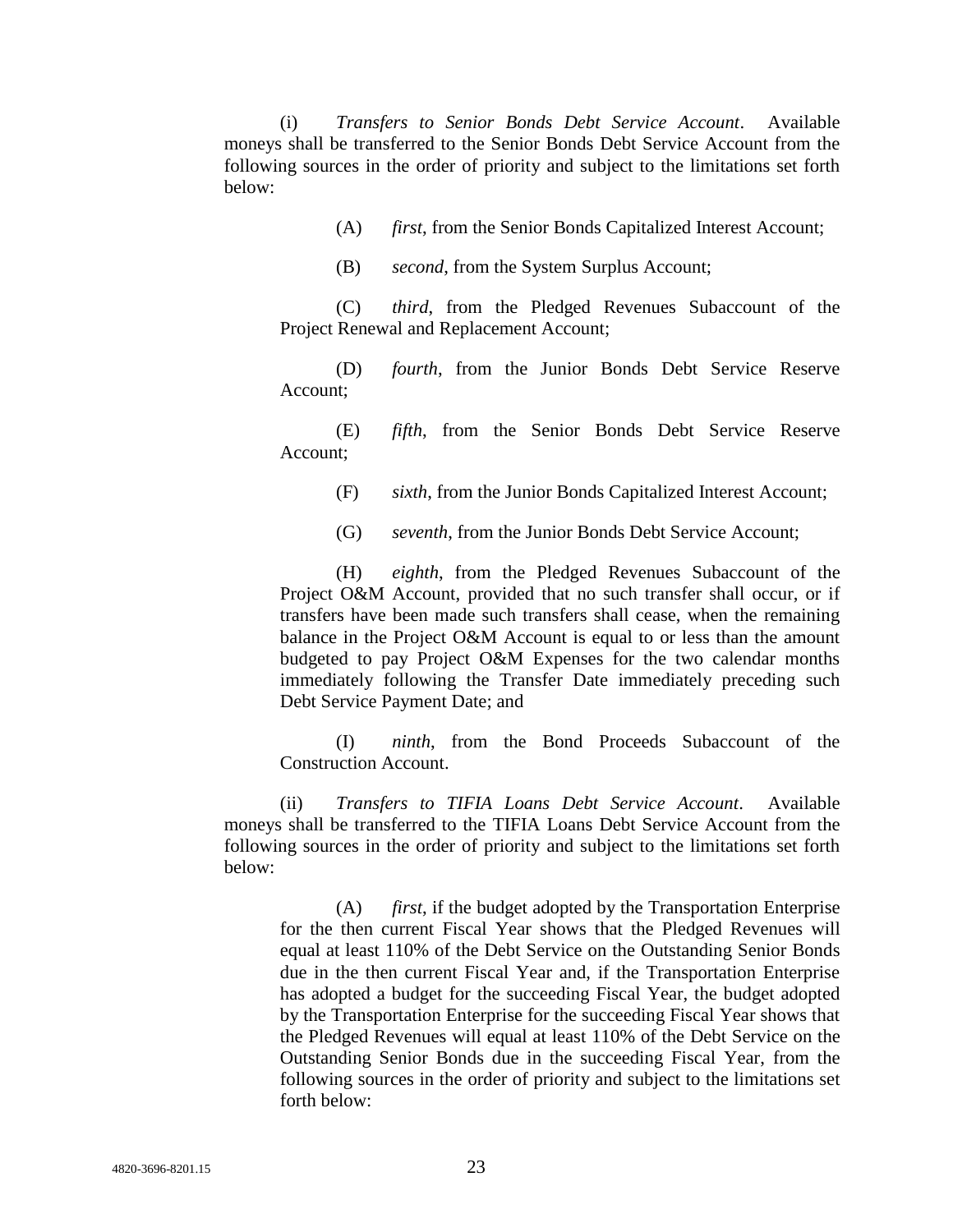(i) *Transfers to Senior Bonds Debt Service Account*. Available moneys shall be transferred to the Senior Bonds Debt Service Account from the following sources in the order of priority and subject to the limitations set forth below:

(A) *first*, from the Senior Bonds Capitalized Interest Account;

(B) *second*, from the System Surplus Account;

(C) *third*, from the Pledged Revenues Subaccount of the Project Renewal and Replacement Account;

(D) *fourth*, from the Junior Bonds Debt Service Reserve Account;

(E) *fifth*, from the Senior Bonds Debt Service Reserve Account;

(F) *sixth*, from the Junior Bonds Capitalized Interest Account;

(G) *seventh*, from the Junior Bonds Debt Service Account;

(H) *eighth*, from the Pledged Revenues Subaccount of the Project O&M Account, provided that no such transfer shall occur, or if transfers have been made such transfers shall cease, when the remaining balance in the Project O&M Account is equal to or less than the amount budgeted to pay Project O&M Expenses for the two calendar months immediately following the Transfer Date immediately preceding such Debt Service Payment Date; and

(I) *ninth*, from the Bond Proceeds Subaccount of the Construction Account.

(ii) *Transfers to TIFIA Loans Debt Service Account*. Available moneys shall be transferred to the TIFIA Loans Debt Service Account from the following sources in the order of priority and subject to the limitations set forth below:

(A) *first*, if the budget adopted by the Transportation Enterprise for the then current Fiscal Year shows that the Pledged Revenues will equal at least 110% of the Debt Service on the Outstanding Senior Bonds due in the then current Fiscal Year and, if the Transportation Enterprise has adopted a budget for the succeeding Fiscal Year, the budget adopted by the Transportation Enterprise for the succeeding Fiscal Year shows that the Pledged Revenues will equal at least 110% of the Debt Service on the Outstanding Senior Bonds due in the succeeding Fiscal Year, from the following sources in the order of priority and subject to the limitations set forth below: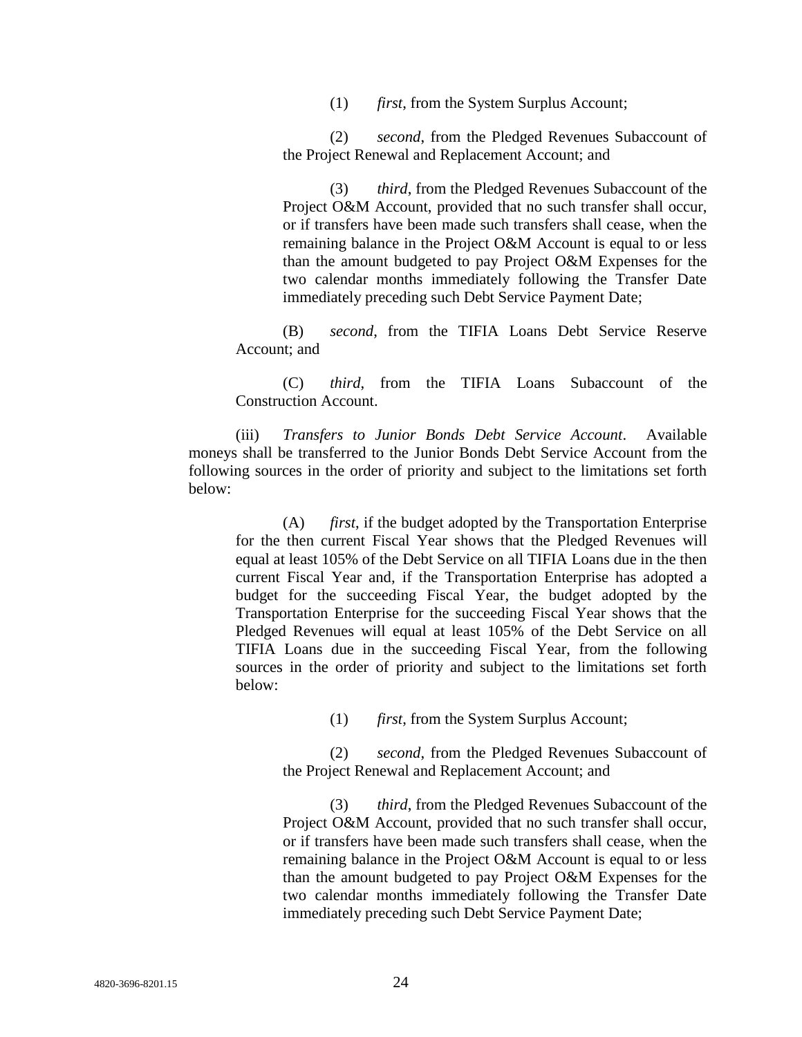(1) *first*, from the System Surplus Account;

(2) *second*, from the Pledged Revenues Subaccount of the Project Renewal and Replacement Account; and

(3) *third*, from the Pledged Revenues Subaccount of the Project O&M Account, provided that no such transfer shall occur, or if transfers have been made such transfers shall cease, when the remaining balance in the Project O&M Account is equal to or less than the amount budgeted to pay Project O&M Expenses for the two calendar months immediately following the Transfer Date immediately preceding such Debt Service Payment Date;

(B) *second*, from the TIFIA Loans Debt Service Reserve Account; and

(C) *third*, from the TIFIA Loans Subaccount of the Construction Account.

(iii) *Transfers to Junior Bonds Debt Service Account*. Available moneys shall be transferred to the Junior Bonds Debt Service Account from the following sources in the order of priority and subject to the limitations set forth below:

(A) *first*, if the budget adopted by the Transportation Enterprise for the then current Fiscal Year shows that the Pledged Revenues will equal at least 105% of the Debt Service on all TIFIA Loans due in the then current Fiscal Year and, if the Transportation Enterprise has adopted a budget for the succeeding Fiscal Year, the budget adopted by the Transportation Enterprise for the succeeding Fiscal Year shows that the Pledged Revenues will equal at least 105% of the Debt Service on all TIFIA Loans due in the succeeding Fiscal Year, from the following sources in the order of priority and subject to the limitations set forth below:

(1) *first*, from the System Surplus Account;

(2) *second*, from the Pledged Revenues Subaccount of the Project Renewal and Replacement Account; and

(3) *third*, from the Pledged Revenues Subaccount of the Project O&M Account, provided that no such transfer shall occur, or if transfers have been made such transfers shall cease, when the remaining balance in the Project O&M Account is equal to or less than the amount budgeted to pay Project O&M Expenses for the two calendar months immediately following the Transfer Date immediately preceding such Debt Service Payment Date;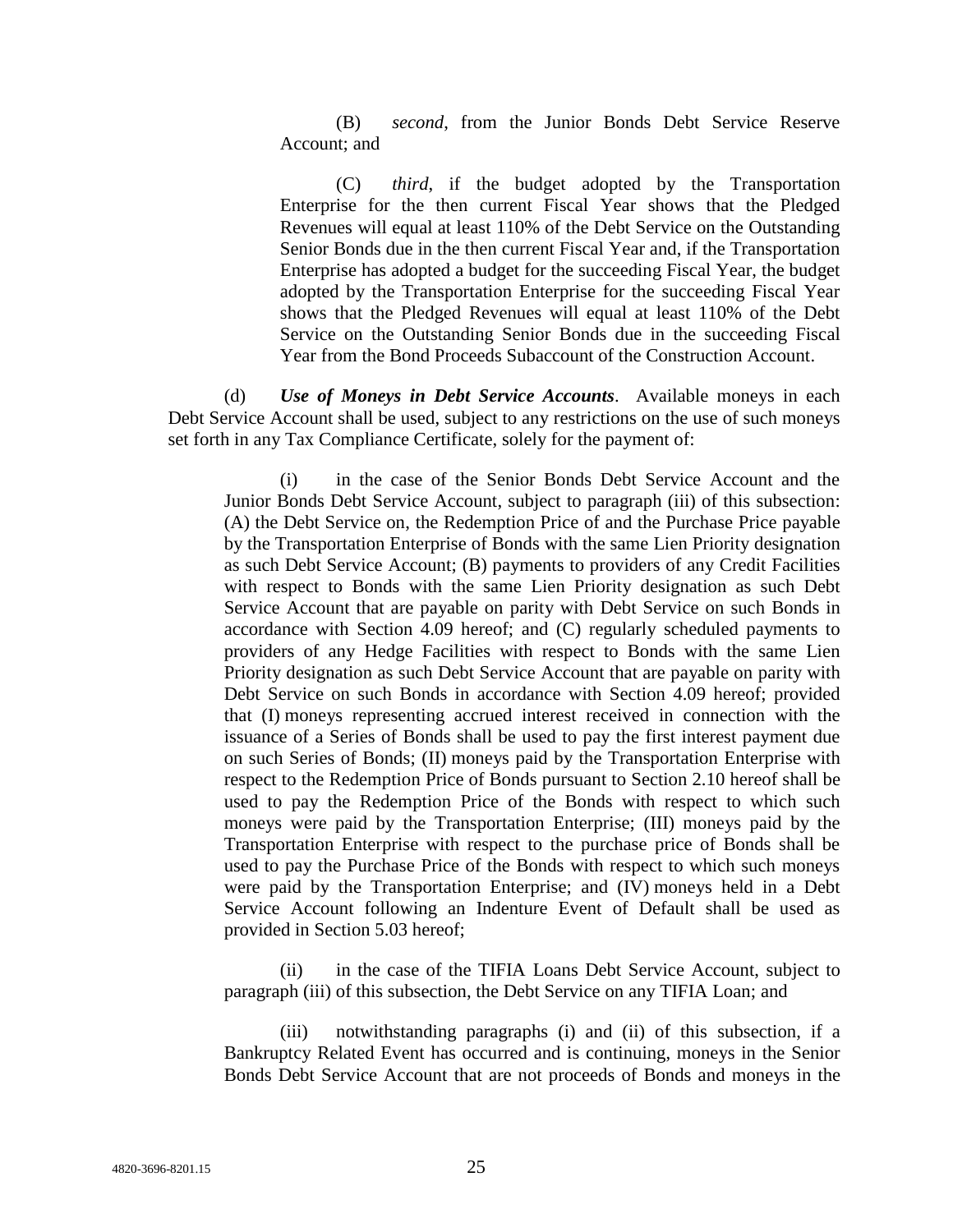(B) *second*, from the Junior Bonds Debt Service Reserve Account; and

(C) *third*, if the budget adopted by the Transportation Enterprise for the then current Fiscal Year shows that the Pledged Revenues will equal at least 110% of the Debt Service on the Outstanding Senior Bonds due in the then current Fiscal Year and, if the Transportation Enterprise has adopted a budget for the succeeding Fiscal Year, the budget adopted by the Transportation Enterprise for the succeeding Fiscal Year shows that the Pledged Revenues will equal at least 110% of the Debt Service on the Outstanding Senior Bonds due in the succeeding Fiscal Year from the Bond Proceeds Subaccount of the Construction Account.

(d) ***Use of Moneys in Debt Service Accounts***. Available moneys in each Debt Service Account shall be used, subject to any restrictions on the use of such moneys set forth in any Tax Compliance Certificate, solely for the payment of:

(i) in the case of the Senior Bonds Debt Service Account and the Junior Bonds Debt Service Account, subject to paragraph (iii) of this subsection: (A) the Debt Service on, the Redemption Price of and the Purchase Price payable by the Transportation Enterprise of Bonds with the same Lien Priority designation as such Debt Service Account; (B) payments to providers of any Credit Facilities with respect to Bonds with the same Lien Priority designation as such Debt Service Account that are payable on parity with Debt Service on such Bonds in accordance with Section 4.09 hereof; and (C) regularly scheduled payments to providers of any Hedge Facilities with respect to Bonds with the same Lien Priority designation as such Debt Service Account that are payable on parity with Debt Service on such Bonds in accordance with Section 4.09 hereof; provided that (I) moneys representing accrued interest received in connection with the issuance of a Series of Bonds shall be used to pay the first interest payment due on such Series of Bonds; (II) moneys paid by the Transportation Enterprise with respect to the Redemption Price of Bonds pursuant to Section 2.10 hereof shall be used to pay the Redemption Price of the Bonds with respect to which such moneys were paid by the Transportation Enterprise; (III) moneys paid by the Transportation Enterprise with respect to the purchase price of Bonds shall be used to pay the Purchase Price of the Bonds with respect to which such moneys were paid by the Transportation Enterprise; and (IV) moneys held in a Debt Service Account following an Indenture Event of Default shall be used as provided in Section 5.03 hereof;

(ii) in the case of the TIFIA Loans Debt Service Account, subject to paragraph (iii) of this subsection, the Debt Service on any TIFIA Loan; and

(iii) notwithstanding paragraphs (i) and (ii) of this subsection, if a Bankruptcy Related Event has occurred and is continuing, moneys in the Senior Bonds Debt Service Account that are not proceeds of Bonds and moneys in the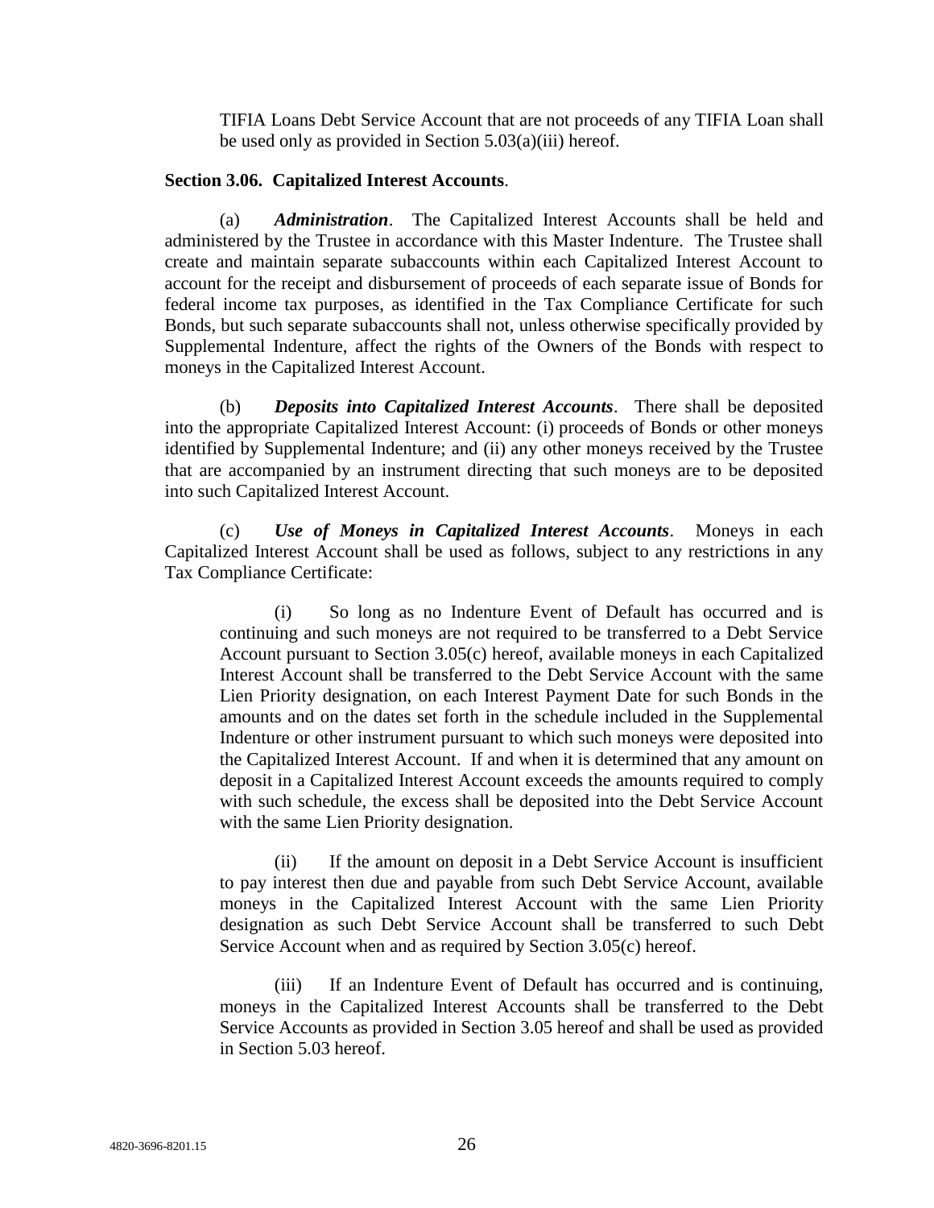TIFIA Loans Debt Service Account that are not proceeds of any TIFIA Loan shall be used only as provided in Section 5.03(a)(iii) hereof.

**Section 3.06. Capitalized Interest Accounts**.

(a) ***Administration***. The Capitalized Interest Accounts shall be held and administered by the Trustee in accordance with this Master Indenture. The Trustee shall create and maintain separate subaccounts within each Capitalized Interest Account to account for the receipt and disbursement of proceeds of each separate issue of Bonds for federal income tax purposes, as identified in the Tax Compliance Certificate for such Bonds, but such separate subaccounts shall not, unless otherwise specifically provided by Supplemental Indenture, affect the rights of the Owners of the Bonds with respect to moneys in the Capitalized Interest Account.

(b) ***Deposits into Capitalized Interest Accounts***. There shall be deposited into the appropriate Capitalized Interest Account: (i) proceeds of Bonds or other moneys identified by Supplemental Indenture; and (ii) any other moneys received by the Trustee that are accompanied by an instrument directing that such moneys are to be deposited into such Capitalized Interest Account.

(c) ***Use of Moneys in Capitalized Interest Accounts***. Moneys in each Capitalized Interest Account shall be used as follows, subject to any restrictions in any Tax Compliance Certificate:

(i) So long as no Indenture Event of Default has occurred and is continuing and such moneys are not required to be transferred to a Debt Service Account pursuant to Section 3.05(c) hereof, available moneys in each Capitalized Interest Account shall be transferred to the Debt Service Account with the same Lien Priority designation, on each Interest Payment Date for such Bonds in the amounts and on the dates set forth in the schedule included in the Supplemental Indenture or other instrument pursuant to which such moneys were deposited into the Capitalized Interest Account. If and when it is determined that any amount on deposit in a Capitalized Interest Account exceeds the amounts required to comply with such schedule, the excess shall be deposited into the Debt Service Account with the same Lien Priority designation.

(ii) If the amount on deposit in a Debt Service Account is insufficient to pay interest then due and payable from such Debt Service Account, available moneys in the Capitalized Interest Account with the same Lien Priority designation as such Debt Service Account shall be transferred to such Debt Service Account when and as required by Section 3.05(c) hereof.

(iii) If an Indenture Event of Default has occurred and is continuing, moneys in the Capitalized Interest Accounts shall be transferred to the Debt Service Accounts as provided in Section 3.05 hereof and shall be used as provided in Section 5.03 hereof.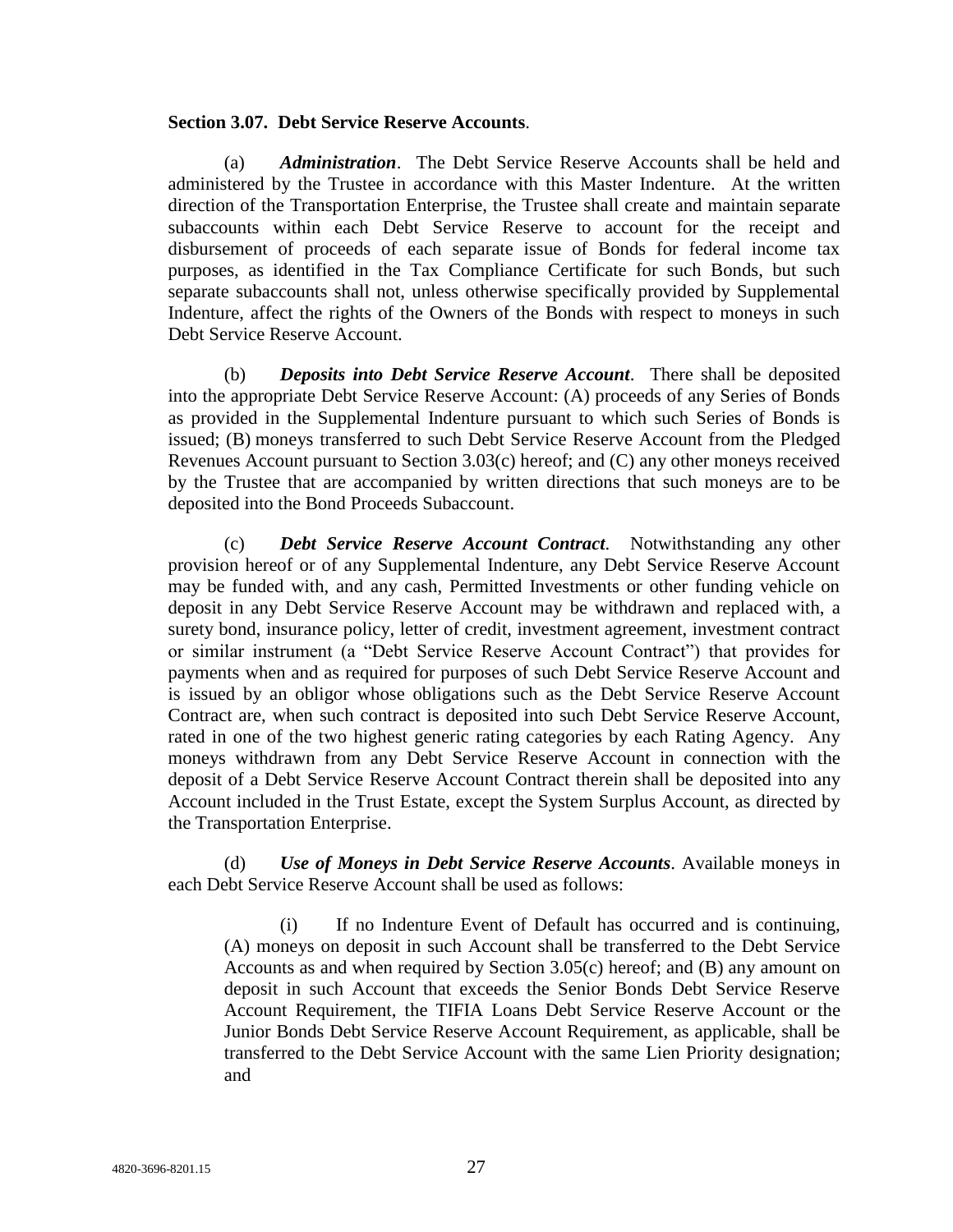**Section 3.07. Debt Service Reserve Accounts**.

(a) ***Administration***. The Debt Service Reserve Accounts shall be held and administered by the Trustee in accordance with this Master Indenture. At the written direction of the Transportation Enterprise, the Trustee shall create and maintain separate subaccounts within each Debt Service Reserve to account for the receipt and disbursement of proceeds of each separate issue of Bonds for federal income tax purposes, as identified in the Tax Compliance Certificate for such Bonds, but such separate subaccounts shall not, unless otherwise specifically provided by Supplemental Indenture, affect the rights of the Owners of the Bonds with respect to moneys in such Debt Service Reserve Account.

(b) ***Deposits into Debt Service Reserve Account***. There shall be deposited into the appropriate Debt Service Reserve Account: (A) proceeds of any Series of Bonds as provided in the Supplemental Indenture pursuant to which such Series of Bonds is issued; (B) moneys transferred to such Debt Service Reserve Account from the Pledged Revenues Account pursuant to Section 3.03(c) hereof; and (C) any other moneys received by the Trustee that are accompanied by written directions that such moneys are to be deposited into the Bond Proceeds Subaccount.

(c) ***Debt Service Reserve Account Contract***. Notwithstanding any other provision hereof or of any Supplemental Indenture, any Debt Service Reserve Account may be funded with, and any cash, Permitted Investments or other funding vehicle on deposit in any Debt Service Reserve Account may be withdrawn and replaced with, a surety bond, insurance policy, letter of credit, investment agreement, investment contract or similar instrument (a "Debt Service Reserve Account Contract") that provides for payments when and as required for purposes of such Debt Service Reserve Account and is issued by an obligor whose obligations such as the Debt Service Reserve Account Contract are, when such contract is deposited into such Debt Service Reserve Account, rated in one of the two highest generic rating categories by each Rating Agency. Any moneys withdrawn from any Debt Service Reserve Account in connection with the deposit of a Debt Service Reserve Account Contract therein shall be deposited into any Account included in the Trust Estate, except the System Surplus Account, as directed by the Transportation Enterprise.

(d) ***Use of Moneys in Debt Service Reserve Accounts***. Available moneys in each Debt Service Reserve Account shall be used as follows:

(i) If no Indenture Event of Default has occurred and is continuing, (A) moneys on deposit in such Account shall be transferred to the Debt Service Accounts as and when required by Section 3.05(c) hereof; and (B) any amount on deposit in such Account that exceeds the Senior Bonds Debt Service Reserve Account Requirement, the TIFIA Loans Debt Service Reserve Account or the Junior Bonds Debt Service Reserve Account Requirement, as applicable, shall be transferred to the Debt Service Account with the same Lien Priority designation; and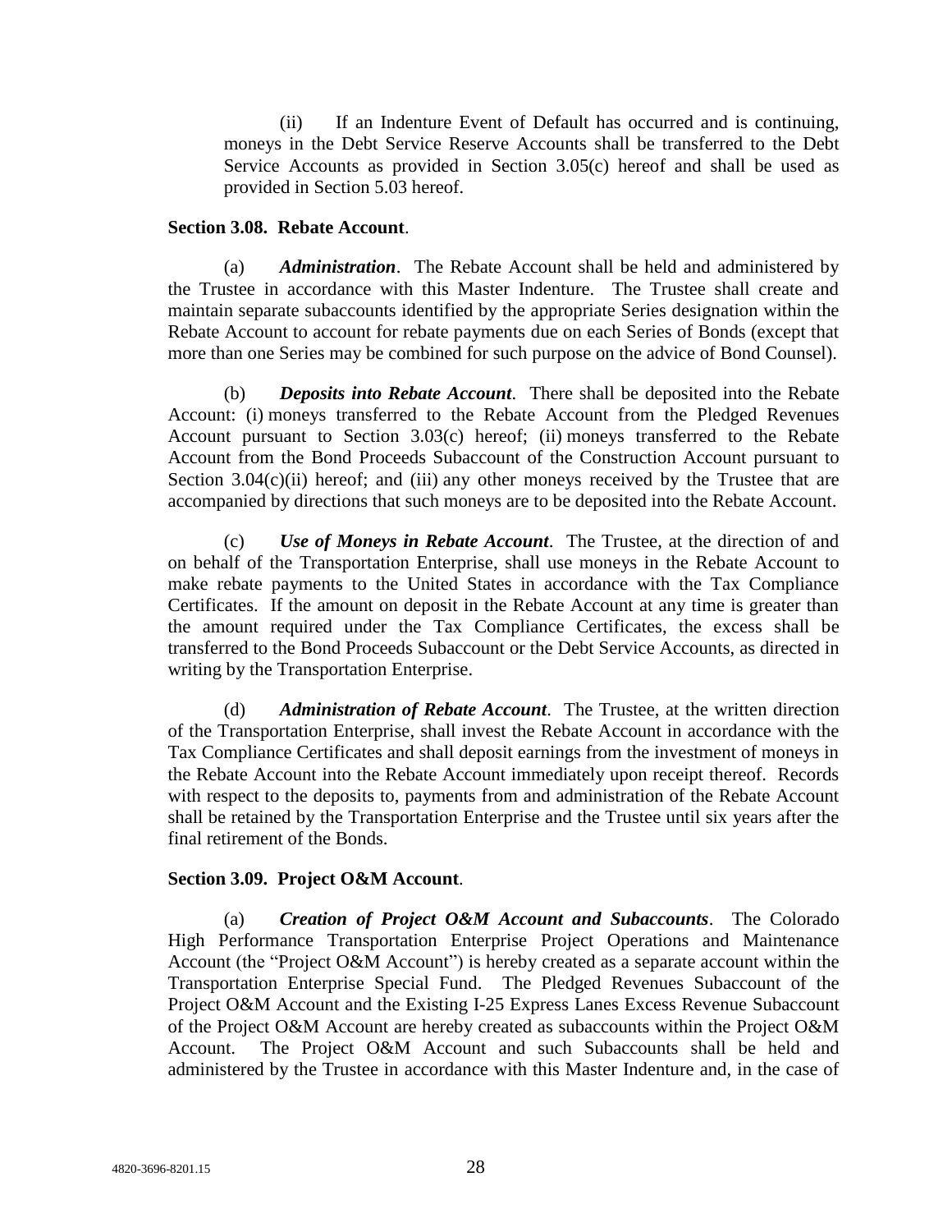(ii) If an Indenture Event of Default has occurred and is continuing, moneys in the Debt Service Reserve Accounts shall be transferred to the Debt Service Accounts as provided in Section 3.05(c) hereof and shall be used as provided in Section 5.03 hereof.

**Section 3.08. Rebate Account**.

(a) ***Administration***. The Rebate Account shall be held and administered by the Trustee in accordance with this Master Indenture. The Trustee shall create and maintain separate subaccounts identified by the appropriate Series designation within the Rebate Account to account for rebate payments due on each Series of Bonds (except that more than one Series may be combined for such purpose on the advice of Bond Counsel).

(b) ***Deposits into Rebate Account***. There shall be deposited into the Rebate Account: (i) moneys transferred to the Rebate Account from the Pledged Revenues Account pursuant to Section 3.03(c) hereof; (ii) moneys transferred to the Rebate Account from the Bond Proceeds Subaccount of the Construction Account pursuant to Section 3.04(c)(ii) hereof; and (iii) any other moneys received by the Trustee that are accompanied by directions that such moneys are to be deposited into the Rebate Account.

(c) ***Use of Moneys in Rebate Account***. The Trustee, at the direction of and on behalf of the Transportation Enterprise, shall use moneys in the Rebate Account to make rebate payments to the United States in accordance with the Tax Compliance Certificates. If the amount on deposit in the Rebate Account at any time is greater than the amount required under the Tax Compliance Certificates, the excess shall be transferred to the Bond Proceeds Subaccount or the Debt Service Accounts, as directed in writing by the Transportation Enterprise.

(d) ***Administration of Rebate Account***. The Trustee, at the written direction of the Transportation Enterprise, shall invest the Rebate Account in accordance with the Tax Compliance Certificates and shall deposit earnings from the investment of moneys in the Rebate Account into the Rebate Account immediately upon receipt thereof. Records with respect to the deposits to, payments from and administration of the Rebate Account shall be retained by the Transportation Enterprise and the Trustee until six years after the final retirement of the Bonds.

**Section 3.09. Project O&M Account**.

(a) ***Creation of Project O&M Account and Subaccounts***. The Colorado High Performance Transportation Enterprise Project Operations and Maintenance Account (the "Project O&M Account") is hereby created as a separate account within the Transportation Enterprise Special Fund. The Pledged Revenues Subaccount of the Project O&M Account and the Existing I-25 Express Lanes Excess Revenue Subaccount of the Project O&M Account are hereby created as subaccounts within the Project O&M Account. The Project O&M Account and such Subaccounts shall be held and administered by the Trustee in accordance with this Master Indenture and, in the case of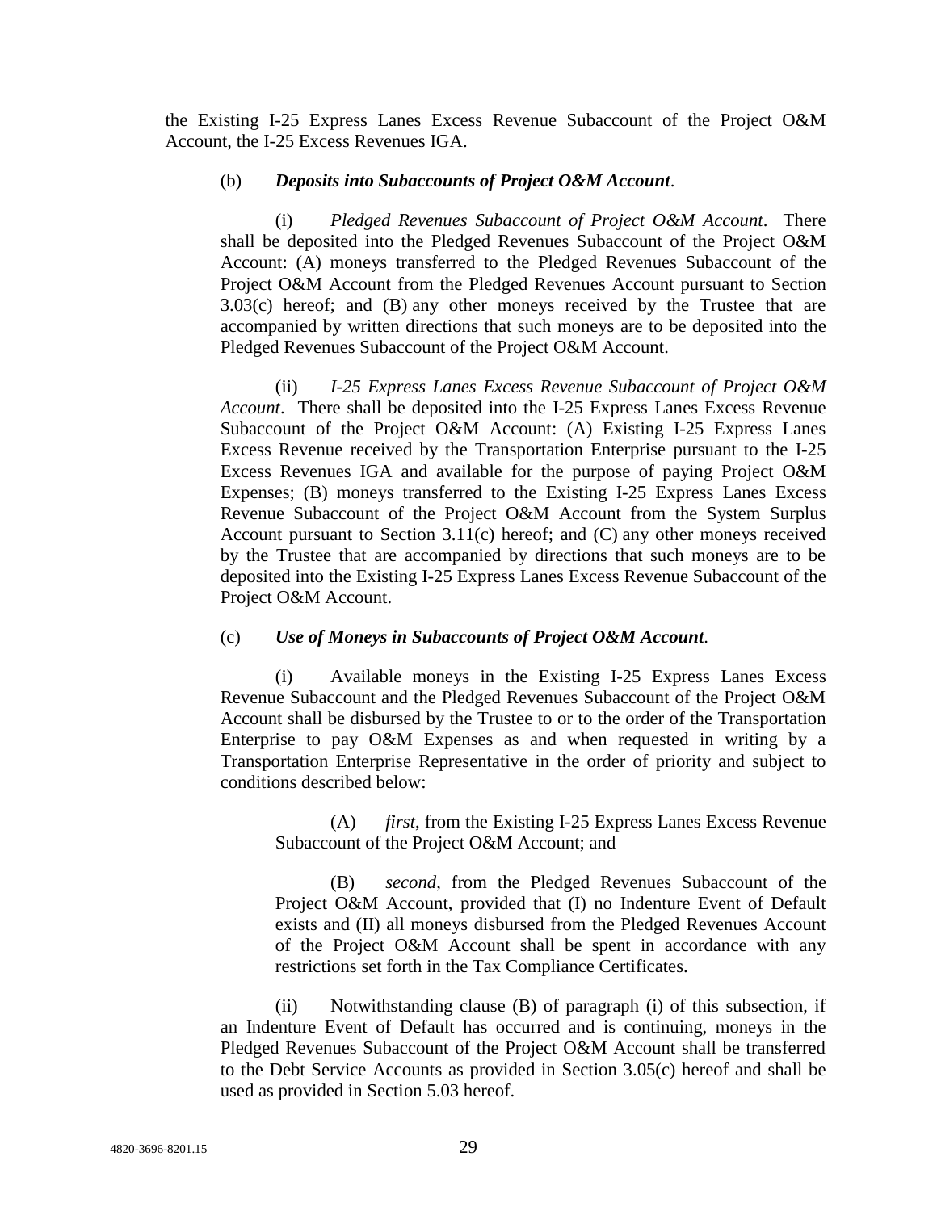the Existing I-25 Express Lanes Excess Revenue Subaccount of the Project O&M Account, the I-25 Excess Revenues IGA.

(b) ***Deposits into Subaccounts of Project O&M Account***.

(i) *Pledged Revenues Subaccount of Project O&M Account*. There shall be deposited into the Pledged Revenues Subaccount of the Project O&M Account: (A) moneys transferred to the Pledged Revenues Subaccount of the Project O&M Account from the Pledged Revenues Account pursuant to Section 3.03(c) hereof; and (B) any other moneys received by the Trustee that are accompanied by written directions that such moneys are to be deposited into the Pledged Revenues Subaccount of the Project O&M Account.

(ii) *I-25 Express Lanes Excess Revenue Subaccount of Project O&M Account*. There shall be deposited into the I-25 Express Lanes Excess Revenue Subaccount of the Project O&M Account: (A) Existing I-25 Express Lanes Excess Revenue received by the Transportation Enterprise pursuant to the I-25 Excess Revenues IGA and available for the purpose of paying Project O&M Expenses; (B) moneys transferred to the Existing I-25 Express Lanes Excess Revenue Subaccount of the Project O&M Account from the System Surplus Account pursuant to Section 3.11(c) hereof; and (C) any other moneys received by the Trustee that are accompanied by directions that such moneys are to be deposited into the Existing I-25 Express Lanes Excess Revenue Subaccount of the Project O&M Account.

(c) ***Use of Moneys in Subaccounts of Project O&M Account***.

(i) Available moneys in the Existing I-25 Express Lanes Excess Revenue Subaccount and the Pledged Revenues Subaccount of the Project O&M Account shall be disbursed by the Trustee to or to the order of the Transportation Enterprise to pay O&M Expenses as and when requested in writing by a Transportation Enterprise Representative in the order of priority and subject to conditions described below:

(A) *first*, from the Existing I-25 Express Lanes Excess Revenue Subaccount of the Project O&M Account; and

(B) *second*, from the Pledged Revenues Subaccount of the Project O&M Account, provided that (I) no Indenture Event of Default exists and (II) all moneys disbursed from the Pledged Revenues Account of the Project O&M Account shall be spent in accordance with any restrictions set forth in the Tax Compliance Certificates.

(ii) Notwithstanding clause (B) of paragraph (i) of this subsection, if an Indenture Event of Default has occurred and is continuing, moneys in the Pledged Revenues Subaccount of the Project O&M Account shall be transferred to the Debt Service Accounts as provided in Section 3.05(c) hereof and shall be used as provided in Section 5.03 hereof.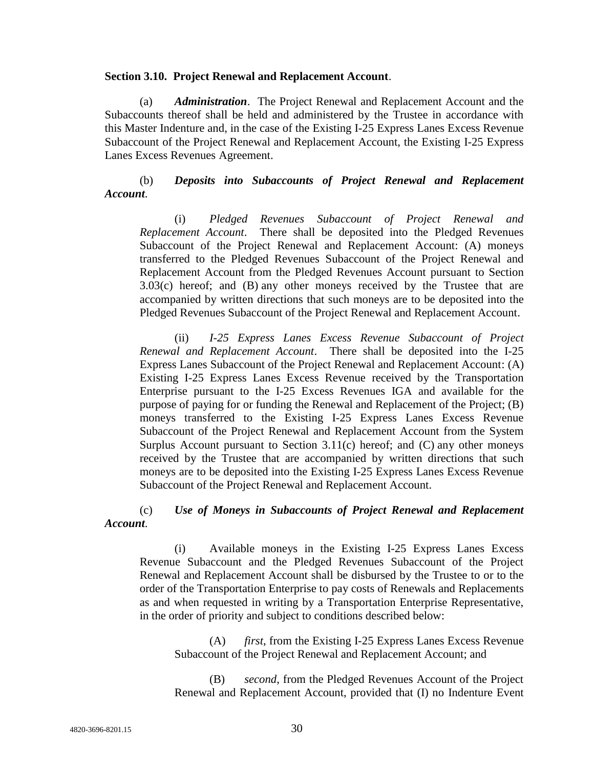**Section 3.10. Project Renewal and Replacement Account**.

(a) ***Administration***. The Project Renewal and Replacement Account and the Subaccounts thereof shall be held and administered by the Trustee in accordance with this Master Indenture and, in the case of the Existing I-25 Express Lanes Excess Revenue Subaccount of the Project Renewal and Replacement Account, the Existing I-25 Express Lanes Excess Revenues Agreement.

(b) ***Deposits into Subaccounts of Project Renewal and Replacement Account***.

(i) *Pledged Revenues Subaccount of Project Renewal and Replacement Account*. There shall be deposited into the Pledged Revenues Subaccount of the Project Renewal and Replacement Account: (A) moneys transferred to the Pledged Revenues Subaccount of the Project Renewal and Replacement Account from the Pledged Revenues Account pursuant to Section 3.03(c) hereof; and (B) any other moneys received by the Trustee that are accompanied by written directions that such moneys are to be deposited into the Pledged Revenues Subaccount of the Project Renewal and Replacement Account.

(ii) *I-25 Express Lanes Excess Revenue Subaccount of Project Renewal and Replacement Account*. There shall be deposited into the I-25 Express Lanes Subaccount of the Project Renewal and Replacement Account: (A) Existing I-25 Express Lanes Excess Revenue received by the Transportation Enterprise pursuant to the I-25 Excess Revenues IGA and available for the purpose of paying for or funding the Renewal and Replacement of the Project; (B) moneys transferred to the Existing I-25 Express Lanes Excess Revenue Subaccount of the Project Renewal and Replacement Account from the System Surplus Account pursuant to Section 3.11(c) hereof; and (C) any other moneys received by the Trustee that are accompanied by written directions that such moneys are to be deposited into the Existing I-25 Express Lanes Excess Revenue Subaccount of the Project Renewal and Replacement Account.

(c) ***Use of Moneys in Subaccounts of Project Renewal and Replacement Account***.

(i) Available moneys in the Existing I-25 Express Lanes Excess Revenue Subaccount and the Pledged Revenues Subaccount of the Project Renewal and Replacement Account shall be disbursed by the Trustee to or to the order of the Transportation Enterprise to pay costs of Renewals and Replacements as and when requested in writing by a Transportation Enterprise Representative, in the order of priority and subject to conditions described below:

(A) *first*, from the Existing I-25 Express Lanes Excess Revenue Subaccount of the Project Renewal and Replacement Account; and

(B) *second*, from the Pledged Revenues Account of the Project Renewal and Replacement Account, provided that (I) no Indenture Event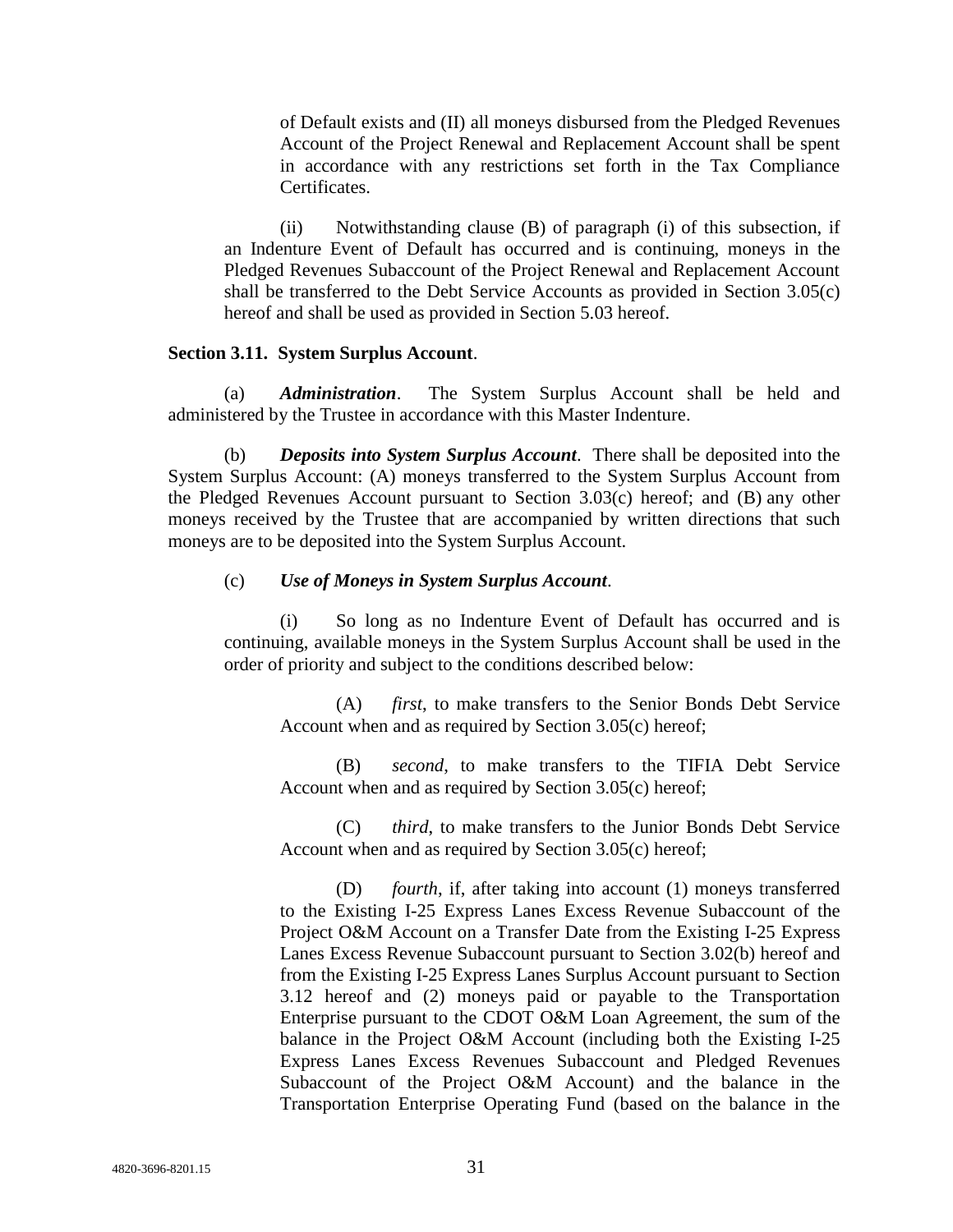of Default exists and (II) all moneys disbursed from the Pledged Revenues Account of the Project Renewal and Replacement Account shall be spent in accordance with any restrictions set forth in the Tax Compliance Certificates.

(ii) Notwithstanding clause (B) of paragraph (i) of this subsection, if an Indenture Event of Default has occurred and is continuing, moneys in the Pledged Revenues Subaccount of the Project Renewal and Replacement Account shall be transferred to the Debt Service Accounts as provided in Section 3.05(c) hereof and shall be used as provided in Section 5.03 hereof.

**Section 3.11. System Surplus Account**.

(a) ***Administration***. The System Surplus Account shall be held and administered by the Trustee in accordance with this Master Indenture.

(b) ***Deposits into System Surplus Account***. There shall be deposited into the System Surplus Account: (A) moneys transferred to the System Surplus Account from the Pledged Revenues Account pursuant to Section 3.03(c) hereof; and (B) any other moneys received by the Trustee that are accompanied by written directions that such moneys are to be deposited into the System Surplus Account.

(c) ***Use of Moneys in System Surplus Account***.

(i) So long as no Indenture Event of Default has occurred and is continuing, available moneys in the System Surplus Account shall be used in the order of priority and subject to the conditions described below:

(A) *first*, to make transfers to the Senior Bonds Debt Service Account when and as required by Section 3.05(c) hereof;

(B) *second*, to make transfers to the TIFIA Debt Service Account when and as required by Section 3.05(c) hereof;

(C) *third*, to make transfers to the Junior Bonds Debt Service Account when and as required by Section 3.05(c) hereof;

(D) *fourth*, if, after taking into account (1) moneys transferred to the Existing I-25 Express Lanes Excess Revenue Subaccount of the Project O&M Account on a Transfer Date from the Existing I-25 Express Lanes Excess Revenue Subaccount pursuant to Section 3.02(b) hereof and from the Existing I-25 Express Lanes Surplus Account pursuant to Section 3.12 hereof and (2) moneys paid or payable to the Transportation Enterprise pursuant to the CDOT O&M Loan Agreement, the sum of the balance in the Project O&M Account (including both the Existing I-25 Express Lanes Excess Revenues Subaccount and Pledged Revenues Subaccount of the Project O&M Account) and the balance in the Transportation Enterprise Operating Fund (based on the balance in the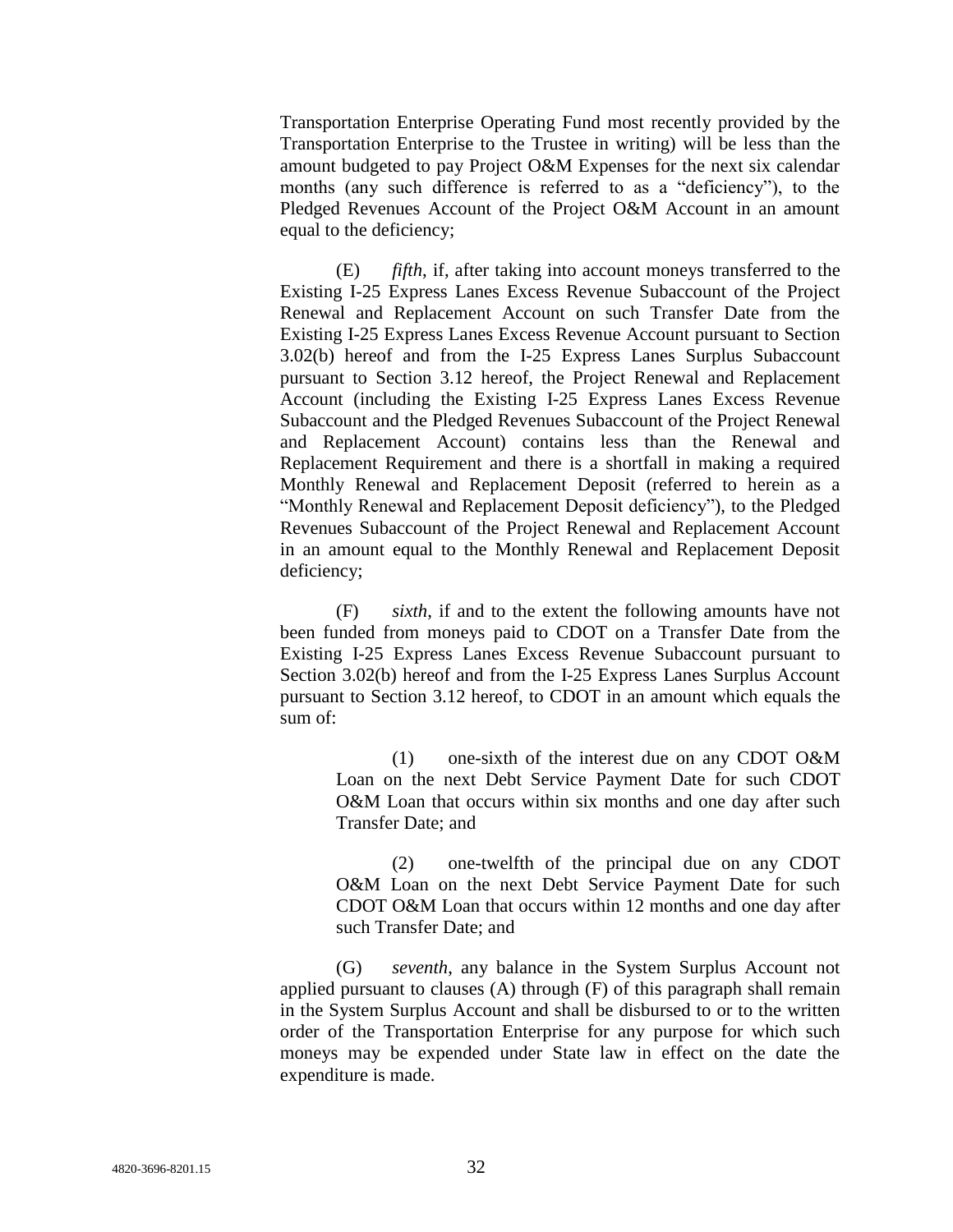Transportation Enterprise Operating Fund most recently provided by the Transportation Enterprise to the Trustee in writing) will be less than the amount budgeted to pay Project O&M Expenses for the next six calendar months (any such difference is referred to as a "deficiency"), to the Pledged Revenues Account of the Project O&M Account in an amount equal to the deficiency;

(E) *fifth*, if, after taking into account moneys transferred to the Existing I-25 Express Lanes Excess Revenue Subaccount of the Project Renewal and Replacement Account on such Transfer Date from the Existing I-25 Express Lanes Excess Revenue Account pursuant to Section 3.02(b) hereof and from the I-25 Express Lanes Surplus Subaccount pursuant to Section 3.12 hereof, the Project Renewal and Replacement Account (including the Existing I-25 Express Lanes Excess Revenue Subaccount and the Pledged Revenues Subaccount of the Project Renewal and Replacement Account) contains less than the Renewal and Replacement Requirement and there is a shortfall in making a required Monthly Renewal and Replacement Deposit (referred to herein as a "Monthly Renewal and Replacement Deposit deficiency"), to the Pledged Revenues Subaccount of the Project Renewal and Replacement Account in an amount equal to the Monthly Renewal and Replacement Deposit deficiency;

(F) *sixth*, if and to the extent the following amounts have not been funded from moneys paid to CDOT on a Transfer Date from the Existing I-25 Express Lanes Excess Revenue Subaccount pursuant to Section 3.02(b) hereof and from the I-25 Express Lanes Surplus Account pursuant to Section 3.12 hereof, to CDOT in an amount which equals the sum of:

> (1) one-sixth of the interest due on any CDOT O&M Loan on the next Debt Service Payment Date for such CDOT O&M Loan that occurs within six months and one day after such Transfer Date; and
>
> (2) one-twelfth of the principal due on any CDOT O&M Loan on the next Debt Service Payment Date for such CDOT O&M Loan that occurs within 12 months and one day after such Transfer Date; and

(G) *seventh*, any balance in the System Surplus Account not applied pursuant to clauses (A) through (F) of this paragraph shall remain in the System Surplus Account and shall be disbursed to or to the written order of the Transportation Enterprise for any purpose for which such moneys may be expended under State law in effect on the date the expenditure is made.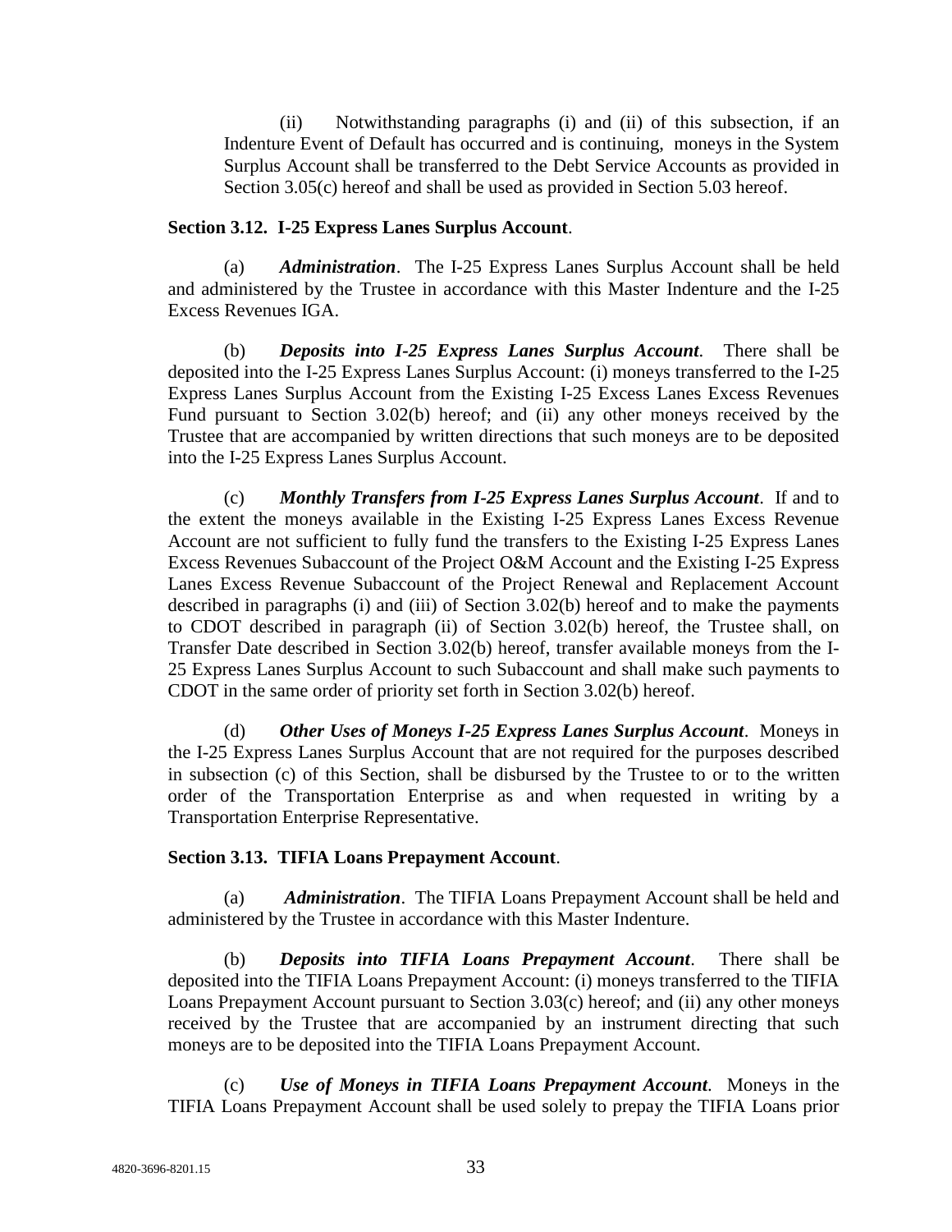(ii) Notwithstanding paragraphs (i) and (ii) of this subsection, if an Indenture Event of Default has occurred and is continuing, moneys in the System Surplus Account shall be transferred to the Debt Service Accounts as provided in Section 3.05(c) hereof and shall be used as provided in Section 5.03 hereof.

**Section 3.12. I-25 Express Lanes Surplus Account**.

(a) ***Administration***. The I-25 Express Lanes Surplus Account shall be held and administered by the Trustee in accordance with this Master Indenture and the I-25 Excess Revenues IGA.

(b) ***Deposits into I-25 Express Lanes Surplus Account***. There shall be deposited into the I-25 Express Lanes Surplus Account: (i) moneys transferred to the I-25 Express Lanes Surplus Account from the Existing I-25 Excess Lanes Excess Revenues Fund pursuant to Section 3.02(b) hereof; and (ii) any other moneys received by the Trustee that are accompanied by written directions that such moneys are to be deposited into the I-25 Express Lanes Surplus Account.

(c) ***Monthly Transfers from I-25 Express Lanes Surplus Account***. If and to the extent the moneys available in the Existing I-25 Express Lanes Excess Revenue Account are not sufficient to fully fund the transfers to the Existing I-25 Express Lanes Excess Revenues Subaccount of the Project O&M Account and the Existing I-25 Express Lanes Excess Revenue Subaccount of the Project Renewal and Replacement Account described in paragraphs (i) and (iii) of Section 3.02(b) hereof and to make the payments to CDOT described in paragraph (ii) of Section 3.02(b) hereof, the Trustee shall, on Transfer Date described in Section 3.02(b) hereof, transfer available moneys from the I-25 Express Lanes Surplus Account to such Subaccount and shall make such payments to CDOT in the same order of priority set forth in Section 3.02(b) hereof.

(d) ***Other Uses of Moneys I-25 Express Lanes Surplus Account***. Moneys in the I-25 Express Lanes Surplus Account that are not required for the purposes described in subsection (c) of this Section, shall be disbursed by the Trustee to or to the written order of the Transportation Enterprise as and when requested in writing by a Transportation Enterprise Representative.

**Section 3.13. TIFIA Loans Prepayment Account**.

(a) ***Administration***. The TIFIA Loans Prepayment Account shall be held and administered by the Trustee in accordance with this Master Indenture.

(b) ***Deposits into TIFIA Loans Prepayment Account***. There shall be deposited into the TIFIA Loans Prepayment Account: (i) moneys transferred to the TIFIA Loans Prepayment Account pursuant to Section 3.03(c) hereof; and (ii) any other moneys received by the Trustee that are accompanied by an instrument directing that such moneys are to be deposited into the TIFIA Loans Prepayment Account.

(c) ***Use of Moneys in TIFIA Loans Prepayment Account***. Moneys in the TIFIA Loans Prepayment Account shall be used solely to prepay the TIFIA Loans prior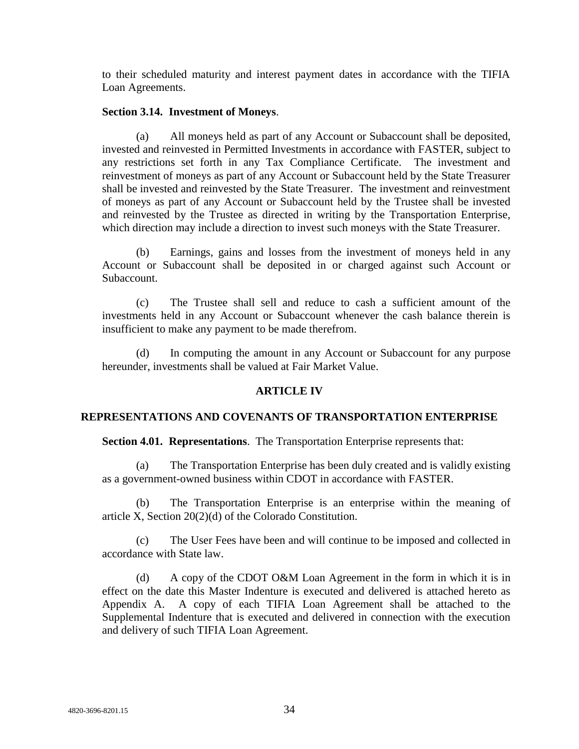to their scheduled maturity and interest payment dates in accordance with the TIFIA Loan Agreements.

**Section 3.14. Investment of Moneys**.

(a) All moneys held as part of any Account or Subaccount shall be deposited, invested and reinvested in Permitted Investments in accordance with FASTER, subject to any restrictions set forth in any Tax Compliance Certificate. The investment and reinvestment of moneys as part of any Account or Subaccount held by the State Treasurer shall be invested and reinvested by the State Treasurer. The investment and reinvestment of moneys as part of any Account or Subaccount held by the Trustee shall be invested and reinvested by the Trustee as directed in writing by the Transportation Enterprise, which direction may include a direction to invest such moneys with the State Treasurer.

(b) Earnings, gains and losses from the investment of moneys held in any Account or Subaccount shall be deposited in or charged against such Account or Subaccount.

(c) The Trustee shall sell and reduce to cash a sufficient amount of the investments held in any Account or Subaccount whenever the cash balance therein is insufficient to make any payment to be made therefrom.

(d) In computing the amount in any Account or Subaccount for any purpose hereunder, investments shall be valued at Fair Market Value.

## ARTICLE IV

## REPRESENTATIONS AND COVENANTS OF TRANSPORTATION ENTERPRISE

**Section 4.01. Representations**. The Transportation Enterprise represents that:

(a) The Transportation Enterprise has been duly created and is validly existing as a government-owned business within CDOT in accordance with FASTER.

(b) The Transportation Enterprise is an enterprise within the meaning of article X, Section 20(2)(d) of the Colorado Constitution.

(c) The User Fees have been and will continue to be imposed and collected in accordance with State law.

(d) A copy of the CDOT O&M Loan Agreement in the form in which it is in effect on the date this Master Indenture is executed and delivered is attached hereto as Appendix A. A copy of each TIFIA Loan Agreement shall be attached to the Supplemental Indenture that is executed and delivered in connection with the execution and delivery of such TIFIA Loan Agreement.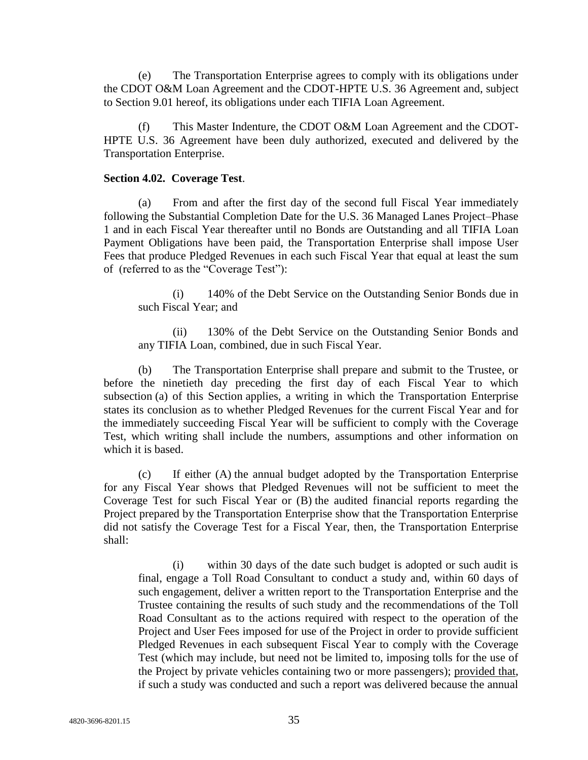(e) The Transportation Enterprise agrees to comply with its obligations under the CDOT O&M Loan Agreement and the CDOT-HPTE U.S. 36 Agreement and, subject to Section 9.01 hereof, its obligations under each TIFIA Loan Agreement.

(f) This Master Indenture, the CDOT O&M Loan Agreement and the CDOT-HPTE U.S. 36 Agreement have been duly authorized, executed and delivered by the Transportation Enterprise.

**Section 4.02. Coverage Test**.

(a) From and after the first day of the second full Fiscal Year immediately following the Substantial Completion Date for the U.S. 36 Managed Lanes Project–Phase 1 and in each Fiscal Year thereafter until no Bonds are Outstanding and all TIFIA Loan Payment Obligations have been paid, the Transportation Enterprise shall impose User Fees that produce Pledged Revenues in each such Fiscal Year that equal at least the sum of (referred to as the "Coverage Test"):

> (i) 140% of the Debt Service on the Outstanding Senior Bonds due in such Fiscal Year; and
>
> (ii) 130% of the Debt Service on the Outstanding Senior Bonds and any TIFIA Loan, combined, due in such Fiscal Year.

(b) The Transportation Enterprise shall prepare and submit to the Trustee, or before the ninetieth day preceding the first day of each Fiscal Year to which subsection (a) of this Section applies, a writing in which the Transportation Enterprise states its conclusion as to whether Pledged Revenues for the current Fiscal Year and for the immediately succeeding Fiscal Year will be sufficient to comply with the Coverage Test, which writing shall include the numbers, assumptions and other information on which it is based.

(c) If either (A) the annual budget adopted by the Transportation Enterprise for any Fiscal Year shows that Pledged Revenues will not be sufficient to meet the Coverage Test for such Fiscal Year or (B) the audited financial reports regarding the Project prepared by the Transportation Enterprise show that the Transportation Enterprise did not satisfy the Coverage Test for a Fiscal Year, then, the Transportation Enterprise shall:

> (i) within 30 days of the date such budget is adopted or such audit is final, engage a Toll Road Consultant to conduct a study and, within 60 days of such engagement, deliver a written report to the Transportation Enterprise and the Trustee containing the results of such study and the recommendations of the Toll Road Consultant as to the actions required with respect to the operation of the Project and User Fees imposed for use of the Project in order to provide sufficient Pledged Revenues in each subsequent Fiscal Year to comply with the Coverage Test (which may include, but need not be limited to, imposing tolls for the use of the Project by private vehicles containing two or more passengers); provided that, if such a study was conducted and such a report was delivered because the annual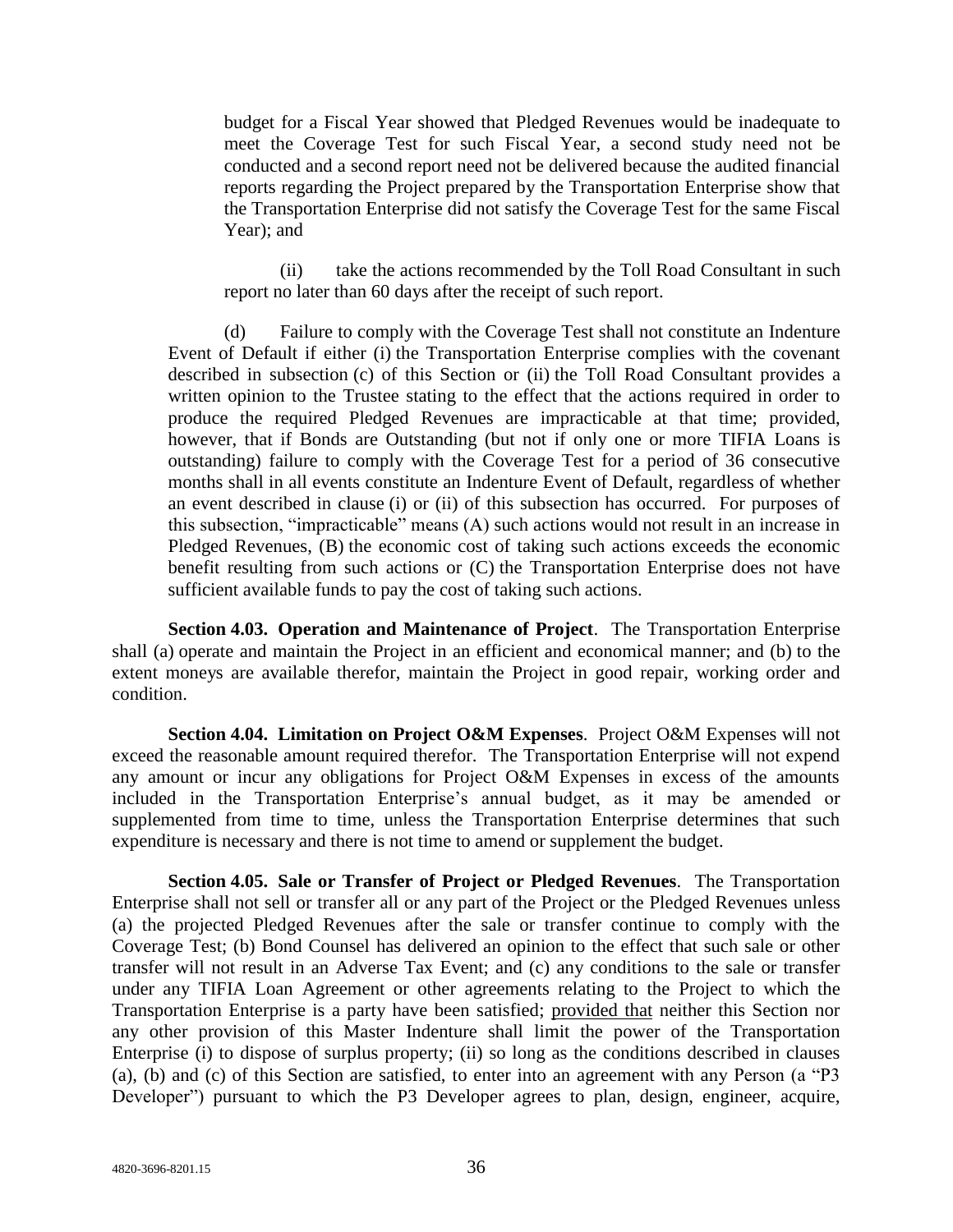budget for a Fiscal Year showed that Pledged Revenues would be inadequate to meet the Coverage Test for such Fiscal Year, a second study need not be conducted and a second report need not be delivered because the audited financial reports regarding the Project prepared by the Transportation Enterprise show that the Transportation Enterprise did not satisfy the Coverage Test for the same Fiscal Year); and

(ii) take the actions recommended by the Toll Road Consultant in such report no later than 60 days after the receipt of such report.

(d) Failure to comply with the Coverage Test shall not constitute an Indenture Event of Default if either (i) the Transportation Enterprise complies with the covenant described in subsection (c) of this Section or (ii) the Toll Road Consultant provides a written opinion to the Trustee stating to the effect that the actions required in order to produce the required Pledged Revenues are impracticable at that time; provided, however, that if Bonds are Outstanding (but not if only one or more TIFIA Loans is outstanding) failure to comply with the Coverage Test for a period of 36 consecutive months shall in all events constitute an Indenture Event of Default, regardless of whether an event described in clause (i) or (ii) of this subsection has occurred. For purposes of this subsection, "impracticable" means (A) such actions would not result in an increase in Pledged Revenues, (B) the economic cost of taking such actions exceeds the economic benefit resulting from such actions or (C) the Transportation Enterprise does not have sufficient available funds to pay the cost of taking such actions.

**Section 4.03. Operation and Maintenance of Project**. The Transportation Enterprise shall (a) operate and maintain the Project in an efficient and economical manner; and (b) to the extent moneys are available therefor, maintain the Project in good repair, working order and condition.

**Section 4.04. Limitation on Project O&M Expenses**. Project O&M Expenses will not exceed the reasonable amount required therefor. The Transportation Enterprise will not expend any amount or incur any obligations for Project O&M Expenses in excess of the amounts included in the Transportation Enterprise's annual budget, as it may be amended or supplemented from time to time, unless the Transportation Enterprise determines that such expenditure is necessary and there is not time to amend or supplement the budget.

**Section 4.05. Sale or Transfer of Project or Pledged Revenues**. The Transportation Enterprise shall not sell or transfer all or any part of the Project or the Pledged Revenues unless (a) the projected Pledged Revenues after the sale or transfer continue to comply with the Coverage Test; (b) Bond Counsel has delivered an opinion to the effect that such sale or other transfer will not result in an Adverse Tax Event; and (c) any conditions to the sale or transfer under any TIFIA Loan Agreement or other agreements relating to the Project to which the Transportation Enterprise is a party have been satisfied; provided that neither this Section nor any other provision of this Master Indenture shall limit the power of the Transportation Enterprise (i) to dispose of surplus property; (ii) so long as the conditions described in clauses (a), (b) and (c) of this Section are satisfied, to enter into an agreement with any Person (a "P3 Developer") pursuant to which the P3 Developer agrees to plan, design, engineer, acquire,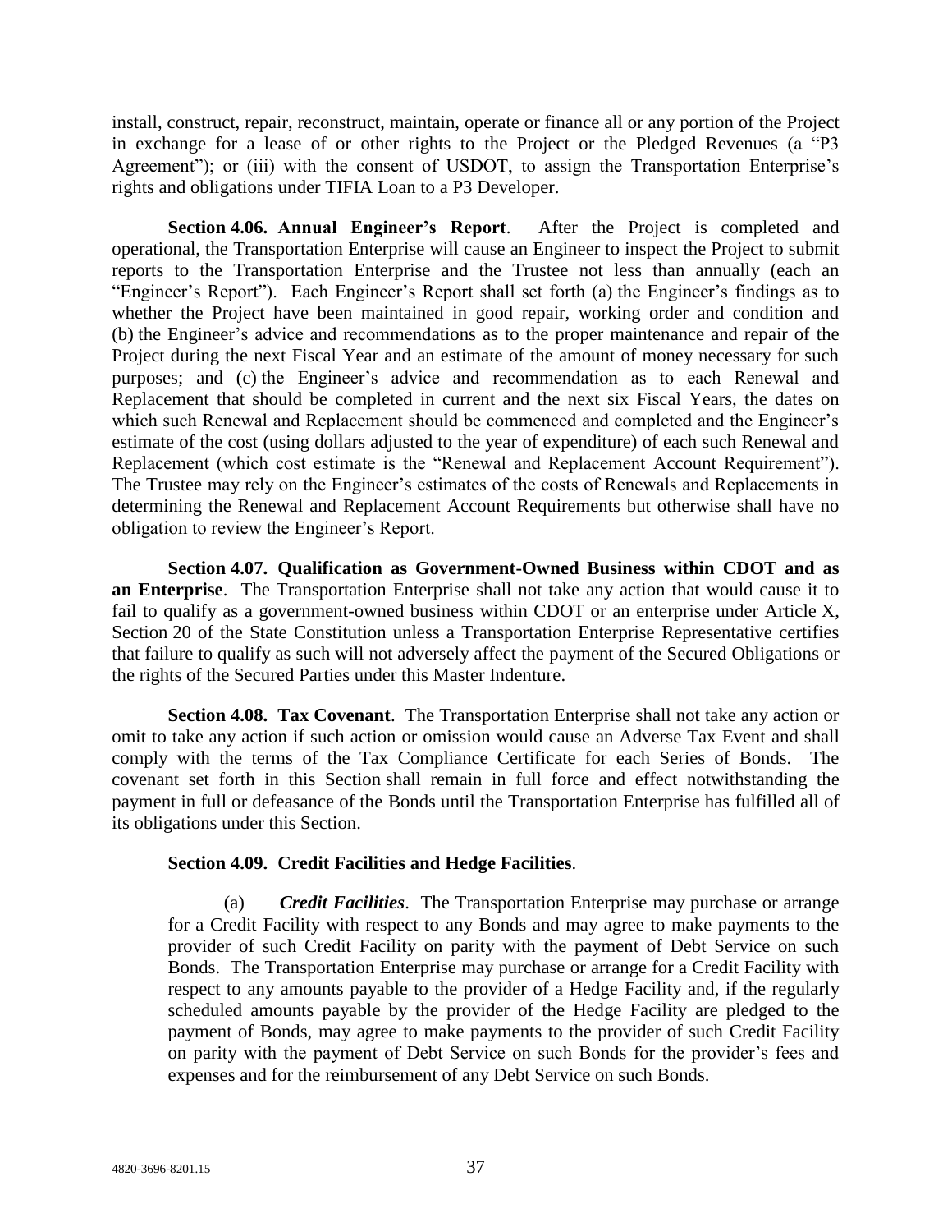install, construct, repair, reconstruct, maintain, operate or finance all or any portion of the Project in exchange for a lease of or other rights to the Project or the Pledged Revenues (a "P3 Agreement"); or (iii) with the consent of USDOT, to assign the Transportation Enterprise's rights and obligations under TIFIA Loan to a P3 Developer.

**Section 4.06. Annual Engineer's Report**. After the Project is completed and operational, the Transportation Enterprise will cause an Engineer to inspect the Project to submit reports to the Transportation Enterprise and the Trustee not less than annually (each an "Engineer's Report"). Each Engineer's Report shall set forth (a) the Engineer's findings as to whether the Project have been maintained in good repair, working order and condition and (b) the Engineer's advice and recommendations as to the proper maintenance and repair of the Project during the next Fiscal Year and an estimate of the amount of money necessary for such purposes; and (c) the Engineer's advice and recommendation as to each Renewal and Replacement that should be completed in current and the next six Fiscal Years, the dates on which such Renewal and Replacement should be commenced and completed and the Engineer's estimate of the cost (using dollars adjusted to the year of expenditure) of each such Renewal and Replacement (which cost estimate is the "Renewal and Replacement Account Requirement"). The Trustee may rely on the Engineer's estimates of the costs of Renewals and Replacements in determining the Renewal and Replacement Account Requirements but otherwise shall have no obligation to review the Engineer's Report.

**Section 4.07. Qualification as Government-Owned Business within CDOT and as an Enterprise**. The Transportation Enterprise shall not take any action that would cause it to fail to qualify as a government-owned business within CDOT or an enterprise under Article X, Section 20 of the State Constitution unless a Transportation Enterprise Representative certifies that failure to qualify as such will not adversely affect the payment of the Secured Obligations or the rights of the Secured Parties under this Master Indenture.

**Section 4.08. Tax Covenant**. The Transportation Enterprise shall not take any action or omit to take any action if such action or omission would cause an Adverse Tax Event and shall comply with the terms of the Tax Compliance Certificate for each Series of Bonds. The covenant set forth in this Section shall remain in full force and effect notwithstanding the payment in full or defeasance of the Bonds until the Transportation Enterprise has fulfilled all of its obligations under this Section.

**Section 4.09. Credit Facilities and Hedge Facilities**.

(a) ***Credit Facilities***. The Transportation Enterprise may purchase or arrange for a Credit Facility with respect to any Bonds and may agree to make payments to the provider of such Credit Facility on parity with the payment of Debt Service on such Bonds. The Transportation Enterprise may purchase or arrange for a Credit Facility with respect to any amounts payable to the provider of a Hedge Facility and, if the regularly scheduled amounts payable by the provider of the Hedge Facility are pledged to the payment of Bonds, may agree to make payments to the provider of such Credit Facility on parity with the payment of Debt Service on such Bonds for the provider's fees and expenses and for the reimbursement of any Debt Service on such Bonds.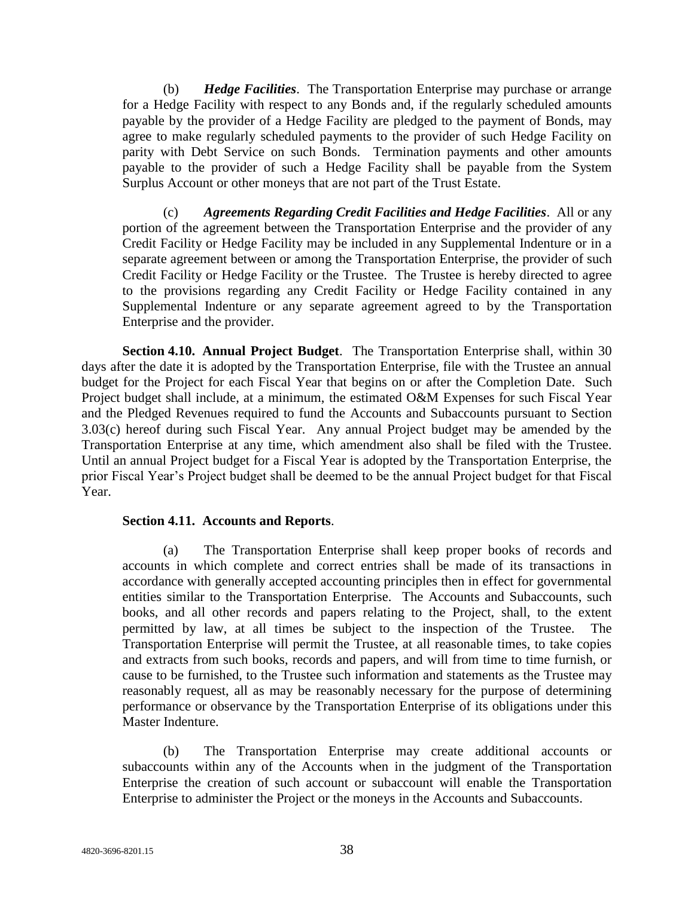(b) ***Hedge Facilities***. The Transportation Enterprise may purchase or arrange for a Hedge Facility with respect to any Bonds and, if the regularly scheduled amounts payable by the provider of a Hedge Facility are pledged to the payment of Bonds, may agree to make regularly scheduled payments to the provider of such Hedge Facility on parity with Debt Service on such Bonds. Termination payments and other amounts payable to the provider of such a Hedge Facility shall be payable from the System Surplus Account or other moneys that are not part of the Trust Estate.

(c) ***Agreements Regarding Credit Facilities and Hedge Facilities***. All or any portion of the agreement between the Transportation Enterprise and the provider of any Credit Facility or Hedge Facility may be included in any Supplemental Indenture or in a separate agreement between or among the Transportation Enterprise, the provider of such Credit Facility or Hedge Facility or the Trustee. The Trustee is hereby directed to agree to the provisions regarding any Credit Facility or Hedge Facility contained in any Supplemental Indenture or any separate agreement agreed to by the Transportation Enterprise and the provider.

**Section 4.10. Annual Project Budget**. The Transportation Enterprise shall, within 30 days after the date it is adopted by the Transportation Enterprise, file with the Trustee an annual budget for the Project for each Fiscal Year that begins on or after the Completion Date. Such Project budget shall include, at a minimum, the estimated O&M Expenses for such Fiscal Year and the Pledged Revenues required to fund the Accounts and Subaccounts pursuant to Section 3.03(c) hereof during such Fiscal Year. Any annual Project budget may be amended by the Transportation Enterprise at any time, which amendment also shall be filed with the Trustee. Until an annual Project budget for a Fiscal Year is adopted by the Transportation Enterprise, the prior Fiscal Year's Project budget shall be deemed to be the annual Project budget for that Fiscal Year.

**Section 4.11. Accounts and Reports**.

(a) The Transportation Enterprise shall keep proper books of records and accounts in which complete and correct entries shall be made of its transactions in accordance with generally accepted accounting principles then in effect for governmental entities similar to the Transportation Enterprise. The Accounts and Subaccounts, such books, and all other records and papers relating to the Project, shall, to the extent permitted by law, at all times be subject to the inspection of the Trustee. The Transportation Enterprise will permit the Trustee, at all reasonable times, to take copies and extracts from such books, records and papers, and will from time to time furnish, or cause to be furnished, to the Trustee such information and statements as the Trustee may reasonably request, all as may be reasonably necessary for the purpose of determining performance or observance by the Transportation Enterprise of its obligations under this Master Indenture.

(b) The Transportation Enterprise may create additional accounts or subaccounts within any of the Accounts when in the judgment of the Transportation Enterprise the creation of such account or subaccount will enable the Transportation Enterprise to administer the Project or the moneys in the Accounts and Subaccounts.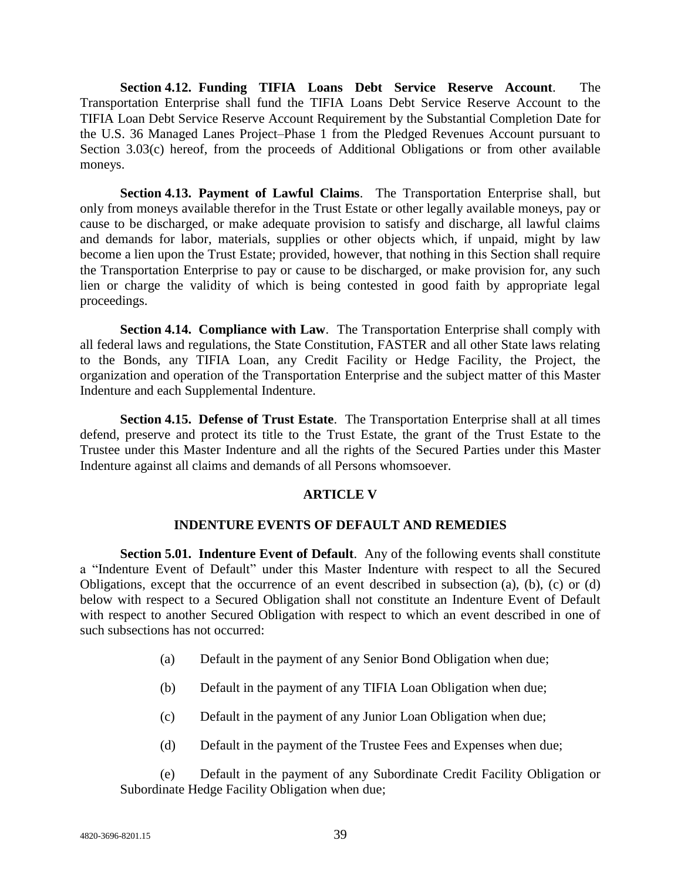**Section 4.12. Funding TIFIA Loans Debt Service Reserve Account**. The Transportation Enterprise shall fund the TIFIA Loans Debt Service Reserve Account to the TIFIA Loan Debt Service Reserve Account Requirement by the Substantial Completion Date for the U.S. 36 Managed Lanes Project–Phase 1 from the Pledged Revenues Account pursuant to Section 3.03(c) hereof, from the proceeds of Additional Obligations or from other available moneys.

**Section 4.13. Payment of Lawful Claims**. The Transportation Enterprise shall, but only from moneys available therefor in the Trust Estate or other legally available moneys, pay or cause to be discharged, or make adequate provision to satisfy and discharge, all lawful claims and demands for labor, materials, supplies or other objects which, if unpaid, might by law become a lien upon the Trust Estate; provided, however, that nothing in this Section shall require the Transportation Enterprise to pay or cause to be discharged, or make provision for, any such lien or charge the validity of which is being contested in good faith by appropriate legal proceedings.

**Section 4.14. Compliance with Law**. The Transportation Enterprise shall comply with all federal laws and regulations, the State Constitution, FASTER and all other State laws relating to the Bonds, any TIFIA Loan, any Credit Facility or Hedge Facility, the Project, the organization and operation of the Transportation Enterprise and the subject matter of this Master Indenture and each Supplemental Indenture.

**Section 4.15. Defense of Trust Estate**. The Transportation Enterprise shall at all times defend, preserve and protect its title to the Trust Estate, the grant of the Trust Estate to the Trustee under this Master Indenture and all the rights of the Secured Parties under this Master Indenture against all claims and demands of all Persons whomsoever.

## ARTICLE V

## INDENTURE EVENTS OF DEFAULT AND REMEDIES

**Section 5.01. Indenture Event of Default**. Any of the following events shall constitute a "Indenture Event of Default" under this Master Indenture with respect to all the Secured Obligations, except that the occurrence of an event described in subsection (a), (b), (c) or (d) below with respect to a Secured Obligation shall not constitute an Indenture Event of Default with respect to another Secured Obligation with respect to which an event described in one of such subsections has not occurred:

(a) Default in the payment of any Senior Bond Obligation when due;

(b) Default in the payment of any TIFIA Loan Obligation when due;

(c) Default in the payment of any Junior Loan Obligation when due;

(d) Default in the payment of the Trustee Fees and Expenses when due;

(e) Default in the payment of any Subordinate Credit Facility Obligation or Subordinate Hedge Facility Obligation when due;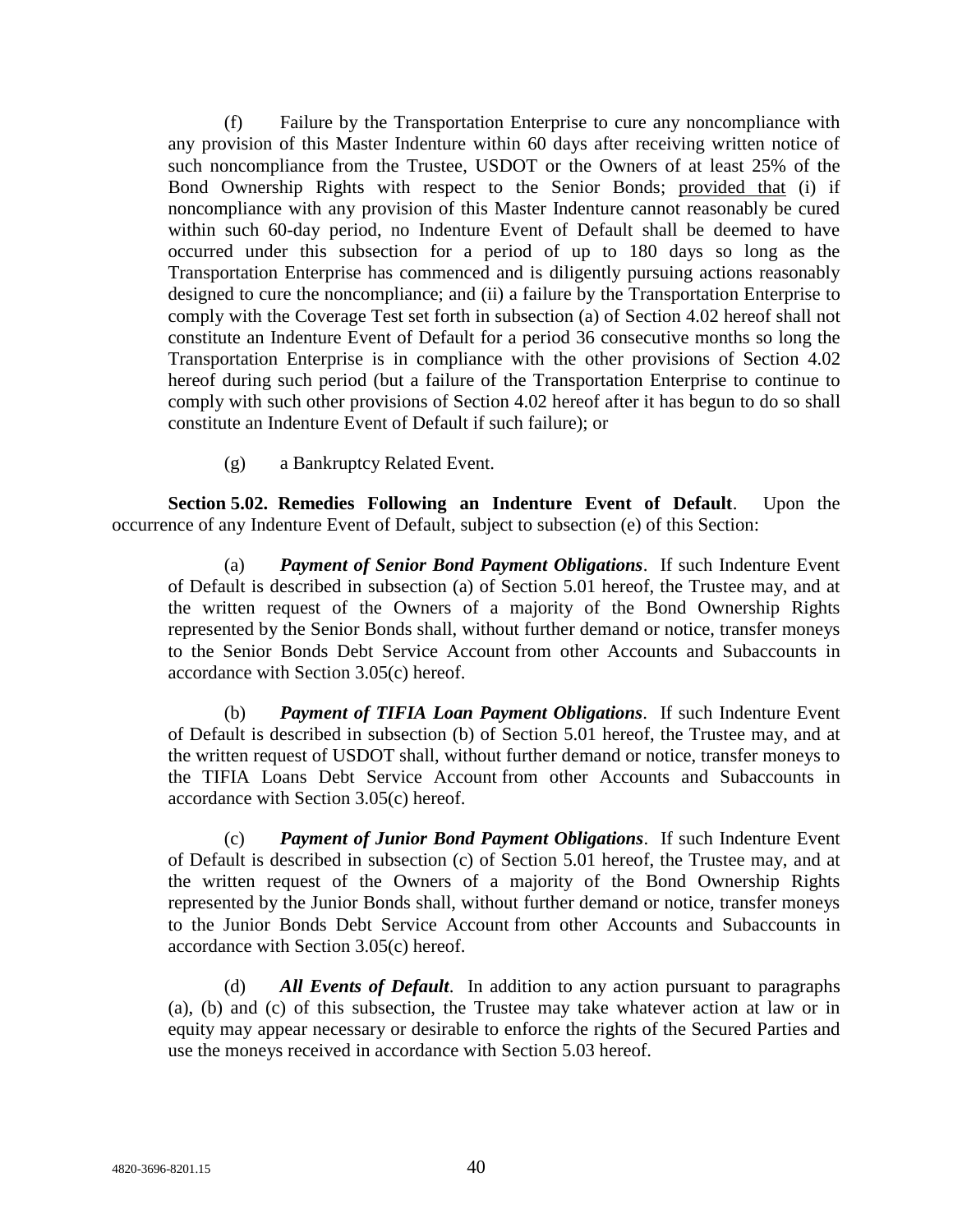(f) Failure by the Transportation Enterprise to cure any noncompliance with any provision of this Master Indenture within 60 days after receiving written notice of such noncompliance from the Trustee, USDOT or the Owners of at least 25% of the Bond Ownership Rights with respect to the Senior Bonds; provided that (i) if noncompliance with any provision of this Master Indenture cannot reasonably be cured within such 60-day period, no Indenture Event of Default shall be deemed to have occurred under this subsection for a period of up to 180 days so long as the Transportation Enterprise has commenced and is diligently pursuing actions reasonably designed to cure the noncompliance; and (ii) a failure by the Transportation Enterprise to comply with the Coverage Test set forth in subsection (a) of Section 4.02 hereof shall not constitute an Indenture Event of Default for a period 36 consecutive months so long the Transportation Enterprise is in compliance with the other provisions of Section 4.02 hereof during such period (but a failure of the Transportation Enterprise to continue to comply with such other provisions of Section 4.02 hereof after it has begun to do so shall constitute an Indenture Event of Default if such failure); or

(g) a Bankruptcy Related Event.

**Section 5.02. Remedies Following an Indenture Event of Default**. Upon the occurrence of any Indenture Event of Default, subject to subsection (e) of this Section:

(a) ***Payment of Senior Bond Payment Obligations***. If such Indenture Event of Default is described in subsection (a) of Section 5.01 hereof, the Trustee may, and at the written request of the Owners of a majority of the Bond Ownership Rights represented by the Senior Bonds shall, without further demand or notice, transfer moneys to the Senior Bonds Debt Service Account from other Accounts and Subaccounts in accordance with Section 3.05(c) hereof.

(b) ***Payment of TIFIA Loan Payment Obligations***. If such Indenture Event of Default is described in subsection (b) of Section 5.01 hereof, the Trustee may, and at the written request of USDOT shall, without further demand or notice, transfer moneys to the TIFIA Loans Debt Service Account from other Accounts and Subaccounts in accordance with Section 3.05(c) hereof.

(c) ***Payment of Junior Bond Payment Obligations***. If such Indenture Event of Default is described in subsection (c) of Section 5.01 hereof, the Trustee may, and at the written request of the Owners of a majority of the Bond Ownership Rights represented by the Junior Bonds shall, without further demand or notice, transfer moneys to the Junior Bonds Debt Service Account from other Accounts and Subaccounts in accordance with Section 3.05(c) hereof.

(d) ***All Events of Default***. In addition to any action pursuant to paragraphs (a), (b) and (c) of this subsection, the Trustee may take whatever action at law or in equity may appear necessary or desirable to enforce the rights of the Secured Parties and use the moneys received in accordance with Section 5.03 hereof.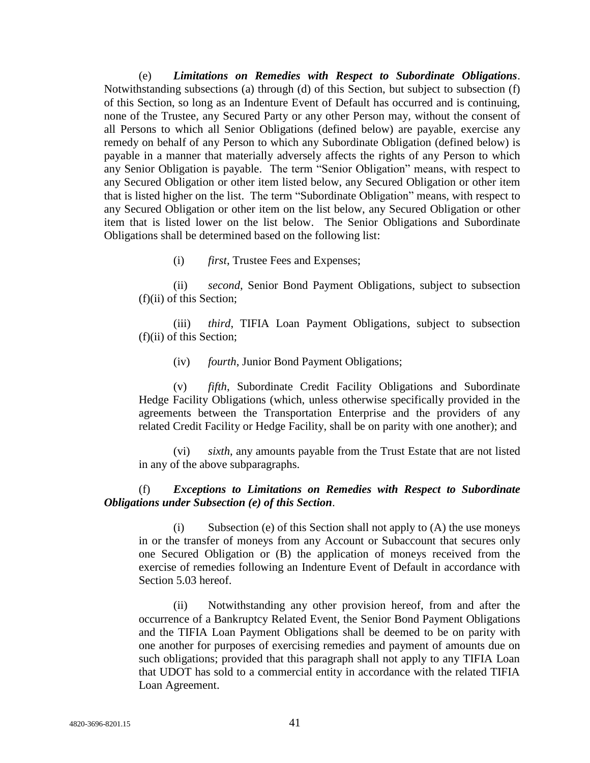(e) ***Limitations on Remedies with Respect to Subordinate Obligations***. Notwithstanding subsections (a) through (d) of this Section, but subject to subsection (f) of this Section, so long as an Indenture Event of Default has occurred and is continuing, none of the Trustee, any Secured Party or any other Person may, without the consent of all Persons to which all Senior Obligations (defined below) are payable, exercise any remedy on behalf of any Person to which any Subordinate Obligation (defined below) is payable in a manner that materially adversely affects the rights of any Person to which any Senior Obligation is payable. The term "Senior Obligation" means, with respect to any Secured Obligation or other item listed below, any Secured Obligation or other item that is listed higher on the list. The term "Subordinate Obligation" means, with respect to any Secured Obligation or other item on the list below, any Secured Obligation or other item that is listed lower on the list below. The Senior Obligations and Subordinate Obligations shall be determined based on the following list:

(i) *first*, Trustee Fees and Expenses;

(ii) *second*, Senior Bond Payment Obligations, subject to subsection (f)(ii) of this Section;

(iii) *third*, TIFIA Loan Payment Obligations, subject to subsection (f)(ii) of this Section;

(iv) *fourth*, Junior Bond Payment Obligations;

(v) *fifth*, Subordinate Credit Facility Obligations and Subordinate Hedge Facility Obligations (which, unless otherwise specifically provided in the agreements between the Transportation Enterprise and the providers of any related Credit Facility or Hedge Facility, shall be on parity with one another); and

(vi) *sixth*, any amounts payable from the Trust Estate that are not listed in any of the above subparagraphs.

(f) ***Exceptions to Limitations on Remedies with Respect to Subordinate Obligations under Subsection (e) of this Section***.

(i) Subsection (e) of this Section shall not apply to (A) the use moneys in or the transfer of moneys from any Account or Subaccount that secures only one Secured Obligation or (B) the application of moneys received from the exercise of remedies following an Indenture Event of Default in accordance with Section 5.03 hereof.

(ii) Notwithstanding any other provision hereof, from and after the occurrence of a Bankruptcy Related Event, the Senior Bond Payment Obligations and the TIFIA Loan Payment Obligations shall be deemed to be on parity with one another for purposes of exercising remedies and payment of amounts due on such obligations; provided that this paragraph shall not apply to any TIFIA Loan that UDOT has sold to a commercial entity in accordance with the related TIFIA Loan Agreement.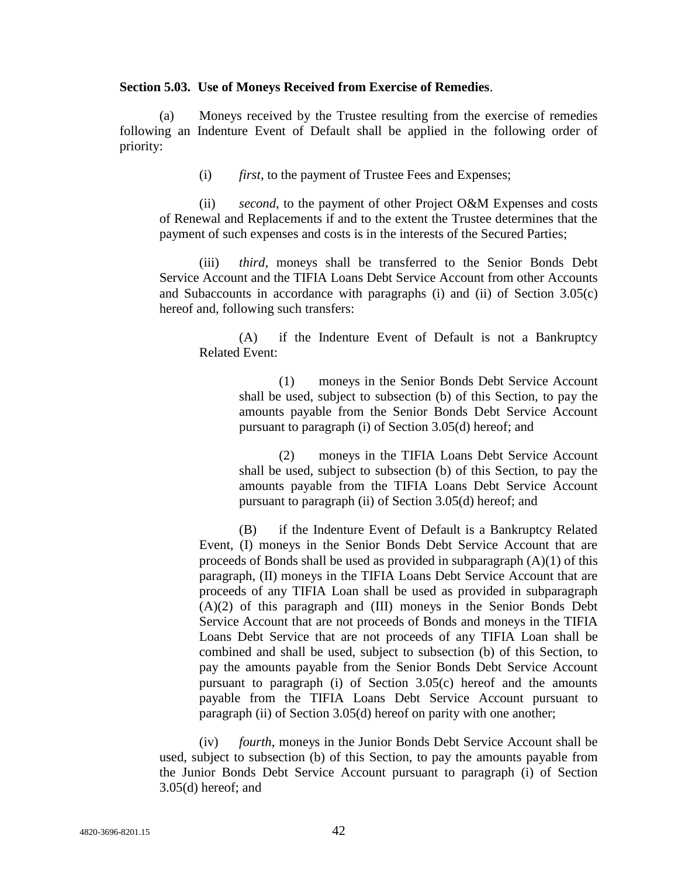**Section 5.03. Use of Moneys Received from Exercise of Remedies**.

(a) Moneys received by the Trustee resulting from the exercise of remedies following an Indenture Event of Default shall be applied in the following order of priority:

(i) *first*, to the payment of Trustee Fees and Expenses;

(ii) *second*, to the payment of other Project O&M Expenses and costs of Renewal and Replacements if and to the extent the Trustee determines that the payment of such expenses and costs is in the interests of the Secured Parties;

(iii) *third*, moneys shall be transferred to the Senior Bonds Debt Service Account and the TIFIA Loans Debt Service Account from other Accounts and Subaccounts in accordance with paragraphs (i) and (ii) of Section 3.05(c) hereof and, following such transfers:

(A) if the Indenture Event of Default is not a Bankruptcy Related Event:

(1) moneys in the Senior Bonds Debt Service Account shall be used, subject to subsection (b) of this Section, to pay the amounts payable from the Senior Bonds Debt Service Account pursuant to paragraph (i) of Section 3.05(d) hereof; and

(2) moneys in the TIFIA Loans Debt Service Account shall be used, subject to subsection (b) of this Section, to pay the amounts payable from the TIFIA Loans Debt Service Account pursuant to paragraph (ii) of Section 3.05(d) hereof; and

(B) if the Indenture Event of Default is a Bankruptcy Related Event, (I) moneys in the Senior Bonds Debt Service Account that are proceeds of Bonds shall be used as provided in subparagraph (A)(1) of this paragraph, (II) moneys in the TIFIA Loans Debt Service Account that are proceeds of any TIFIA Loan shall be used as provided in subparagraph (A)(2) of this paragraph and (III) moneys in the Senior Bonds Debt Service Account that are not proceeds of Bonds and moneys in the TIFIA Loans Debt Service that are not proceeds of any TIFIA Loan shall be combined and shall be used, subject to subsection (b) of this Section, to pay the amounts payable from the Senior Bonds Debt Service Account pursuant to paragraph (i) of Section 3.05(c) hereof and the amounts payable from the TIFIA Loans Debt Service Account pursuant to paragraph (ii) of Section 3.05(d) hereof on parity with one another;

(iv) *fourth*, moneys in the Junior Bonds Debt Service Account shall be used, subject to subsection (b) of this Section, to pay the amounts payable from the Junior Bonds Debt Service Account pursuant to paragraph (i) of Section 3.05(d) hereof; and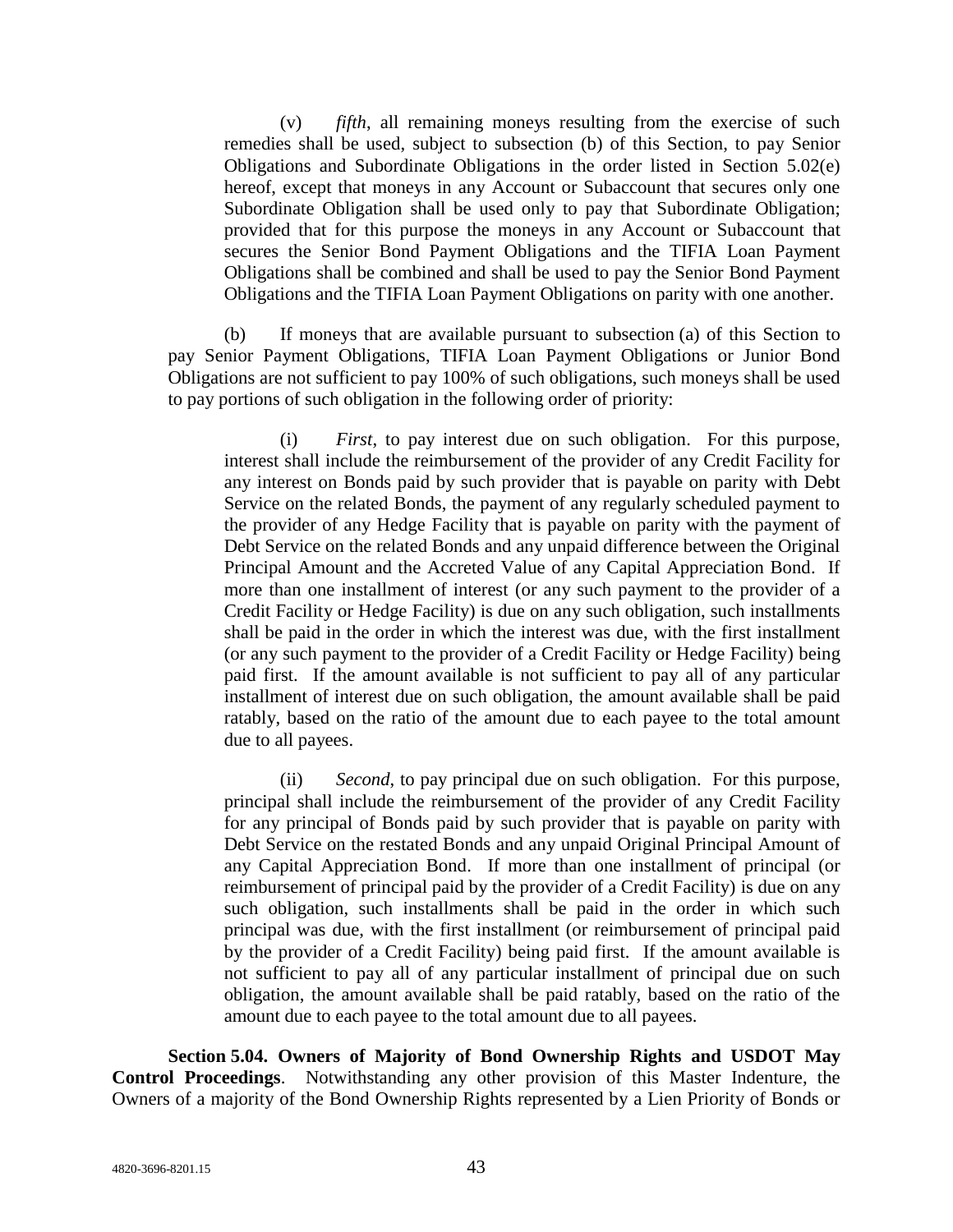(v) *fifth*, all remaining moneys resulting from the exercise of such remedies shall be used, subject to subsection (b) of this Section, to pay Senior Obligations and Subordinate Obligations in the order listed in Section 5.02(e) hereof, except that moneys in any Account or Subaccount that secures only one Subordinate Obligation shall be used only to pay that Subordinate Obligation; provided that for this purpose the moneys in any Account or Subaccount that secures the Senior Bond Payment Obligations and the TIFIA Loan Payment Obligations shall be combined and shall be used to pay the Senior Bond Payment Obligations and the TIFIA Loan Payment Obligations on parity with one another.

(b) If moneys that are available pursuant to subsection (a) of this Section to pay Senior Payment Obligations, TIFIA Loan Payment Obligations or Junior Bond Obligations are not sufficient to pay 100% of such obligations, such moneys shall be used to pay portions of such obligation in the following order of priority:

(i) *First*, to pay interest due on such obligation. For this purpose, interest shall include the reimbursement of the provider of any Credit Facility for any interest on Bonds paid by such provider that is payable on parity with Debt Service on the related Bonds, the payment of any regularly scheduled payment to the provider of any Hedge Facility that is payable on parity with the payment of Debt Service on the related Bonds and any unpaid difference between the Original Principal Amount and the Accreted Value of any Capital Appreciation Bond. If more than one installment of interest (or any such payment to the provider of a Credit Facility or Hedge Facility) is due on any such obligation, such installments shall be paid in the order in which the interest was due, with the first installment (or any such payment to the provider of a Credit Facility or Hedge Facility) being paid first. If the amount available is not sufficient to pay all of any particular installment of interest due on such obligation, the amount available shall be paid ratably, based on the ratio of the amount due to each payee to the total amount due to all payees.

(ii) *Second*, to pay principal due on such obligation. For this purpose, principal shall include the reimbursement of the provider of any Credit Facility for any principal of Bonds paid by such provider that is payable on parity with Debt Service on the restated Bonds and any unpaid Original Principal Amount of any Capital Appreciation Bond. If more than one installment of principal (or reimbursement of principal paid by the provider of a Credit Facility) is due on any such obligation, such installments shall be paid in the order in which such principal was due, with the first installment (or reimbursement of principal paid by the provider of a Credit Facility) being paid first. If the amount available is not sufficient to pay all of any particular installment of principal due on such obligation, the amount available shall be paid ratably, based on the ratio of the amount due to each payee to the total amount due to all payees.

**Section 5.04. Owners of Majority of Bond Ownership Rights and USDOT May Control Proceedings**. Notwithstanding any other provision of this Master Indenture, the Owners of a majority of the Bond Ownership Rights represented by a Lien Priority of Bonds or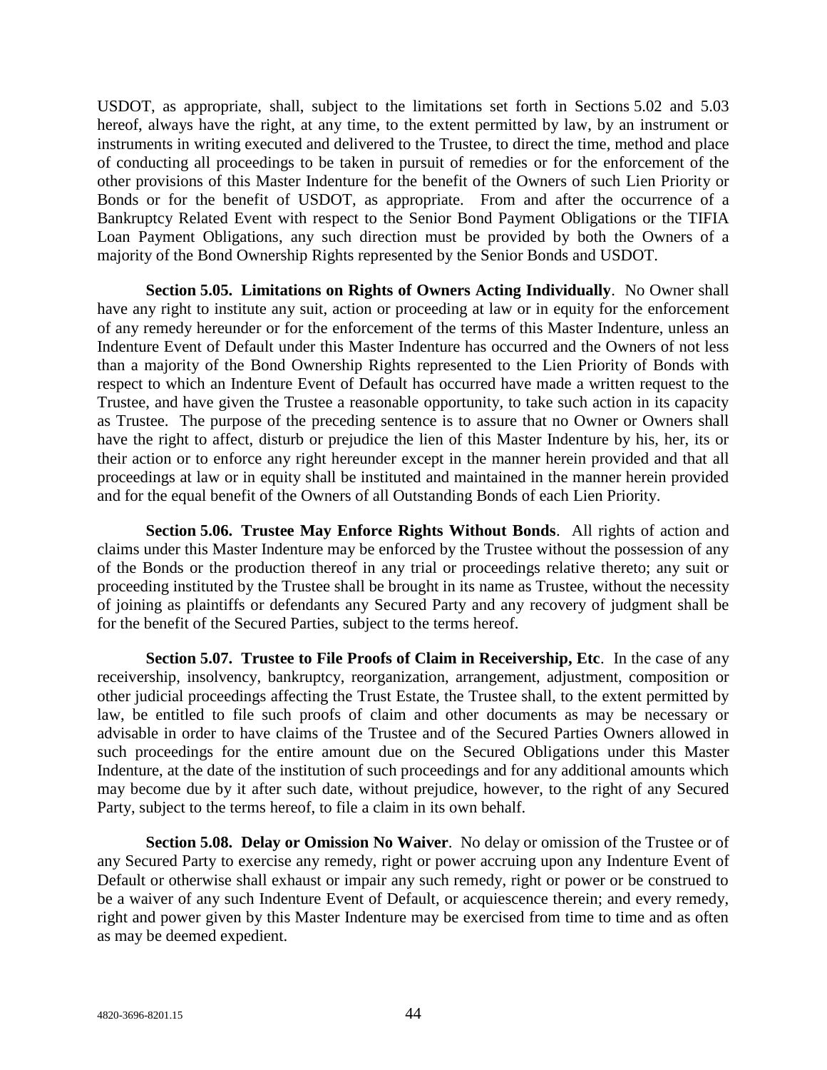USDOT, as appropriate, shall, subject to the limitations set forth in Sections 5.02 and 5.03 hereof, always have the right, at any time, to the extent permitted by law, by an instrument or instruments in writing executed and delivered to the Trustee, to direct the time, method and place of conducting all proceedings to be taken in pursuit of remedies or for the enforcement of the other provisions of this Master Indenture for the benefit of the Owners of such Lien Priority or Bonds or for the benefit of USDOT, as appropriate. From and after the occurrence of a Bankruptcy Related Event with respect to the Senior Bond Payment Obligations or the TIFIA Loan Payment Obligations, any such direction must be provided by both the Owners of a majority of the Bond Ownership Rights represented by the Senior Bonds and USDOT.

**Section 5.05. Limitations on Rights of Owners Acting Individually**. No Owner shall have any right to institute any suit, action or proceeding at law or in equity for the enforcement of any remedy hereunder or for the enforcement of the terms of this Master Indenture, unless an Indenture Event of Default under this Master Indenture has occurred and the Owners of not less than a majority of the Bond Ownership Rights represented to the Lien Priority of Bonds with respect to which an Indenture Event of Default has occurred have made a written request to the Trustee, and have given the Trustee a reasonable opportunity, to take such action in its capacity as Trustee. The purpose of the preceding sentence is to assure that no Owner or Owners shall have the right to affect, disturb or prejudice the lien of this Master Indenture by his, her, its or their action or to enforce any right hereunder except in the manner herein provided and that all proceedings at law or in equity shall be instituted and maintained in the manner herein provided and for the equal benefit of the Owners of all Outstanding Bonds of each Lien Priority.

**Section 5.06. Trustee May Enforce Rights Without Bonds**. All rights of action and claims under this Master Indenture may be enforced by the Trustee without the possession of any of the Bonds or the production thereof in any trial or proceedings relative thereto; any suit or proceeding instituted by the Trustee shall be brought in its name as Trustee, without the necessity of joining as plaintiffs or defendants any Secured Party and any recovery of judgment shall be for the benefit of the Secured Parties, subject to the terms hereof.

**Section 5.07. Trustee to File Proofs of Claim in Receivership, Etc**. In the case of any receivership, insolvency, bankruptcy, reorganization, arrangement, adjustment, composition or other judicial proceedings affecting the Trust Estate, the Trustee shall, to the extent permitted by law, be entitled to file such proofs of claim and other documents as may be necessary or advisable in order to have claims of the Trustee and of the Secured Parties Owners allowed in such proceedings for the entire amount due on the Secured Obligations under this Master Indenture, at the date of the institution of such proceedings and for any additional amounts which may become due by it after such date, without prejudice, however, to the right of any Secured Party, subject to the terms hereof, to file a claim in its own behalf.

**Section 5.08. Delay or Omission No Waiver**. No delay or omission of the Trustee or of any Secured Party to exercise any remedy, right or power accruing upon any Indenture Event of Default or otherwise shall exhaust or impair any such remedy, right or power or be construed to be a waiver of any such Indenture Event of Default, or acquiescence therein; and every remedy, right and power given by this Master Indenture may be exercised from time to time and as often as may be deemed expedient.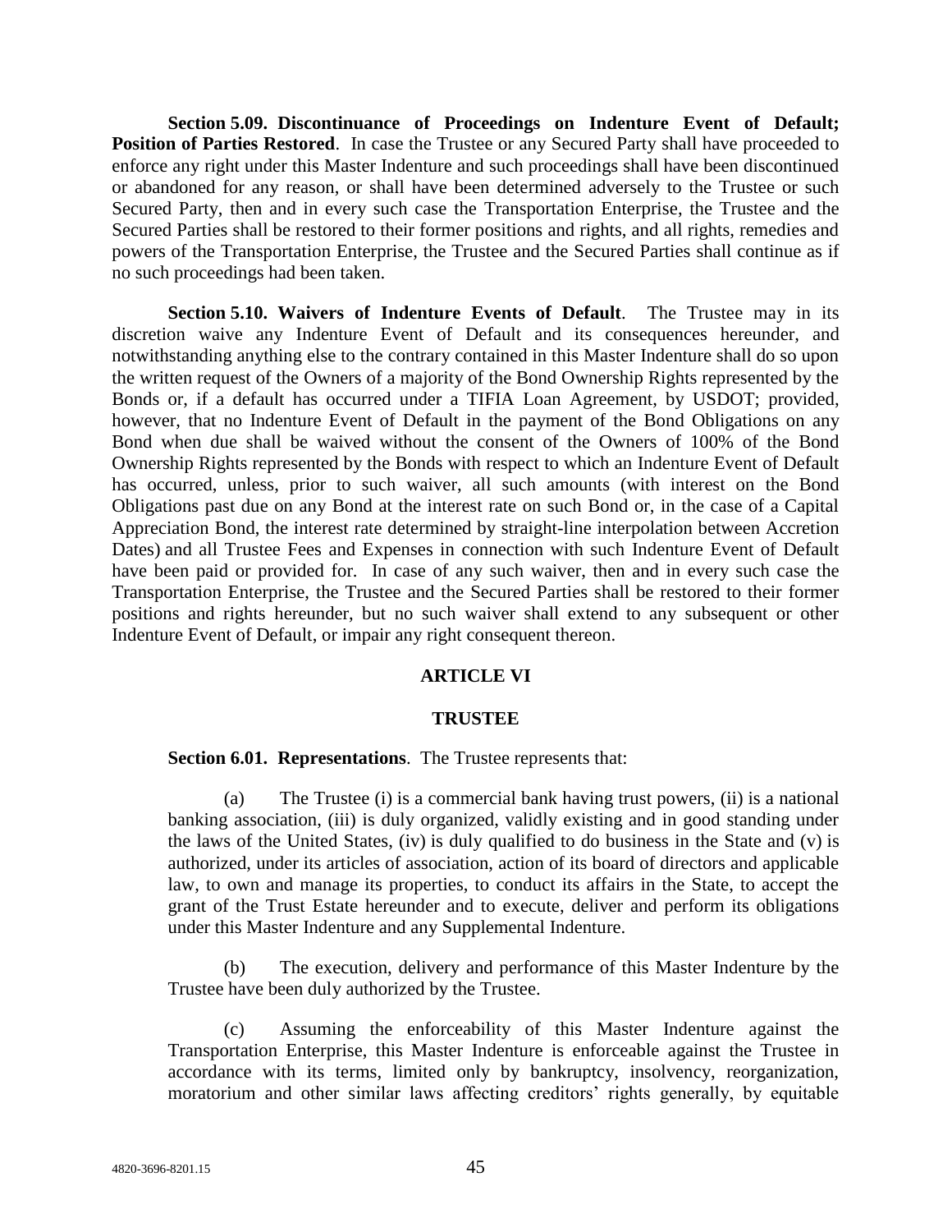**Section 5.09. Discontinuance of Proceedings on Indenture Event of Default; Position of Parties Restored**. In case the Trustee or any Secured Party shall have proceeded to enforce any right under this Master Indenture and such proceedings shall have been discontinued or abandoned for any reason, or shall have been determined adversely to the Trustee or such Secured Party, then and in every such case the Transportation Enterprise, the Trustee and the Secured Parties shall be restored to their former positions and rights, and all rights, remedies and powers of the Transportation Enterprise, the Trustee and the Secured Parties shall continue as if no such proceedings had been taken.

**Section 5.10. Waivers of Indenture Events of Default**. The Trustee may in its discretion waive any Indenture Event of Default and its consequences hereunder, and notwithstanding anything else to the contrary contained in this Master Indenture shall do so upon the written request of the Owners of a majority of the Bond Ownership Rights represented by the Bonds or, if a default has occurred under a TIFIA Loan Agreement, by USDOT; provided, however, that no Indenture Event of Default in the payment of the Bond Obligations on any Bond when due shall be waived without the consent of the Owners of 100% of the Bond Ownership Rights represented by the Bonds with respect to which an Indenture Event of Default has occurred, unless, prior to such waiver, all such amounts (with interest on the Bond Obligations past due on any Bond at the interest rate on such Bond or, in the case of a Capital Appreciation Bond, the interest rate determined by straight-line interpolation between Accretion Dates) and all Trustee Fees and Expenses in connection with such Indenture Event of Default have been paid or provided for. In case of any such waiver, then and in every such case the Transportation Enterprise, the Trustee and the Secured Parties shall be restored to their former positions and rights hereunder, but no such waiver shall extend to any subsequent or other Indenture Event of Default, or impair any right consequent thereon.

## ARTICLE VI

## TRUSTEE

**Section 6.01. Representations**. The Trustee represents that:

(a) The Trustee (i) is a commercial bank having trust powers, (ii) is a national banking association, (iii) is duly organized, validly existing and in good standing under the laws of the United States, (iv) is duly qualified to do business in the State and (v) is authorized, under its articles of association, action of its board of directors and applicable law, to own and manage its properties, to conduct its affairs in the State, to accept the grant of the Trust Estate hereunder and to execute, deliver and perform its obligations under this Master Indenture and any Supplemental Indenture.

(b) The execution, delivery and performance of this Master Indenture by the Trustee have been duly authorized by the Trustee.

(c) Assuming the enforceability of this Master Indenture against the Transportation Enterprise, this Master Indenture is enforceable against the Trustee in accordance with its terms, limited only by bankruptcy, insolvency, reorganization, moratorium and other similar laws affecting creditors' rights generally, by equitable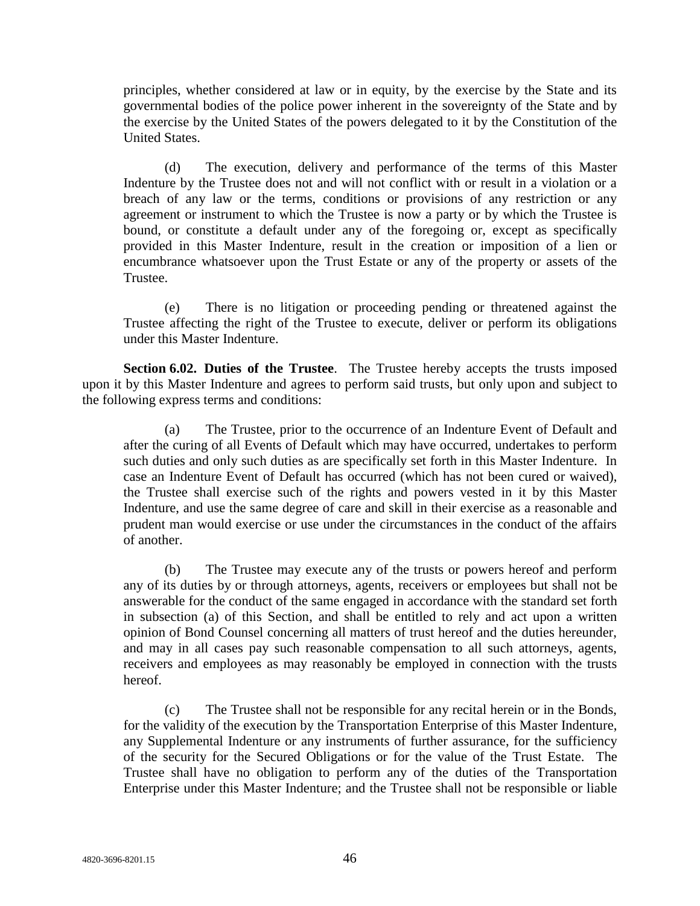principles, whether considered at law or in equity, by the exercise by the State and its governmental bodies of the police power inherent in the sovereignty of the State and by the exercise by the United States of the powers delegated to it by the Constitution of the United States.

(d) The execution, delivery and performance of the terms of this Master Indenture by the Trustee does not and will not conflict with or result in a violation or a breach of any law or the terms, conditions or provisions of any restriction or any agreement or instrument to which the Trustee is now a party or by which the Trustee is bound, or constitute a default under any of the foregoing or, except as specifically provided in this Master Indenture, result in the creation or imposition of a lien or encumbrance whatsoever upon the Trust Estate or any of the property or assets of the Trustee.

(e) There is no litigation or proceeding pending or threatened against the Trustee affecting the right of the Trustee to execute, deliver or perform its obligations under this Master Indenture.

**Section 6.02. Duties of the Trustee**. The Trustee hereby accepts the trusts imposed upon it by this Master Indenture and agrees to perform said trusts, but only upon and subject to the following express terms and conditions:

(a) The Trustee, prior to the occurrence of an Indenture Event of Default and after the curing of all Events of Default which may have occurred, undertakes to perform such duties and only such duties as are specifically set forth in this Master Indenture. In case an Indenture Event of Default has occurred (which has not been cured or waived), the Trustee shall exercise such of the rights and powers vested in it by this Master Indenture, and use the same degree of care and skill in their exercise as a reasonable and prudent man would exercise or use under the circumstances in the conduct of the affairs of another.

(b) The Trustee may execute any of the trusts or powers hereof and perform any of its duties by or through attorneys, agents, receivers or employees but shall not be answerable for the conduct of the same engaged in accordance with the standard set forth in subsection (a) of this Section, and shall be entitled to rely and act upon a written opinion of Bond Counsel concerning all matters of trust hereof and the duties hereunder, and may in all cases pay such reasonable compensation to all such attorneys, agents, receivers and employees as may reasonably be employed in connection with the trusts hereof.

(c) The Trustee shall not be responsible for any recital herein or in the Bonds, for the validity of the execution by the Transportation Enterprise of this Master Indenture, any Supplemental Indenture or any instruments of further assurance, for the sufficiency of the security for the Secured Obligations or for the value of the Trust Estate. The Trustee shall have no obligation to perform any of the duties of the Transportation Enterprise under this Master Indenture; and the Trustee shall not be responsible or liable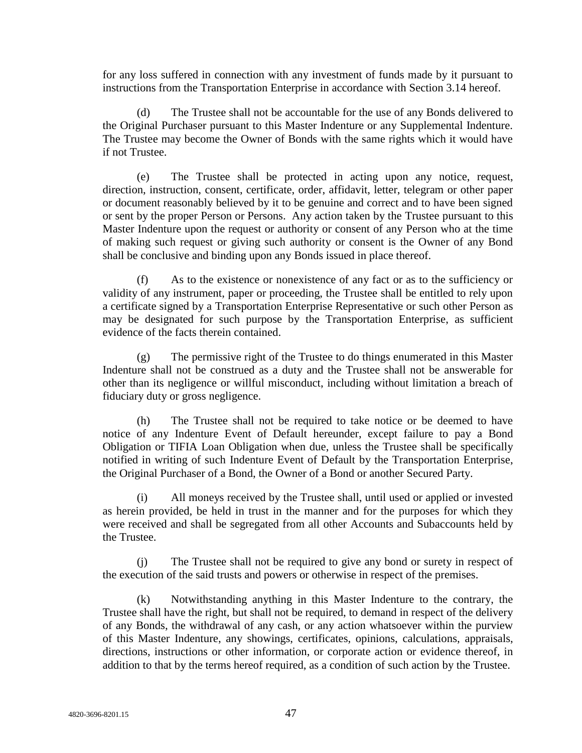for any loss suffered in connection with any investment of funds made by it pursuant to instructions from the Transportation Enterprise in accordance with Section 3.14 hereof.

(d) The Trustee shall not be accountable for the use of any Bonds delivered to the Original Purchaser pursuant to this Master Indenture or any Supplemental Indenture. The Trustee may become the Owner of Bonds with the same rights which it would have if not Trustee.

(e) The Trustee shall be protected in acting upon any notice, request, direction, instruction, consent, certificate, order, affidavit, letter, telegram or other paper or document reasonably believed by it to be genuine and correct and to have been signed or sent by the proper Person or Persons. Any action taken by the Trustee pursuant to this Master Indenture upon the request or authority or consent of any Person who at the time of making such request or giving such authority or consent is the Owner of any Bond shall be conclusive and binding upon any Bonds issued in place thereof.

(f) As to the existence or nonexistence of any fact or as to the sufficiency or validity of any instrument, paper or proceeding, the Trustee shall be entitled to rely upon a certificate signed by a Transportation Enterprise Representative or such other Person as may be designated for such purpose by the Transportation Enterprise, as sufficient evidence of the facts therein contained.

(g) The permissive right of the Trustee to do things enumerated in this Master Indenture shall not be construed as a duty and the Trustee shall not be answerable for other than its negligence or willful misconduct, including without limitation a breach of fiduciary duty or gross negligence.

(h) The Trustee shall not be required to take notice or be deemed to have notice of any Indenture Event of Default hereunder, except failure to pay a Bond Obligation or TIFIA Loan Obligation when due, unless the Trustee shall be specifically notified in writing of such Indenture Event of Default by the Transportation Enterprise, the Original Purchaser of a Bond, the Owner of a Bond or another Secured Party.

(i) All moneys received by the Trustee shall, until used or applied or invested as herein provided, be held in trust in the manner and for the purposes for which they were received and shall be segregated from all other Accounts and Subaccounts held by the Trustee.

(j) The Trustee shall not be required to give any bond or surety in respect of the execution of the said trusts and powers or otherwise in respect of the premises.

(k) Notwithstanding anything in this Master Indenture to the contrary, the Trustee shall have the right, but shall not be required, to demand in respect of the delivery of any Bonds, the withdrawal of any cash, or any action whatsoever within the purview of this Master Indenture, any showings, certificates, opinions, calculations, appraisals, directions, instructions or other information, or corporate action or evidence thereof, in addition to that by the terms hereof required, as a condition of such action by the Trustee.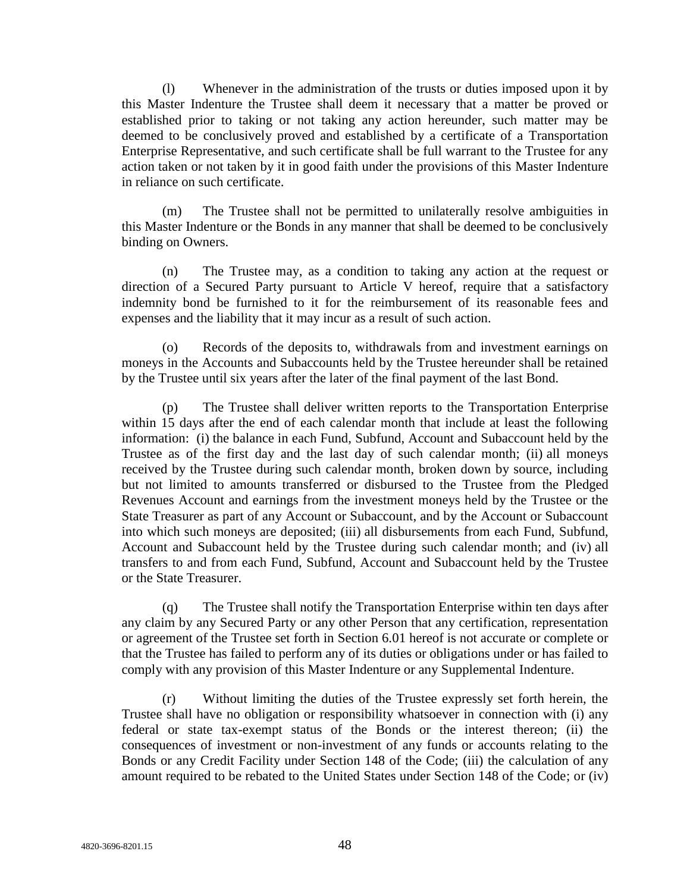(l) Whenever in the administration of the trusts or duties imposed upon it by this Master Indenture the Trustee shall deem it necessary that a matter be proved or established prior to taking or not taking any action hereunder, such matter may be deemed to be conclusively proved and established by a certificate of a Transportation Enterprise Representative, and such certificate shall be full warrant to the Trustee for any action taken or not taken by it in good faith under the provisions of this Master Indenture in reliance on such certificate.

(m) The Trustee shall not be permitted to unilaterally resolve ambiguities in this Master Indenture or the Bonds in any manner that shall be deemed to be conclusively binding on Owners.

(n) The Trustee may, as a condition to taking any action at the request or direction of a Secured Party pursuant to Article V hereof, require that a satisfactory indemnity bond be furnished to it for the reimbursement of its reasonable fees and expenses and the liability that it may incur as a result of such action.

(o) Records of the deposits to, withdrawals from and investment earnings on moneys in the Accounts and Subaccounts held by the Trustee hereunder shall be retained by the Trustee until six years after the later of the final payment of the last Bond.

(p) The Trustee shall deliver written reports to the Transportation Enterprise within 15 days after the end of each calendar month that include at least the following information: (i) the balance in each Fund, Subfund, Account and Subaccount held by the Trustee as of the first day and the last day of such calendar month; (ii) all moneys received by the Trustee during such calendar month, broken down by source, including but not limited to amounts transferred or disbursed to the Trustee from the Pledged Revenues Account and earnings from the investment moneys held by the Trustee or the State Treasurer as part of any Account or Subaccount, and by the Account or Subaccount into which such moneys are deposited; (iii) all disbursements from each Fund, Subfund, Account and Subaccount held by the Trustee during such calendar month; and (iv) all transfers to and from each Fund, Subfund, Account and Subaccount held by the Trustee or the State Treasurer.

(q) The Trustee shall notify the Transportation Enterprise within ten days after any claim by any Secured Party or any other Person that any certification, representation or agreement of the Trustee set forth in Section 6.01 hereof is not accurate or complete or that the Trustee has failed to perform any of its duties or obligations under or has failed to comply with any provision of this Master Indenture or any Supplemental Indenture.

(r) Without limiting the duties of the Trustee expressly set forth herein, the Trustee shall have no obligation or responsibility whatsoever in connection with (i) any federal or state tax-exempt status of the Bonds or the interest thereon; (ii) the consequences of investment or non-investment of any funds or accounts relating to the Bonds or any Credit Facility under Section 148 of the Code; (iii) the calculation of any amount required to be rebated to the United States under Section 148 of the Code; or (iv)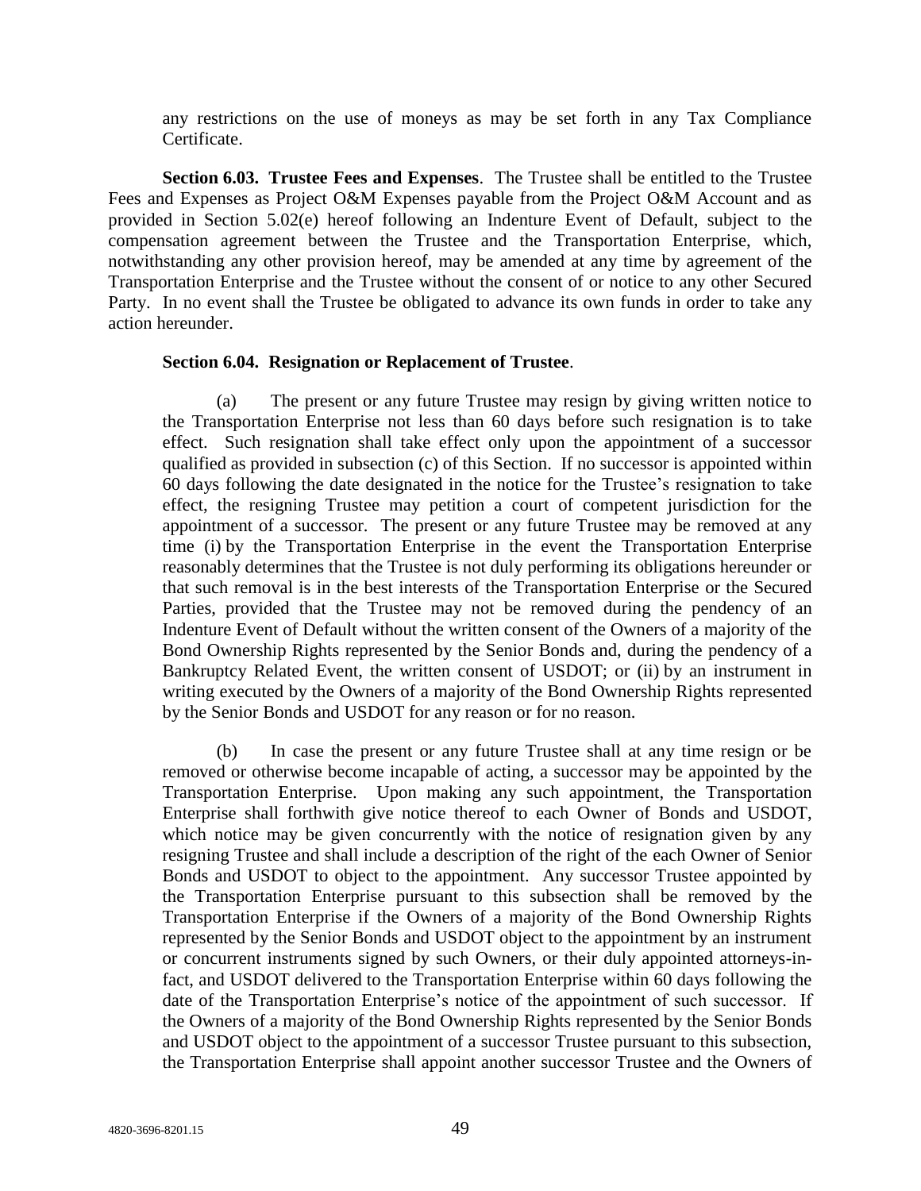any restrictions on the use of moneys as may be set forth in any Tax Compliance Certificate.

**Section 6.03. Trustee Fees and Expenses**. The Trustee shall be entitled to the Trustee Fees and Expenses as Project O&M Expenses payable from the Project O&M Account and as provided in Section 5.02(e) hereof following an Indenture Event of Default, subject to the compensation agreement between the Trustee and the Transportation Enterprise, which, notwithstanding any other provision hereof, may be amended at any time by agreement of the Transportation Enterprise and the Trustee without the consent of or notice to any other Secured Party. In no event shall the Trustee be obligated to advance its own funds in order to take any action hereunder.

**Section 6.04. Resignation or Replacement of Trustee**.

(a) The present or any future Trustee may resign by giving written notice to the Transportation Enterprise not less than 60 days before such resignation is to take effect. Such resignation shall take effect only upon the appointment of a successor qualified as provided in subsection (c) of this Section. If no successor is appointed within 60 days following the date designated in the notice for the Trustee's resignation to take effect, the resigning Trustee may petition a court of competent jurisdiction for the appointment of a successor. The present or any future Trustee may be removed at any time (i) by the Transportation Enterprise in the event the Transportation Enterprise reasonably determines that the Trustee is not duly performing its obligations hereunder or that such removal is in the best interests of the Transportation Enterprise or the Secured Parties, provided that the Trustee may not be removed during the pendency of an Indenture Event of Default without the written consent of the Owners of a majority of the Bond Ownership Rights represented by the Senior Bonds and, during the pendency of a Bankruptcy Related Event, the written consent of USDOT; or (ii) by an instrument in writing executed by the Owners of a majority of the Bond Ownership Rights represented by the Senior Bonds and USDOT for any reason or for no reason.

(b) In case the present or any future Trustee shall at any time resign or be removed or otherwise become incapable of acting, a successor may be appointed by the Transportation Enterprise. Upon making any such appointment, the Transportation Enterprise shall forthwith give notice thereof to each Owner of Bonds and USDOT, which notice may be given concurrently with the notice of resignation given by any resigning Trustee and shall include a description of the right of the each Owner of Senior Bonds and USDOT to object to the appointment. Any successor Trustee appointed by the Transportation Enterprise pursuant to this subsection shall be removed by the Transportation Enterprise if the Owners of a majority of the Bond Ownership Rights represented by the Senior Bonds and USDOT object to the appointment by an instrument or concurrent instruments signed by such Owners, or their duly appointed attorneys-in-fact, and USDOT delivered to the Transportation Enterprise within 60 days following the date of the Transportation Enterprise's notice of the appointment of such successor. If the Owners of a majority of the Bond Ownership Rights represented by the Senior Bonds and USDOT object to the appointment of a successor Trustee pursuant to this subsection, the Transportation Enterprise shall appoint another successor Trustee and the Owners of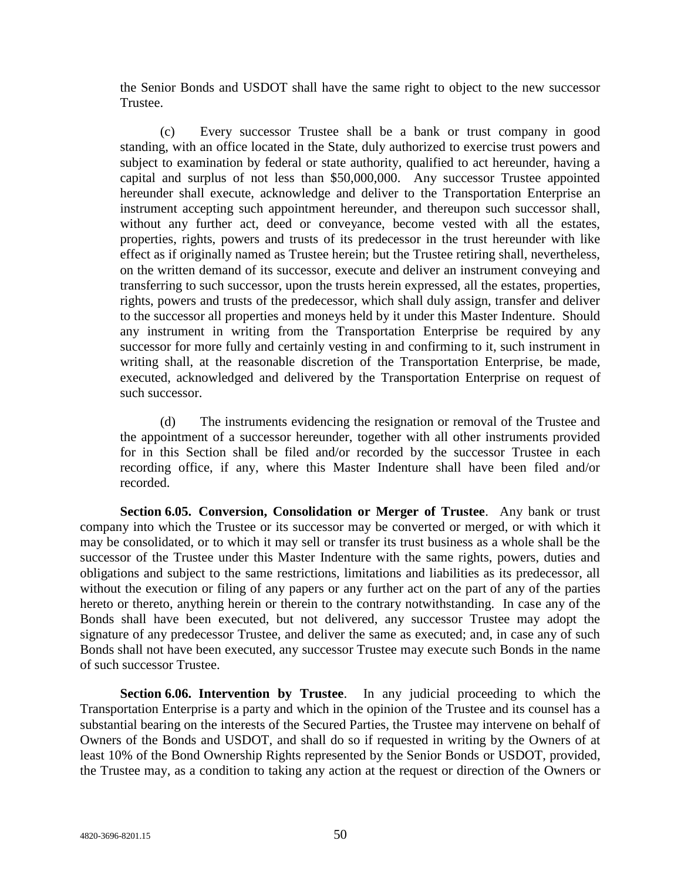the Senior Bonds and USDOT shall have the same right to object to the new successor Trustee.

(c) Every successor Trustee shall be a bank or trust company in good standing, with an office located in the State, duly authorized to exercise trust powers and subject to examination by federal or state authority, qualified to act hereunder, having a capital and surplus of not less than $50,000,000. Any successor Trustee appointed hereunder shall execute, acknowledge and deliver to the Transportation Enterprise an instrument accepting such appointment hereunder, and thereupon such successor shall, without any further act, deed or conveyance, become vested with all the estates, properties, rights, powers and trusts of its predecessor in the trust hereunder with like effect as if originally named as Trustee herein; but the Trustee retiring shall, nevertheless, on the written demand of its successor, execute and deliver an instrument conveying and transferring to such successor, upon the trusts herein expressed, all the estates, properties, rights, powers and trusts of the predecessor, which shall duly assign, transfer and deliver to the successor all properties and moneys held by it under this Master Indenture. Should any instrument in writing from the Transportation Enterprise be required by any successor for more fully and certainly vesting in and confirming to it, such instrument in writing shall, at the reasonable discretion of the Transportation Enterprise, be made, executed, acknowledged and delivered by the Transportation Enterprise on request of such successor.

(d) The instruments evidencing the resignation or removal of the Trustee and the appointment of a successor hereunder, together with all other instruments provided for in this Section shall be filed and/or recorded by the successor Trustee in each recording office, if any, where this Master Indenture shall have been filed and/or recorded.

**Section 6.05. Conversion, Consolidation or Merger of Trustee**. Any bank or trust company into which the Trustee or its successor may be converted or merged, or with which it may be consolidated, or to which it may sell or transfer its trust business as a whole shall be the successor of the Trustee under this Master Indenture with the same rights, powers, duties and obligations and subject to the same restrictions, limitations and liabilities as its predecessor, all without the execution or filing of any papers or any further act on the part of any of the parties hereto or thereto, anything herein or therein to the contrary notwithstanding. In case any of the Bonds shall have been executed, but not delivered, any successor Trustee may adopt the signature of any predecessor Trustee, and deliver the same as executed; and, in case any of such Bonds shall not have been executed, any successor Trustee may execute such Bonds in the name of such successor Trustee.

**Section 6.06. Intervention by Trustee**. In any judicial proceeding to which the Transportation Enterprise is a party and which in the opinion of the Trustee and its counsel has a substantial bearing on the interests of the Secured Parties, the Trustee may intervene on behalf of Owners of the Bonds and USDOT, and shall do so if requested in writing by the Owners of at least 10% of the Bond Ownership Rights represented by the Senior Bonds or USDOT, provided, the Trustee may, as a condition to taking any action at the request or direction of the Owners or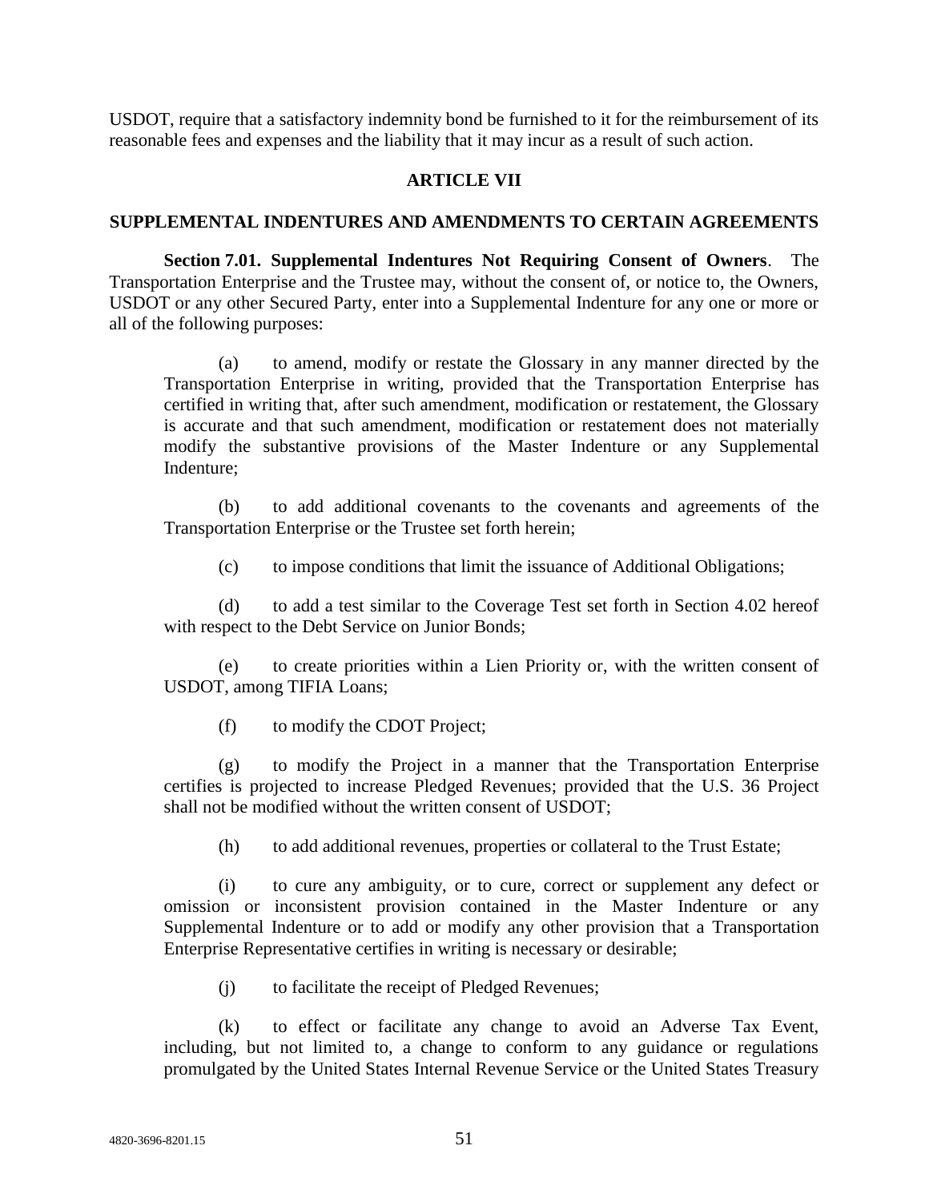USDOT, require that a satisfactory indemnity bond be furnished to it for the reimbursement of its reasonable fees and expenses and the liability that it may incur as a result of such action.

## ARTICLE VII

## SUPPLEMENTAL INDENTURES AND AMENDMENTS TO CERTAIN AGREEMENTS

**Section 7.01. Supplemental Indentures Not Requiring Consent of Owners**. The Transportation Enterprise and the Trustee may, without the consent of, or notice to, the Owners, USDOT or any other Secured Party, enter into a Supplemental Indenture for any one or more or all of the following purposes:

(a) to amend, modify or restate the Glossary in any manner directed by the Transportation Enterprise in writing, provided that the Transportation Enterprise has certified in writing that, after such amendment, modification or restatement, the Glossary is accurate and that such amendment, modification or restatement does not materially modify the substantive provisions of the Master Indenture or any Supplemental Indenture;

(b) to add additional covenants to the covenants and agreements of the Transportation Enterprise or the Trustee set forth herein;

(c) to impose conditions that limit the issuance of Additional Obligations;

(d) to add a test similar to the Coverage Test set forth in Section 4.02 hereof with respect to the Debt Service on Junior Bonds;

(e) to create priorities within a Lien Priority or, with the written consent of USDOT, among TIFIA Loans;

(f) to modify the CDOT Project;

(g) to modify the Project in a manner that the Transportation Enterprise certifies is projected to increase Pledged Revenues; provided that the U.S. 36 Project shall not be modified without the written consent of USDOT;

(h) to add additional revenues, properties or collateral to the Trust Estate;

(i) to cure any ambiguity, or to cure, correct or supplement any defect or omission or inconsistent provision contained in the Master Indenture or any Supplemental Indenture or to add or modify any other provision that a Transportation Enterprise Representative certifies in writing is necessary or desirable;

(j) to facilitate the receipt of Pledged Revenues;

(k) to effect or facilitate any change to avoid an Adverse Tax Event, including, but not limited to, a change to conform to any guidance or regulations promulgated by the United States Internal Revenue Service or the United States Treasury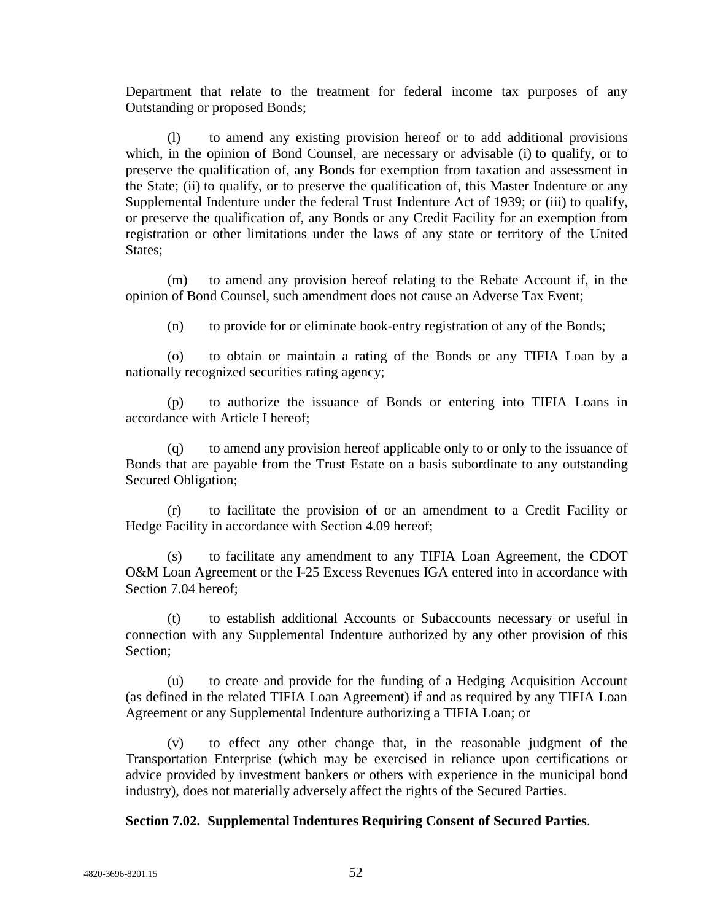Department that relate to the treatment for federal income tax purposes of any Outstanding or proposed Bonds;

(l) to amend any existing provision hereof or to add additional provisions which, in the opinion of Bond Counsel, are necessary or advisable (i) to qualify, or to preserve the qualification of, any Bonds for exemption from taxation and assessment in the State; (ii) to qualify, or to preserve the qualification of, this Master Indenture or any Supplemental Indenture under the federal Trust Indenture Act of 1939; or (iii) to qualify, or preserve the qualification of, any Bonds or any Credit Facility for an exemption from registration or other limitations under the laws of any state or territory of the United States;

(m) to amend any provision hereof relating to the Rebate Account if, in the opinion of Bond Counsel, such amendment does not cause an Adverse Tax Event;

(n) to provide for or eliminate book-entry registration of any of the Bonds;

(o) to obtain or maintain a rating of the Bonds or any TIFIA Loan by a nationally recognized securities rating agency;

(p) to authorize the issuance of Bonds or entering into TIFIA Loans in accordance with Article I hereof;

(q) to amend any provision hereof applicable only to or only to the issuance of Bonds that are payable from the Trust Estate on a basis subordinate to any outstanding Secured Obligation;

(r) to facilitate the provision of or an amendment to a Credit Facility or Hedge Facility in accordance with Section 4.09 hereof;

(s) to facilitate any amendment to any TIFIA Loan Agreement, the CDOT O&M Loan Agreement or the I-25 Excess Revenues IGA entered into in accordance with Section 7.04 hereof;

(t) to establish additional Accounts or Subaccounts necessary or useful in connection with any Supplemental Indenture authorized by any other provision of this Section;

(u) to create and provide for the funding of a Hedging Acquisition Account (as defined in the related TIFIA Loan Agreement) if and as required by any TIFIA Loan Agreement or any Supplemental Indenture authorizing a TIFIA Loan; or

(v) to effect any other change that, in the reasonable judgment of the Transportation Enterprise (which may be exercised in reliance upon certifications or advice provided by investment bankers or others with experience in the municipal bond industry), does not materially adversely affect the rights of the Secured Parties.

**Section 7.02. Supplemental Indentures Requiring Consent of Secured Parties**.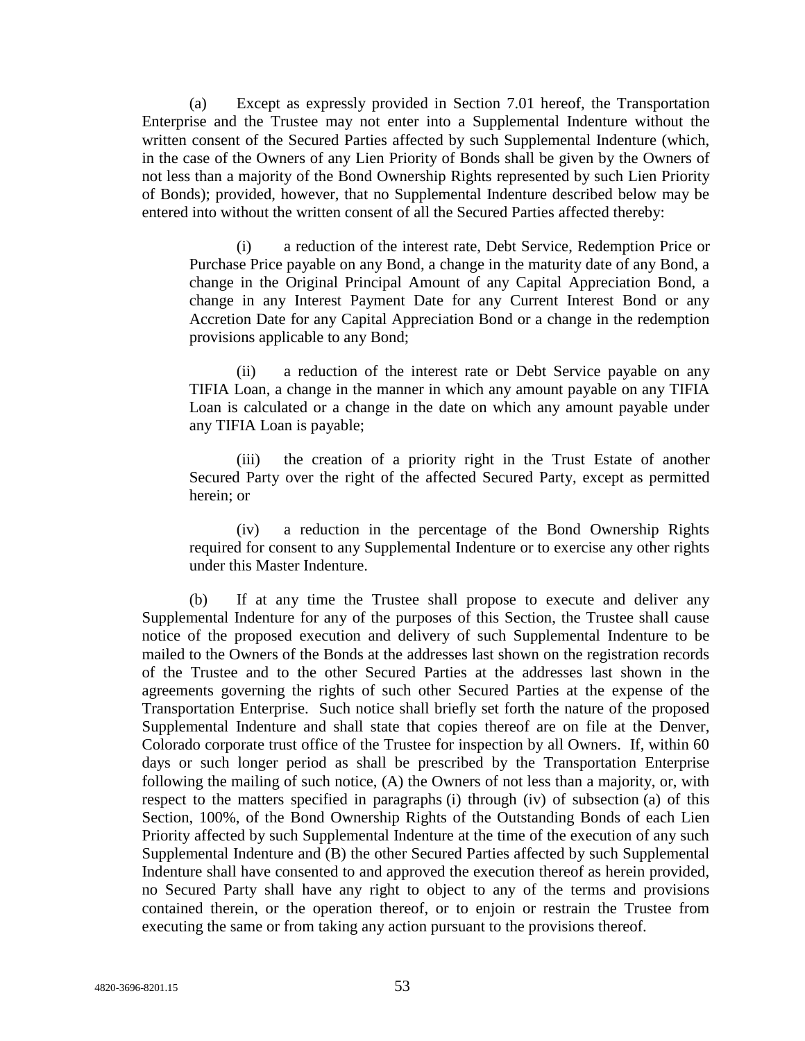(a) Except as expressly provided in Section 7.01 hereof, the Transportation Enterprise and the Trustee may not enter into a Supplemental Indenture without the written consent of the Secured Parties affected by such Supplemental Indenture (which, in the case of the Owners of any Lien Priority of Bonds shall be given by the Owners of not less than a majority of the Bond Ownership Rights represented by such Lien Priority of Bonds); provided, however, that no Supplemental Indenture described below may be entered into without the written consent of all the Secured Parties affected thereby:

(i) a reduction of the interest rate, Debt Service, Redemption Price or Purchase Price payable on any Bond, a change in the maturity date of any Bond, a change in the Original Principal Amount of any Capital Appreciation Bond, a change in any Interest Payment Date for any Current Interest Bond or any Accretion Date for any Capital Appreciation Bond or a change in the redemption provisions applicable to any Bond;

(ii) a reduction of the interest rate or Debt Service payable on any TIFIA Loan, a change in the manner in which any amount payable on any TIFIA Loan is calculated or a change in the date on which any amount payable under any TIFIA Loan is payable;

(iii) the creation of a priority right in the Trust Estate of another Secured Party over the right of the affected Secured Party, except as permitted herein; or

(iv) a reduction in the percentage of the Bond Ownership Rights required for consent to any Supplemental Indenture or to exercise any other rights under this Master Indenture.

(b) If at any time the Trustee shall propose to execute and deliver any Supplemental Indenture for any of the purposes of this Section, the Trustee shall cause notice of the proposed execution and delivery of such Supplemental Indenture to be mailed to the Owners of the Bonds at the addresses last shown on the registration records of the Trustee and to the other Secured Parties at the addresses last shown in the agreements governing the rights of such other Secured Parties at the expense of the Transportation Enterprise. Such notice shall briefly set forth the nature of the proposed Supplemental Indenture and shall state that copies thereof are on file at the Denver, Colorado corporate trust office of the Trustee for inspection by all Owners. If, within 60 days or such longer period as shall be prescribed by the Transportation Enterprise following the mailing of such notice, (A) the Owners of not less than a majority, or, with respect to the matters specified in paragraphs (i) through (iv) of subsection (a) of this Section, 100%, of the Bond Ownership Rights of the Outstanding Bonds of each Lien Priority affected by such Supplemental Indenture at the time of the execution of any such Supplemental Indenture and (B) the other Secured Parties affected by such Supplemental Indenture shall have consented to and approved the execution thereof as herein provided, no Secured Party shall have any right to object to any of the terms and provisions contained therein, or the operation thereof, or to enjoin or restrain the Trustee from executing the same or from taking any action pursuant to the provisions thereof.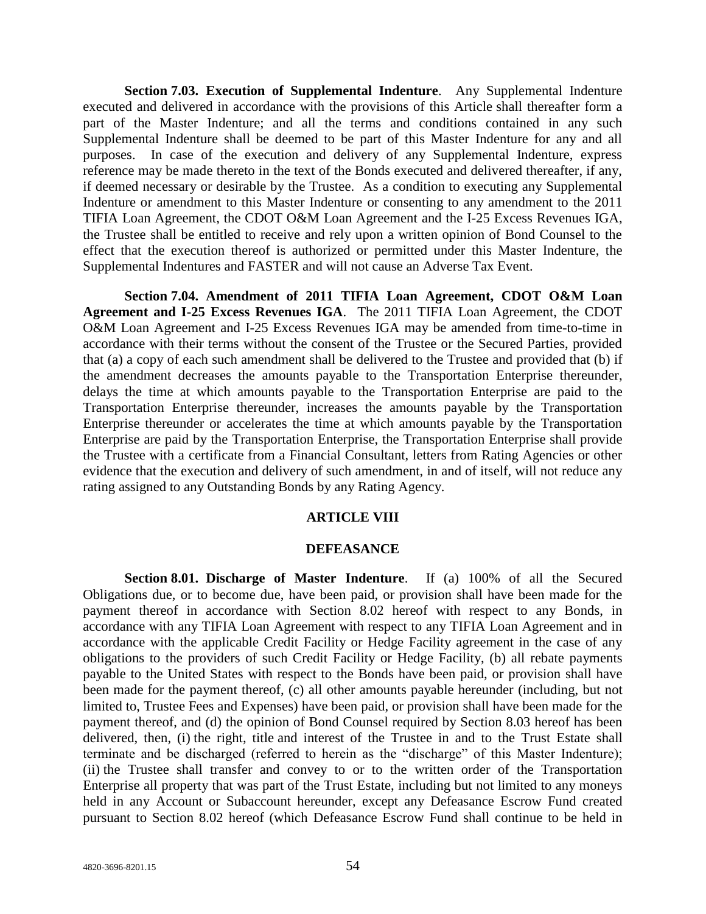**Section 7.03. Execution of Supplemental Indenture**. Any Supplemental Indenture executed and delivered in accordance with the provisions of this Article shall thereafter form a part of the Master Indenture; and all the terms and conditions contained in any such Supplemental Indenture shall be deemed to be part of this Master Indenture for any and all purposes. In case of the execution and delivery of any Supplemental Indenture, express reference may be made thereto in the text of the Bonds executed and delivered thereafter, if any, if deemed necessary or desirable by the Trustee. As a condition to executing any Supplemental Indenture or amendment to this Master Indenture or consenting to any amendment to the 2011 TIFIA Loan Agreement, the CDOT O&M Loan Agreement and the I-25 Excess Revenues IGA, the Trustee shall be entitled to receive and rely upon a written opinion of Bond Counsel to the effect that the execution thereof is authorized or permitted under this Master Indenture, the Supplemental Indentures and FASTER and will not cause an Adverse Tax Event.

**Section 7.04. Amendment of 2011 TIFIA Loan Agreement, CDOT O&M Loan Agreement and I-25 Excess Revenues IGA**. The 2011 TIFIA Loan Agreement, the CDOT O&M Loan Agreement and I-25 Excess Revenues IGA may be amended from time-to-time in accordance with their terms without the consent of the Trustee or the Secured Parties, provided that (a) a copy of each such amendment shall be delivered to the Trustee and provided that (b) if the amendment decreases the amounts payable to the Transportation Enterprise thereunder, delays the time at which amounts payable to the Transportation Enterprise are paid to the Transportation Enterprise thereunder, increases the amounts payable by the Transportation Enterprise thereunder or accelerates the time at which amounts payable by the Transportation Enterprise are paid by the Transportation Enterprise, the Transportation Enterprise shall provide the Trustee with a certificate from a Financial Consultant, letters from Rating Agencies or other evidence that the execution and delivery of such amendment, in and of itself, will not reduce any rating assigned to any Outstanding Bonds by any Rating Agency.

## ARTICLE VIII

## DEFEASANCE

**Section 8.01. Discharge of Master Indenture**. If (a) 100% of all the Secured Obligations due, or to become due, have been paid, or provision shall have been made for the payment thereof in accordance with Section 8.02 hereof with respect to any Bonds, in accordance with any TIFIA Loan Agreement with respect to any TIFIA Loan Agreement and in accordance with the applicable Credit Facility or Hedge Facility agreement in the case of any obligations to the providers of such Credit Facility or Hedge Facility, (b) all rebate payments payable to the United States with respect to the Bonds have been paid, or provision shall have been made for the payment thereof, (c) all other amounts payable hereunder (including, but not limited to, Trustee Fees and Expenses) have been paid, or provision shall have been made for the payment thereof, and (d) the opinion of Bond Counsel required by Section 8.03 hereof has been delivered, then, (i) the right, title and interest of the Trustee in and to the Trust Estate shall terminate and be discharged (referred to herein as the "discharge" of this Master Indenture); (ii) the Trustee shall transfer and convey to or to the written order of the Transportation Enterprise all property that was part of the Trust Estate, including but not limited to any moneys held in any Account or Subaccount hereunder, except any Defeasance Escrow Fund created pursuant to Section 8.02 hereof (which Defeasance Escrow Fund shall continue to be held in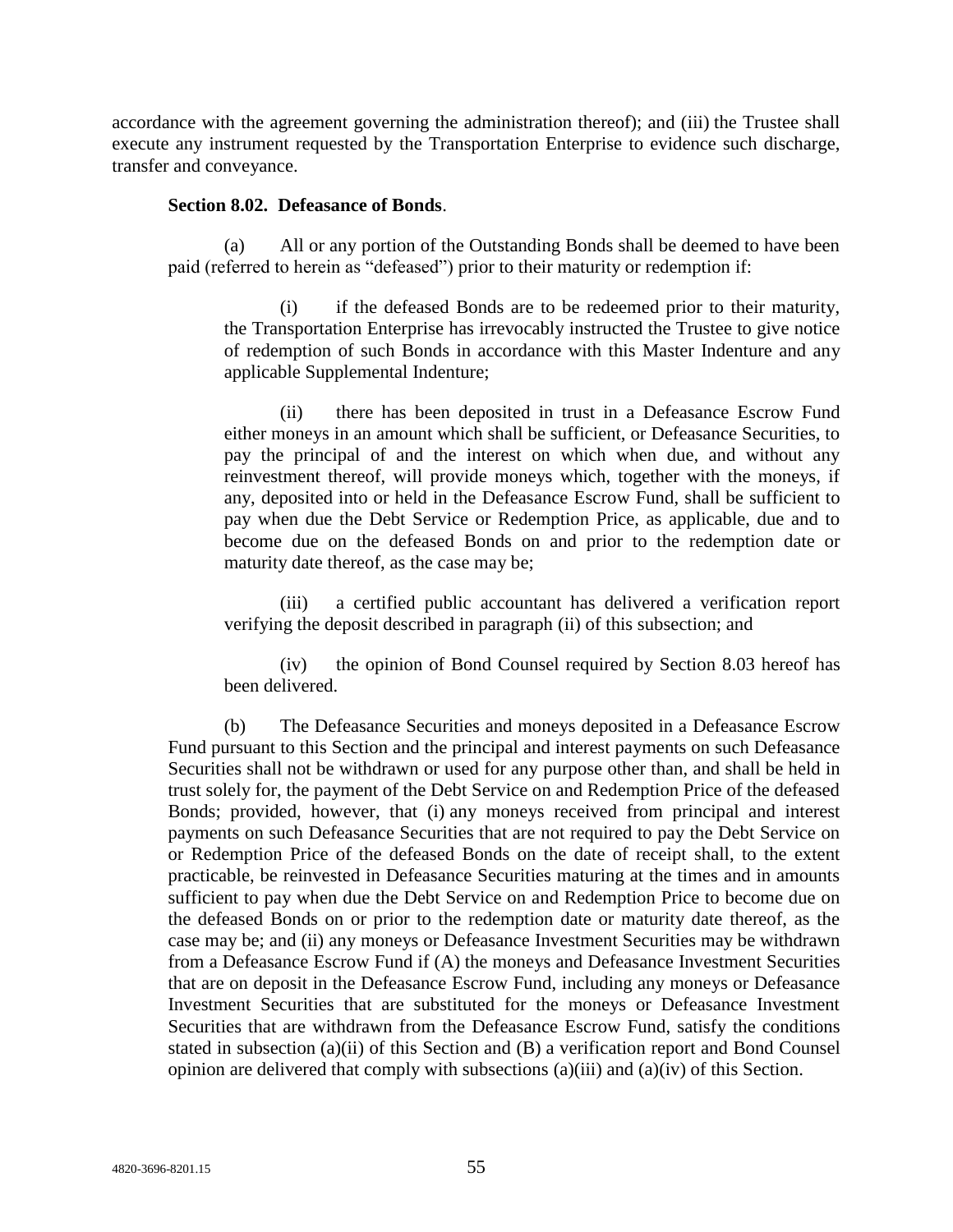accordance with the agreement governing the administration thereof); and (iii) the Trustee shall execute any instrument requested by the Transportation Enterprise to evidence such discharge, transfer and conveyance.

**Section 8.02. Defeasance of Bonds**.

(a) All or any portion of the Outstanding Bonds shall be deemed to have been paid (referred to herein as "defeased") prior to their maturity or redemption if:

(i) if the defeased Bonds are to be redeemed prior to their maturity, the Transportation Enterprise has irrevocably instructed the Trustee to give notice of redemption of such Bonds in accordance with this Master Indenture and any applicable Supplemental Indenture;

(ii) there has been deposited in trust in a Defeasance Escrow Fund either moneys in an amount which shall be sufficient, or Defeasance Securities, to pay the principal of and the interest on which when due, and without any reinvestment thereof, will provide moneys which, together with the moneys, if any, deposited into or held in the Defeasance Escrow Fund, shall be sufficient to pay when due the Debt Service or Redemption Price, as applicable, due and to become due on the defeased Bonds on and prior to the redemption date or maturity date thereof, as the case may be;

(iii) a certified public accountant has delivered a verification report verifying the deposit described in paragraph (ii) of this subsection; and

(iv) the opinion of Bond Counsel required by Section 8.03 hereof has been delivered.

(b) The Defeasance Securities and moneys deposited in a Defeasance Escrow Fund pursuant to this Section and the principal and interest payments on such Defeasance Securities shall not be withdrawn or used for any purpose other than, and shall be held in trust solely for, the payment of the Debt Service on and Redemption Price of the defeased Bonds; provided, however, that (i) any moneys received from principal and interest payments on such Defeasance Securities that are not required to pay the Debt Service on or Redemption Price of the defeased Bonds on the date of receipt shall, to the extent practicable, be reinvested in Defeasance Securities maturing at the times and in amounts sufficient to pay when due the Debt Service on and Redemption Price to become due on the defeased Bonds on or prior to the redemption date or maturity date thereof, as the case may be; and (ii) any moneys or Defeasance Investment Securities may be withdrawn from a Defeasance Escrow Fund if (A) the moneys and Defeasance Investment Securities that are on deposit in the Defeasance Escrow Fund, including any moneys or Defeasance Investment Securities that are substituted for the moneys or Defeasance Investment Securities that are withdrawn from the Defeasance Escrow Fund, satisfy the conditions stated in subsection (a)(ii) of this Section and (B) a verification report and Bond Counsel opinion are delivered that comply with subsections (a)(iii) and (a)(iv) of this Section.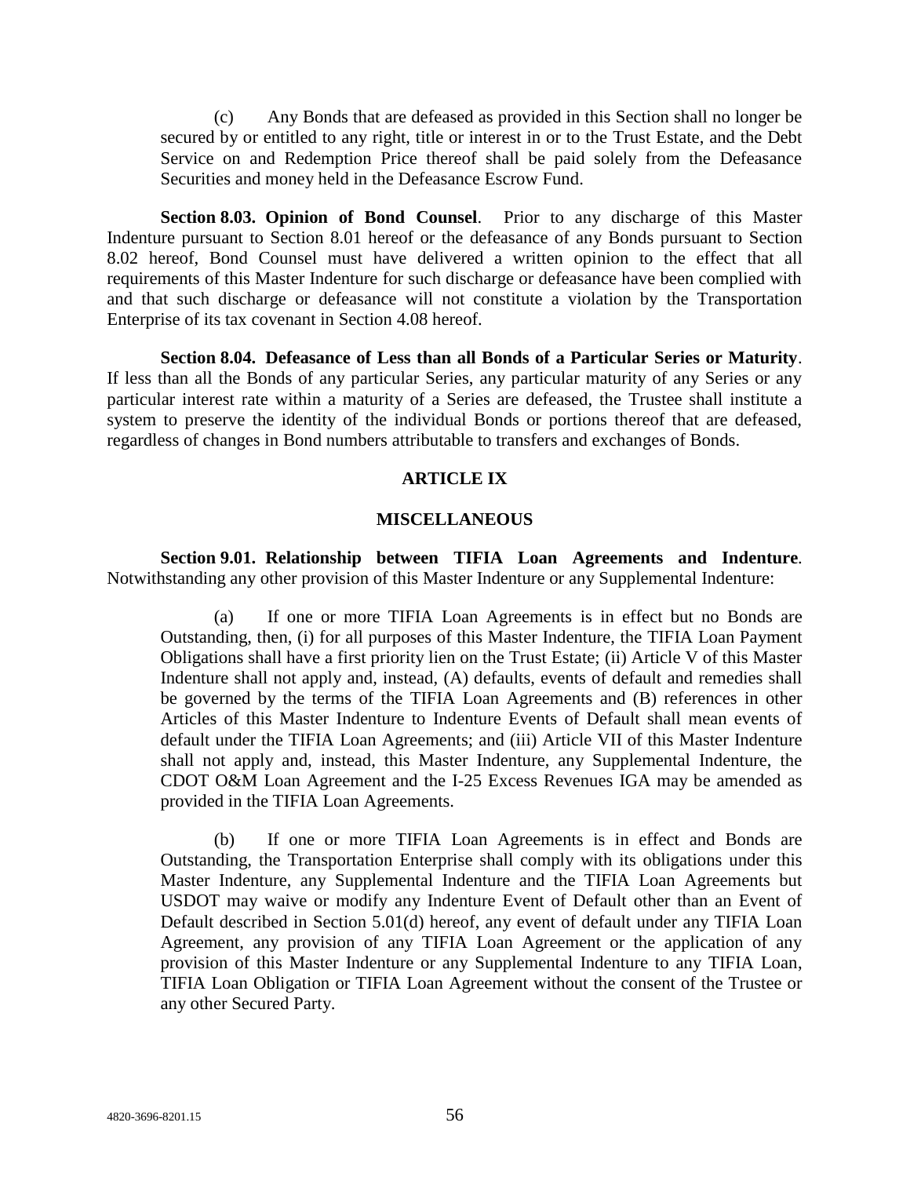(c) Any Bonds that are defeased as provided in this Section shall no longer be secured by or entitled to any right, title or interest in or to the Trust Estate, and the Debt Service on and Redemption Price thereof shall be paid solely from the Defeasance Securities and money held in the Defeasance Escrow Fund.

**Section 8.03. Opinion of Bond Counsel**. Prior to any discharge of this Master Indenture pursuant to Section 8.01 hereof or the defeasance of any Bonds pursuant to Section 8.02 hereof, Bond Counsel must have delivered a written opinion to the effect that all requirements of this Master Indenture for such discharge or defeasance have been complied with and that such discharge or defeasance will not constitute a violation by the Transportation Enterprise of its tax covenant in Section 4.08 hereof.

**Section 8.04. Defeasance of Less than all Bonds of a Particular Series or Maturity**. If less than all the Bonds of any particular Series, any particular maturity of any Series or any particular interest rate within a maturity of a Series are defeased, the Trustee shall institute a system to preserve the identity of the individual Bonds or portions thereof that are defeased, regardless of changes in Bond numbers attributable to transfers and exchanges of Bonds.

## ARTICLE IX

## MISCELLANEOUS

**Section 9.01. Relationship between TIFIA Loan Agreements and Indenture**. Notwithstanding any other provision of this Master Indenture or any Supplemental Indenture:

(a) If one or more TIFIA Loan Agreements is in effect but no Bonds are Outstanding, then, (i) for all purposes of this Master Indenture, the TIFIA Loan Payment Obligations shall have a first priority lien on the Trust Estate; (ii) Article V of this Master Indenture shall not apply and, instead, (A) defaults, events of default and remedies shall be governed by the terms of the TIFIA Loan Agreements and (B) references in other Articles of this Master Indenture to Indenture Events of Default shall mean events of default under the TIFIA Loan Agreements; and (iii) Article VII of this Master Indenture shall not apply and, instead, this Master Indenture, any Supplemental Indenture, the CDOT O&M Loan Agreement and the I-25 Excess Revenues IGA may be amended as provided in the TIFIA Loan Agreements.

(b) If one or more TIFIA Loan Agreements is in effect and Bonds are Outstanding, the Transportation Enterprise shall comply with its obligations under this Master Indenture, any Supplemental Indenture and the TIFIA Loan Agreements but USDOT may waive or modify any Indenture Event of Default other than an Event of Default described in Section 5.01(d) hereof, any event of default under any TIFIA Loan Agreement, any provision of any TIFIA Loan Agreement or the application of any provision of this Master Indenture or any Supplemental Indenture to any TIFIA Loan, TIFIA Loan Obligation or TIFIA Loan Agreement without the consent of the Trustee or any other Secured Party.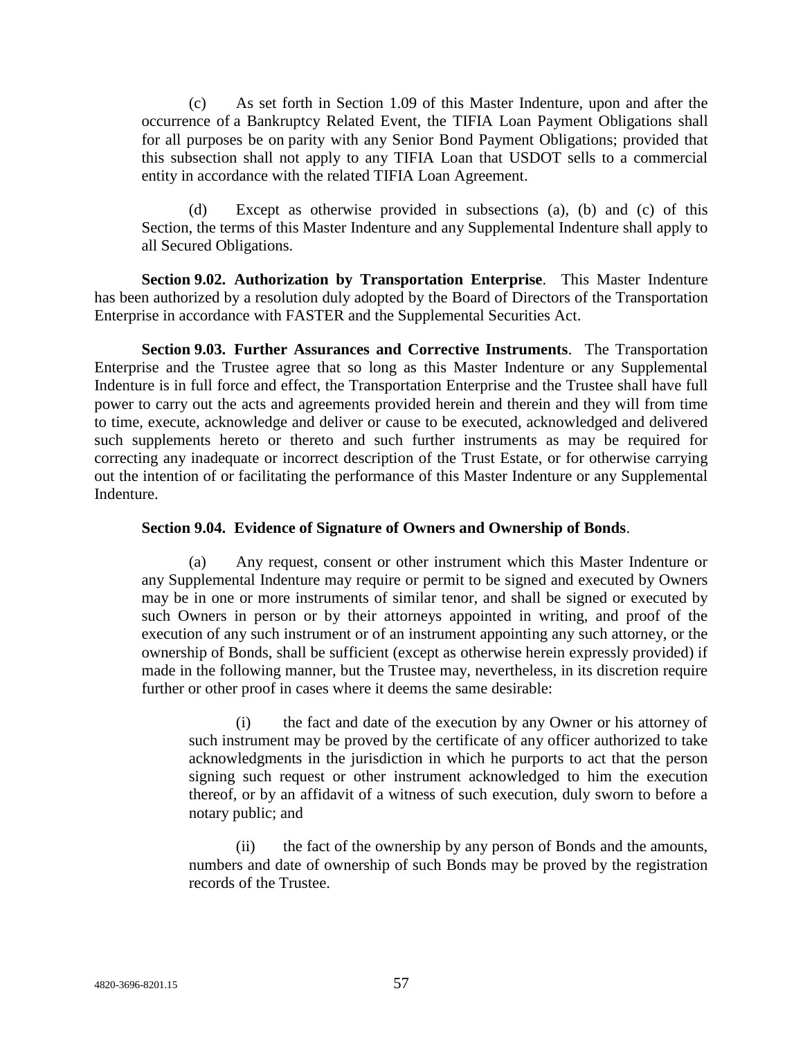(c) As set forth in Section 1.09 of this Master Indenture, upon and after the occurrence of a Bankruptcy Related Event, the TIFIA Loan Payment Obligations shall for all purposes be on parity with any Senior Bond Payment Obligations; provided that this subsection shall not apply to any TIFIA Loan that USDOT sells to a commercial entity in accordance with the related TIFIA Loan Agreement.

(d) Except as otherwise provided in subsections (a), (b) and (c) of this Section, the terms of this Master Indenture and any Supplemental Indenture shall apply to all Secured Obligations.

**Section 9.02. Authorization by Transportation Enterprise**. This Master Indenture has been authorized by a resolution duly adopted by the Board of Directors of the Transportation Enterprise in accordance with FASTER and the Supplemental Securities Act.

**Section 9.03. Further Assurances and Corrective Instruments**. The Transportation Enterprise and the Trustee agree that so long as this Master Indenture or any Supplemental Indenture is in full force and effect, the Transportation Enterprise and the Trustee shall have full power to carry out the acts and agreements provided herein and therein and they will from time to time, execute, acknowledge and deliver or cause to be executed, acknowledged and delivered such supplements hereto or thereto and such further instruments as may be required for correcting any inadequate or incorrect description of the Trust Estate, or for otherwise carrying out the intention of or facilitating the performance of this Master Indenture or any Supplemental Indenture.

**Section 9.04. Evidence of Signature of Owners and Ownership of Bonds**.

(a) Any request, consent or other instrument which this Master Indenture or any Supplemental Indenture may require or permit to be signed and executed by Owners may be in one or more instruments of similar tenor, and shall be signed or executed by such Owners in person or by their attorneys appointed in writing, and proof of the execution of any such instrument or of an instrument appointing any such attorney, or the ownership of Bonds, shall be sufficient (except as otherwise herein expressly provided) if made in the following manner, but the Trustee may, nevertheless, in its discretion require further or other proof in cases where it deems the same desirable:

(i) the fact and date of the execution by any Owner or his attorney of such instrument may be proved by the certificate of any officer authorized to take acknowledgments in the jurisdiction in which he purports to act that the person signing such request or other instrument acknowledged to him the execution thereof, or by an affidavit of a witness of such execution, duly sworn to before a notary public; and

(ii) the fact of the ownership by any person of Bonds and the amounts, numbers and date of ownership of such Bonds may be proved by the registration records of the Trustee.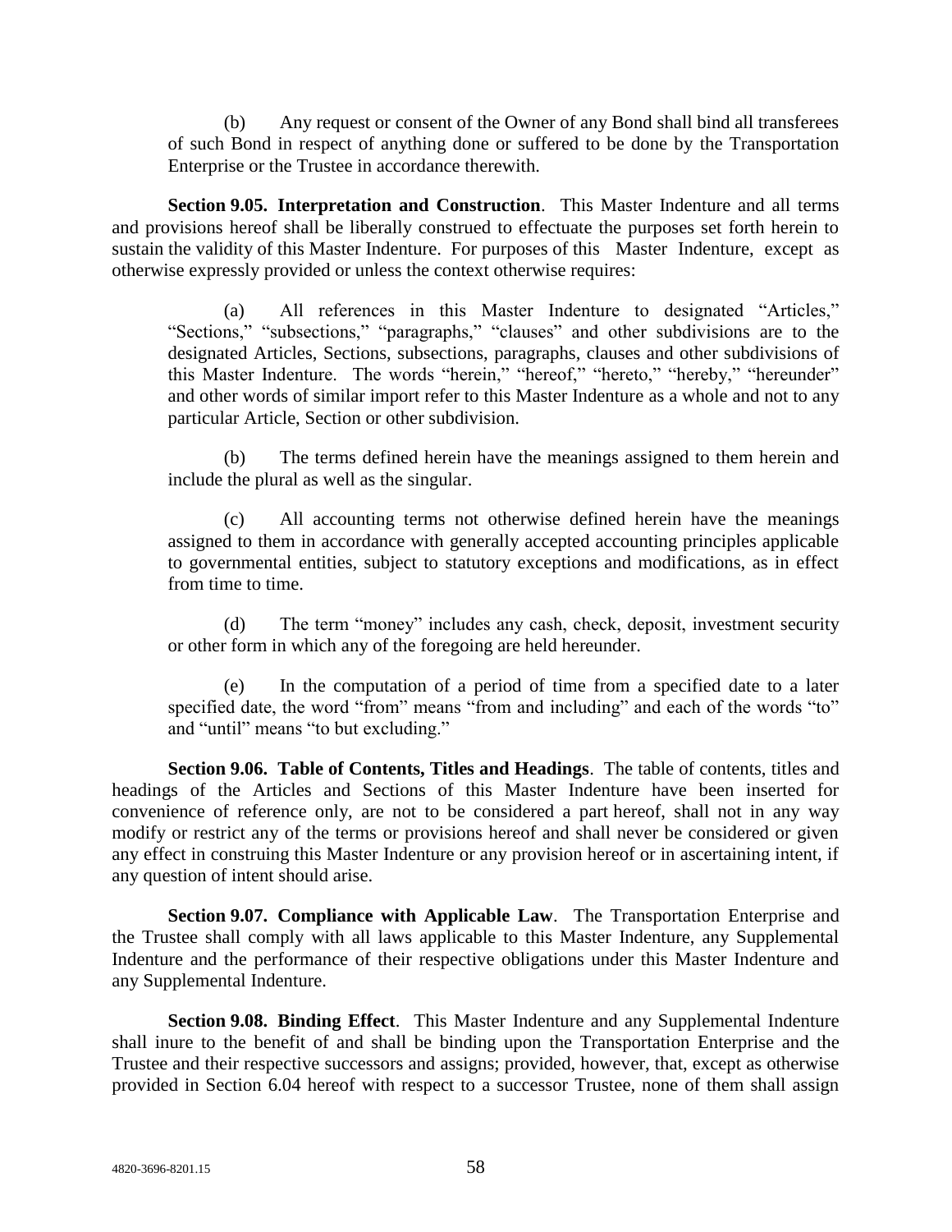(b) Any request or consent of the Owner of any Bond shall bind all transferees of such Bond in respect of anything done or suffered to be done by the Transportation Enterprise or the Trustee in accordance therewith.

**Section 9.05. Interpretation and Construction**. This Master Indenture and all terms and provisions hereof shall be liberally construed to effectuate the purposes set forth herein to sustain the validity of this Master Indenture. For purposes of this Master Indenture, except as otherwise expressly provided or unless the context otherwise requires:

(a) All references in this Master Indenture to designated "Articles," "Sections," "subsections," "paragraphs," "clauses" and other subdivisions are to the designated Articles, Sections, subsections, paragraphs, clauses and other subdivisions of this Master Indenture. The words "herein," "hereof," "hereto," "hereby," "hereunder" and other words of similar import refer to this Master Indenture as a whole and not to any particular Article, Section or other subdivision.

(b) The terms defined herein have the meanings assigned to them herein and include the plural as well as the singular.

(c) All accounting terms not otherwise defined herein have the meanings assigned to them in accordance with generally accepted accounting principles applicable to governmental entities, subject to statutory exceptions and modifications, as in effect from time to time.

(d) The term "money" includes any cash, check, deposit, investment security or other form in which any of the foregoing are held hereunder.

(e) In the computation of a period of time from a specified date to a later specified date, the word "from" means "from and including" and each of the words "to" and "until" means "to but excluding."

**Section 9.06. Table of Contents, Titles and Headings**. The table of contents, titles and headings of the Articles and Sections of this Master Indenture have been inserted for convenience of reference only, are not to be considered a part hereof, shall not in any way modify or restrict any of the terms or provisions hereof and shall never be considered or given any effect in construing this Master Indenture or any provision hereof or in ascertaining intent, if any question of intent should arise.

**Section 9.07. Compliance with Applicable Law**. The Transportation Enterprise and the Trustee shall comply with all laws applicable to this Master Indenture, any Supplemental Indenture and the performance of their respective obligations under this Master Indenture and any Supplemental Indenture.

**Section 9.08. Binding Effect**. This Master Indenture and any Supplemental Indenture shall inure to the benefit of and shall be binding upon the Transportation Enterprise and the Trustee and their respective successors and assigns; provided, however, that, except as otherwise provided in Section 6.04 hereof with respect to a successor Trustee, none of them shall assign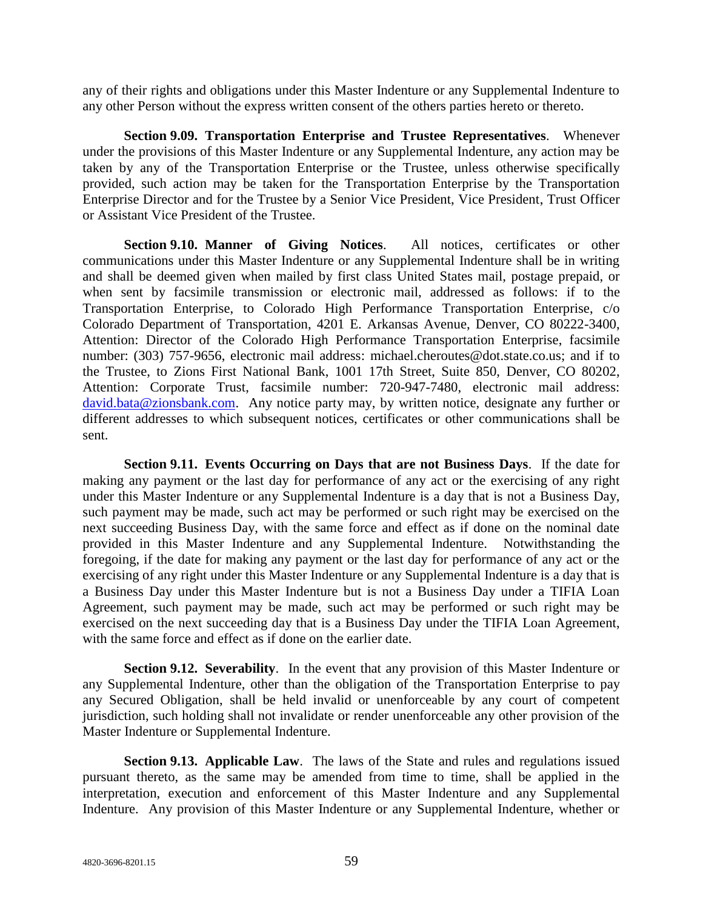any of their rights and obligations under this Master Indenture or any Supplemental Indenture to any other Person without the express written consent of the others parties hereto or thereto.

**Section 9.09. Transportation Enterprise and Trustee Representatives**. Whenever under the provisions of this Master Indenture or any Supplemental Indenture, any action may be taken by any of the Transportation Enterprise or the Trustee, unless otherwise specifically provided, such action may be taken for the Transportation Enterprise by the Transportation Enterprise Director and for the Trustee by a Senior Vice President, Vice President, Trust Officer or Assistant Vice President of the Trustee.

**Section 9.10. Manner of Giving Notices**. All notices, certificates or other communications under this Master Indenture or any Supplemental Indenture shall be in writing and shall be deemed given when mailed by first class United States mail, postage prepaid, or when sent by facsimile transmission or electronic mail, addressed as follows: if to the Transportation Enterprise, to Colorado High Performance Transportation Enterprise, c/o Colorado Department of Transportation, 4201 E. Arkansas Avenue, Denver, CO 80222-3400, Attention: Director of the Colorado High Performance Transportation Enterprise, facsimile number: (303) 757-9656, electronic mail address: michael.cheroutes@dot.state.co.us; and if to the Trustee, to Zions First National Bank, 1001 17th Street, Suite 850, Denver, CO 80202, Attention: Corporate Trust, facsimile number: 720-947-7480, electronic mail address: david.bata@zionsbank.com. Any notice party may, by written notice, designate any further or different addresses to which subsequent notices, certificates or other communications shall be sent.

**Section 9.11. Events Occurring on Days that are not Business Days**. If the date for making any payment or the last day for performance of any act or the exercising of any right under this Master Indenture or any Supplemental Indenture is a day that is not a Business Day, such payment may be made, such act may be performed or such right may be exercised on the next succeeding Business Day, with the same force and effect as if done on the nominal date provided in this Master Indenture and any Supplemental Indenture. Notwithstanding the foregoing, if the date for making any payment or the last day for performance of any act or the exercising of any right under this Master Indenture or any Supplemental Indenture is a day that is a Business Day under this Master Indenture but is not a Business Day under a TIFIA Loan Agreement, such payment may be made, such act may be performed or such right may be exercised on the next succeeding day that is a Business Day under the TIFIA Loan Agreement, with the same force and effect as if done on the earlier date.

**Section 9.12. Severability**. In the event that any provision of this Master Indenture or any Supplemental Indenture, other than the obligation of the Transportation Enterprise to pay any Secured Obligation, shall be held invalid or unenforceable by any court of competent jurisdiction, such holding shall not invalidate or render unenforceable any other provision of the Master Indenture or Supplemental Indenture.

**Section 9.13. Applicable Law**. The laws of the State and rules and regulations issued pursuant thereto, as the same may be amended from time to time, shall be applied in the interpretation, execution and enforcement of this Master Indenture and any Supplemental Indenture. Any provision of this Master Indenture or any Supplemental Indenture, whether or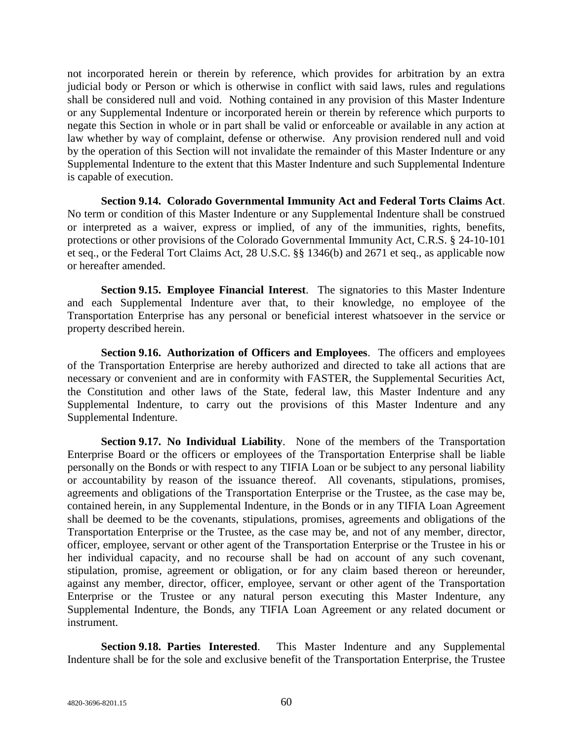not incorporated herein or therein by reference, which provides for arbitration by an extra judicial body or Person or which is otherwise in conflict with said laws, rules and regulations shall be considered null and void. Nothing contained in any provision of this Master Indenture or any Supplemental Indenture or incorporated herein or therein by reference which purports to negate this Section in whole or in part shall be valid or enforceable or available in any action at law whether by way of complaint, defense or otherwise. Any provision rendered null and void by the operation of this Section will not invalidate the remainder of this Master Indenture or any Supplemental Indenture to the extent that this Master Indenture and such Supplemental Indenture is capable of execution.

**Section 9.14. Colorado Governmental Immunity Act and Federal Torts Claims Act**. No term or condition of this Master Indenture or any Supplemental Indenture shall be construed or interpreted as a waiver, express or implied, of any of the immunities, rights, benefits, protections or other provisions of the Colorado Governmental Immunity Act, C.R.S. § 24-10-101 et seq., or the Federal Tort Claims Act, 28 U.S.C. §§ 1346(b) and 2671 et seq., as applicable now or hereafter amended.

**Section 9.15. Employee Financial Interest**. The signatories to this Master Indenture and each Supplemental Indenture aver that, to their knowledge, no employee of the Transportation Enterprise has any personal or beneficial interest whatsoever in the service or property described herein.

**Section 9.16. Authorization of Officers and Employees**. The officers and employees of the Transportation Enterprise are hereby authorized and directed to take all actions that are necessary or convenient and are in conformity with FASTER, the Supplemental Securities Act, the Constitution and other laws of the State, federal law, this Master Indenture and any Supplemental Indenture, to carry out the provisions of this Master Indenture and any Supplemental Indenture.

**Section 9.17. No Individual Liability**. None of the members of the Transportation Enterprise Board or the officers or employees of the Transportation Enterprise shall be liable personally on the Bonds or with respect to any TIFIA Loan or be subject to any personal liability or accountability by reason of the issuance thereof. All covenants, stipulations, promises, agreements and obligations of the Transportation Enterprise or the Trustee, as the case may be, contained herein, in any Supplemental Indenture, in the Bonds or in any TIFIA Loan Agreement shall be deemed to be the covenants, stipulations, promises, agreements and obligations of the Transportation Enterprise or the Trustee, as the case may be, and not of any member, director, officer, employee, servant or other agent of the Transportation Enterprise or the Trustee in his or her individual capacity, and no recourse shall be had on account of any such covenant, stipulation, promise, agreement or obligation, or for any claim based thereon or hereunder, against any member, director, officer, employee, servant or other agent of the Transportation Enterprise or the Trustee or any natural person executing this Master Indenture, any Supplemental Indenture, the Bonds, any TIFIA Loan Agreement or any related document or instrument.

**Section 9.18. Parties Interested**. This Master Indenture and any Supplemental Indenture shall be for the sole and exclusive benefit of the Transportation Enterprise, the Trustee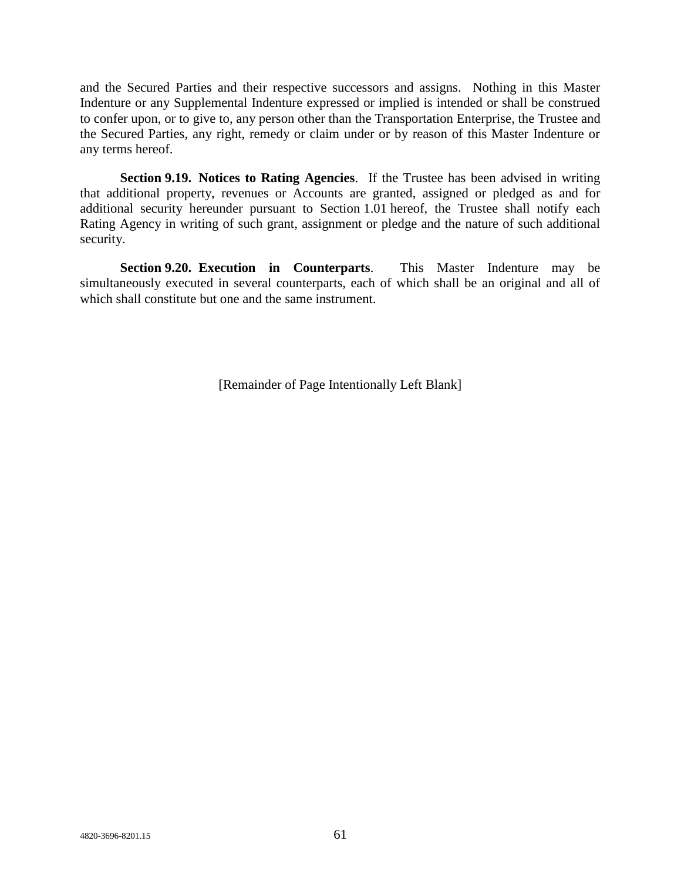and the Secured Parties and their respective successors and assigns. Nothing in this Master Indenture or any Supplemental Indenture expressed or implied is intended or shall be construed to confer upon, or to give to, any person other than the Transportation Enterprise, the Trustee and the Secured Parties, any right, remedy or claim under or by reason of this Master Indenture or any terms hereof.

**Section 9.19. Notices to Rating Agencies**. If the Trustee has been advised in writing that additional property, revenues or Accounts are granted, assigned or pledged as and for additional security hereunder pursuant to Section 1.01 hereof, the Trustee shall notify each Rating Agency in writing of such grant, assignment or pledge and the nature of such additional security.

**Section 9.20. Execution in Counterparts**. This Master Indenture may be simultaneously executed in several counterparts, each of which shall be an original and all of which shall constitute but one and the same instrument.

[Remainder of Page Intentionally Left Blank]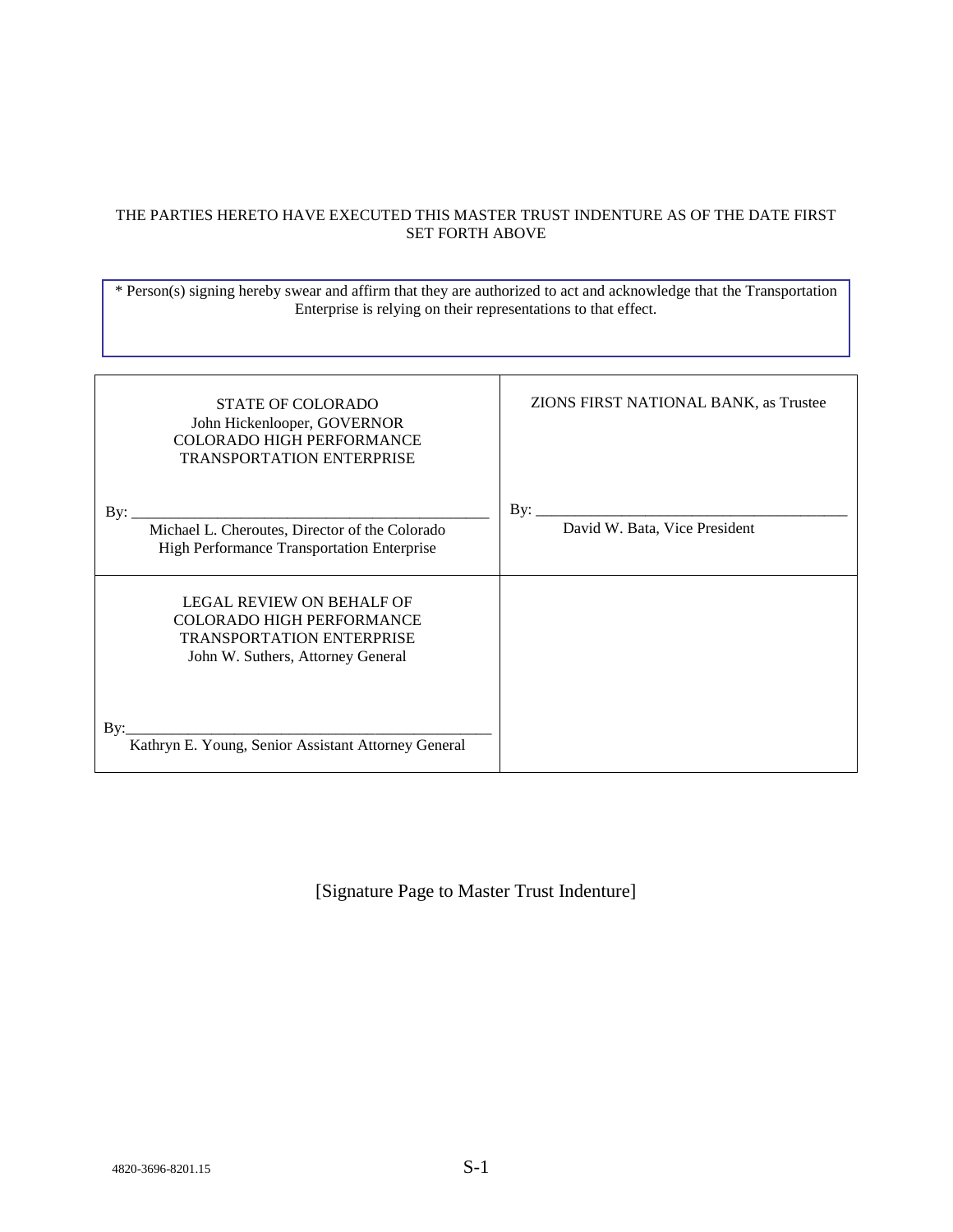THE PARTIES HERETO HAVE EXECUTED THIS MASTER TRUST INDENTURE AS OF THE DATE FIRST SET FORTH ABOVE

* Person(s) signing hereby swear and affirm that they are authorized to act and acknowledge that the Transportation Enterprise is relying on their representations to that effect.

| STATE OF COLORADO<br>John Hickenlooper, GOVERNOR<br>COLORADO HIGH PERFORMANCE TRANSPORTATION ENTERPRISE<br><br>By: ______________________________<br>Michael L. Cheroutes, Director of the Colorado High Performance Transportation Enterprise | ZIONS FIRST NATIONAL BANK, as Trustee<br><br>By: ______________________________<br>David W. Bata, Vice President |
|---|---|
| LEGAL REVIEW ON BEHALF OF COLORADO HIGH PERFORMANCE TRANSPORTATION ENTERPRISE<br>John W. Suthers, Attorney General<br><br>By: ______________________________<br>Kathryn E. Young, Senior Assistant Attorney General | |

[Signature Page to Master Trust Indenture]

4820-3696-8201.15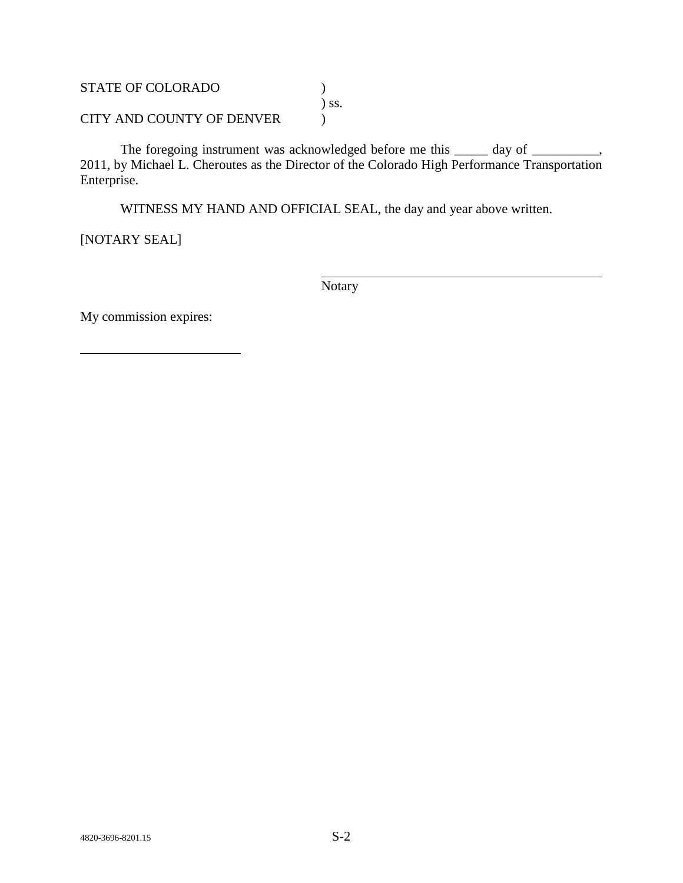STATE OF COLORADO )  
) ss.  
CITY AND COUNTY OF DENVER )

The foregoing instrument was acknowledged before me this _____ day of __________, 2011, by Michael L. Cheroutes as the Director of the Colorado High Performance Transportation Enterprise.

WITNESS MY HAND AND OFFICIAL SEAL, the day and year above written.

[NOTARY SEAL]

______________________________________________  
Notary

My commission expires:

_________________________

4820-3696-8201.15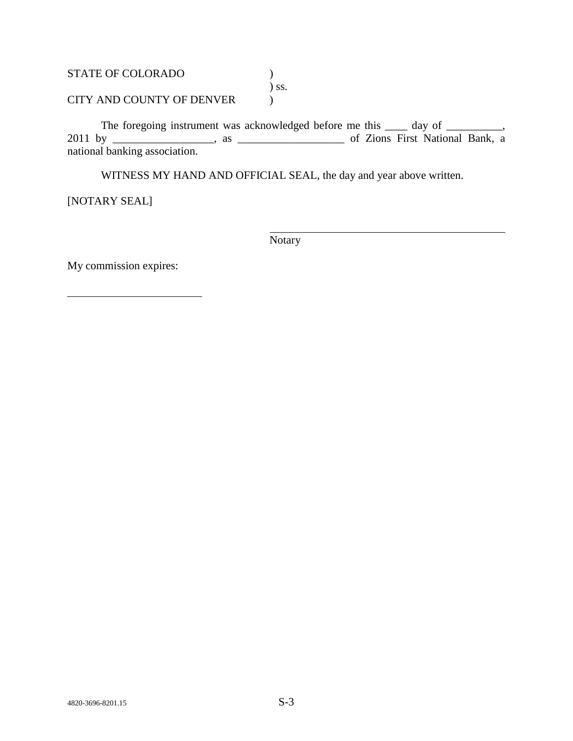STATE OF COLORADO )
) ss.
CITY AND COUNTY OF DENVER )

The foregoing instrument was acknowledged before me this ____ day of __________, 2011 by __________________, as ___________________ of Zions First National Bank, a national banking association.

WITNESS MY HAND AND OFFICIAL SEAL, the day and year above written.

[NOTARY SEAL]

_____________________________________________
Notary

My commission expires:

_________________________

4820-3696-8201.15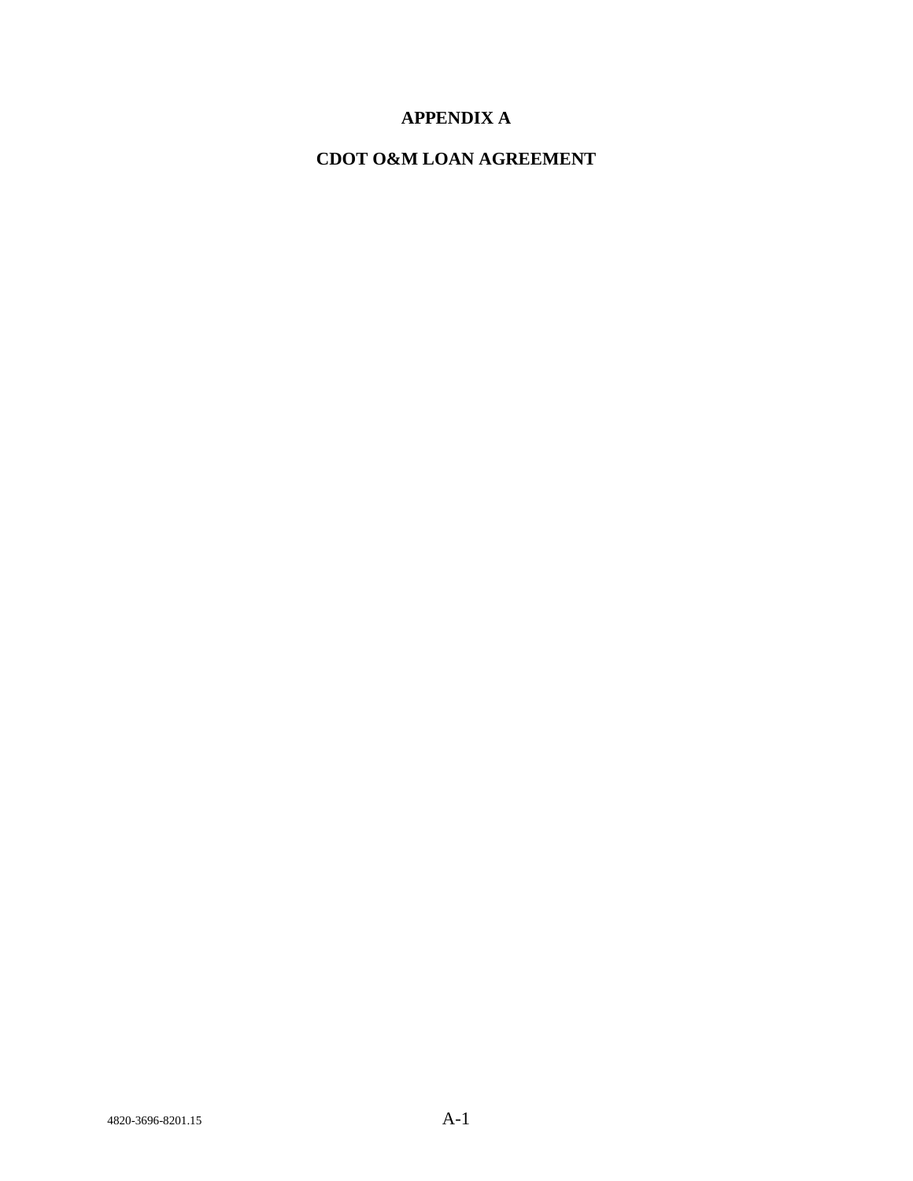# APPENDIX A

# CDOT O&M LOAN AGREEMENT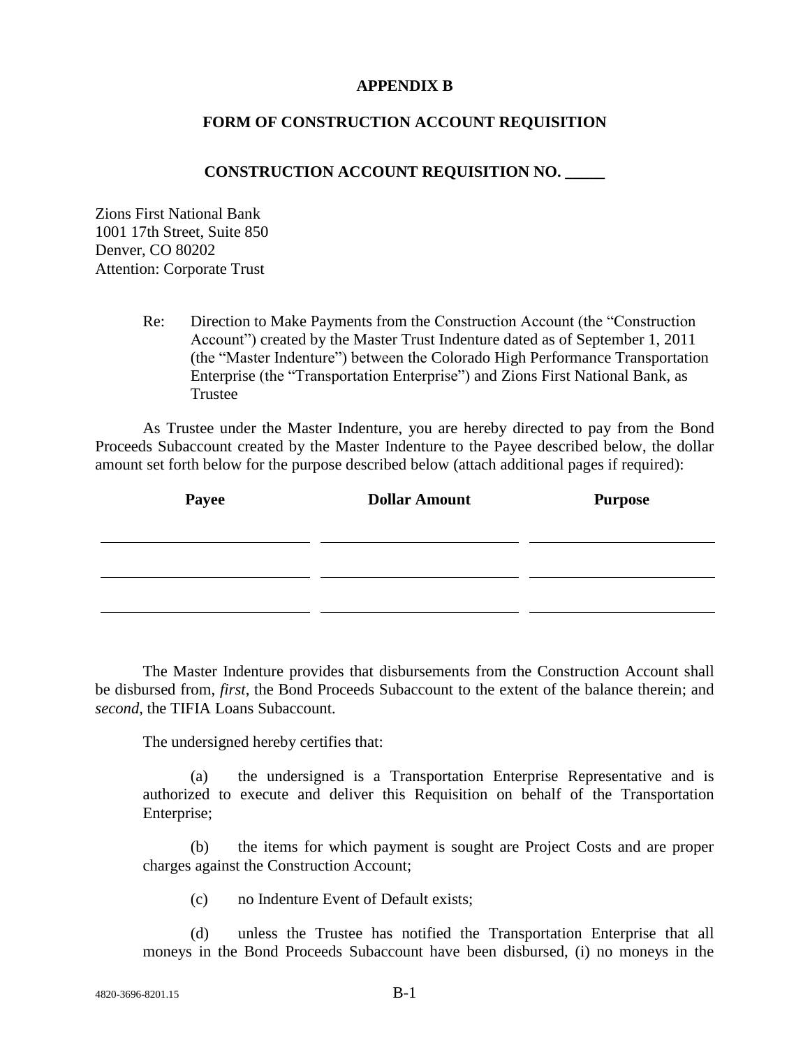**APPENDIX B**

**FORM OF CONSTRUCTION ACCOUNT REQUISITION**

**CONSTRUCTION ACCOUNT REQUISITION NO. _____**

Zions First National Bank
1001 17th Street, Suite 850
Denver, CO 80202
Attention: Corporate Trust

Re: Direction to Make Payments from the Construction Account (the "Construction Account") created by the Master Trust Indenture dated as of September 1, 2011 (the "Master Indenture") between the Colorado High Performance Transportation Enterprise (the "Transportation Enterprise") and Zions First National Bank, as Trustee

As Trustee under the Master Indenture, you are hereby directed to pay from the Bond Proceeds Subaccount created by the Master Indenture to the Payee described below, the dollar amount set forth below for the purpose described below (attach additional pages if required):

| Payee | Dollar Amount | Purpose |
|---|---|---|
| | | |
| | | |
| | | |

The Master Indenture provides that disbursements from the Construction Account shall be disbursed from, *first*, the Bond Proceeds Subaccount to the extent of the balance therein; and *second*, the TIFIA Loans Subaccount.

The undersigned hereby certifies that:

(a) the undersigned is a Transportation Enterprise Representative and is authorized to execute and deliver this Requisition on behalf of the Transportation Enterprise;

(b) the items for which payment is sought are Project Costs and are proper charges against the Construction Account;

(c) no Indenture Event of Default exists;

(d) unless the Trustee has notified the Transportation Enterprise that all moneys in the Bond Proceeds Subaccount have been disbursed, (i) no moneys in the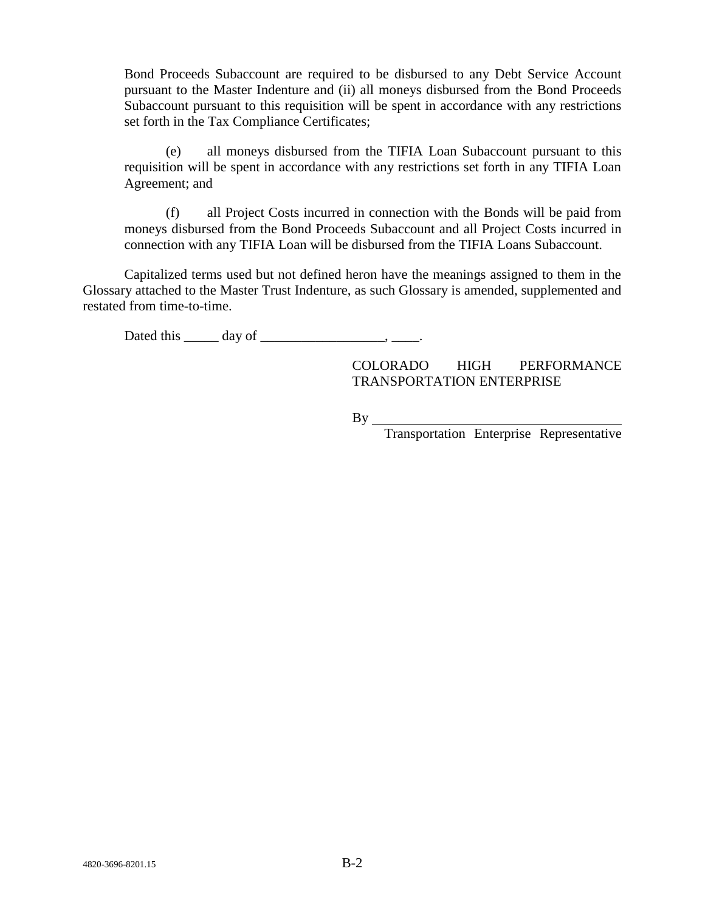Bond Proceeds Subaccount are required to be disbursed to any Debt Service Account pursuant to the Master Indenture and (ii) all moneys disbursed from the Bond Proceeds Subaccount pursuant to this requisition will be spent in accordance with any restrictions set forth in the Tax Compliance Certificates;

(e) all moneys disbursed from the TIFIA Loan Subaccount pursuant to this requisition will be spent in accordance with any restrictions set forth in any TIFIA Loan Agreement; and

(f) all Project Costs incurred in connection with the Bonds will be paid from moneys disbursed from the Bond Proceeds Subaccount and all Project Costs incurred in connection with any TIFIA Loan will be disbursed from the TIFIA Loans Subaccount.

Capitalized terms used but not defined heron have the meanings assigned to them in the Glossary attached to the Master Trust Indenture, as such Glossary is amended, supplemented and restated from time-to-time.

Dated this _____ day of __________________, ____.

COLORADO HIGH PERFORMANCE TRANSPORTATION ENTERPRISE

By ____________________________________

Transportation Enterprise Representative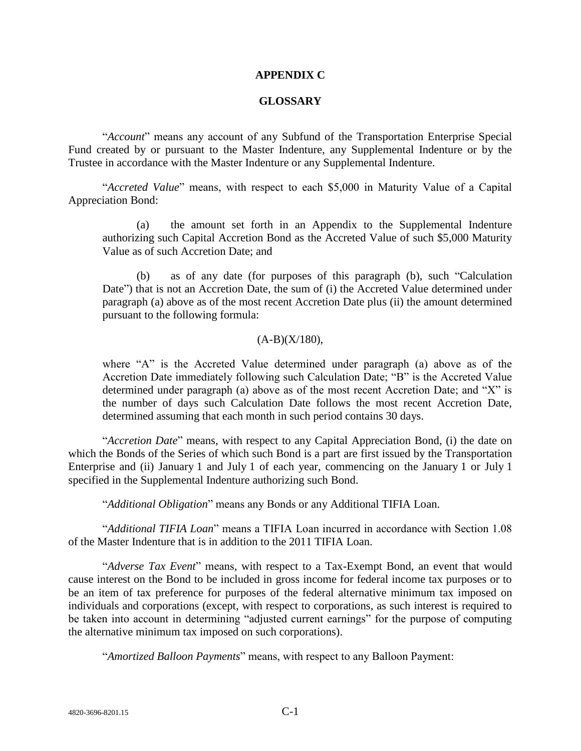# APPENDIX C

## GLOSSARY

"*Account*" means any account of any Subfund of the Transportation Enterprise Special Fund created by or pursuant to the Master Indenture, any Supplemental Indenture or by the Trustee in accordance with the Master Indenture or any Supplemental Indenture.

"*Accreted Value*" means, with respect to each \$5,000 in Maturity Value of a Capital Appreciation Bond:

> (a) the amount set forth in an Appendix to the Supplemental Indenture authorizing such Capital Accretion Bond as the Accreted Value of such \$5,000 Maturity Value as of such Accretion Date; and
>
> (b) as of any date (for purposes of this paragraph (b), such "Calculation Date") that is not an Accretion Date, the sum of (i) the Accreted Value determined under paragraph (a) above as of the most recent Accretion Date plus (ii) the amount determined pursuant to the following formula:
>
> $$(A-B)(X/180),$$
>
> where "A" is the Accreted Value determined under paragraph (a) above as of the Accretion Date immediately following such Calculation Date; "B" is the Accreted Value determined under paragraph (a) above as of the most recent Accretion Date; and "X" is the number of days such Calculation Date follows the most recent Accretion Date, determined assuming that each month in such period contains 30 days.

"*Accretion Date*" means, with respect to any Capital Appreciation Bond, (i) the date on which the Bonds of the Series of which such Bond is a part are first issued by the Transportation Enterprise and (ii) January 1 and July 1 of each year, commencing on the January 1 or July 1 specified in the Supplemental Indenture authorizing such Bond.

"*Additional Obligation*" means any Bonds or any Additional TIFIA Loan.

"*Additional TIFIA Loan*" means a TIFIA Loan incurred in accordance with Section 1.08 of the Master Indenture that is in addition to the 2011 TIFIA Loan.

"*Adverse Tax Event*" means, with respect to a Tax-Exempt Bond, an event that would cause interest on the Bond to be included in gross income for federal income tax purposes or to be an item of tax preference for purposes of the federal alternative minimum tax imposed on individuals and corporations (except, with respect to corporations, as such interest is required to be taken into account in determining "adjusted current earnings" for the purpose of computing the alternative minimum tax imposed on such corporations).

"*Amortized Balloon Payments*" means, with respect to any Balloon Payment: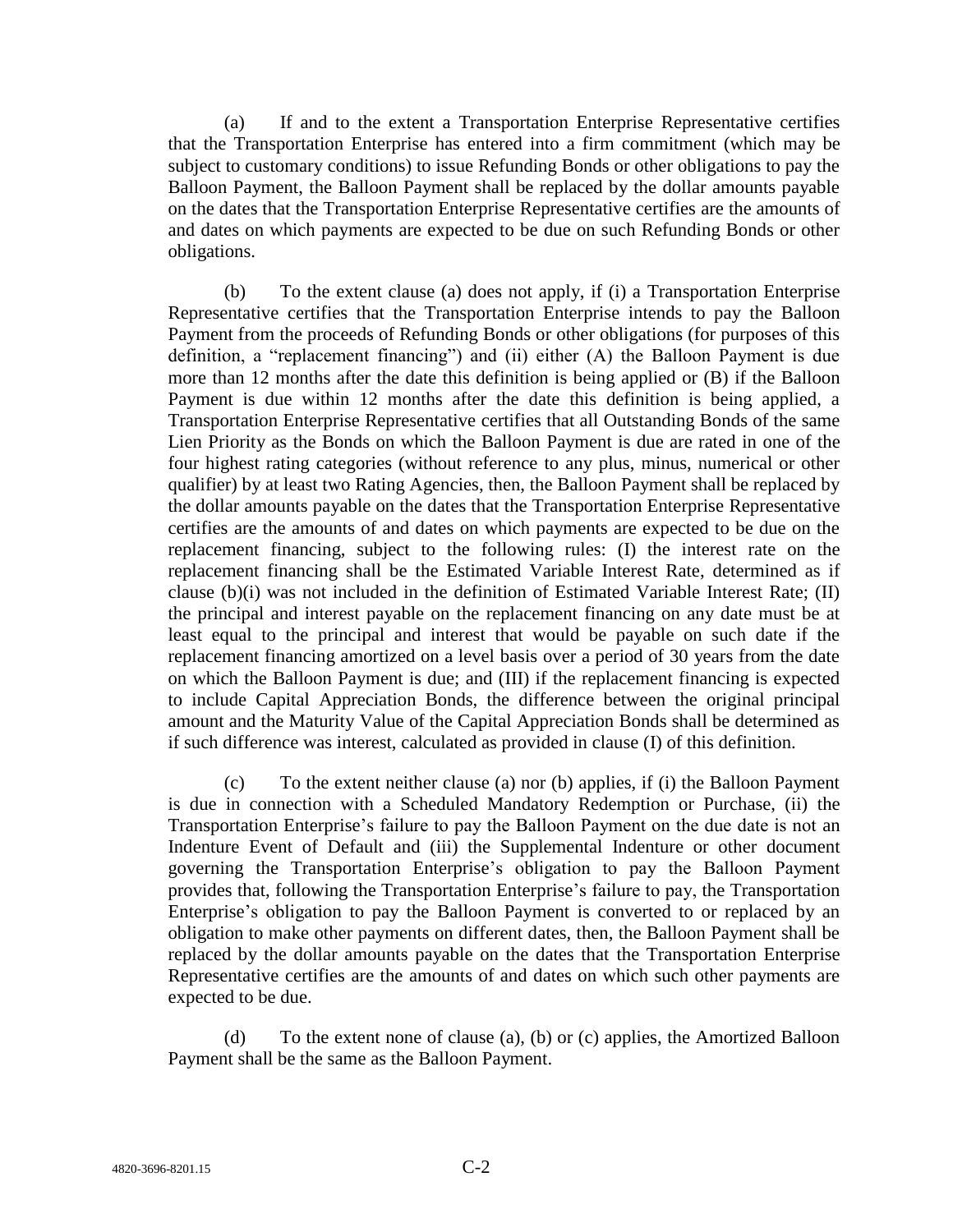(a) If and to the extent a Transportation Enterprise Representative certifies that the Transportation Enterprise has entered into a firm commitment (which may be subject to customary conditions) to issue Refunding Bonds or other obligations to pay the Balloon Payment, the Balloon Payment shall be replaced by the dollar amounts payable on the dates that the Transportation Enterprise Representative certifies are the amounts of and dates on which payments are expected to be due on such Refunding Bonds or other obligations.

(b) To the extent clause (a) does not apply, if (i) a Transportation Enterprise Representative certifies that the Transportation Enterprise intends to pay the Balloon Payment from the proceeds of Refunding Bonds or other obligations (for purposes of this definition, a "replacement financing") and (ii) either (A) the Balloon Payment is due more than 12 months after the date this definition is being applied or (B) if the Balloon Payment is due within 12 months after the date this definition is being applied, a Transportation Enterprise Representative certifies that all Outstanding Bonds of the same Lien Priority as the Bonds on which the Balloon Payment is due are rated in one of the four highest rating categories (without reference to any plus, minus, numerical or other qualifier) by at least two Rating Agencies, then, the Balloon Payment shall be replaced by the dollar amounts payable on the dates that the Transportation Enterprise Representative certifies are the amounts of and dates on which payments are expected to be due on the replacement financing, subject to the following rules: (I) the interest rate on the replacement financing shall be the Estimated Variable Interest Rate, determined as if clause (b)(i) was not included in the definition of Estimated Variable Interest Rate; (II) the principal and interest payable on the replacement financing on any date must be at least equal to the principal and interest that would be payable on such date if the replacement financing amortized on a level basis over a period of 30 years from the date on which the Balloon Payment is due; and (III) if the replacement financing is expected to include Capital Appreciation Bonds, the difference between the original principal amount and the Maturity Value of the Capital Appreciation Bonds shall be determined as if such difference was interest, calculated as provided in clause (I) of this definition.

(c) To the extent neither clause (a) nor (b) applies, if (i) the Balloon Payment is due in connection with a Scheduled Mandatory Redemption or Purchase, (ii) the Transportation Enterprise's failure to pay the Balloon Payment on the due date is not an Indenture Event of Default and (iii) the Supplemental Indenture or other document governing the Transportation Enterprise's obligation to pay the Balloon Payment provides that, following the Transportation Enterprise's failure to pay, the Transportation Enterprise's obligation to pay the Balloon Payment is converted to or replaced by an obligation to make other payments on different dates, then, the Balloon Payment shall be replaced by the dollar amounts payable on the dates that the Transportation Enterprise Representative certifies are the amounts of and dates on which such other payments are expected to be due.

(d) To the extent none of clause (a), (b) or (c) applies, the Amortized Balloon Payment shall be the same as the Balloon Payment.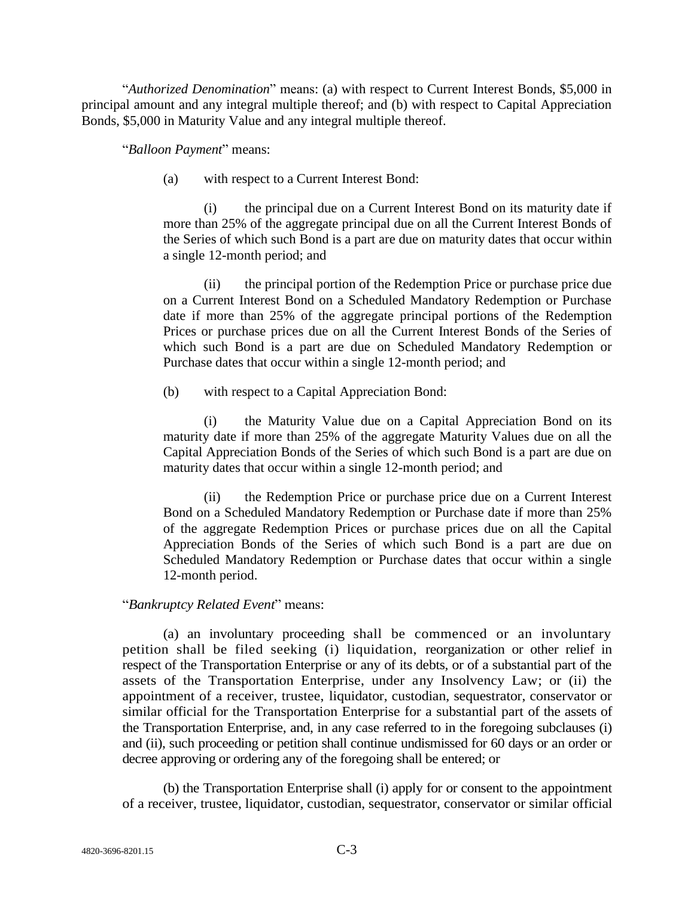"*Authorized Denomination*" means: (a) with respect to Current Interest Bonds, $5,000 in principal amount and any integral multiple thereof; and (b) with respect to Capital Appreciation Bonds, $5,000 in Maturity Value and any integral multiple thereof.

"*Balloon Payment*" means:

(a) with respect to a Current Interest Bond:

(i) the principal due on a Current Interest Bond on its maturity date if more than 25% of the aggregate principal due on all the Current Interest Bonds of the Series of which such Bond is a part are due on maturity dates that occur within a single 12-month period; and

(ii) the principal portion of the Redemption Price or purchase price due on a Current Interest Bond on a Scheduled Mandatory Redemption or Purchase date if more than 25% of the aggregate principal portions of the Redemption Prices or purchase prices due on all the Current Interest Bonds of the Series of which such Bond is a part are due on Scheduled Mandatory Redemption or Purchase dates that occur within a single 12-month period; and

(b) with respect to a Capital Appreciation Bond:

(i) the Maturity Value due on a Capital Appreciation Bond on its maturity date if more than 25% of the aggregate Maturity Values due on all the Capital Appreciation Bonds of the Series of which such Bond is a part are due on maturity dates that occur within a single 12-month period; and

(ii) the Redemption Price or purchase price due on a Current Interest Bond on a Scheduled Mandatory Redemption or Purchase date if more than 25% of the aggregate Redemption Prices or purchase prices due on all the Capital Appreciation Bonds of the Series of which such Bond is a part are due on Scheduled Mandatory Redemption or Purchase dates that occur within a single 12-month period.

"*Bankruptcy Related Event*" means:

(a) an involuntary proceeding shall be commenced or an involuntary petition shall be filed seeking (i) liquidation, reorganization or other relief in respect of the Transportation Enterprise or any of its debts, or of a substantial part of the assets of the Transportation Enterprise, under any Insolvency Law; or (ii) the appointment of a receiver, trustee, liquidator, custodian, sequestrator, conservator or similar official for the Transportation Enterprise for a substantial part of the assets of the Transportation Enterprise, and, in any case referred to in the foregoing subclauses (i) and (ii), such proceeding or petition shall continue undismissed for 60 days or an order or decree approving or ordering any of the foregoing shall be entered; or

(b) the Transportation Enterprise shall (i) apply for or consent to the appointment of a receiver, trustee, liquidator, custodian, sequestrator, conservator or similar official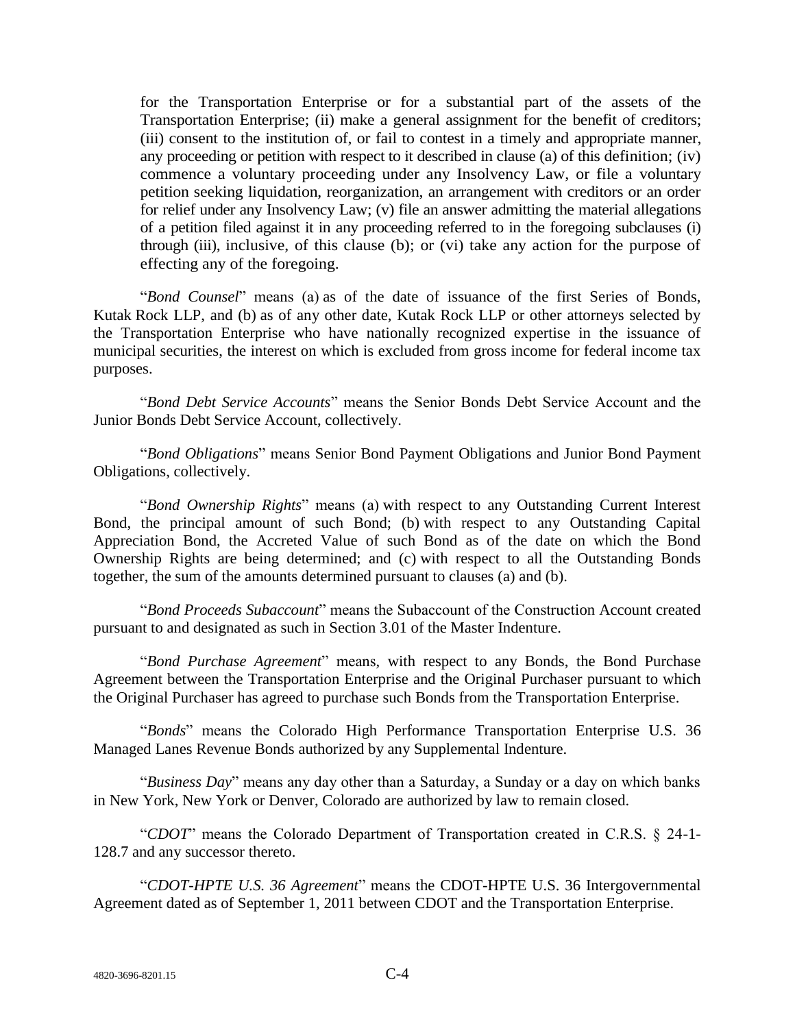for the Transportation Enterprise or for a substantial part of the assets of the Transportation Enterprise; (ii) make a general assignment for the benefit of creditors; (iii) consent to the institution of, or fail to contest in a timely and appropriate manner, any proceeding or petition with respect to it described in clause (a) of this definition; (iv) commence a voluntary proceeding under any Insolvency Law, or file a voluntary petition seeking liquidation, reorganization, an arrangement with creditors or an order for relief under any Insolvency Law; (v) file an answer admitting the material allegations of a petition filed against it in any proceeding referred to in the foregoing subclauses (i) through (iii), inclusive, of this clause (b); or (vi) take any action for the purpose of effecting any of the foregoing.

"*Bond Counsel*" means (a) as of the date of issuance of the first Series of Bonds, Kutak Rock LLP, and (b) as of any other date, Kutak Rock LLP or other attorneys selected by the Transportation Enterprise who have nationally recognized expertise in the issuance of municipal securities, the interest on which is excluded from gross income for federal income tax purposes.

"*Bond Debt Service Accounts*" means the Senior Bonds Debt Service Account and the Junior Bonds Debt Service Account, collectively.

"*Bond Obligations*" means Senior Bond Payment Obligations and Junior Bond Payment Obligations, collectively.

"*Bond Ownership Rights*" means (a) with respect to any Outstanding Current Interest Bond, the principal amount of such Bond; (b) with respect to any Outstanding Capital Appreciation Bond, the Accreted Value of such Bond as of the date on which the Bond Ownership Rights are being determined; and (c) with respect to all the Outstanding Bonds together, the sum of the amounts determined pursuant to clauses (a) and (b).

"*Bond Proceeds Subaccount*" means the Subaccount of the Construction Account created pursuant to and designated as such in Section 3.01 of the Master Indenture.

"*Bond Purchase Agreement*" means, with respect to any Bonds, the Bond Purchase Agreement between the Transportation Enterprise and the Original Purchaser pursuant to which the Original Purchaser has agreed to purchase such Bonds from the Transportation Enterprise.

"*Bonds*" means the Colorado High Performance Transportation Enterprise U.S. 36 Managed Lanes Revenue Bonds authorized by any Supplemental Indenture.

"*Business Day*" means any day other than a Saturday, a Sunday or a day on which banks in New York, New York or Denver, Colorado are authorized by law to remain closed.

"*CDOT*" means the Colorado Department of Transportation created in C.R.S. § 24-1-128.7 and any successor thereto.

"*CDOT-HPTE U.S. 36 Agreement*" means the CDOT-HPTE U.S. 36 Intergovernmental Agreement dated as of September 1, 2011 between CDOT and the Transportation Enterprise.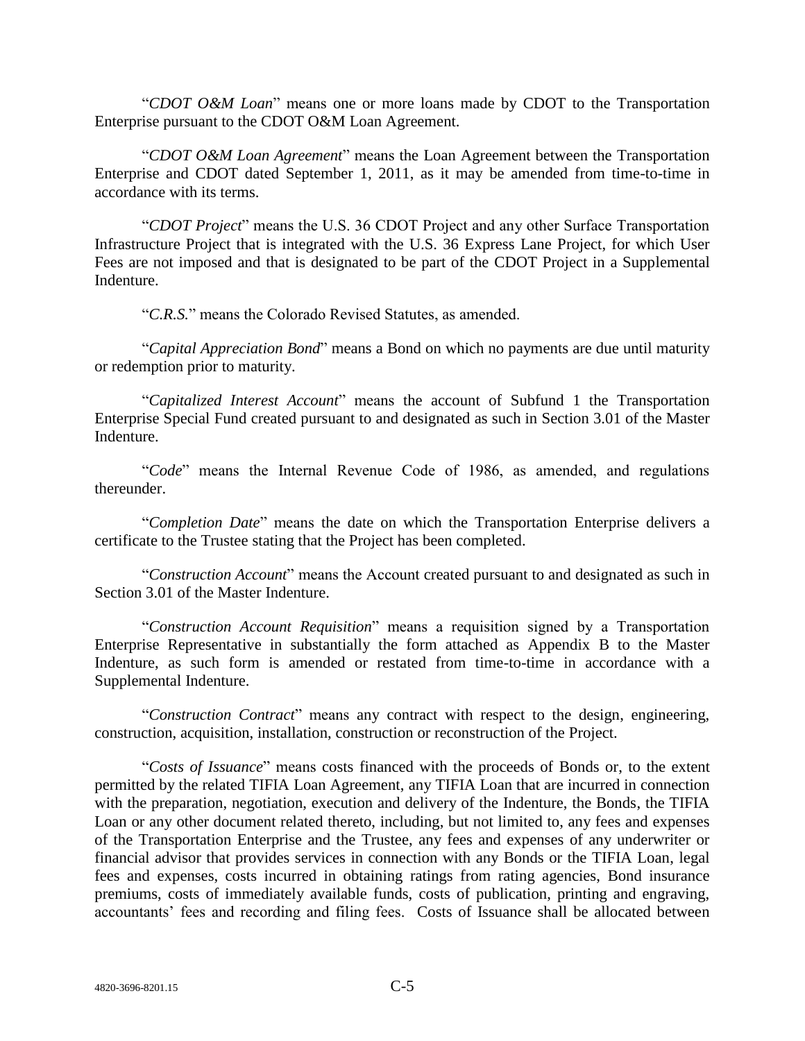"*CDOT O&M Loan*" means one or more loans made by CDOT to the Transportation Enterprise pursuant to the CDOT O&M Loan Agreement.

"*CDOT O&M Loan Agreement*" means the Loan Agreement between the Transportation Enterprise and CDOT dated September 1, 2011, as it may be amended from time-to-time in accordance with its terms.

"*CDOT Project*" means the U.S. 36 CDOT Project and any other Surface Transportation Infrastructure Project that is integrated with the U.S. 36 Express Lane Project, for which User Fees are not imposed and that is designated to be part of the CDOT Project in a Supplemental Indenture.

"*C.R.S.*" means the Colorado Revised Statutes, as amended.

"*Capital Appreciation Bond*" means a Bond on which no payments are due until maturity or redemption prior to maturity.

"*Capitalized Interest Account*" means the account of Subfund 1 the Transportation Enterprise Special Fund created pursuant to and designated as such in Section 3.01 of the Master Indenture.

"*Code*" means the Internal Revenue Code of 1986, as amended, and regulations thereunder.

"*Completion Date*" means the date on which the Transportation Enterprise delivers a certificate to the Trustee stating that the Project has been completed.

"*Construction Account*" means the Account created pursuant to and designated as such in Section 3.01 of the Master Indenture.

"*Construction Account Requisition*" means a requisition signed by a Transportation Enterprise Representative in substantially the form attached as Appendix B to the Master Indenture, as such form is amended or restated from time-to-time in accordance with a Supplemental Indenture.

"*Construction Contract*" means any contract with respect to the design, engineering, construction, acquisition, installation, construction or reconstruction of the Project.

"*Costs of Issuance*" means costs financed with the proceeds of Bonds or, to the extent permitted by the related TIFIA Loan Agreement, any TIFIA Loan that are incurred in connection with the preparation, negotiation, execution and delivery of the Indenture, the Bonds, the TIFIA Loan or any other document related thereto, including, but not limited to, any fees and expenses of the Transportation Enterprise and the Trustee, any fees and expenses of any underwriter or financial advisor that provides services in connection with any Bonds or the TIFIA Loan, legal fees and expenses, costs incurred in obtaining ratings from rating agencies, Bond insurance premiums, costs of immediately available funds, costs of publication, printing and engraving, accountants' fees and recording and filing fees. Costs of Issuance shall be allocated between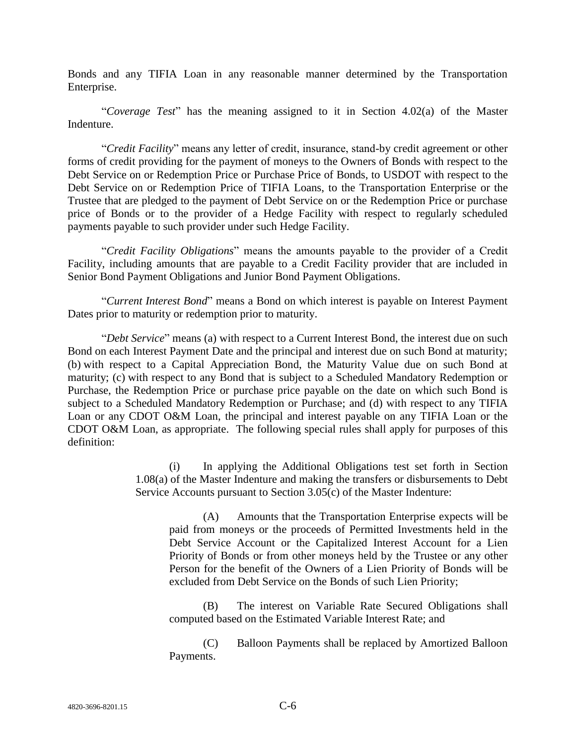Bonds and any TIFIA Loan in any reasonable manner determined by the Transportation Enterprise.

"*Coverage Test*" has the meaning assigned to it in Section 4.02(a) of the Master Indenture.

"*Credit Facility*" means any letter of credit, insurance, stand-by credit agreement or other forms of credit providing for the payment of moneys to the Owners of Bonds with respect to the Debt Service on or Redemption Price or Purchase Price of Bonds, to USDOT with respect to the Debt Service on or Redemption Price of TIFIA Loans, to the Transportation Enterprise or the Trustee that are pledged to the payment of Debt Service on or the Redemption Price or purchase price of Bonds or to the provider of a Hedge Facility with respect to regularly scheduled payments payable to such provider under such Hedge Facility.

"*Credit Facility Obligations*" means the amounts payable to the provider of a Credit Facility, including amounts that are payable to a Credit Facility provider that are included in Senior Bond Payment Obligations and Junior Bond Payment Obligations.

"*Current Interest Bond*" means a Bond on which interest is payable on Interest Payment Dates prior to maturity or redemption prior to maturity.

"*Debt Service*" means (a) with respect to a Current Interest Bond, the interest due on such Bond on each Interest Payment Date and the principal and interest due on such Bond at maturity; (b) with respect to a Capital Appreciation Bond, the Maturity Value due on such Bond at maturity; (c) with respect to any Bond that is subject to a Scheduled Mandatory Redemption or Purchase, the Redemption Price or purchase price payable on the date on which such Bond is subject to a Scheduled Mandatory Redemption or Purchase; and (d) with respect to any TIFIA Loan or any CDOT O&M Loan, the principal and interest payable on any TIFIA Loan or the CDOT O&M Loan, as appropriate. The following special rules shall apply for purposes of this definition:

> (i) In applying the Additional Obligations test set forth in Section 1.08(a) of the Master Indenture and making the transfers or disbursements to Debt Service Accounts pursuant to Section 3.05(c) of the Master Indenture:
>
> > (A) Amounts that the Transportation Enterprise expects will be paid from moneys or the proceeds of Permitted Investments held in the Debt Service Account or the Capitalized Interest Account for a Lien Priority of Bonds or from other moneys held by the Trustee or any other Person for the benefit of the Owners of a Lien Priority of Bonds will be excluded from Debt Service on the Bonds of such Lien Priority;
> >
> > (B) The interest on Variable Rate Secured Obligations shall computed based on the Estimated Variable Interest Rate; and
> >
> > (C) Balloon Payments shall be replaced by Amortized Balloon Payments.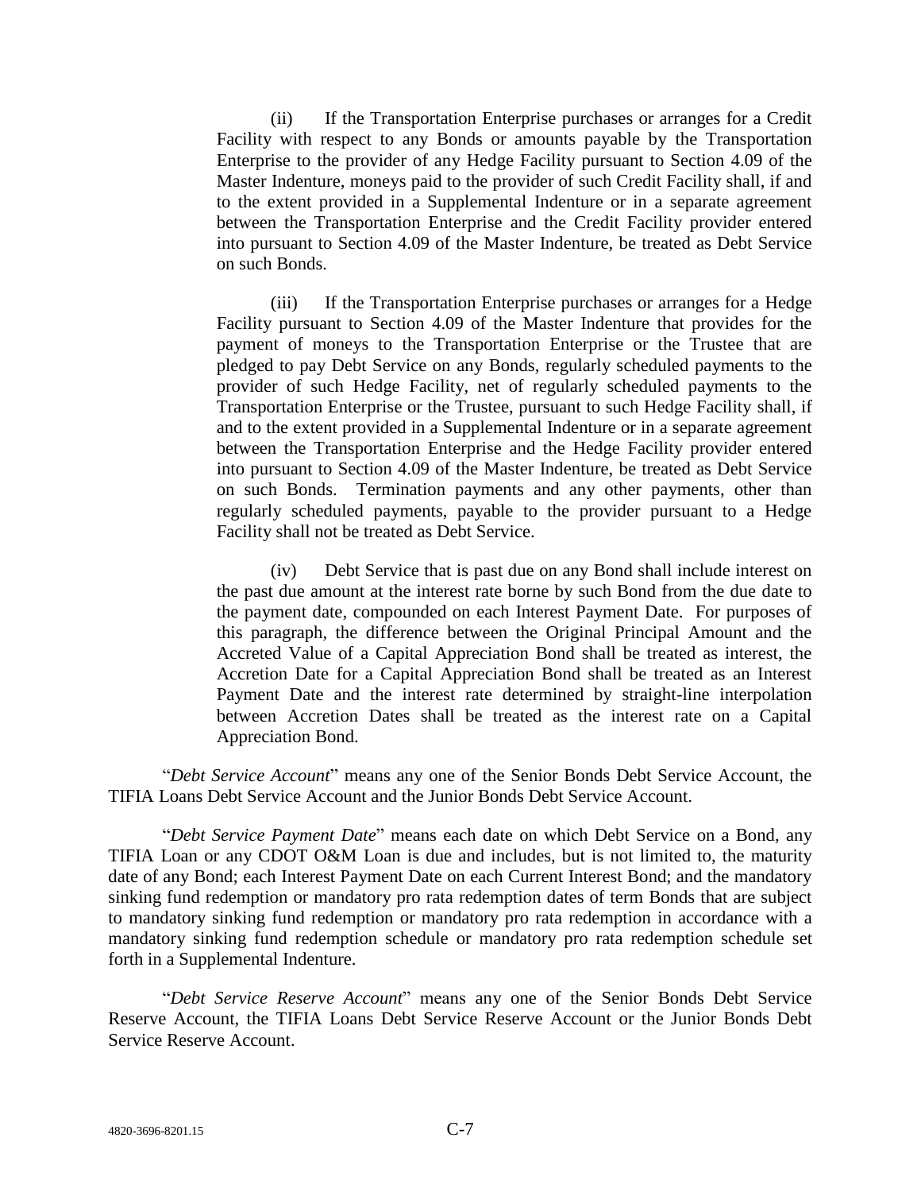(ii) If the Transportation Enterprise purchases or arranges for a Credit Facility with respect to any Bonds or amounts payable by the Transportation Enterprise to the provider of any Hedge Facility pursuant to Section 4.09 of the Master Indenture, moneys paid to the provider of such Credit Facility shall, if and to the extent provided in a Supplemental Indenture or in a separate agreement between the Transportation Enterprise and the Credit Facility provider entered into pursuant to Section 4.09 of the Master Indenture, be treated as Debt Service on such Bonds.

(iii) If the Transportation Enterprise purchases or arranges for a Hedge Facility pursuant to Section 4.09 of the Master Indenture that provides for the payment of moneys to the Transportation Enterprise or the Trustee that are pledged to pay Debt Service on any Bonds, regularly scheduled payments to the provider of such Hedge Facility, net of regularly scheduled payments to the Transportation Enterprise or the Trustee, pursuant to such Hedge Facility shall, if and to the extent provided in a Supplemental Indenture or in a separate agreement between the Transportation Enterprise and the Hedge Facility provider entered into pursuant to Section 4.09 of the Master Indenture, be treated as Debt Service on such Bonds. Termination payments and any other payments, other than regularly scheduled payments, payable to the provider pursuant to a Hedge Facility shall not be treated as Debt Service.

(iv) Debt Service that is past due on any Bond shall include interest on the past due amount at the interest rate borne by such Bond from the due date to the payment date, compounded on each Interest Payment Date. For purposes of this paragraph, the difference between the Original Principal Amount and the Accreted Value of a Capital Appreciation Bond shall be treated as interest, the Accretion Date for a Capital Appreciation Bond shall be treated as an Interest Payment Date and the interest rate determined by straight-line interpolation between Accretion Dates shall be treated as the interest rate on a Capital Appreciation Bond.

"*Debt Service Account*" means any one of the Senior Bonds Debt Service Account, the TIFIA Loans Debt Service Account and the Junior Bonds Debt Service Account.

"*Debt Service Payment Date*" means each date on which Debt Service on a Bond, any TIFIA Loan or any CDOT O&M Loan is due and includes, but is not limited to, the maturity date of any Bond; each Interest Payment Date on each Current Interest Bond; and the mandatory sinking fund redemption or mandatory pro rata redemption dates of term Bonds that are subject to mandatory sinking fund redemption or mandatory pro rata redemption in accordance with a mandatory sinking fund redemption schedule or mandatory pro rata redemption schedule set forth in a Supplemental Indenture.

"*Debt Service Reserve Account*" means any one of the Senior Bonds Debt Service Reserve Account, the TIFIA Loans Debt Service Reserve Account or the Junior Bonds Debt Service Reserve Account.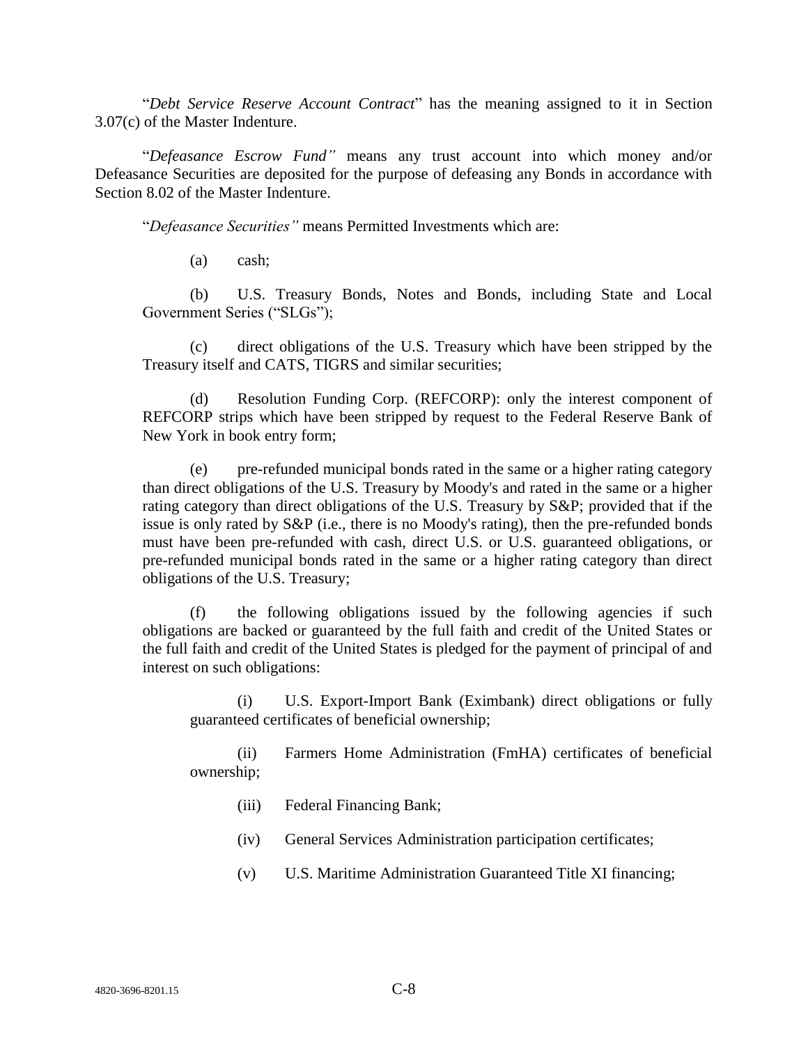"*Debt Service Reserve Account Contract*" has the meaning assigned to it in Section 3.07(c) of the Master Indenture.

"*Defeasance Escrow Fund"* means any trust account into which money and/or Defeasance Securities are deposited for the purpose of defeasing any Bonds in accordance with Section 8.02 of the Master Indenture.

"*Defeasance Securities"* means Permitted Investments which are:

(a) cash;

(b) U.S. Treasury Bonds, Notes and Bonds, including State and Local Government Series ("SLGs");

(c) direct obligations of the U.S. Treasury which have been stripped by the Treasury itself and CATS, TIGRS and similar securities;

(d) Resolution Funding Corp. (REFCORP): only the interest component of REFCORP strips which have been stripped by request to the Federal Reserve Bank of New York in book entry form;

(e) pre-refunded municipal bonds rated in the same or a higher rating category than direct obligations of the U.S. Treasury by Moody's and rated in the same or a higher rating category than direct obligations of the U.S. Treasury by S&P; provided that if the issue is only rated by S&P (i.e., there is no Moody's rating), then the pre-refunded bonds must have been pre-refunded with cash, direct U.S. or U.S. guaranteed obligations, or pre-refunded municipal bonds rated in the same or a higher rating category than direct obligations of the U.S. Treasury;

(f) the following obligations issued by the following agencies if such obligations are backed or guaranteed by the full faith and credit of the United States or the full faith and credit of the United States is pledged for the payment of principal of and interest on such obligations:

(i) U.S. Export-Import Bank (Eximbank) direct obligations or fully guaranteed certificates of beneficial ownership;

(ii) Farmers Home Administration (FmHA) certificates of beneficial ownership;

(iii) Federal Financing Bank;

(iv) General Services Administration participation certificates;

(v) U.S. Maritime Administration Guaranteed Title XI financing;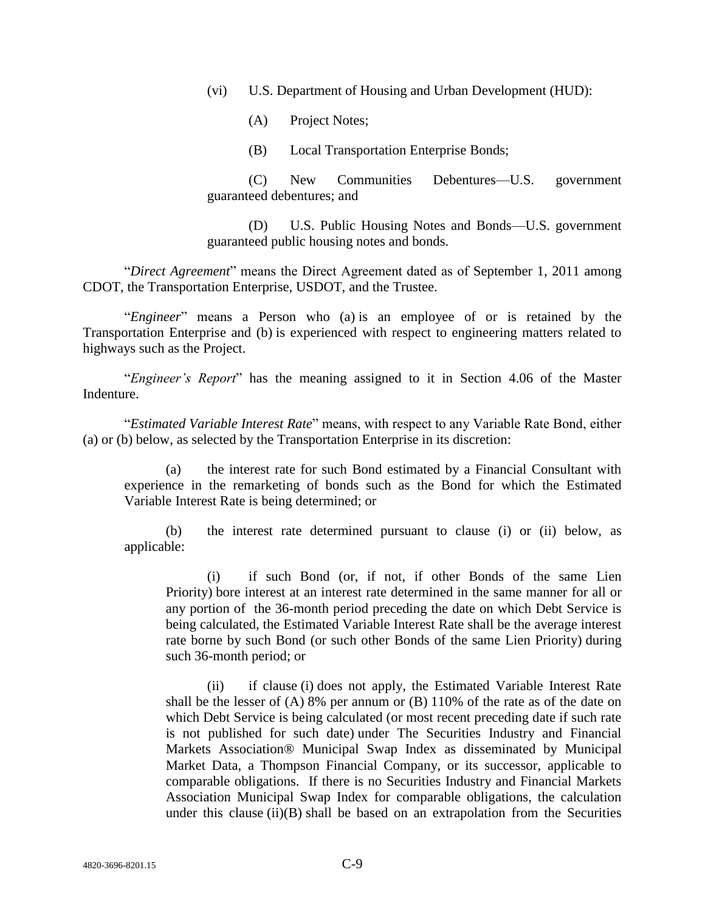(vi) U.S. Department of Housing and Urban Development (HUD):

(A) Project Notes;

(B) Local Transportation Enterprise Bonds;

(C) New Communities Debentures—U.S. government guaranteed debentures; and

(D) U.S. Public Housing Notes and Bonds—U.S. government guaranteed public housing notes and bonds.

"*Direct Agreement*" means the Direct Agreement dated as of September 1, 2011 among CDOT, the Transportation Enterprise, USDOT, and the Trustee.

"*Engineer*" means a Person who (a) is an employee of or is retained by the Transportation Enterprise and (b) is experienced with respect to engineering matters related to highways such as the Project.

"*Engineer's Report*" has the meaning assigned to it in Section 4.06 of the Master Indenture.

"*Estimated Variable Interest Rate*" means, with respect to any Variable Rate Bond, either (a) or (b) below, as selected by the Transportation Enterprise in its discretion:

(a) the interest rate for such Bond estimated by a Financial Consultant with experience in the remarketing of bonds such as the Bond for which the Estimated Variable Interest Rate is being determined; or

(b) the interest rate determined pursuant to clause (i) or (ii) below, as applicable:

(i) if such Bond (or, if not, if other Bonds of the same Lien Priority) bore interest at an interest rate determined in the same manner for all or any portion of the 36-month period preceding the date on which Debt Service is being calculated, the Estimated Variable Interest Rate shall be the average interest rate borne by such Bond (or such other Bonds of the same Lien Priority) during such 36-month period; or

(ii) if clause (i) does not apply, the Estimated Variable Interest Rate shall be the lesser of (A) 8% per annum or (B) 110% of the rate as of the date on which Debt Service is being calculated (or most recent preceding date if such rate is not published for such date) under The Securities Industry and Financial Markets Association® Municipal Swap Index as disseminated by Municipal Market Data, a Thompson Financial Company, or its successor, applicable to comparable obligations. If there is no Securities Industry and Financial Markets Association Municipal Swap Index for comparable obligations, the calculation under this clause (ii)(B) shall be based on an extrapolation from the Securities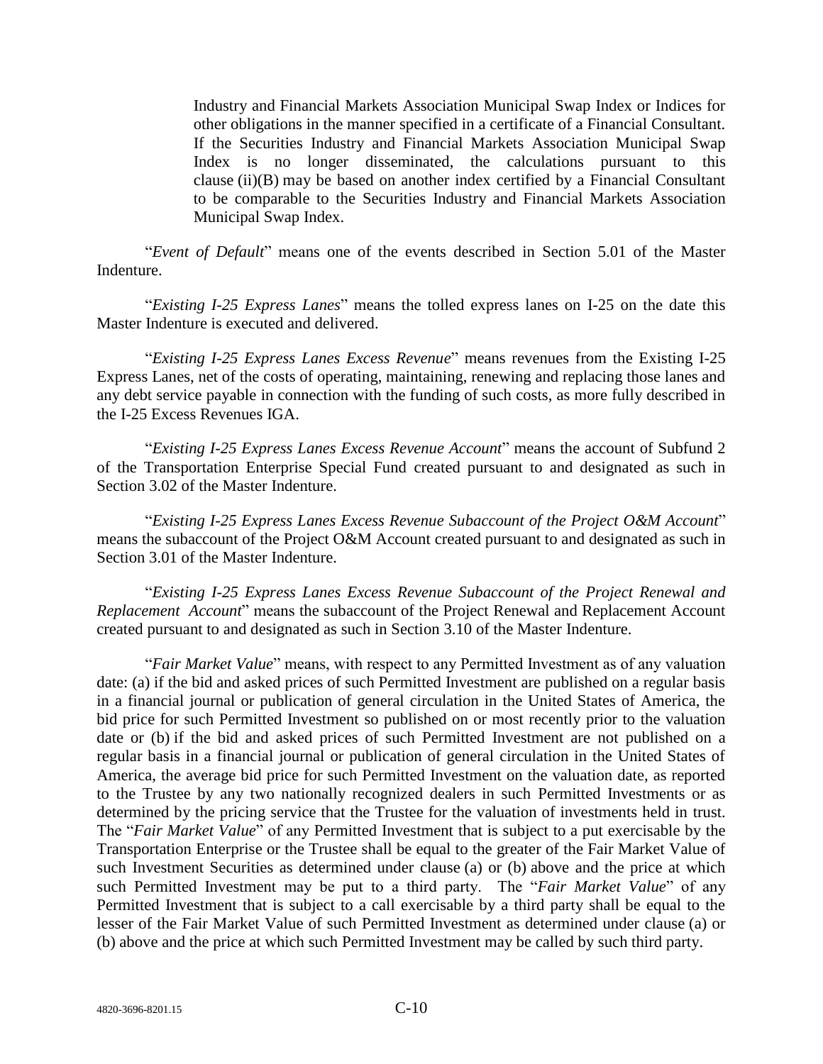Industry and Financial Markets Association Municipal Swap Index or Indices for other obligations in the manner specified in a certificate of a Financial Consultant. If the Securities Industry and Financial Markets Association Municipal Swap Index is no longer disseminated, the calculations pursuant to this clause (ii)(B) may be based on another index certified by a Financial Consultant to be comparable to the Securities Industry and Financial Markets Association Municipal Swap Index.

"*Event of Default*" means one of the events described in Section 5.01 of the Master Indenture.

"*Existing I-25 Express Lanes*" means the tolled express lanes on I-25 on the date this Master Indenture is executed and delivered.

"*Existing I-25 Express Lanes Excess Revenue*" means revenues from the Existing I-25 Express Lanes, net of the costs of operating, maintaining, renewing and replacing those lanes and any debt service payable in connection with the funding of such costs, as more fully described in the I-25 Excess Revenues IGA.

"*Existing I-25 Express Lanes Excess Revenue Account*" means the account of Subfund 2 of the Transportation Enterprise Special Fund created pursuant to and designated as such in Section 3.02 of the Master Indenture.

"*Existing I-25 Express Lanes Excess Revenue Subaccount of the Project O&M Account*" means the subaccount of the Project O&M Account created pursuant to and designated as such in Section 3.01 of the Master Indenture.

"*Existing I-25 Express Lanes Excess Revenue Subaccount of the Project Renewal and Replacement Account*" means the subaccount of the Project Renewal and Replacement Account created pursuant to and designated as such in Section 3.10 of the Master Indenture.

"*Fair Market Value*" means, with respect to any Permitted Investment as of any valuation date: (a) if the bid and asked prices of such Permitted Investment are published on a regular basis in a financial journal or publication of general circulation in the United States of America, the bid price for such Permitted Investment so published on or most recently prior to the valuation date or (b) if the bid and asked prices of such Permitted Investment are not published on a regular basis in a financial journal or publication of general circulation in the United States of America, the average bid price for such Permitted Investment on the valuation date, as reported to the Trustee by any two nationally recognized dealers in such Permitted Investments or as determined by the pricing service that the Trustee for the valuation of investments held in trust. The "*Fair Market Value*" of any Permitted Investment that is subject to a put exercisable by the Transportation Enterprise or the Trustee shall be equal to the greater of the Fair Market Value of such Investment Securities as determined under clause (a) or (b) above and the price at which such Permitted Investment may be put to a third party. The "*Fair Market Value*" of any Permitted Investment that is subject to a call exercisable by a third party shall be equal to the lesser of the Fair Market Value of such Permitted Investment as determined under clause (a) or (b) above and the price at which such Permitted Investment may be called by such third party.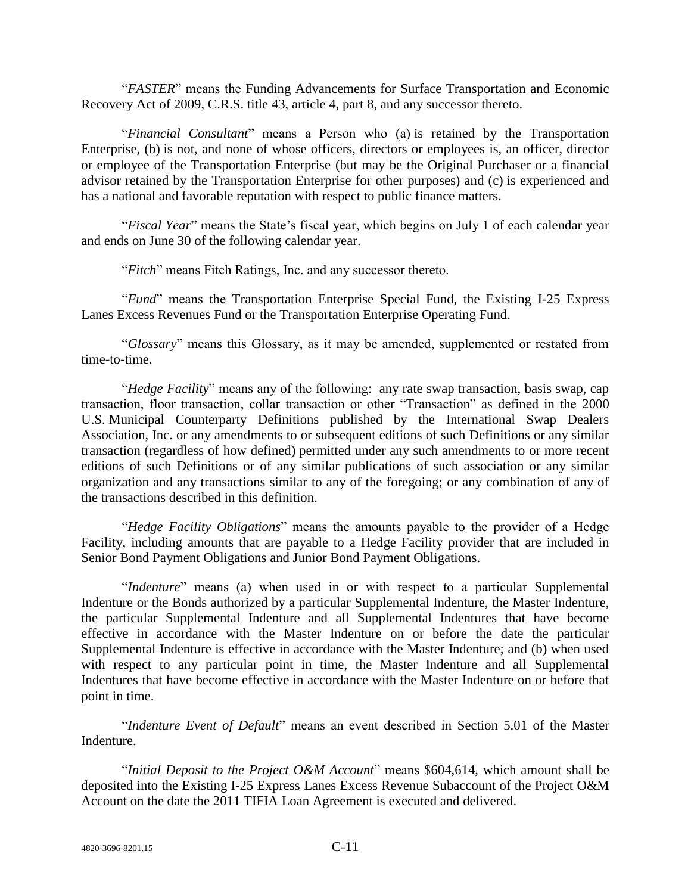"*FASTER*" means the Funding Advancements for Surface Transportation and Economic Recovery Act of 2009, C.R.S. title 43, article 4, part 8, and any successor thereto.

"*Financial Consultant*" means a Person who (a) is retained by the Transportation Enterprise, (b) is not, and none of whose officers, directors or employees is, an officer, director or employee of the Transportation Enterprise (but may be the Original Purchaser or a financial advisor retained by the Transportation Enterprise for other purposes) and (c) is experienced and has a national and favorable reputation with respect to public finance matters.

"*Fiscal Year*" means the State's fiscal year, which begins on July 1 of each calendar year and ends on June 30 of the following calendar year.

"*Fitch*" means Fitch Ratings, Inc. and any successor thereto.

"*Fund*" means the Transportation Enterprise Special Fund, the Existing I-25 Express Lanes Excess Revenues Fund or the Transportation Enterprise Operating Fund.

"*Glossary*" means this Glossary, as it may be amended, supplemented or restated from time-to-time.

"*Hedge Facility*" means any of the following: any rate swap transaction, basis swap, cap transaction, floor transaction, collar transaction or other "Transaction" as defined in the 2000 U.S. Municipal Counterparty Definitions published by the International Swap Dealers Association, Inc. or any amendments to or subsequent editions of such Definitions or any similar transaction (regardless of how defined) permitted under any such amendments to or more recent editions of such Definitions or of any similar publications of such association or any similar organization and any transactions similar to any of the foregoing; or any combination of any of the transactions described in this definition.

"*Hedge Facility Obligations*" means the amounts payable to the provider of a Hedge Facility, including amounts that are payable to a Hedge Facility provider that are included in Senior Bond Payment Obligations and Junior Bond Payment Obligations.

"*Indenture*" means (a) when used in or with respect to a particular Supplemental Indenture or the Bonds authorized by a particular Supplemental Indenture, the Master Indenture, the particular Supplemental Indenture and all Supplemental Indentures that have become effective in accordance with the Master Indenture on or before the date the particular Supplemental Indenture is effective in accordance with the Master Indenture; and (b) when used with respect to any particular point in time, the Master Indenture and all Supplemental Indentures that have become effective in accordance with the Master Indenture on or before that point in time.

"*Indenture Event of Default*" means an event described in Section 5.01 of the Master Indenture.

"*Initial Deposit to the Project O&M Account*" means $604,614, which amount shall be deposited into the Existing I-25 Express Lanes Excess Revenue Subaccount of the Project O&M Account on the date the 2011 TIFIA Loan Agreement is executed and delivered.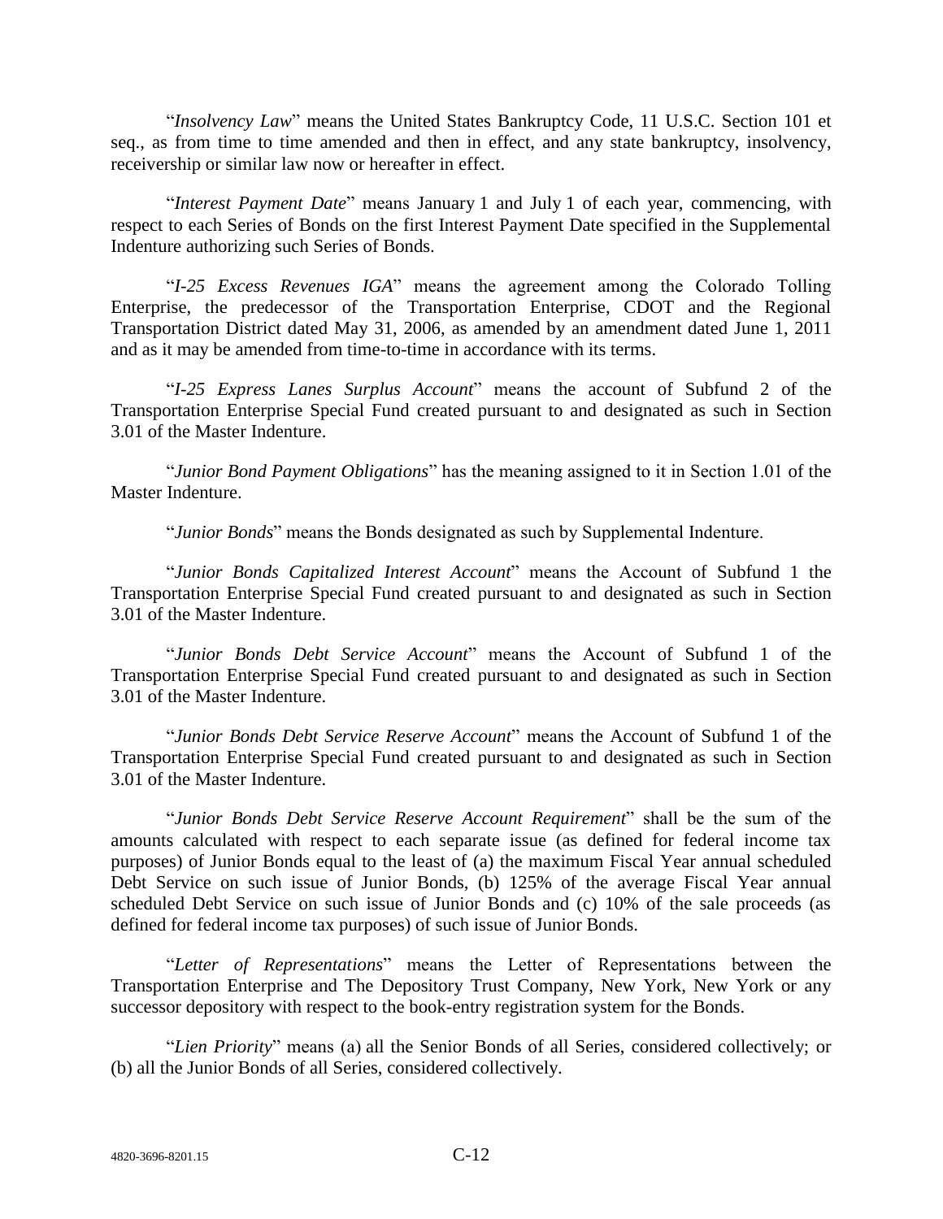"*Insolvency Law*" means the United States Bankruptcy Code, 11 U.S.C. Section 101 et seq., as from time to time amended and then in effect, and any state bankruptcy, insolvency, receivership or similar law now or hereafter in effect.

"*Interest Payment Date*" means January 1 and July 1 of each year, commencing, with respect to each Series of Bonds on the first Interest Payment Date specified in the Supplemental Indenture authorizing such Series of Bonds.

"*I-25 Excess Revenues IGA*" means the agreement among the Colorado Tolling Enterprise, the predecessor of the Transportation Enterprise, CDOT and the Regional Transportation District dated May 31, 2006, as amended by an amendment dated June 1, 2011 and as it may be amended from time-to-time in accordance with its terms.

"*I-25 Express Lanes Surplus Account*" means the account of Subfund 2 of the Transportation Enterprise Special Fund created pursuant to and designated as such in Section 3.01 of the Master Indenture.

"*Junior Bond Payment Obligations*" has the meaning assigned to it in Section 1.01 of the Master Indenture.

"*Junior Bonds*" means the Bonds designated as such by Supplemental Indenture.

"*Junior Bonds Capitalized Interest Account*" means the Account of Subfund 1 the Transportation Enterprise Special Fund created pursuant to and designated as such in Section 3.01 of the Master Indenture.

"*Junior Bonds Debt Service Account*" means the Account of Subfund 1 of the Transportation Enterprise Special Fund created pursuant to and designated as such in Section 3.01 of the Master Indenture.

"*Junior Bonds Debt Service Reserve Account*" means the Account of Subfund 1 of the Transportation Enterprise Special Fund created pursuant to and designated as such in Section 3.01 of the Master Indenture.

"*Junior Bonds Debt Service Reserve Account Requirement*" shall be the sum of the amounts calculated with respect to each separate issue (as defined for federal income tax purposes) of Junior Bonds equal to the least of (a) the maximum Fiscal Year annual scheduled Debt Service on such issue of Junior Bonds, (b) 125% of the average Fiscal Year annual scheduled Debt Service on such issue of Junior Bonds and (c) 10% of the sale proceeds (as defined for federal income tax purposes) of such issue of Junior Bonds.

"*Letter of Representations*" means the Letter of Representations between the Transportation Enterprise and The Depository Trust Company, New York, New York or any successor depository with respect to the book-entry registration system for the Bonds.

"*Lien Priority*" means (a) all the Senior Bonds of all Series, considered collectively; or (b) all the Junior Bonds of all Series, considered collectively.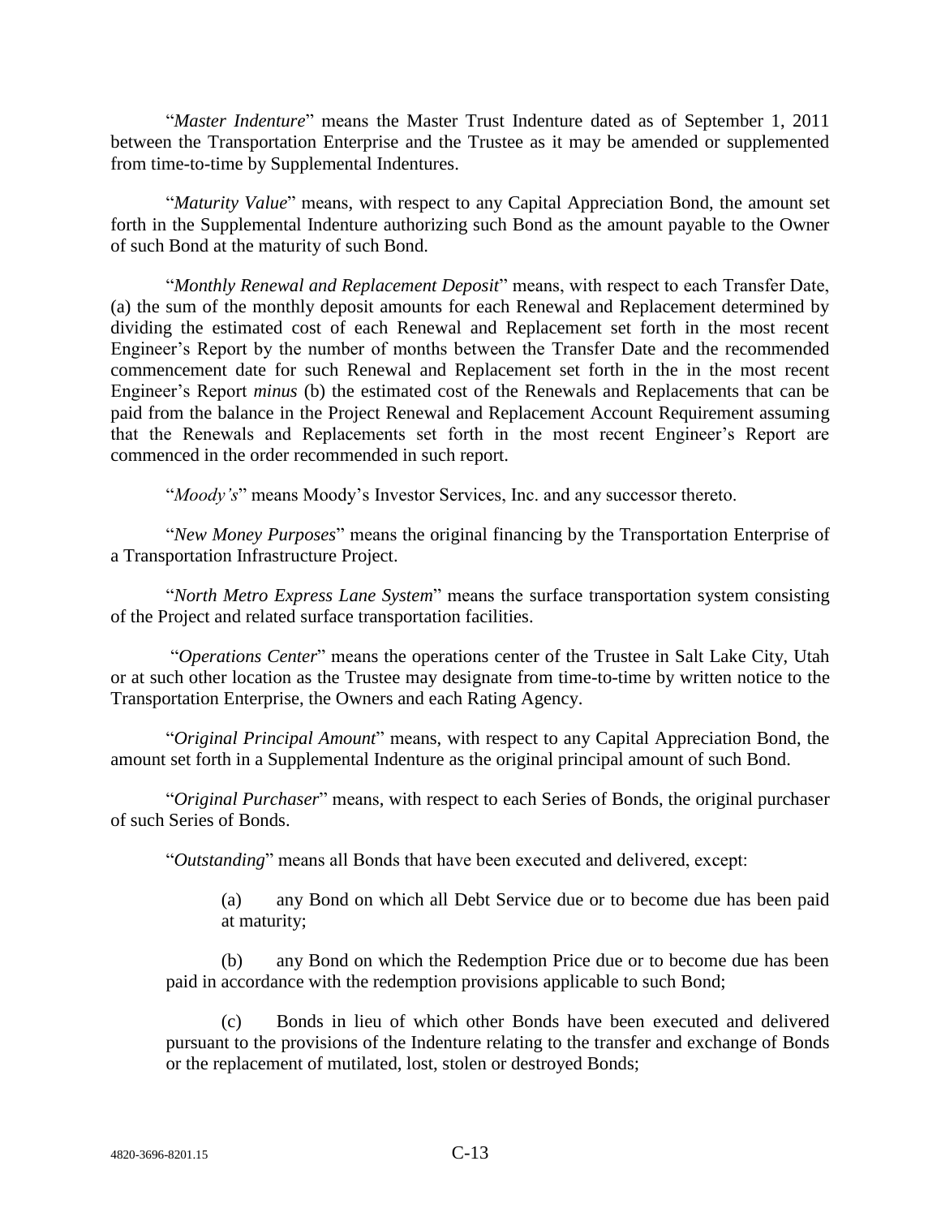"*Master Indenture*" means the Master Trust Indenture dated as of September 1, 2011 between the Transportation Enterprise and the Trustee as it may be amended or supplemented from time-to-time by Supplemental Indentures.

"*Maturity Value*" means, with respect to any Capital Appreciation Bond, the amount set forth in the Supplemental Indenture authorizing such Bond as the amount payable to the Owner of such Bond at the maturity of such Bond.

"*Monthly Renewal and Replacement Deposit*" means, with respect to each Transfer Date, (a) the sum of the monthly deposit amounts for each Renewal and Replacement determined by dividing the estimated cost of each Renewal and Replacement set forth in the most recent Engineer's Report by the number of months between the Transfer Date and the recommended commencement date for such Renewal and Replacement set forth in the in the most recent Engineer's Report *minus* (b) the estimated cost of the Renewals and Replacements that can be paid from the balance in the Project Renewal and Replacement Account Requirement assuming that the Renewals and Replacements set forth in the most recent Engineer's Report are commenced in the order recommended in such report.

"*Moody's*" means Moody's Investor Services, Inc. and any successor thereto.

"*New Money Purposes*" means the original financing by the Transportation Enterprise of a Transportation Infrastructure Project.

"*North Metro Express Lane System*" means the surface transportation system consisting of the Project and related surface transportation facilities.

"*Operations Center*" means the operations center of the Trustee in Salt Lake City, Utah or at such other location as the Trustee may designate from time-to-time by written notice to the Transportation Enterprise, the Owners and each Rating Agency.

"*Original Principal Amount*" means, with respect to any Capital Appreciation Bond, the amount set forth in a Supplemental Indenture as the original principal amount of such Bond.

"*Original Purchaser*" means, with respect to each Series of Bonds, the original purchaser of such Series of Bonds.

"*Outstanding*" means all Bonds that have been executed and delivered, except:

(a) any Bond on which all Debt Service due or to become due has been paid at maturity;

(b) any Bond on which the Redemption Price due or to become due has been paid in accordance with the redemption provisions applicable to such Bond;

(c) Bonds in lieu of which other Bonds have been executed and delivered pursuant to the provisions of the Indenture relating to the transfer and exchange of Bonds or the replacement of mutilated, lost, stolen or destroyed Bonds;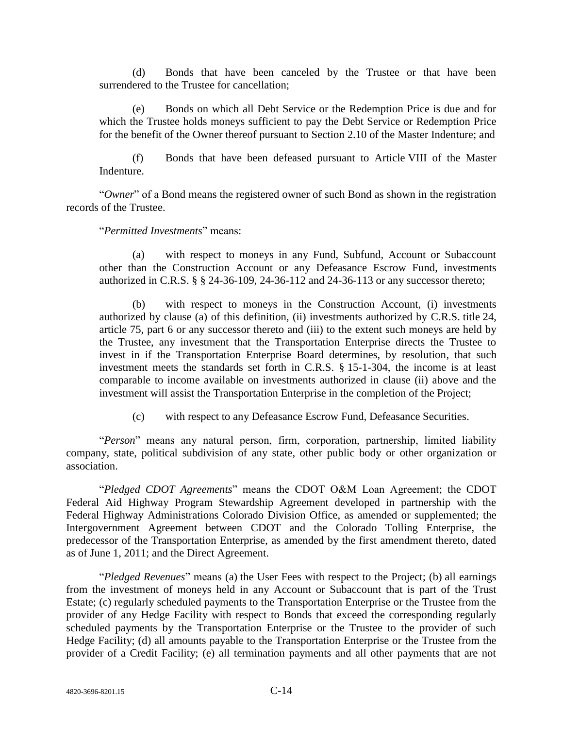(d) Bonds that have been canceled by the Trustee or that have been surrendered to the Trustee for cancellation;

(e) Bonds on which all Debt Service or the Redemption Price is due and for which the Trustee holds moneys sufficient to pay the Debt Service or Redemption Price for the benefit of the Owner thereof pursuant to Section 2.10 of the Master Indenture; and

(f) Bonds that have been defeased pursuant to Article VIII of the Master Indenture.

"*Owner*" of a Bond means the registered owner of such Bond as shown in the registration records of the Trustee.

"*Permitted Investments*" means:

(a) with respect to moneys in any Fund, Subfund, Account or Subaccount other than the Construction Account or any Defeasance Escrow Fund, investments authorized in C.R.S. § § 24-36-109, 24-36-112 and 24-36-113 or any successor thereto;

(b) with respect to moneys in the Construction Account, (i) investments authorized by clause (a) of this definition, (ii) investments authorized by C.R.S. title 24, article 75, part 6 or any successor thereto and (iii) to the extent such moneys are held by the Trustee, any investment that the Transportation Enterprise directs the Trustee to invest in if the Transportation Enterprise Board determines, by resolution, that such investment meets the standards set forth in C.R.S. § 15-1-304, the income is at least comparable to income available on investments authorized in clause (ii) above and the investment will assist the Transportation Enterprise in the completion of the Project;

(c) with respect to any Defeasance Escrow Fund, Defeasance Securities.

"*Person*" means any natural person, firm, corporation, partnership, limited liability company, state, political subdivision of any state, other public body or other organization or association.

"*Pledged CDOT Agreements*" means the CDOT O&M Loan Agreement; the CDOT Federal Aid Highway Program Stewardship Agreement developed in partnership with the Federal Highway Administrations Colorado Division Office, as amended or supplemented; the Intergovernment Agreement between CDOT and the Colorado Tolling Enterprise, the predecessor of the Transportation Enterprise, as amended by the first amendment thereto, dated as of June 1, 2011; and the Direct Agreement.

"*Pledged Revenues*" means (a) the User Fees with respect to the Project; (b) all earnings from the investment of moneys held in any Account or Subaccount that is part of the Trust Estate; (c) regularly scheduled payments to the Transportation Enterprise or the Trustee from the provider of any Hedge Facility with respect to Bonds that exceed the corresponding regularly scheduled payments by the Transportation Enterprise or the Trustee to the provider of such Hedge Facility; (d) all amounts payable to the Transportation Enterprise or the Trustee from the provider of a Credit Facility; (e) all termination payments and all other payments that are not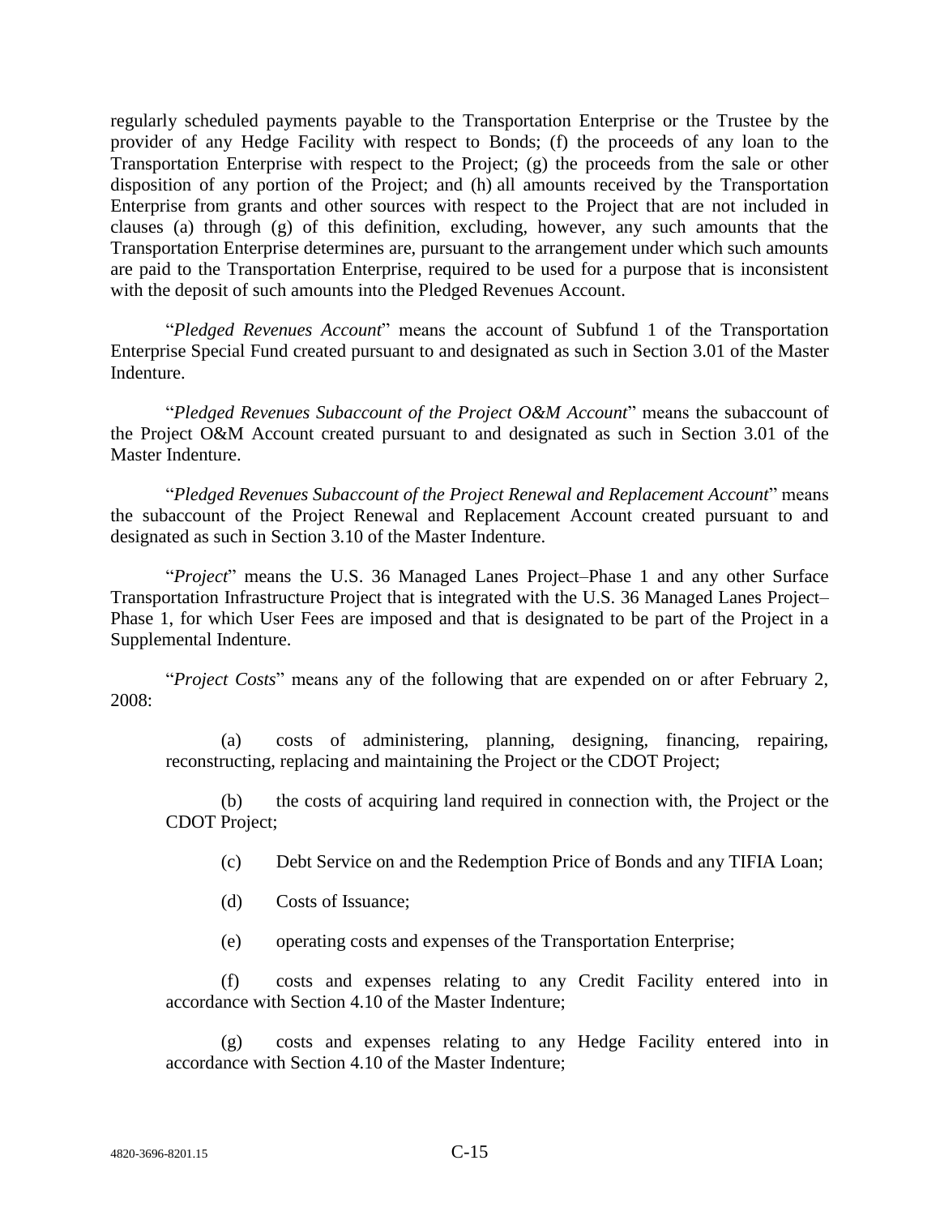regularly scheduled payments payable to the Transportation Enterprise or the Trustee by the provider of any Hedge Facility with respect to Bonds; (f) the proceeds of any loan to the Transportation Enterprise with respect to the Project; (g) the proceeds from the sale or other disposition of any portion of the Project; and (h) all amounts received by the Transportation Enterprise from grants and other sources with respect to the Project that are not included in clauses (a) through (g) of this definition, excluding, however, any such amounts that the Transportation Enterprise determines are, pursuant to the arrangement under which such amounts are paid to the Transportation Enterprise, required to be used for a purpose that is inconsistent with the deposit of such amounts into the Pledged Revenues Account.

"*Pledged Revenues Account*" means the account of Subfund 1 of the Transportation Enterprise Special Fund created pursuant to and designated as such in Section 3.01 of the Master Indenture.

"*Pledged Revenues Subaccount of the Project O&M Account*" means the subaccount of the Project O&M Account created pursuant to and designated as such in Section 3.01 of the Master Indenture.

"*Pledged Revenues Subaccount of the Project Renewal and Replacement Account*" means the subaccount of the Project Renewal and Replacement Account created pursuant to and designated as such in Section 3.10 of the Master Indenture.

"*Project*" means the U.S. 36 Managed Lanes Project–Phase 1 and any other Surface Transportation Infrastructure Project that is integrated with the U.S. 36 Managed Lanes Project–Phase 1, for which User Fees are imposed and that is designated to be part of the Project in a Supplemental Indenture.

"*Project Costs*" means any of the following that are expended on or after February 2, 2008:

(a) costs of administering, planning, designing, financing, repairing, reconstructing, replacing and maintaining the Project or the CDOT Project;

(b) the costs of acquiring land required in connection with, the Project or the CDOT Project;

(c) Debt Service on and the Redemption Price of Bonds and any TIFIA Loan;

(d) Costs of Issuance;

(e) operating costs and expenses of the Transportation Enterprise;

(f) costs and expenses relating to any Credit Facility entered into in accordance with Section 4.10 of the Master Indenture;

(g) costs and expenses relating to any Hedge Facility entered into in accordance with Section 4.10 of the Master Indenture;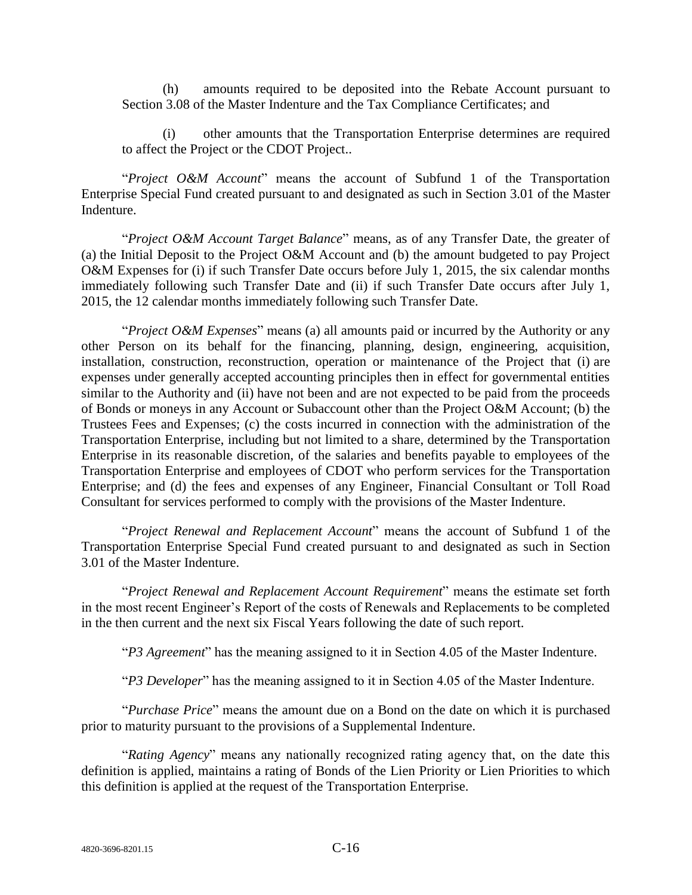(h) amounts required to be deposited into the Rebate Account pursuant to Section 3.08 of the Master Indenture and the Tax Compliance Certificates; and

(i) other amounts that the Transportation Enterprise determines are required to affect the Project or the CDOT Project..

"*Project O&M Account*" means the account of Subfund 1 of the Transportation Enterprise Special Fund created pursuant to and designated as such in Section 3.01 of the Master Indenture.

"*Project O&M Account Target Balance*" means, as of any Transfer Date, the greater of (a) the Initial Deposit to the Project O&M Account and (b) the amount budgeted to pay Project O&M Expenses for (i) if such Transfer Date occurs before July 1, 2015, the six calendar months immediately following such Transfer Date and (ii) if such Transfer Date occurs after July 1, 2015, the 12 calendar months immediately following such Transfer Date.

"*Project O&M Expenses*" means (a) all amounts paid or incurred by the Authority or any other Person on its behalf for the financing, planning, design, engineering, acquisition, installation, construction, reconstruction, operation or maintenance of the Project that (i) are expenses under generally accepted accounting principles then in effect for governmental entities similar to the Authority and (ii) have not been and are not expected to be paid from the proceeds of Bonds or moneys in any Account or Subaccount other than the Project O&M Account; (b) the Trustees Fees and Expenses; (c) the costs incurred in connection with the administration of the Transportation Enterprise, including but not limited to a share, determined by the Transportation Enterprise in its reasonable discretion, of the salaries and benefits payable to employees of the Transportation Enterprise and employees of CDOT who perform services for the Transportation Enterprise; and (d) the fees and expenses of any Engineer, Financial Consultant or Toll Road Consultant for services performed to comply with the provisions of the Master Indenture.

"*Project Renewal and Replacement Account*" means the account of Subfund 1 of the Transportation Enterprise Special Fund created pursuant to and designated as such in Section 3.01 of the Master Indenture.

"*Project Renewal and Replacement Account Requirement*" means the estimate set forth in the most recent Engineer's Report of the costs of Renewals and Replacements to be completed in the then current and the next six Fiscal Years following the date of such report.

"*P3 Agreement*" has the meaning assigned to it in Section 4.05 of the Master Indenture.

"*P3 Developer*" has the meaning assigned to it in Section 4.05 of the Master Indenture.

"*Purchase Price*" means the amount due on a Bond on the date on which it is purchased prior to maturity pursuant to the provisions of a Supplemental Indenture.

"*Rating Agency*" means any nationally recognized rating agency that, on the date this definition is applied, maintains a rating of Bonds of the Lien Priority or Lien Priorities to which this definition is applied at the request of the Transportation Enterprise.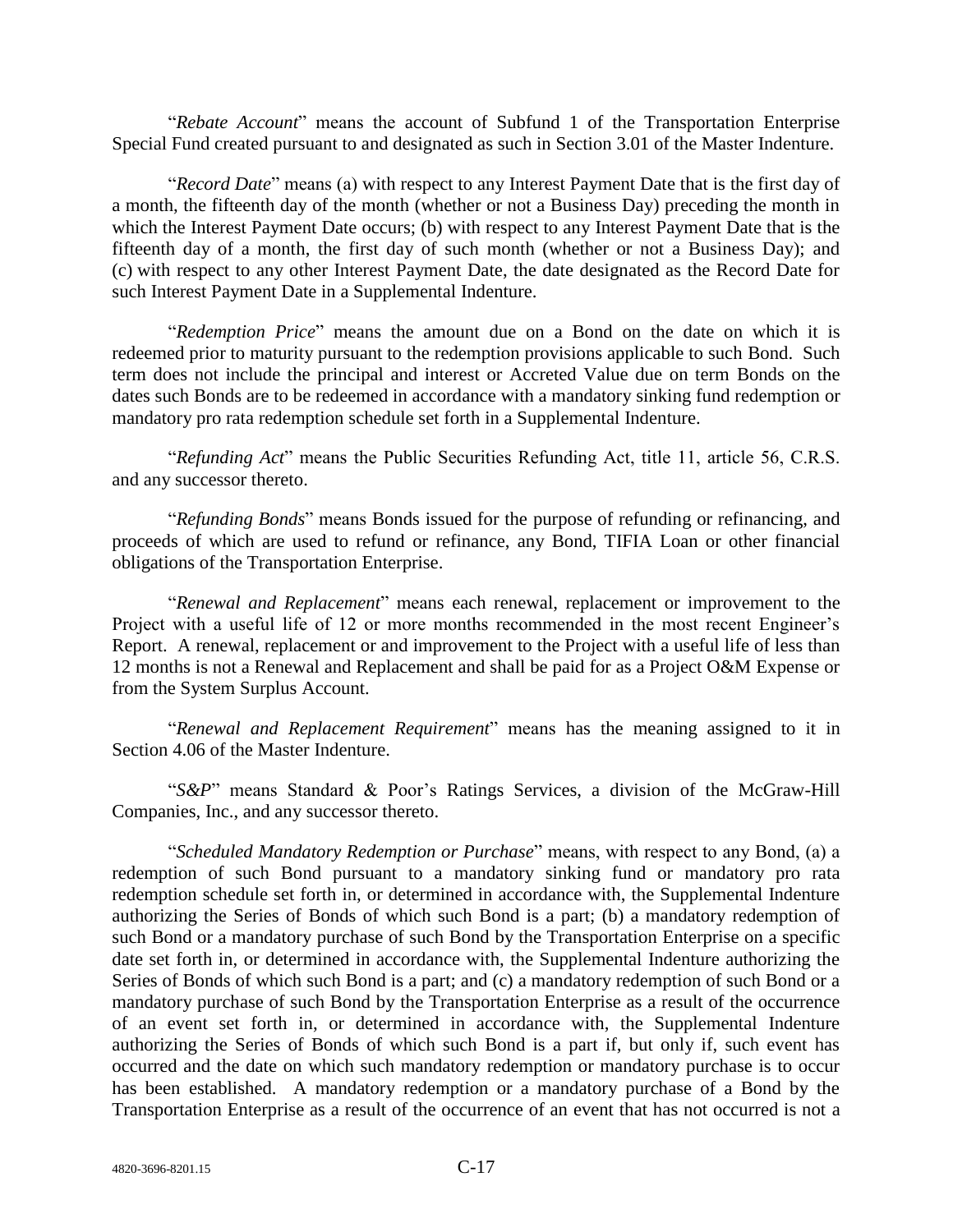"*Rebate Account*" means the account of Subfund 1 of the Transportation Enterprise Special Fund created pursuant to and designated as such in Section 3.01 of the Master Indenture.

"*Record Date*" means (a) with respect to any Interest Payment Date that is the first day of a month, the fifteenth day of the month (whether or not a Business Day) preceding the month in which the Interest Payment Date occurs; (b) with respect to any Interest Payment Date that is the fifteenth day of a month, the first day of such month (whether or not a Business Day); and (c) with respect to any other Interest Payment Date, the date designated as the Record Date for such Interest Payment Date in a Supplemental Indenture.

"*Redemption Price*" means the amount due on a Bond on the date on which it is redeemed prior to maturity pursuant to the redemption provisions applicable to such Bond. Such term does not include the principal and interest or Accreted Value due on term Bonds on the dates such Bonds are to be redeemed in accordance with a mandatory sinking fund redemption or mandatory pro rata redemption schedule set forth in a Supplemental Indenture.

"*Refunding Act*" means the Public Securities Refunding Act, title 11, article 56, C.R.S. and any successor thereto.

"*Refunding Bonds*" means Bonds issued for the purpose of refunding or refinancing, and proceeds of which are used to refund or refinance, any Bond, TIFIA Loan or other financial obligations of the Transportation Enterprise.

"*Renewal and Replacement*" means each renewal, replacement or improvement to the Project with a useful life of 12 or more months recommended in the most recent Engineer's Report. A renewal, replacement or and improvement to the Project with a useful life of less than 12 months is not a Renewal and Replacement and shall be paid for as a Project O&M Expense or from the System Surplus Account.

"*Renewal and Replacement Requirement*" means has the meaning assigned to it in Section 4.06 of the Master Indenture.

"*S&P*" means Standard & Poor's Ratings Services, a division of the McGraw-Hill Companies, Inc., and any successor thereto.

"*Scheduled Mandatory Redemption or Purchase*" means, with respect to any Bond, (a) a redemption of such Bond pursuant to a mandatory sinking fund or mandatory pro rata redemption schedule set forth in, or determined in accordance with, the Supplemental Indenture authorizing the Series of Bonds of which such Bond is a part; (b) a mandatory redemption of such Bond or a mandatory purchase of such Bond by the Transportation Enterprise on a specific date set forth in, or determined in accordance with, the Supplemental Indenture authorizing the Series of Bonds of which such Bond is a part; and (c) a mandatory redemption of such Bond or a mandatory purchase of such Bond by the Transportation Enterprise as a result of the occurrence of an event set forth in, or determined in accordance with, the Supplemental Indenture authorizing the Series of Bonds of which such Bond is a part if, but only if, such event has occurred and the date on which such mandatory redemption or mandatory purchase is to occur has been established. A mandatory redemption or a mandatory purchase of a Bond by the Transportation Enterprise as a result of the occurrence of an event that has not occurred is not a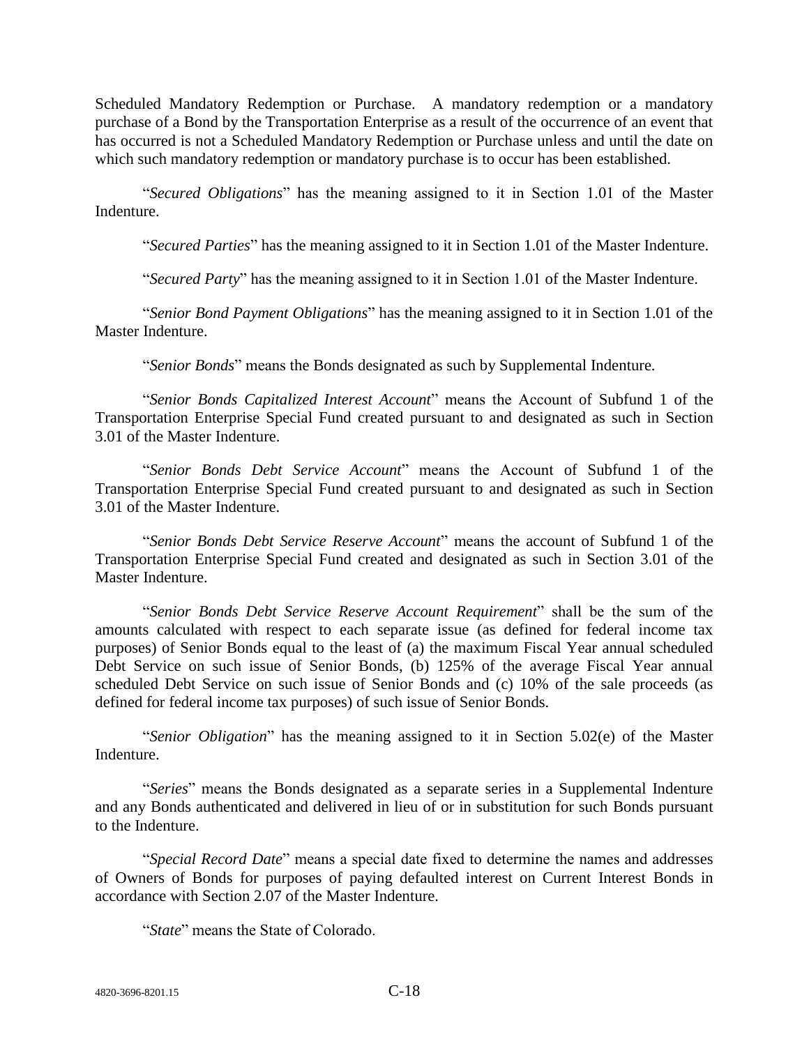Scheduled Mandatory Redemption or Purchase. A mandatory redemption or a mandatory purchase of a Bond by the Transportation Enterprise as a result of the occurrence of an event that has occurred is not a Scheduled Mandatory Redemption or Purchase unless and until the date on which such mandatory redemption or mandatory purchase is to occur has been established.

"*Secured Obligations*" has the meaning assigned to it in Section 1.01 of the Master Indenture.

"*Secured Parties*" has the meaning assigned to it in Section 1.01 of the Master Indenture.

"*Secured Party*" has the meaning assigned to it in Section 1.01 of the Master Indenture.

"*Senior Bond Payment Obligations*" has the meaning assigned to it in Section 1.01 of the Master Indenture.

"*Senior Bonds*" means the Bonds designated as such by Supplemental Indenture.

"*Senior Bonds Capitalized Interest Account*" means the Account of Subfund 1 of the Transportation Enterprise Special Fund created pursuant to and designated as such in Section 3.01 of the Master Indenture.

"*Senior Bonds Debt Service Account*" means the Account of Subfund 1 of the Transportation Enterprise Special Fund created pursuant to and designated as such in Section 3.01 of the Master Indenture.

"*Senior Bonds Debt Service Reserve Account*" means the account of Subfund 1 of the Transportation Enterprise Special Fund created and designated as such in Section 3.01 of the Master Indenture.

"*Senior Bonds Debt Service Reserve Account Requirement*" shall be the sum of the amounts calculated with respect to each separate issue (as defined for federal income tax purposes) of Senior Bonds equal to the least of (a) the maximum Fiscal Year annual scheduled Debt Service on such issue of Senior Bonds, (b) 125% of the average Fiscal Year annual scheduled Debt Service on such issue of Senior Bonds and (c) 10% of the sale proceeds (as defined for federal income tax purposes) of such issue of Senior Bonds.

"*Senior Obligation*" has the meaning assigned to it in Section 5.02(e) of the Master Indenture.

"*Series*" means the Bonds designated as a separate series in a Supplemental Indenture and any Bonds authenticated and delivered in lieu of or in substitution for such Bonds pursuant to the Indenture.

"*Special Record Date*" means a special date fixed to determine the names and addresses of Owners of Bonds for purposes of paying defaulted interest on Current Interest Bonds in accordance with Section 2.07 of the Master Indenture.

"*State*" means the State of Colorado.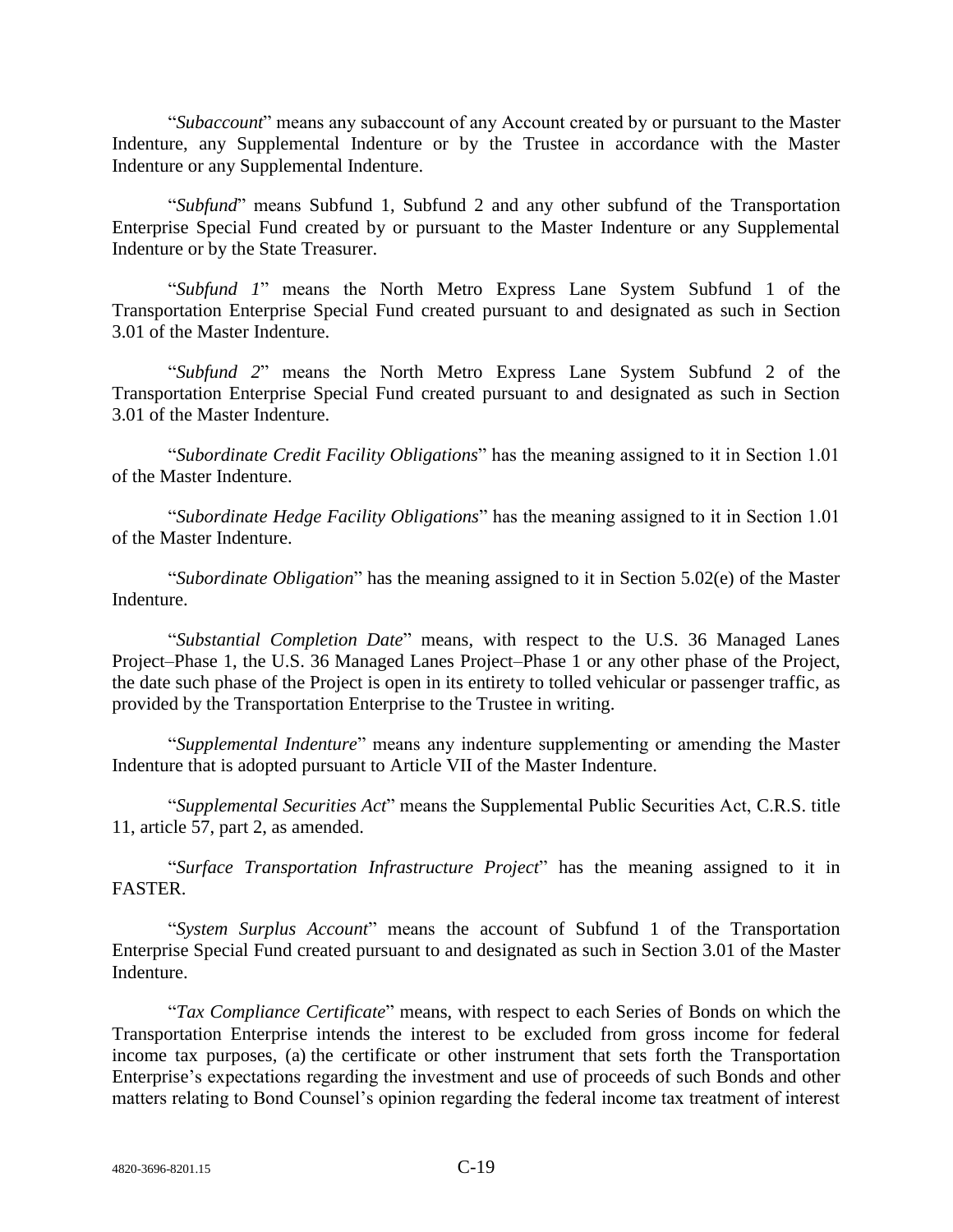"*Subaccount*" means any subaccount of any Account created by or pursuant to the Master Indenture, any Supplemental Indenture or by the Trustee in accordance with the Master Indenture or any Supplemental Indenture.

"*Subfund*" means Subfund 1, Subfund 2 and any other subfund of the Transportation Enterprise Special Fund created by or pursuant to the Master Indenture or any Supplemental Indenture or by the State Treasurer.

"*Subfund 1*" means the North Metro Express Lane System Subfund 1 of the Transportation Enterprise Special Fund created pursuant to and designated as such in Section 3.01 of the Master Indenture.

"*Subfund 2*" means the North Metro Express Lane System Subfund 2 of the Transportation Enterprise Special Fund created pursuant to and designated as such in Section 3.01 of the Master Indenture.

"*Subordinate Credit Facility Obligations*" has the meaning assigned to it in Section 1.01 of the Master Indenture.

"*Subordinate Hedge Facility Obligations*" has the meaning assigned to it in Section 1.01 of the Master Indenture.

"*Subordinate Obligation*" has the meaning assigned to it in Section 5.02(e) of the Master Indenture.

"*Substantial Completion Date*" means, with respect to the U.S. 36 Managed Lanes Project–Phase 1, the U.S. 36 Managed Lanes Project–Phase 1 or any other phase of the Project, the date such phase of the Project is open in its entirety to tolled vehicular or passenger traffic, as provided by the Transportation Enterprise to the Trustee in writing.

"*Supplemental Indenture*" means any indenture supplementing or amending the Master Indenture that is adopted pursuant to Article VII of the Master Indenture.

"*Supplemental Securities Act*" means the Supplemental Public Securities Act, C.R.S. title 11, article 57, part 2, as amended.

"*Surface Transportation Infrastructure Project*" has the meaning assigned to it in FASTER.

"*System Surplus Account*" means the account of Subfund 1 of the Transportation Enterprise Special Fund created pursuant to and designated as such in Section 3.01 of the Master Indenture.

"*Tax Compliance Certificate*" means, with respect to each Series of Bonds on which the Transportation Enterprise intends the interest to be excluded from gross income for federal income tax purposes, (a) the certificate or other instrument that sets forth the Transportation Enterprise's expectations regarding the investment and use of proceeds of such Bonds and other matters relating to Bond Counsel's opinion regarding the federal income tax treatment of interest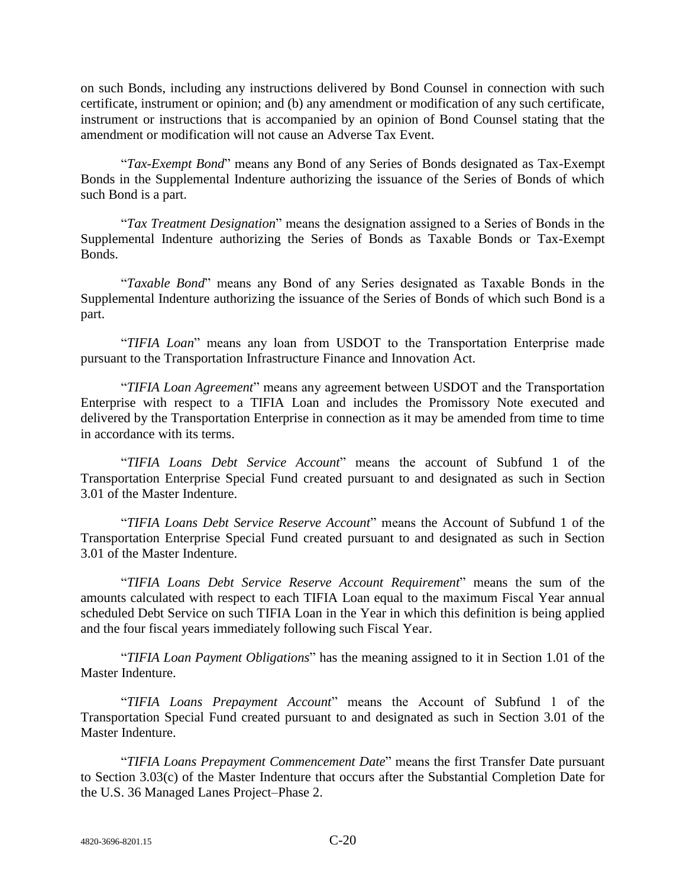on such Bonds, including any instructions delivered by Bond Counsel in connection with such certificate, instrument or opinion; and (b) any amendment or modification of any such certificate, instrument or instructions that is accompanied by an opinion of Bond Counsel stating that the amendment or modification will not cause an Adverse Tax Event.

"*Tax-Exempt Bond*" means any Bond of any Series of Bonds designated as Tax-Exempt Bonds in the Supplemental Indenture authorizing the issuance of the Series of Bonds of which such Bond is a part.

"*Tax Treatment Designation*" means the designation assigned to a Series of Bonds in the Supplemental Indenture authorizing the Series of Bonds as Taxable Bonds or Tax-Exempt Bonds.

"*Taxable Bond*" means any Bond of any Series designated as Taxable Bonds in the Supplemental Indenture authorizing the issuance of the Series of Bonds of which such Bond is a part.

"*TIFIA Loan*" means any loan from USDOT to the Transportation Enterprise made pursuant to the Transportation Infrastructure Finance and Innovation Act.

"*TIFIA Loan Agreement*" means any agreement between USDOT and the Transportation Enterprise with respect to a TIFIA Loan and includes the Promissory Note executed and delivered by the Transportation Enterprise in connection as it may be amended from time to time in accordance with its terms.

"*TIFIA Loans Debt Service Account*" means the account of Subfund 1 of the Transportation Enterprise Special Fund created pursuant to and designated as such in Section 3.01 of the Master Indenture.

"*TIFIA Loans Debt Service Reserve Account*" means the Account of Subfund 1 of the Transportation Enterprise Special Fund created pursuant to and designated as such in Section 3.01 of the Master Indenture.

"*TIFIA Loans Debt Service Reserve Account Requirement*" means the sum of the amounts calculated with respect to each TIFIA Loan equal to the maximum Fiscal Year annual scheduled Debt Service on such TIFIA Loan in the Year in which this definition is being applied and the four fiscal years immediately following such Fiscal Year.

"*TIFIA Loan Payment Obligations*" has the meaning assigned to it in Section 1.01 of the Master Indenture.

"*TIFIA Loans Prepayment Account*" means the Account of Subfund 1 of the Transportation Special Fund created pursuant to and designated as such in Section 3.01 of the Master Indenture.

"*TIFIA Loans Prepayment Commencement Date*" means the first Transfer Date pursuant to Section 3.03(c) of the Master Indenture that occurs after the Substantial Completion Date for the U.S. 36 Managed Lanes Project–Phase 2.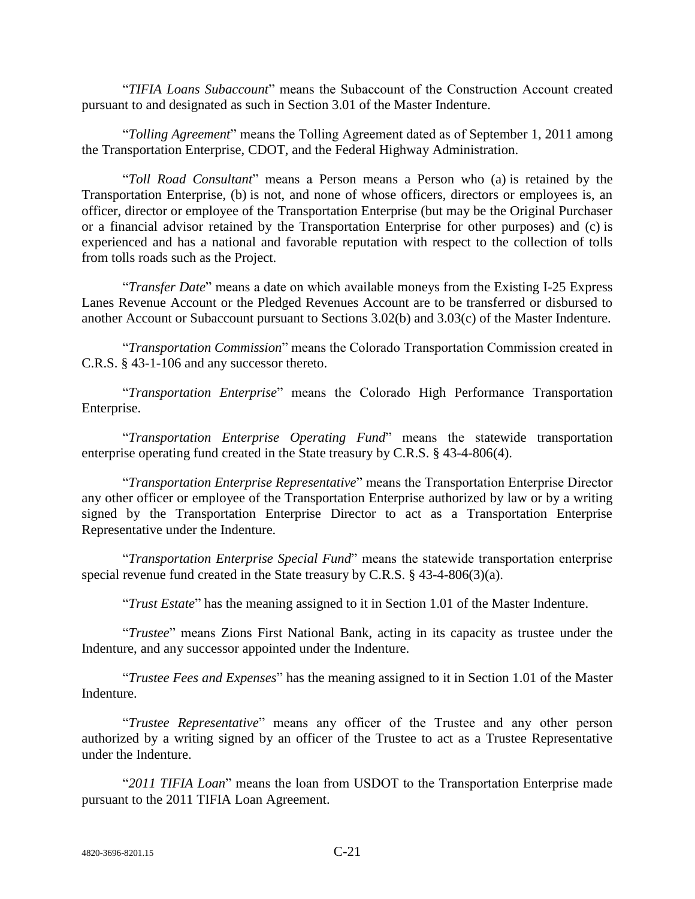"*TIFIA Loans Subaccount*" means the Subaccount of the Construction Account created pursuant to and designated as such in Section 3.01 of the Master Indenture.

"*Tolling Agreement*" means the Tolling Agreement dated as of September 1, 2011 among the Transportation Enterprise, CDOT, and the Federal Highway Administration.

"*Toll Road Consultant*" means a Person means a Person who (a) is retained by the Transportation Enterprise, (b) is not, and none of whose officers, directors or employees is, an officer, director or employee of the Transportation Enterprise (but may be the Original Purchaser or a financial advisor retained by the Transportation Enterprise for other purposes) and (c) is experienced and has a national and favorable reputation with respect to the collection of tolls from tolls roads such as the Project.

"*Transfer Date*" means a date on which available moneys from the Existing I-25 Express Lanes Revenue Account or the Pledged Revenues Account are to be transferred or disbursed to another Account or Subaccount pursuant to Sections 3.02(b) and 3.03(c) of the Master Indenture.

"*Transportation Commission*" means the Colorado Transportation Commission created in C.R.S. § 43-1-106 and any successor thereto.

"*Transportation Enterprise*" means the Colorado High Performance Transportation Enterprise.

"*Transportation Enterprise Operating Fund*" means the statewide transportation enterprise operating fund created in the State treasury by C.R.S. § 43-4-806(4).

"*Transportation Enterprise Representative*" means the Transportation Enterprise Director any other officer or employee of the Transportation Enterprise authorized by law or by a writing signed by the Transportation Enterprise Director to act as a Transportation Enterprise Representative under the Indenture.

"*Transportation Enterprise Special Fund*" means the statewide transportation enterprise special revenue fund created in the State treasury by C.R.S. § 43-4-806(3)(a).

"*Trust Estate*" has the meaning assigned to it in Section 1.01 of the Master Indenture.

"*Trustee*" means Zions First National Bank, acting in its capacity as trustee under the Indenture, and any successor appointed under the Indenture.

"*Trustee Fees and Expenses*" has the meaning assigned to it in Section 1.01 of the Master Indenture.

"*Trustee Representative*" means any officer of the Trustee and any other person authorized by a writing signed by an officer of the Trustee to act as a Trustee Representative under the Indenture.

"*2011 TIFIA Loan*" means the loan from USDOT to the Transportation Enterprise made pursuant to the 2011 TIFIA Loan Agreement.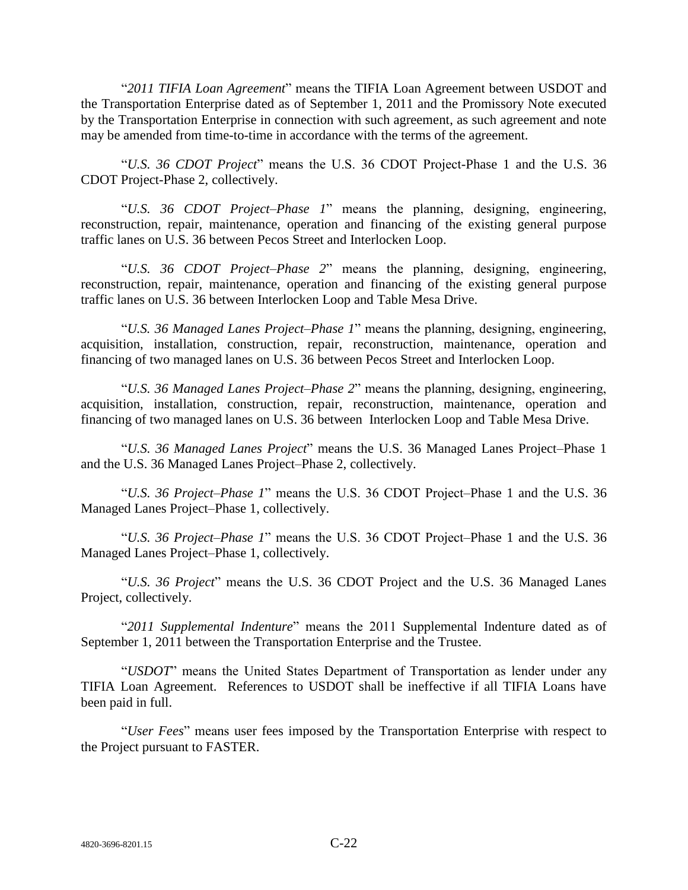"*2011 TIFIA Loan Agreement*" means the TIFIA Loan Agreement between USDOT and the Transportation Enterprise dated as of September 1, 2011 and the Promissory Note executed by the Transportation Enterprise in connection with such agreement, as such agreement and note may be amended from time-to-time in accordance with the terms of the agreement.

"*U.S. 36 CDOT Project*" means the U.S. 36 CDOT Project-Phase 1 and the U.S. 36 CDOT Project-Phase 2, collectively.

"*U.S. 36 CDOT Project–Phase 1*" means the planning, designing, engineering, reconstruction, repair, maintenance, operation and financing of the existing general purpose traffic lanes on U.S. 36 between Pecos Street and Interlocken Loop.

"*U.S. 36 CDOT Project–Phase 2*" means the planning, designing, engineering, reconstruction, repair, maintenance, operation and financing of the existing general purpose traffic lanes on U.S. 36 between Interlocken Loop and Table Mesa Drive.

"*U.S. 36 Managed Lanes Project–Phase 1*" means the planning, designing, engineering, acquisition, installation, construction, repair, reconstruction, maintenance, operation and financing of two managed lanes on U.S. 36 between Pecos Street and Interlocken Loop.

"*U.S. 36 Managed Lanes Project–Phase 2*" means the planning, designing, engineering, acquisition, installation, construction, repair, reconstruction, maintenance, operation and financing of two managed lanes on U.S. 36 between Interlocken Loop and Table Mesa Drive.

"*U.S. 36 Managed Lanes Project*" means the U.S. 36 Managed Lanes Project–Phase 1 and the U.S. 36 Managed Lanes Project–Phase 2, collectively.

"*U.S. 36 Project–Phase 1*" means the U.S. 36 CDOT Project–Phase 1 and the U.S. 36 Managed Lanes Project–Phase 1, collectively.

"*U.S. 36 Project–Phase 1*" means the U.S. 36 CDOT Project–Phase 1 and the U.S. 36 Managed Lanes Project–Phase 1, collectively.

"*U.S. 36 Project*" means the U.S. 36 CDOT Project and the U.S. 36 Managed Lanes Project, collectively.

"*2011 Supplemental Indenture*" means the 2011 Supplemental Indenture dated as of September 1, 2011 between the Transportation Enterprise and the Trustee.

"*USDOT*" means the United States Department of Transportation as lender under any TIFIA Loan Agreement. References to USDOT shall be ineffective if all TIFIA Loans have been paid in full.

"*User Fees*" means user fees imposed by the Transportation Enterprise with respect to the Project pursuant to FASTER.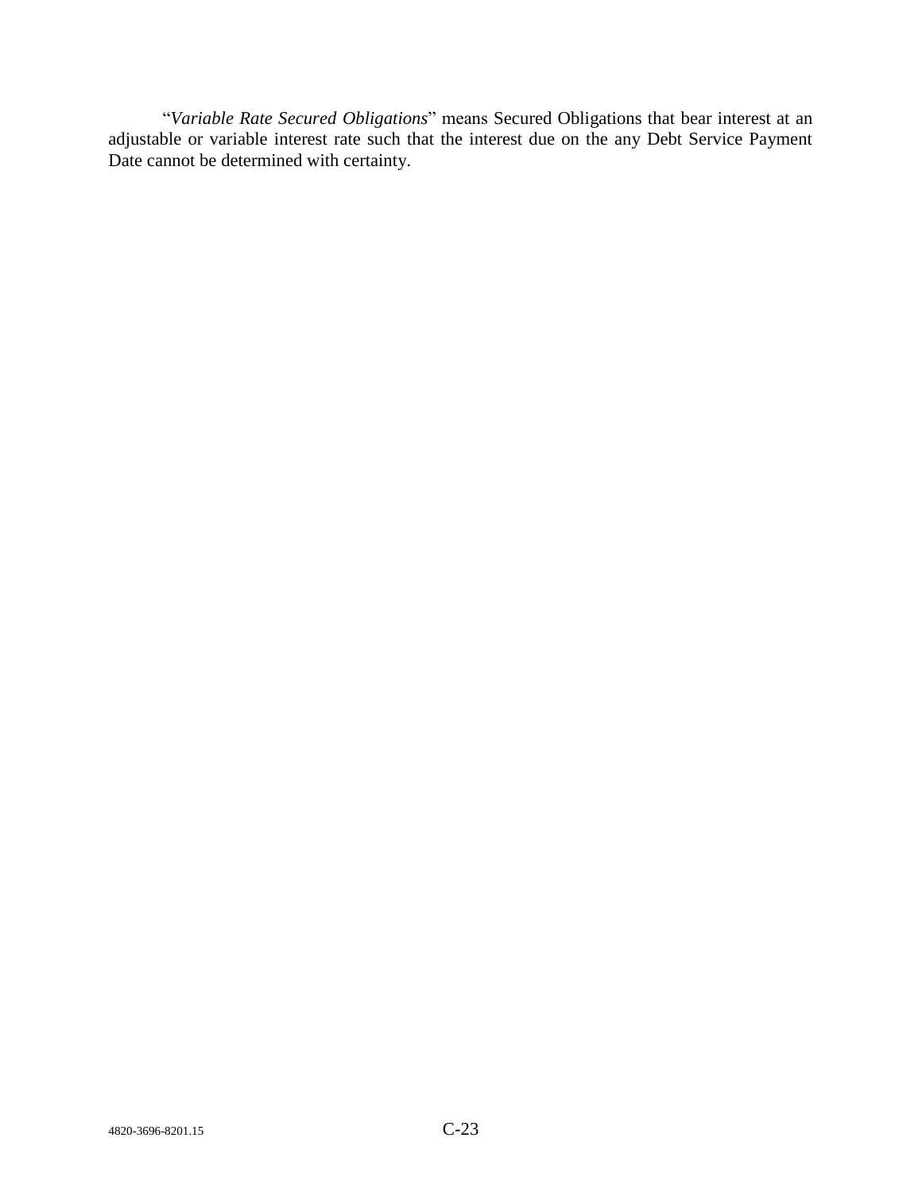"*Variable Rate Secured Obligations*" means Secured Obligations that bear interest at an adjustable or variable interest rate such that the interest due on the any Debt Service Payment Date cannot be determined with certainty.